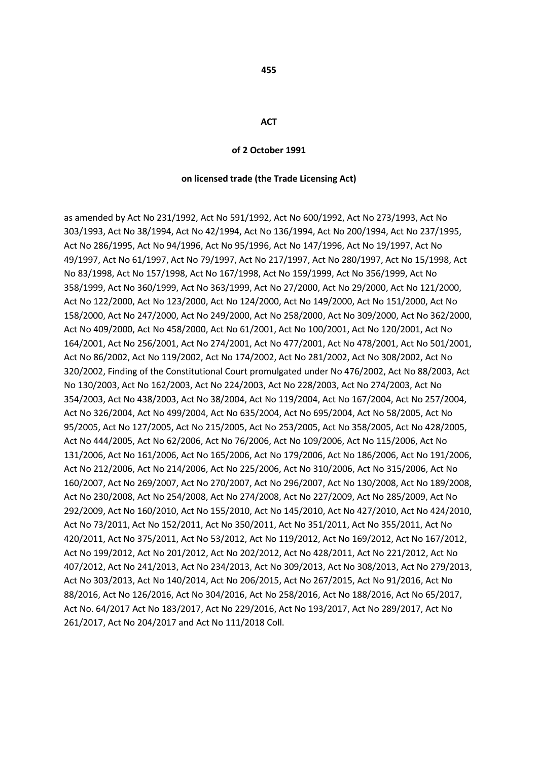# 455

# ACT

## of 2 October 1991

## on licensed trade (the Trade Licensing Act)

as amended by Act No 231/1992, Act No 591/1992, Act No 600/1992, Act No 273/1993, Act No 303/1993, Act No 38/1994, Act No 42/1994, Act No 136/1994, Act No 200/1994, Act No 237/1995, Act No 286/1995, Act No 94/1996, Act No 95/1996, Act No 147/1996, Act No 19/1997, Act No 49/1997, Act No 61/1997, Act No 79/1997, Act No 217/1997, Act No 280/1997, Act No 15/1998, Act No 83/1998, Act No 157/1998, Act No 167/1998, Act No 159/1999, Act No 356/1999, Act No 358/1999, Act No 360/1999, Act No 363/1999, Act No 27/2000, Act No 29/2000, Act No 121/2000, Act No 122/2000, Act No 123/2000, Act No 124/2000, Act No 149/2000, Act No 151/2000, Act No 158/2000, Act No 247/2000, Act No 249/2000, Act No 258/2000, Act No 309/2000, Act No 362/2000, Act No 409/2000, Act No 458/2000, Act No 61/2001, Act No 100/2001, Act No 120/2001, Act No 164/2001, Act No 256/2001, Act No 274/2001, Act No 477/2001, Act No 478/2001, Act No 501/2001, Act No 86/2002, Act No 119/2002, Act No 174/2002, Act No 281/2002, Act No 308/2002, Act No 320/2002, Finding of the Constitutional Court promulgated under No 476/2002, Act No 88/2003, Act No 130/2003, Act No 162/2003, Act No 224/2003, Act No 228/2003, Act No 274/2003, Act No 354/2003, Act No 438/2003, Act No 38/2004, Act No 119/2004, Act No 167/2004, Act No 257/2004, Act No 326/2004, Act No 499/2004, Act No 635/2004, Act No 695/2004, Act No 58/2005, Act No 95/2005, Act No 127/2005, Act No 215/2005, Act No 253/2005, Act No 358/2005, Act No 428/2005, Act No 444/2005, Act No 62/2006, Act No 76/2006, Act No 109/2006, Act No 115/2006, Act No 131/2006, Act No 161/2006, Act No 165/2006, Act No 179/2006, Act No 186/2006, Act No 191/2006, Act No 212/2006, Act No 214/2006, Act No 225/2006, Act No 310/2006, Act No 315/2006, Act No 160/2007, Act No 269/2007, Act No 270/2007, Act No 296/2007, Act No 130/2008, Act No 189/2008, Act No 230/2008, Act No 254/2008, Act No 274/2008, Act No 227/2009, Act No 285/2009, Act No 292/2009, Act No 160/2010, Act No 155/2010, Act No 145/2010, Act No 427/2010, Act No 424/2010, Act No 73/2011, Act No 152/2011, Act No 350/2011, Act No 351/2011, Act No 355/2011, Act No 420/2011, Act No 375/2011, Act No 53/2012, Act No 119/2012, Act No 169/2012, Act No 167/2012, Act No 199/2012, Act No 201/2012, Act No 202/2012, Act No 428/2011, Act No 221/2012, Act No 407/2012, Act No 241/2013, Act No 234/2013, Act No 309/2013, Act No 308/2013, Act No 279/2013, Act No 303/2013, Act No 140/2014, Act No 206/2015, Act No 267/2015, Act No 91/2016, Act No 88/2016, Act No 126/2016, Act No 304/2016, Act No 258/2016, Act No 188/2016, Act No 65/2017, Act No. 64/2017 Act No 183/2017, Act No 229/2016, Act No 193/2017, Act No 289/2017, Act No 261/2017, Act No 204/2017 and Act No 111/2018 Coll.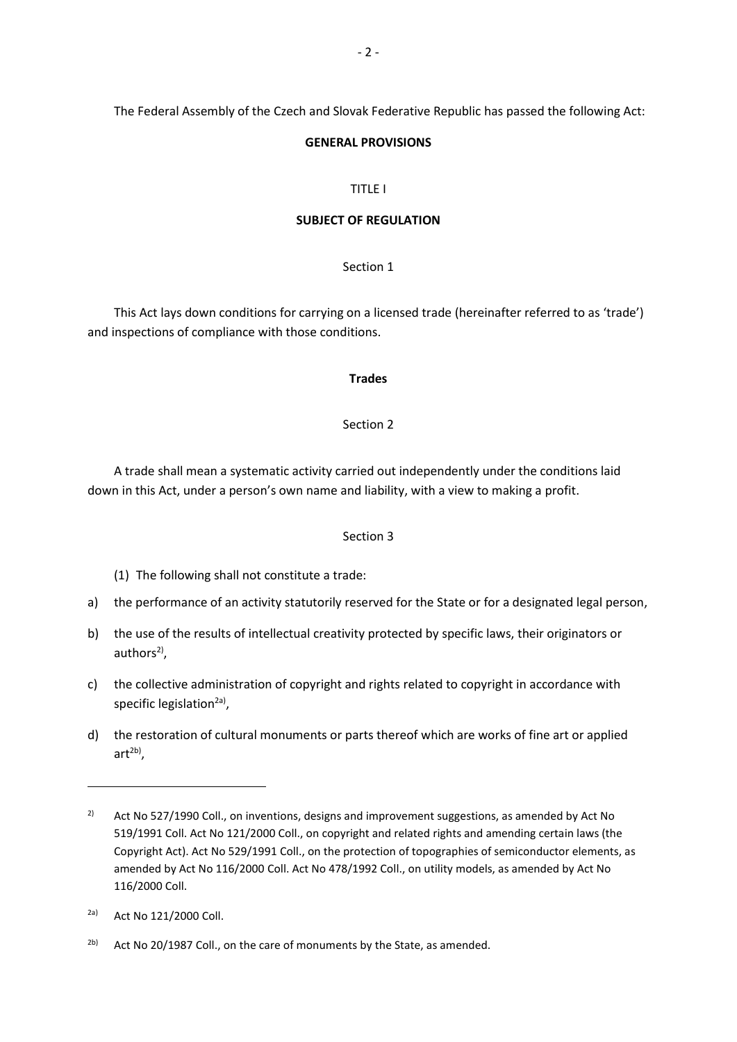The Federal Assembly of the Czech and Slovak Federative Republic has passed the following Act:

**GENERAL PROVISIONS**

TITLE I

**SUBJECT OF REGULATION**

Section 1

This Act lays down conditions for carrying on a licensed trade (hereinafter referred to as 'trade') and inspections of compliance with those conditions.

**Trades**

Section 2

A trade shall mean a systematic activity carried out independently under the conditions laid down in this Act, under a person's own name and liability, with a view to making a profit.

Section 3

(1) The following shall not constitute a trade:

a) the performance of an activity statutorily reserved for the State or for a designated legal person,

b) the use of the results of intellectual creativity protected by specific laws, their originators or authors[2)],

c) the collective administration of copyright and rights related to copyright in accordance with specific legislation[2a)],

d) the restoration of cultural monuments or parts thereof which are works of fine art or applied art[2b)],

---

[2)] Act No 527/1990 Coll., on inventions, designs and improvement suggestions, as amended by Act No 519/1991 Coll. Act No 121/2000 Coll., on copyright and related rights and amending certain laws (the Copyright Act). Act No 529/1991 Coll., on the protection of topographies of semiconductor elements, as amended by Act No 116/2000 Coll. Act No 478/1992 Coll., on utility models, as amended by Act No 116/2000 Coll.

[2a)] Act No 121/2000 Coll.

[2b)] Act No 20/1987 Coll., on the care of monuments by the State, as amended.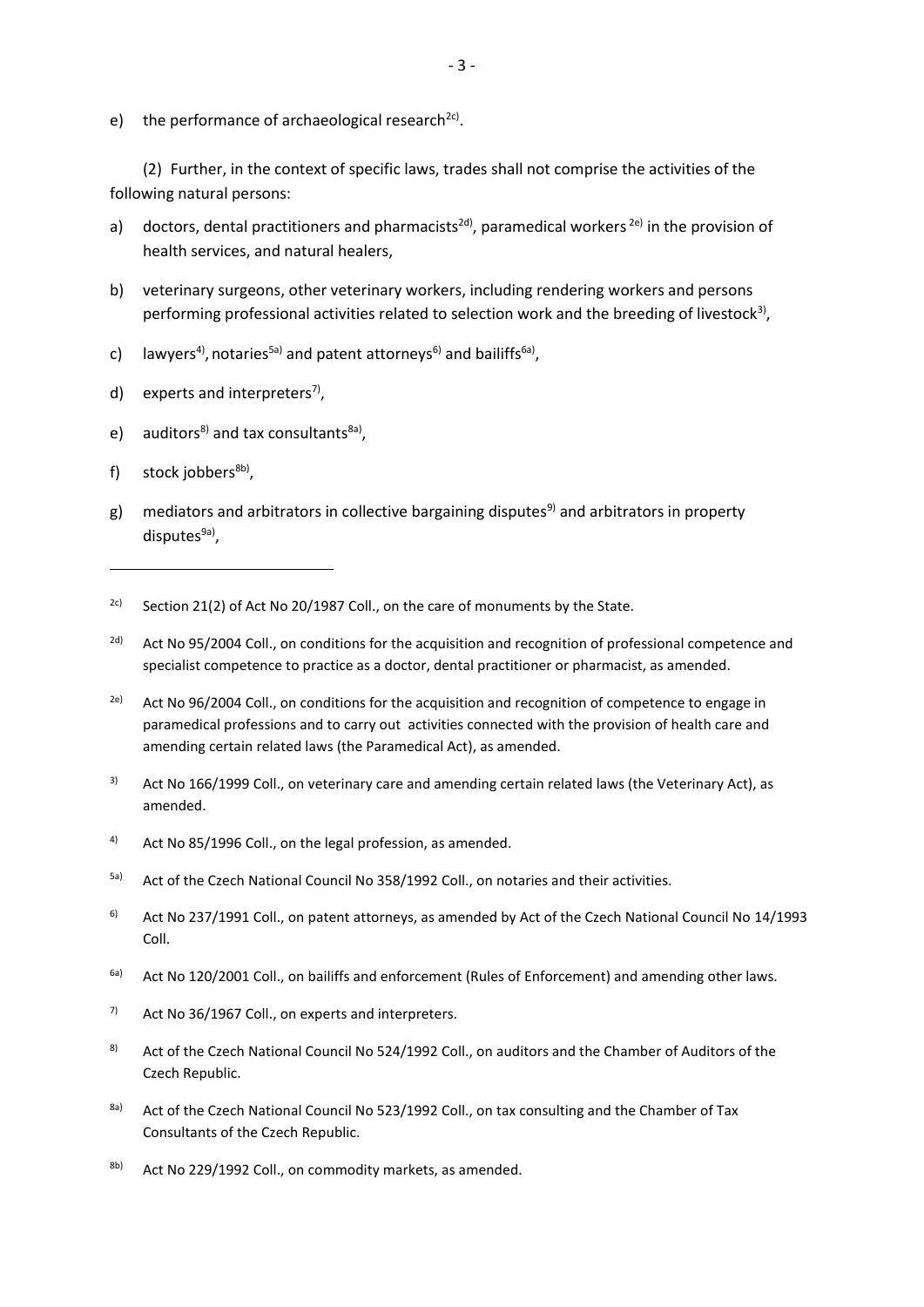e) the performance of archaeological research[2c).

(2) Further, in the context of specific laws, trades shall not comprise the activities of the following natural persons:

a) doctors, dental practitioners and pharmacists[2d), paramedical workers [2e) in the provision of health services, and natural healers,

b) veterinary surgeons, other veterinary workers, including rendering workers and persons performing professional activities related to selection work and the breeding of livestock[3),

c) lawyers[4), notaries[5a) and patent attorneys[6) and bailiffs[6a),

d) experts and interpreters[7),

e) auditors[8) and tax consultants[8a),

f) stock jobbers[8b),

g) mediators and arbitrators in collective bargaining disputes[9) and arbitrators in property disputes[9a),

---

[2c) Section 21(2) of Act No 20/1987 Coll., on the care of monuments by the State.

[2d) Act No 95/2004 Coll., on conditions for the acquisition and recognition of professional competence and specialist competence to practice as a doctor, dental practitioner or pharmacist, as amended.

[2e) Act No 96/2004 Coll., on conditions for the acquisition and recognition of competence to engage in paramedical professions and to carry out activities connected with the provision of health care and amending certain related laws (the Paramedical Act), as amended.

[3) Act No 166/1999 Coll., on veterinary care and amending certain related laws (the Veterinary Act), as amended.

[4) Act No 85/1996 Coll., on the legal profession, as amended.

[5a) Act of the Czech National Council No 358/1992 Coll., on notaries and their activities.

[6) Act No 237/1991 Coll., on patent attorneys, as amended by Act of the Czech National Council No 14/1993 Coll.

[6a) Act No 120/2001 Coll., on bailiffs and enforcement (Rules of Enforcement) and amending other laws.

[7) Act No 36/1967 Coll., on experts and interpreters.

[8) Act of the Czech National Council No 524/1992 Coll., on auditors and the Chamber of Auditors of the Czech Republic.

[8a) Act of the Czech National Council No 523/1992 Coll., on tax consulting and the Chamber of Tax Consultants of the Czech Republic.

[8b) Act No 229/1992 Coll., on commodity markets, as amended.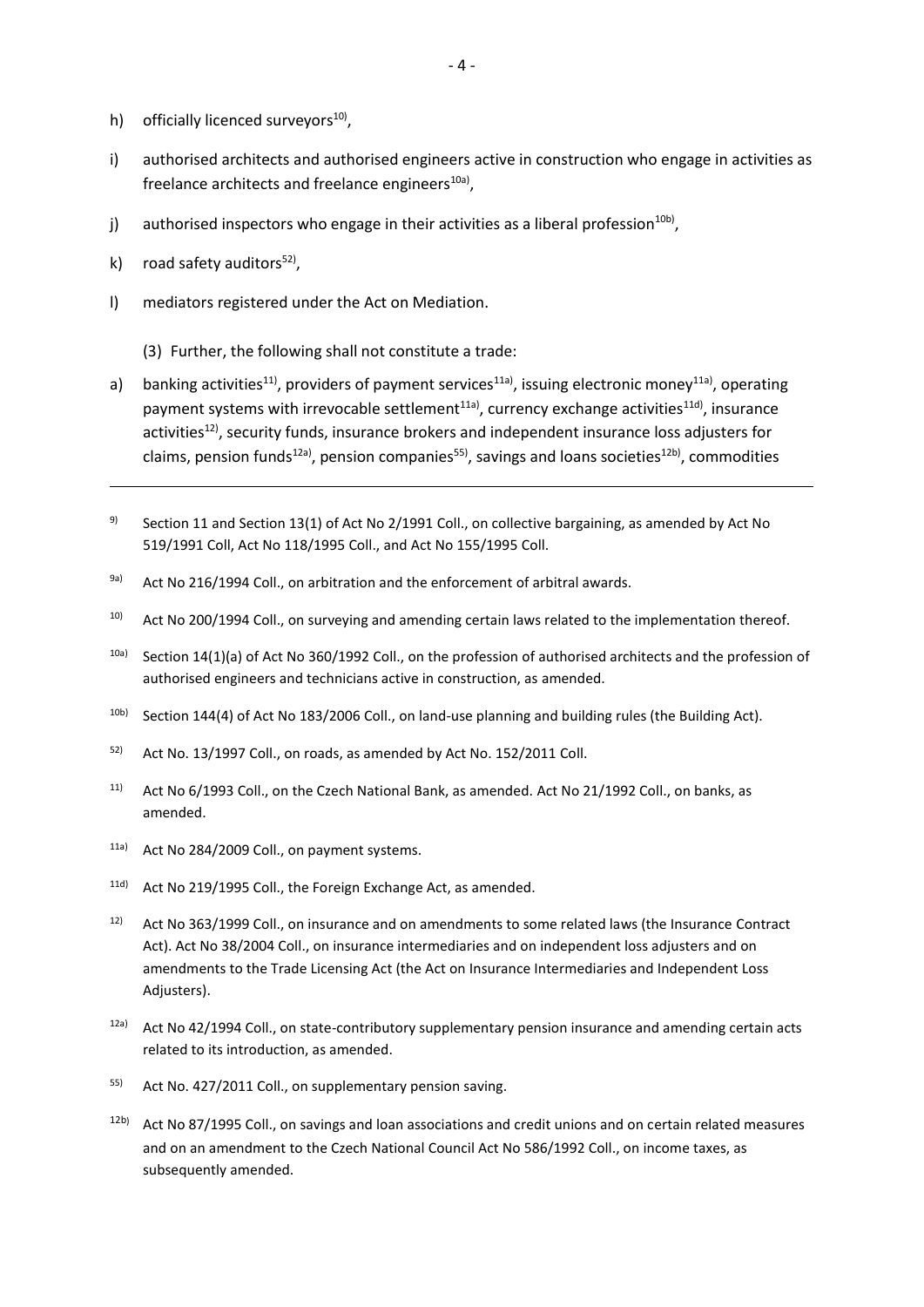h) officially licenced surveyors[10),

i) authorised architects and authorised engineers active in construction who engage in activities as freelance architects and freelance engineers[10a)],

j) authorised inspectors who engage in their activities as a liberal profession[10b)],

k) road safety auditors[52)],

l) mediators registered under the Act on Mediation.

(3) Further, the following shall not constitute a trade:

a) banking activities[11)], providers of payment services[11a)], issuing electronic money[11a)], operating payment systems with irrevocable settlement[11a)], currency exchange activities[11d)], insurance activities[12)], security funds, insurance brokers and independent insurance loss adjusters for claims, pension funds[12a)], pension companies[55)], savings and loans societies[12b)], commodities

---

9) Section 11 and Section 13(1) of Act No 2/1991 Coll., on collective bargaining, as amended by Act No 519/1991 Coll, Act No 118/1995 Coll., and Act No 155/1995 Coll.

9a) Act No 216/1994 Coll., on arbitration and the enforcement of arbitral awards.

10) Act No 200/1994 Coll., on surveying and amending certain laws related to the implementation thereof.

10a) Section 14(1)(a) of Act No 360/1992 Coll., on the profession of authorised architects and the profession of authorised engineers and technicians active in construction, as amended.

10b) Section 144(4) of Act No 183/2006 Coll., on land-use planning and building rules (the Building Act).

52) Act No. 13/1997 Coll., on roads, as amended by Act No. 152/2011 Coll.

11) Act No 6/1993 Coll., on the Czech National Bank, as amended. Act No 21/1992 Coll., on banks, as amended.

11a) Act No 284/2009 Coll., on payment systems.

11d) Act No 219/1995 Coll., the Foreign Exchange Act, as amended.

12) Act No 363/1999 Coll., on insurance and on amendments to some related laws (the Insurance Contract Act). Act No 38/2004 Coll., on insurance intermediaries and on independent loss adjusters and on amendments to the Trade Licensing Act (the Act on Insurance Intermediaries and Independent Loss Adjusters).

12a) Act No 42/1994 Coll., on state-contributory supplementary pension insurance and amending certain acts related to its introduction, as amended.

55) Act No. 427/2011 Coll., on supplementary pension saving.

12b) Act No 87/1995 Coll., on savings and loan associations and credit unions and on certain related measures and on an amendment to the Czech National Council Act No 586/1992 Coll., on income taxes, as subsequently amended.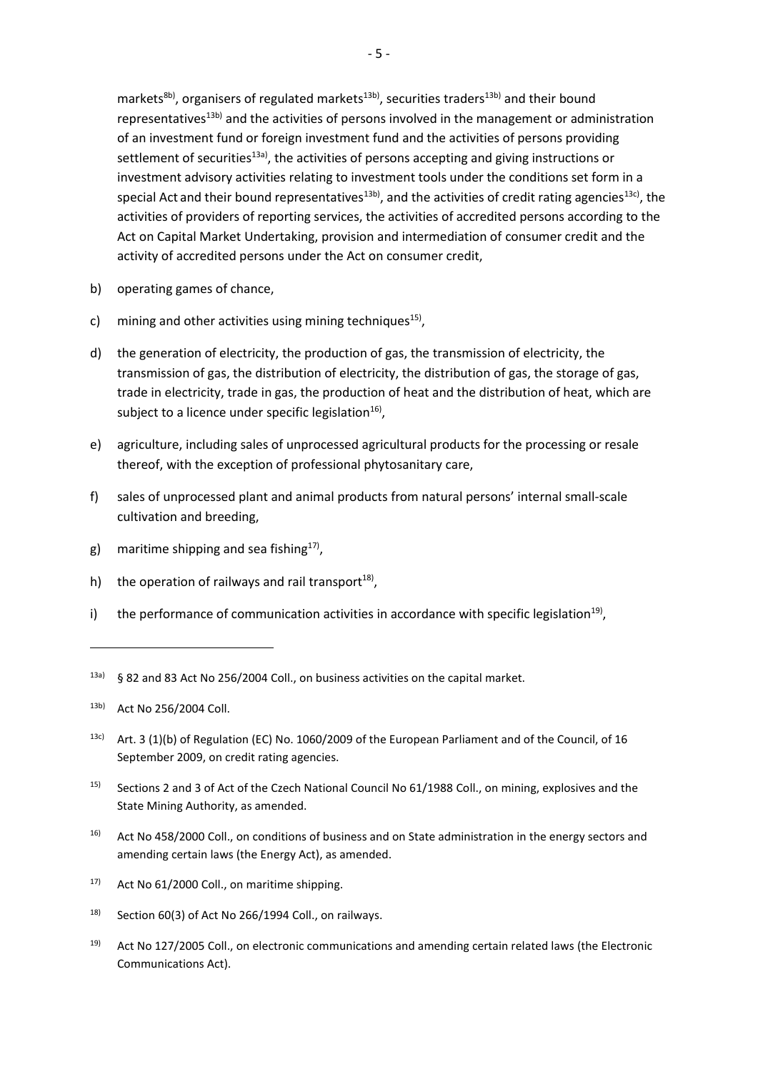markets[8b], organisers of regulated markets[13b], securities traders[13b] and their bound representatives[13b] and the activities of persons involved in the management or administration of an investment fund or foreign investment fund and the activities of persons providing settlement of securities[13a], the activities of persons accepting and giving instructions or investment advisory activities relating to investment tools under the conditions set form in a special Act and their bound representatives[13b], and the activities of credit rating agencies[13c], the activities of providers of reporting services, the activities of accredited persons according to the Act on Capital Market Undertaking, provision and intermediation of consumer credit and the activity of accredited persons under the Act on consumer credit,

b) operating games of chance,

c) mining and other activities using mining techniques[15],

d) the generation of electricity, the production of gas, the transmission of electricity, the transmission of gas, the distribution of electricity, the distribution of gas, the storage of gas, trade in electricity, trade in gas, the production of heat and the distribution of heat, which are subject to a licence under specific legislation[16],

e) agriculture, including sales of unprocessed agricultural products for the processing or resale thereof, with the exception of professional phytosanitary care,

f) sales of unprocessed plant and animal products from natural persons' internal small-scale cultivation and breeding,

g) maritime shipping and sea fishing[17],

h) the operation of railways and rail transport[18],

i) the performance of communication activities in accordance with specific legislation[19],

---

[13a] § 82 and 83 Act No 256/2004 Coll., on business activities on the capital market.

[13b] Act No 256/2004 Coll.

[13c] Art. 3 (1)(b) of Regulation (EC) No. 1060/2009 of the European Parliament and of the Council, of 16 September 2009, on credit rating agencies.

[15] Sections 2 and 3 of Act of the Czech National Council No 61/1988 Coll., on mining, explosives and the State Mining Authority, as amended.

[16] Act No 458/2000 Coll., on conditions of business and on State administration in the energy sectors and amending certain laws (the Energy Act), as amended.

[17] Act No 61/2000 Coll., on maritime shipping.

[18] Section 60(3) of Act No 266/1994 Coll., on railways.

[19] Act No 127/2005 Coll., on electronic communications and amending certain related laws (the Electronic Communications Act).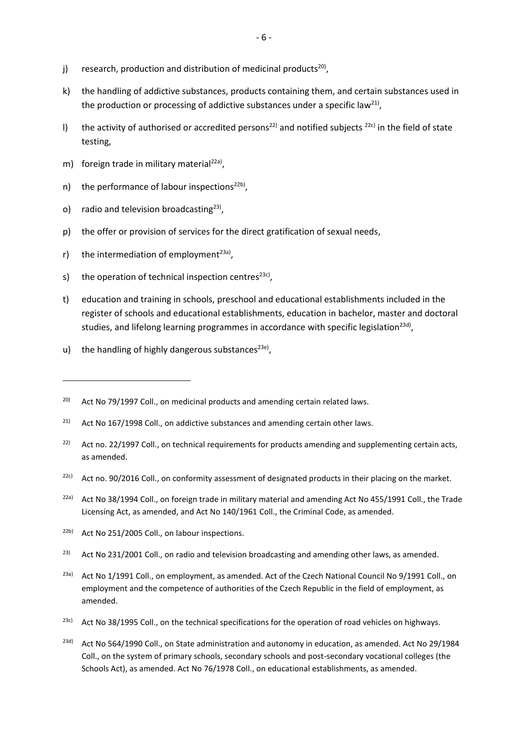j) research, production and distribution of medicinal products[20],

k) the handling of addictive substances, products containing them, and certain substances used in the production or processing of addictive substances under a specific law[21],

l) the activity of authorised or accredited persons[22] and notified subjects [22c] in the field of state testing,

m) foreign trade in military material[22a],

n) the performance of labour inspections[22b],

o) radio and television broadcasting[23],

p) the offer or provision of services for the direct gratification of sexual needs,

r) the intermediation of employment[23a],

s) the operation of technical inspection centres[23c],

t) education and training in schools, preschool and educational establishments included in the register of schools and educational establishments, education in bachelor, master and doctoral studies, and lifelong learning programmes in accordance with specific legislation[23d],

u) the handling of highly dangerous substances[23e],

---

[20] Act No 79/1997 Coll., on medicinal products and amending certain related laws.

[21] Act No 167/1998 Coll., on addictive substances and amending certain other laws.

[22] Act no. 22/1997 Coll., on technical requirements for products amending and supplementing certain acts, as amended.

[22c] Act no. 90/2016 Coll., on conformity assessment of designated products in their placing on the market.

[22a] Act No 38/1994 Coll., on foreign trade in military material and amending Act No 455/1991 Coll., the Trade Licensing Act, as amended, and Act No 140/1961 Coll., the Criminal Code, as amended.

[22b] Act No 251/2005 Coll., on labour inspections.

[23] Act No 231/2001 Coll., on radio and television broadcasting and amending other laws, as amended.

[23a] Act No 1/1991 Coll., on employment, as amended. Act of the Czech National Council No 9/1991 Coll., on employment and the competence of authorities of the Czech Republic in the field of employment, as amended.

[23c] Act No 38/1995 Coll., on the technical specifications for the operation of road vehicles on highways.

[23d] Act No 564/1990 Coll., on State administration and autonomy in education, as amended. Act No 29/1984 Coll., on the system of primary schools, secondary schools and post-secondary vocational colleges (the Schools Act), as amended. Act No 76/1978 Coll., on educational establishments, as amended.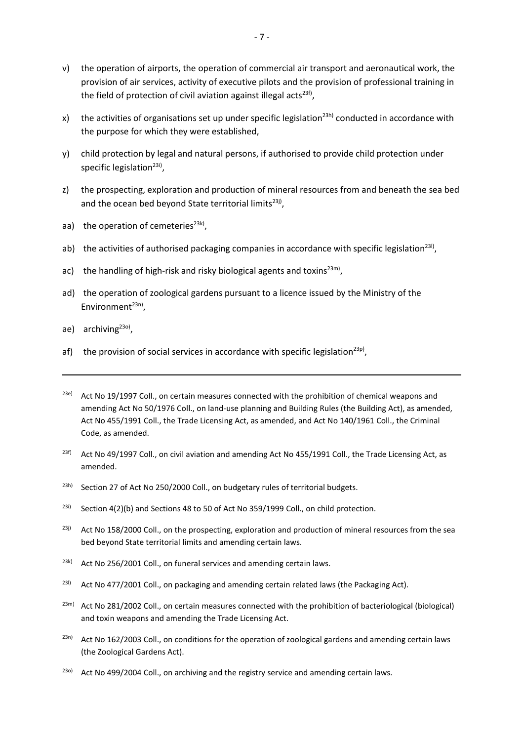v) the operation of airports, the operation of commercial air transport and aeronautical work, the provision of air services, activity of executive pilots and the provision of professional training in the field of protection of civil aviation against illegal acts[23f)],

x) the activities of organisations set up under specific legislation[23h)] conducted in accordance with the purpose for which they were established,

y) child protection by legal and natural persons, if authorised to provide child protection under specific legislation[23i)],

z) the prospecting, exploration and production of mineral resources from and beneath the sea bed and the ocean bed beyond State territorial limits[23j)],

aa) the operation of cemeteries[23k)],

ab) the activities of authorised packaging companies in accordance with specific legislation[23l)],

ac) the handling of high-risk and risky biological agents and toxins[23m)],

ad) the operation of zoological gardens pursuant to a licence issued by the Ministry of the Environment[23n)],

ae) archiving[23o)],

af) the provision of social services in accordance with specific legislation[23p)],

---

[23e)] Act No 19/1997 Coll., on certain measures connected with the prohibition of chemical weapons and amending Act No 50/1976 Coll., on land-use planning and Building Rules (the Building Act), as amended, Act No 455/1991 Coll., the Trade Licensing Act, as amended, and Act No 140/1961 Coll., the Criminal Code, as amended.

[23f)] Act No 49/1997 Coll., on civil aviation and amending Act No 455/1991 Coll., the Trade Licensing Act, as amended.

[23h)] Section 27 of Act No 250/2000 Coll., on budgetary rules of territorial budgets.

[23i)] Section 4(2)(b) and Sections 48 to 50 of Act No 359/1999 Coll., on child protection.

[23j)] Act No 158/2000 Coll., on the prospecting, exploration and production of mineral resources from the sea bed beyond State territorial limits and amending certain laws.

[23k)] Act No 256/2001 Coll., on funeral services and amending certain laws.

[23l)] Act No 477/2001 Coll., on packaging and amending certain related laws (the Packaging Act).

[23m)] Act No 281/2002 Coll., on certain measures connected with the prohibition of bacteriological (biological) and toxin weapons and amending the Trade Licensing Act.

[23n)] Act No 162/2003 Coll., on conditions for the operation of zoological gardens and amending certain laws (the Zoological Gardens Act).

[23o)] Act No 499/2004 Coll., on archiving and the registry service and amending certain laws.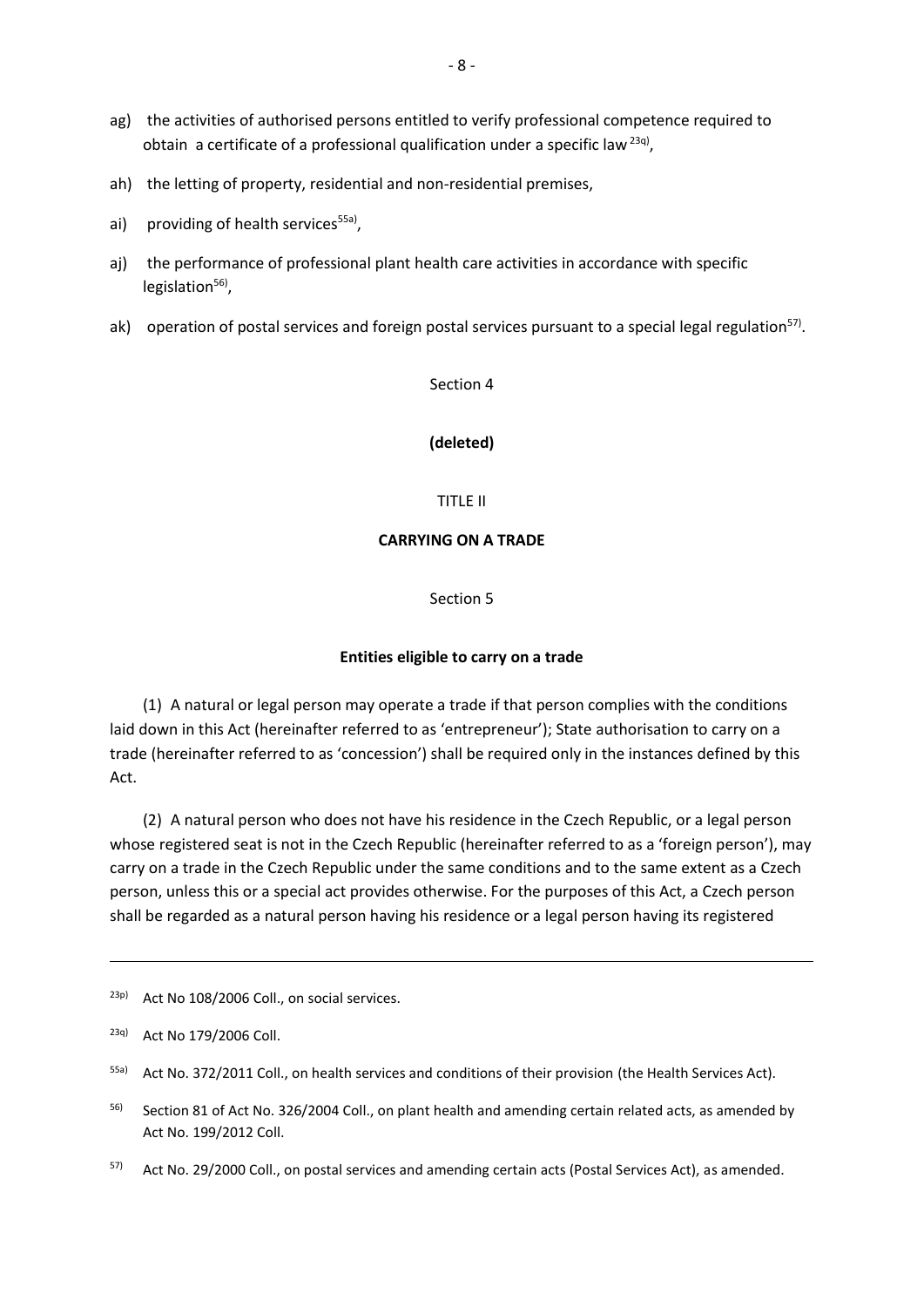ag) the activities of authorised persons entitled to verify professional competence required to obtain a certificate of a professional qualification under a specific law [23q],

ah) the letting of property, residential and non-residential premises,

ai) providing of health services[55a],

aj) the performance of professional plant health care activities in accordance with specific legislation[56],

ak) operation of postal services and foreign postal services pursuant to a special legal regulation[57].

Section 4

**(deleted)**

TITLE II

**CARRYING ON A TRADE**

Section 5

**Entities eligible to carry on a trade**

(1) A natural or legal person may operate a trade if that person complies with the conditions laid down in this Act (hereinafter referred to as 'entrepreneur'); State authorisation to carry on a trade (hereinafter referred to as 'concession') shall be required only in the instances defined by this Act.

(2) A natural person who does not have his residence in the Czech Republic, or a legal person whose registered seat is not in the Czech Republic (hereinafter referred to as a 'foreign person'), may carry on a trade in the Czech Republic under the same conditions and to the same extent as a Czech person, unless this or a special act provides otherwise. For the purposes of this Act, a Czech person shall be regarded as a natural person having his residence or a legal person having its registered

---

[23p] Act No 108/2006 Coll., on social services.

[23q] Act No 179/2006 Coll.

[55a] Act No. 372/2011 Coll., on health services and conditions of their provision (the Health Services Act).

[56] Section 81 of Act No. 326/2004 Coll., on plant health and amending certain related acts, as amended by Act No. 199/2012 Coll.

[57] Act No. 29/2000 Coll., on postal services and amending certain acts (Postal Services Act), as amended.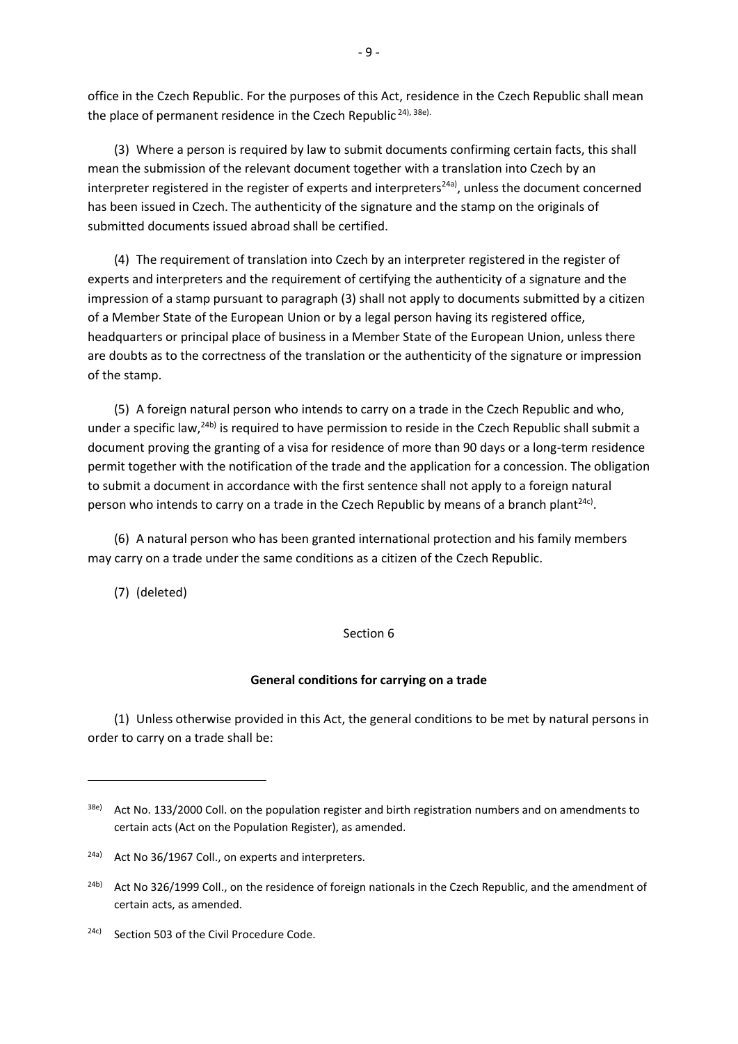office in the Czech Republic. For the purposes of this Act, residence in the Czech Republic shall mean the place of permanent residence in the Czech Republic [24), 38e)].

(3) Where a person is required by law to submit documents confirming certain facts, this shall mean the submission of the relevant document together with a translation into Czech by an interpreter registered in the register of experts and interpreters[24a)], unless the document concerned has been issued in Czech. The authenticity of the signature and the stamp on the originals of submitted documents issued abroad shall be certified.

(4) The requirement of translation into Czech by an interpreter registered in the register of experts and interpreters and the requirement of certifying the authenticity of a signature and the impression of a stamp pursuant to paragraph (3) shall not apply to documents submitted by a citizen of a Member State of the European Union or by a legal person having its registered office, headquarters or principal place of business in a Member State of the European Union, unless there are doubts as to the correctness of the translation or the authenticity of the signature or impression of the stamp.

(5) A foreign natural person who intends to carry on a trade in the Czech Republic and who, under a specific law,[24b)] is required to have permission to reside in the Czech Republic shall submit a document proving the granting of a visa for residence of more than 90 days or a long-term residence permit together with the notification of the trade and the application for a concession. The obligation to submit a document in accordance with the first sentence shall not apply to a foreign natural person who intends to carry on a trade in the Czech Republic by means of a branch plant[24c)].

(6) A natural person who has been granted international protection and his family members may carry on a trade under the same conditions as a citizen of the Czech Republic.

(7) (deleted)

Section 6

**General conditions for carrying on a trade**

(1) Unless otherwise provided in this Act, the general conditions to be met by natural persons in order to carry on a trade shall be:

---

[38e)] Act No. 133/2000 Coll. on the population register and birth registration numbers and on amendments to certain acts (Act on the Population Register), as amended.

[24a)] Act No 36/1967 Coll., on experts and interpreters.

[24b)] Act No 326/1999 Coll., on the residence of foreign nationals in the Czech Republic, and the amendment of certain acts, as amended.

[24c)] Section 503 of the Civil Procedure Code.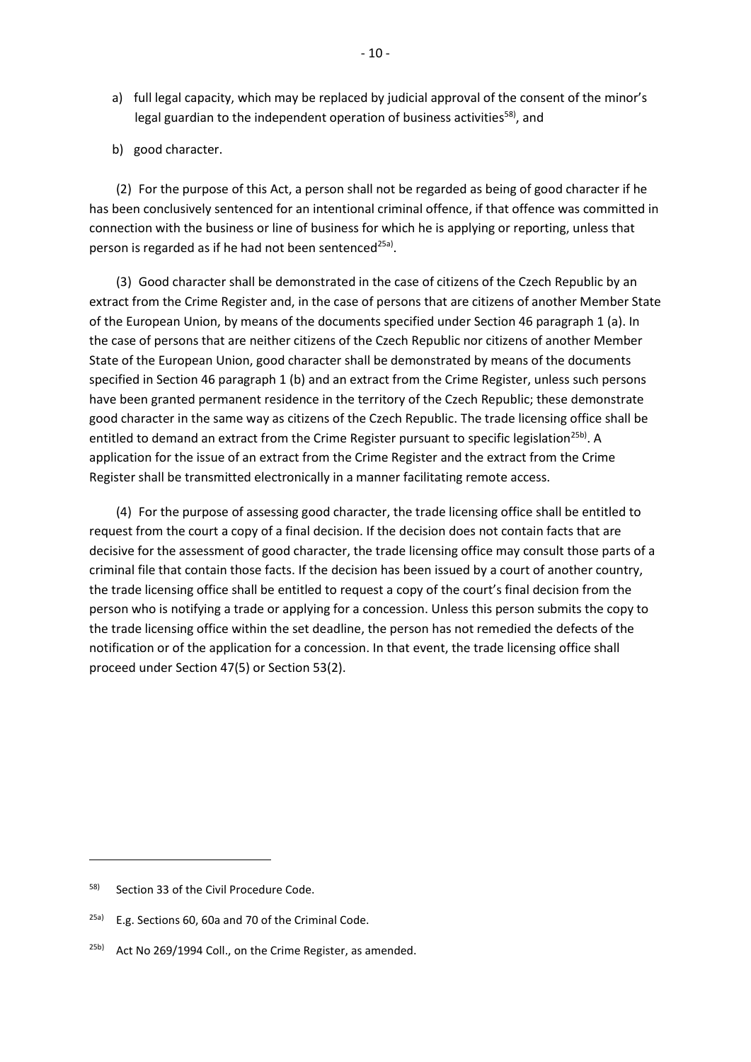a) full legal capacity, which may be replaced by judicial approval of the consent of the minor's legal guardian to the independent operation of business activities[58], and

b) good character.

(2) For the purpose of this Act, a person shall not be regarded as being of good character if he has been conclusively sentenced for an intentional criminal offence, if that offence was committed in connection with the business or line of business for which he is applying or reporting, unless that person is regarded as if he had not been sentenced[25a].

(3) Good character shall be demonstrated in the case of citizens of the Czech Republic by an extract from the Crime Register and, in the case of persons that are citizens of another Member State of the European Union, by means of the documents specified under Section 46 paragraph 1 (a). In the case of persons that are neither citizens of the Czech Republic nor citizens of another Member State of the European Union, good character shall be demonstrated by means of the documents specified in Section 46 paragraph 1 (b) and an extract from the Crime Register, unless such persons have been granted permanent residence in the territory of the Czech Republic; these demonstrate good character in the same way as citizens of the Czech Republic. The trade licensing office shall be entitled to demand an extract from the Crime Register pursuant to specific legislation[25b]. A application for the issue of an extract from the Crime Register and the extract from the Crime Register shall be transmitted electronically in a manner facilitating remote access.

(4) For the purpose of assessing good character, the trade licensing office shall be entitled to request from the court a copy of a final decision. If the decision does not contain facts that are decisive for the assessment of good character, the trade licensing office may consult those parts of a criminal file that contain those facts. If the decision has been issued by a court of another country, the trade licensing office shall be entitled to request a copy of the court's final decision from the person who is notifying a trade or applying for a concession. Unless this person submits the copy to the trade licensing office within the set deadline, the person has not remedied the defects of the notification or of the application for a concession. In that event, the trade licensing office shall proceed under Section 47(5) or Section 53(2).

---

[58] Section 33 of the Civil Procedure Code.

[25a] E.g. Sections 60, 60a and 70 of the Criminal Code.

[25b] Act No 269/1994 Coll., on the Crime Register, as amended.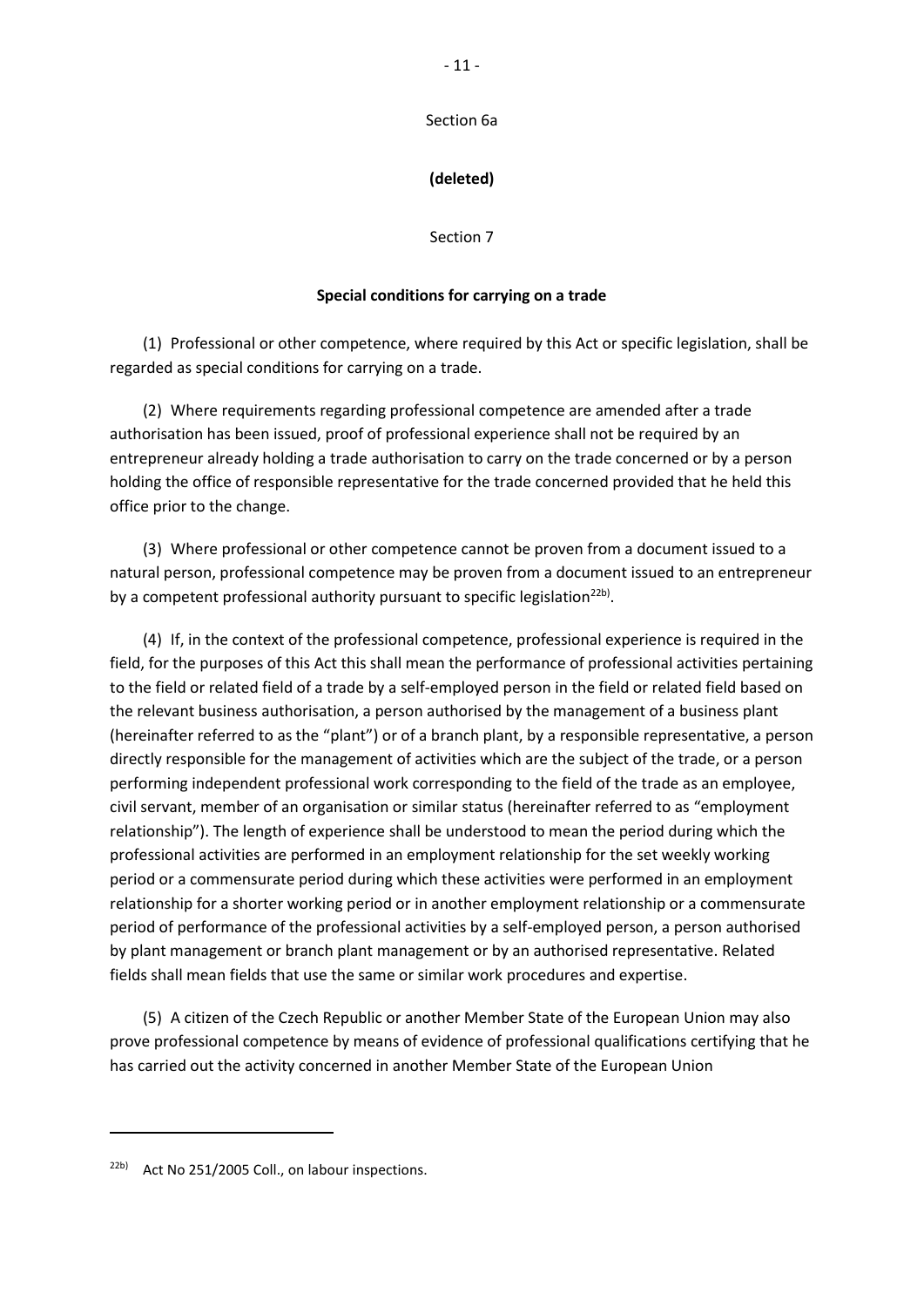Section 6a

**(deleted)**

Section 7

**Special conditions for carrying on a trade**

(1) Professional or other competence, where required by this Act or specific legislation, shall be regarded as special conditions for carrying on a trade.

(2) Where requirements regarding professional competence are amended after a trade authorisation has been issued, proof of professional experience shall not be required by an entrepreneur already holding a trade authorisation to carry on the trade concerned or by a person holding the office of responsible representative for the trade concerned provided that he held this office prior to the change.

(3) Where professional or other competence cannot be proven from a document issued to a natural person, professional competence may be proven from a document issued to an entrepreneur by a competent professional authority pursuant to specific legislation[22b).

(4) If, in the context of the professional competence, professional experience is required in the field, for the purposes of this Act this shall mean the performance of professional activities pertaining to the field or related field of a trade by a self-employed person in the field or related field based on the relevant business authorisation, a person authorised by the management of a business plant (hereinafter referred to as the "plant") or of a branch plant, by a responsible representative, a person directly responsible for the management of activities which are the subject of the trade, or a person performing independent professional work corresponding to the field of the trade as an employee, civil servant, member of an organisation or similar status (hereinafter referred to as "employment relationship"). The length of experience shall be understood to mean the period during which the professional activities are performed in an employment relationship for the set weekly working period or a commensurate period during which these activities were performed in an employment relationship for a shorter working period or in another employment relationship or a commensurate period of performance of the professional activities by a self-employed person, a person authorised by plant management or branch plant management or by an authorised representative. Related fields shall mean fields that use the same or similar work procedures and expertise.

(5) A citizen of the Czech Republic or another Member State of the European Union may also prove professional competence by means of evidence of professional qualifications certifying that he has carried out the activity concerned in another Member State of the European Union

---

[22b) Act No 251/2005 Coll., on labour inspections.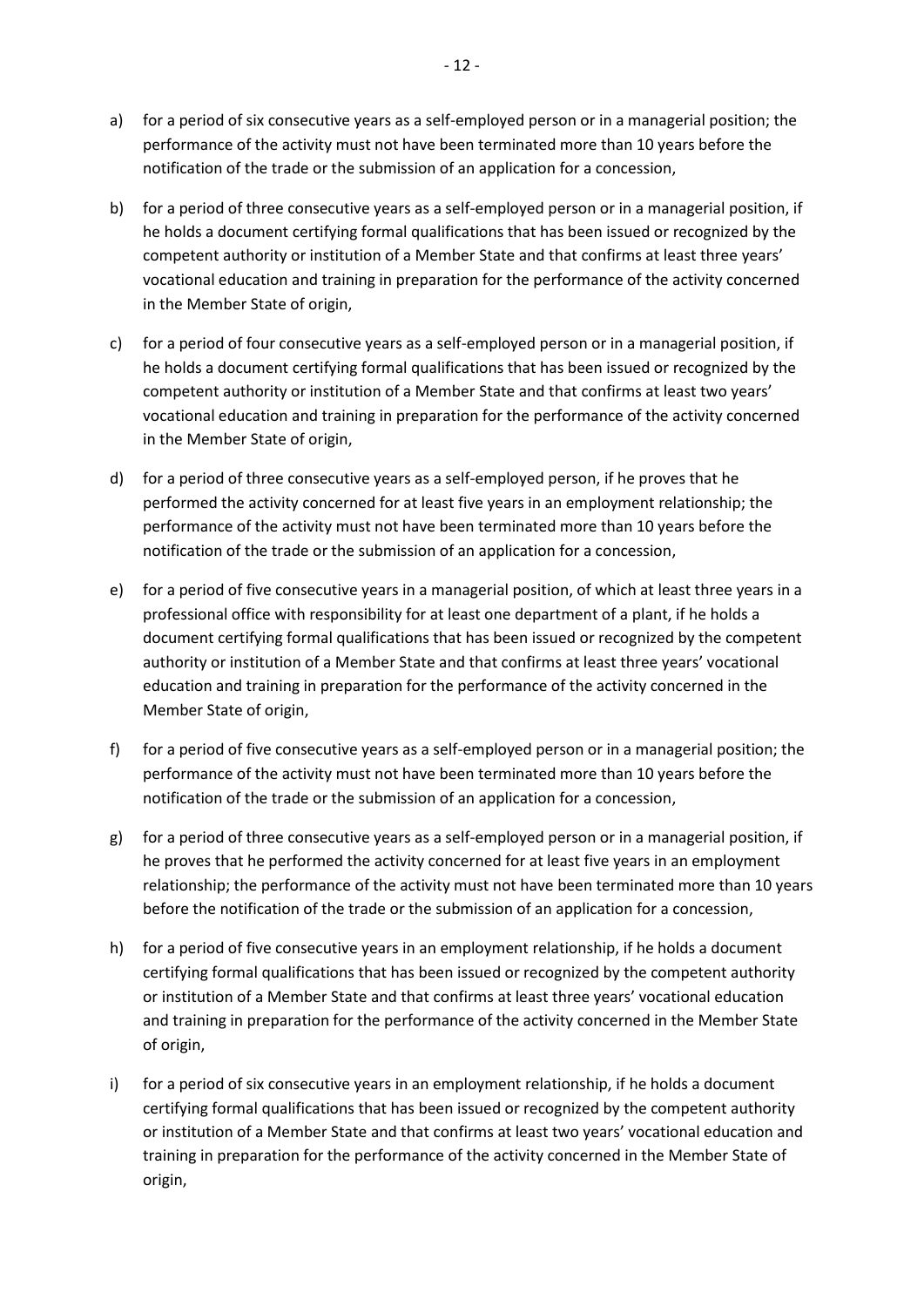a) for a period of six consecutive years as a self-employed person or in a managerial position; the performance of the activity must not have been terminated more than 10 years before the notification of the trade or the submission of an application for a concession,

b) for a period of three consecutive years as a self-employed person or in a managerial position, if he holds a document certifying formal qualifications that has been issued or recognized by the competent authority or institution of a Member State and that confirms at least three years' vocational education and training in preparation for the performance of the activity concerned in the Member State of origin,

c) for a period of four consecutive years as a self-employed person or in a managerial position, if he holds a document certifying formal qualifications that has been issued or recognized by the competent authority or institution of a Member State and that confirms at least two years' vocational education and training in preparation for the performance of the activity concerned in the Member State of origin,

d) for a period of three consecutive years as a self-employed person, if he proves that he performed the activity concerned for at least five years in an employment relationship; the performance of the activity must not have been terminated more than 10 years before the notification of the trade or the submission of an application for a concession,

e) for a period of five consecutive years in a managerial position, of which at least three years in a professional office with responsibility for at least one department of a plant, if he holds a document certifying formal qualifications that has been issued or recognized by the competent authority or institution of a Member State and that confirms at least three years' vocational education and training in preparation for the performance of the activity concerned in the Member State of origin,

f) for a period of five consecutive years as a self-employed person or in a managerial position; the performance of the activity must not have been terminated more than 10 years before the notification of the trade or the submission of an application for a concession,

g) for a period of three consecutive years as a self-employed person or in a managerial position, if he proves that he performed the activity concerned for at least five years in an employment relationship; the performance of the activity must not have been terminated more than 10 years before the notification of the trade or the submission of an application for a concession,

h) for a period of five consecutive years in an employment relationship, if he holds a document certifying formal qualifications that has been issued or recognized by the competent authority or institution of a Member State and that confirms at least three years' vocational education and training in preparation for the performance of the activity concerned in the Member State of origin,

i) for a period of six consecutive years in an employment relationship, if he holds a document certifying formal qualifications that has been issued or recognized by the competent authority or institution of a Member State and that confirms at least two years' vocational education and training in preparation for the performance of the activity concerned in the Member State of origin,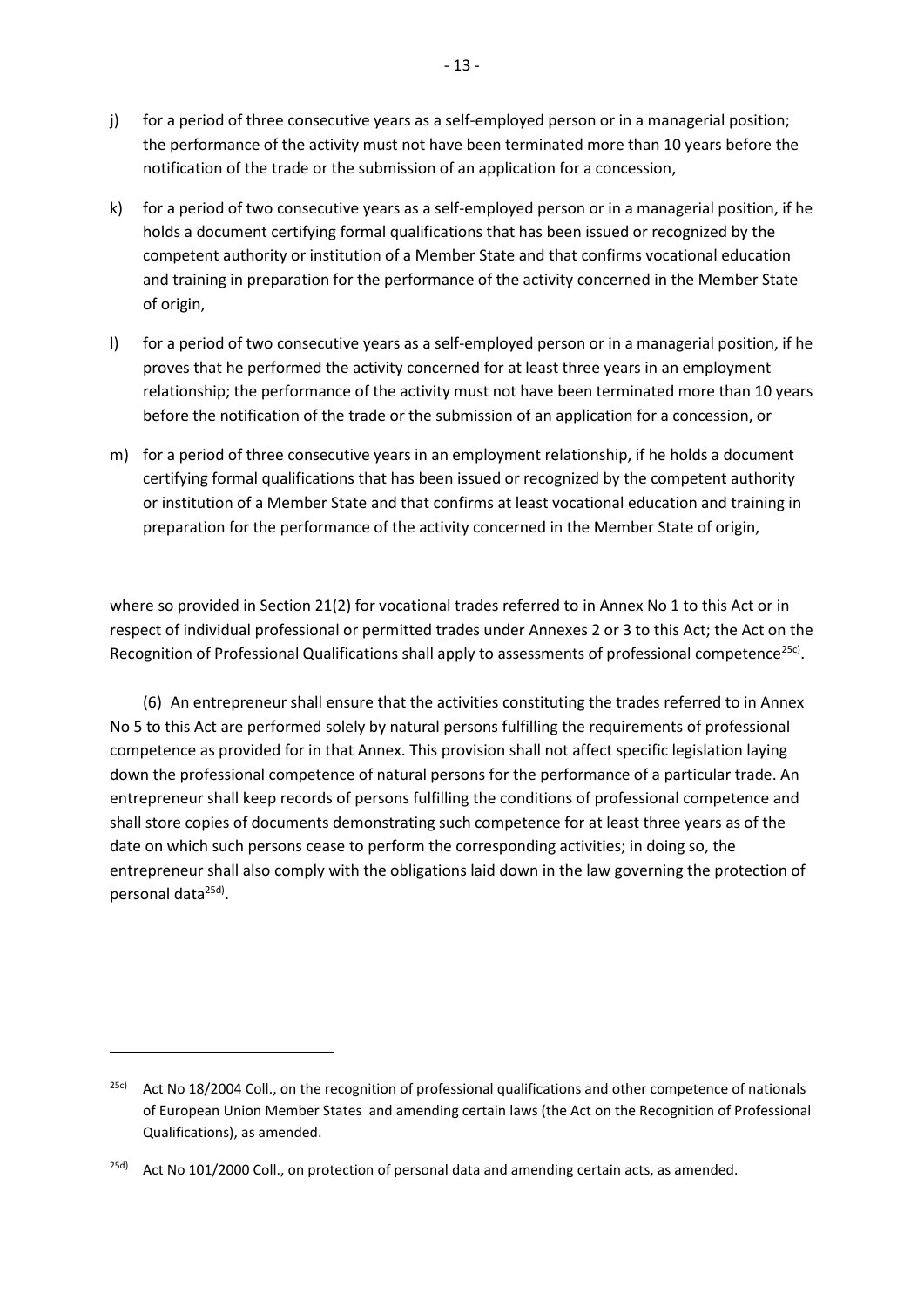j) for a period of three consecutive years as a self-employed person or in a managerial position; the performance of the activity must not have been terminated more than 10 years before the notification of the trade or the submission of an application for a concession,

k) for a period of two consecutive years as a self-employed person or in a managerial position, if he holds a document certifying formal qualifications that has been issued or recognized by the competent authority or institution of a Member State and that confirms vocational education and training in preparation for the performance of the activity concerned in the Member State of origin,

l) for a period of two consecutive years as a self-employed person or in a managerial position, if he proves that he performed the activity concerned for at least three years in an employment relationship; the performance of the activity must not have been terminated more than 10 years before the notification of the trade or the submission of an application for a concession, or

m) for a period of three consecutive years in an employment relationship, if he holds a document certifying formal qualifications that has been issued or recognized by the competent authority or institution of a Member State and that confirms at least vocational education and training in preparation for the performance of the activity concerned in the Member State of origin,

where so provided in Section 21(2) for vocational trades referred to in Annex No 1 to this Act or in respect of individual professional or permitted trades under Annexes 2 or 3 to this Act; the Act on the Recognition of Professional Qualifications shall apply to assessments of professional competence[25c)].

(6) An entrepreneur shall ensure that the activities constituting the trades referred to in Annex No 5 to this Act are performed solely by natural persons fulfilling the requirements of professional competence as provided for in that Annex. This provision shall not affect specific legislation laying down the professional competence of natural persons for the performance of a particular trade. An entrepreneur shall keep records of persons fulfilling the conditions of professional competence and shall store copies of documents demonstrating such competence for at least three years as of the date on which such persons cease to perform the corresponding activities; in doing so, the entrepreneur shall also comply with the obligations laid down in the law governing the protection of personal data[25d)].

---

[25c)] Act No 18/2004 Coll., on the recognition of professional qualifications and other competence of nationals of European Union Member States and amending certain laws (the Act on the Recognition of Professional Qualifications), as amended.

[25d)] Act No 101/2000 Coll., on protection of personal data and amending certain acts, as amended.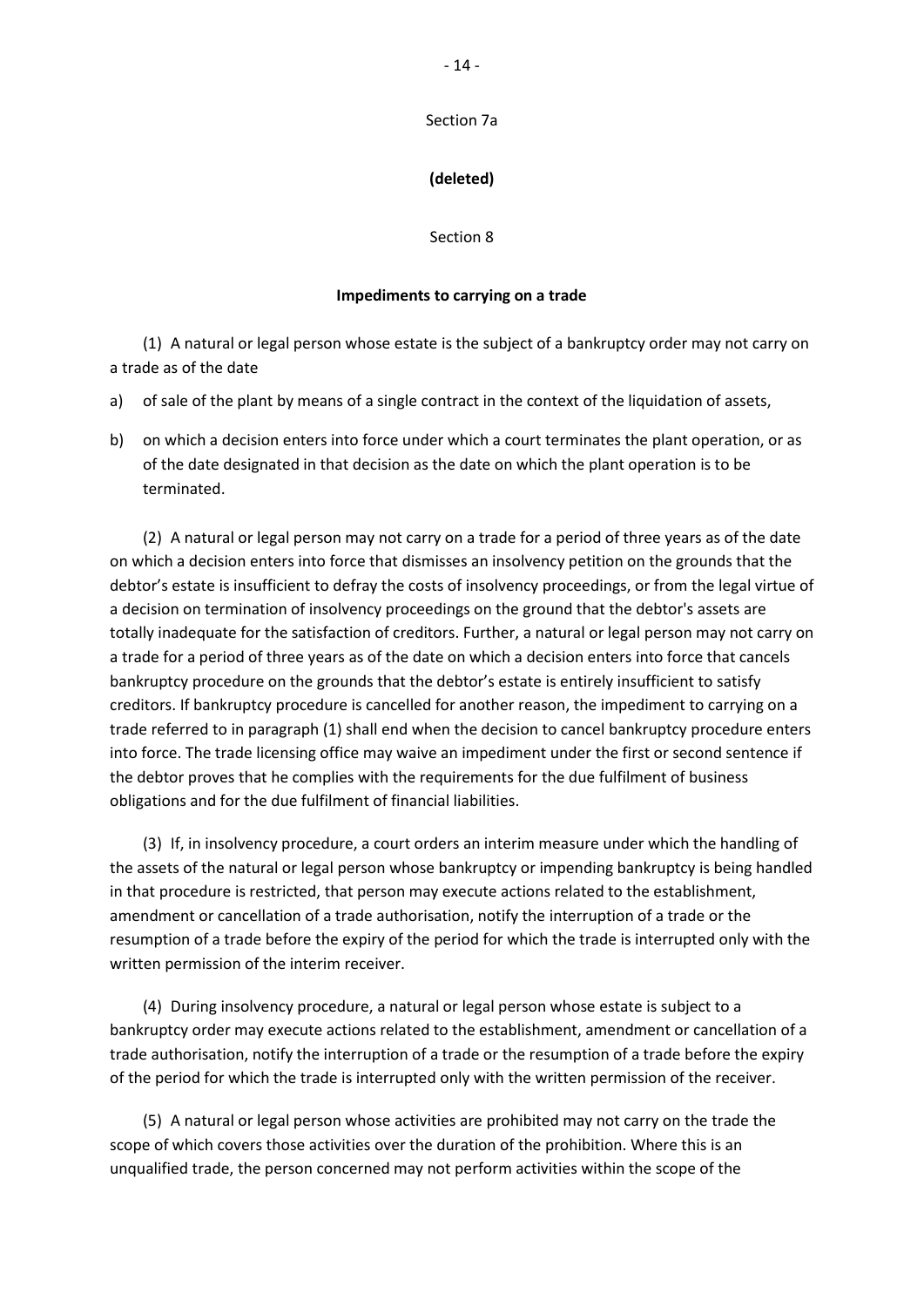Section 7a

**(deleted)**

Section 8

**Impediments to carrying on a trade**

(1) A natural or legal person whose estate is the subject of a bankruptcy order may not carry on a trade as of the date

a) of sale of the plant by means of a single contract in the context of the liquidation of assets,

b) on which a decision enters into force under which a court terminates the plant operation, or as of the date designated in that decision as the date on which the plant operation is to be terminated.

(2) A natural or legal person may not carry on a trade for a period of three years as of the date on which a decision enters into force that dismisses an insolvency petition on the grounds that the debtor's estate is insufficient to defray the costs of insolvency proceedings, or from the legal virtue of a decision on termination of insolvency proceedings on the ground that the debtor's assets are totally inadequate for the satisfaction of creditors. Further, a natural or legal person may not carry on a trade for a period of three years as of the date on which a decision enters into force that cancels bankruptcy procedure on the grounds that the debtor's estate is entirely insufficient to satisfy creditors. If bankruptcy procedure is cancelled for another reason, the impediment to carrying on a trade referred to in paragraph (1) shall end when the decision to cancel bankruptcy procedure enters into force. The trade licensing office may waive an impediment under the first or second sentence if the debtor proves that he complies with the requirements for the due fulfilment of business obligations and for the due fulfilment of financial liabilities.

(3) If, in insolvency procedure, a court orders an interim measure under which the handling of the assets of the natural or legal person whose bankruptcy or impending bankruptcy is being handled in that procedure is restricted, that person may execute actions related to the establishment, amendment or cancellation of a trade authorisation, notify the interruption of a trade or the resumption of a trade before the expiry of the period for which the trade is interrupted only with the written permission of the interim receiver.

(4) During insolvency procedure, a natural or legal person whose estate is subject to a bankruptcy order may execute actions related to the establishment, amendment or cancellation of a trade authorisation, notify the interruption of a trade or the resumption of a trade before the expiry of the period for which the trade is interrupted only with the written permission of the receiver.

(5) A natural or legal person whose activities are prohibited may not carry on the trade the scope of which covers those activities over the duration of the prohibition. Where this is an unqualified trade, the person concerned may not perform activities within the scope of the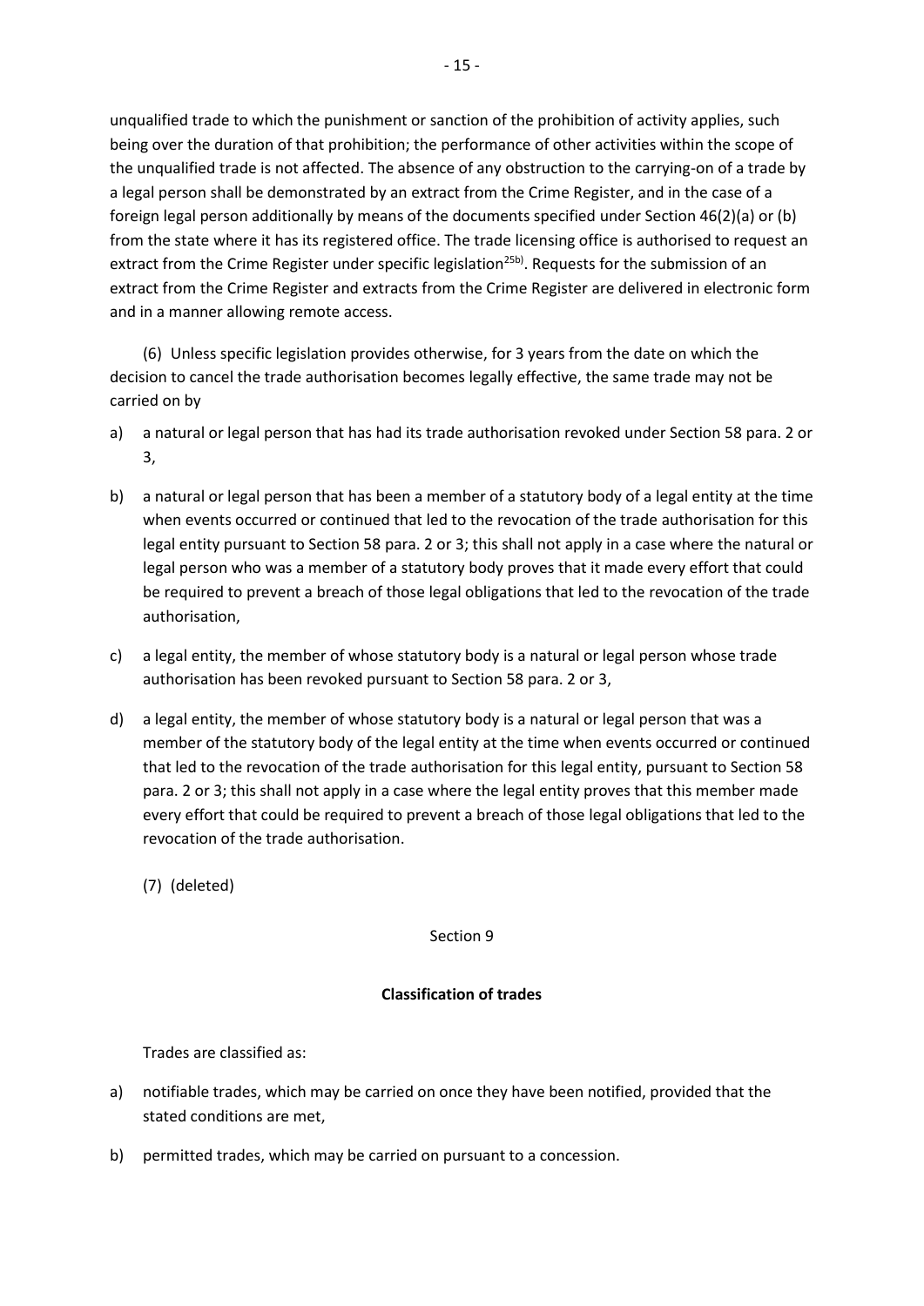unqualified trade to which the punishment or sanction of the prohibition of activity applies, such being over the duration of that prohibition; the performance of other activities within the scope of the unqualified trade is not affected. The absence of any obstruction to the carrying-on of a trade by a legal person shall be demonstrated by an extract from the Crime Register, and in the case of a foreign legal person additionally by means of the documents specified under Section 46(2)(a) or (b) from the state where it has its registered office. The trade licensing office is authorised to request an extract from the Crime Register under specific legislation[25b)]. Requests for the submission of an extract from the Crime Register and extracts from the Crime Register are delivered in electronic form and in a manner allowing remote access.

(6) Unless specific legislation provides otherwise, for 3 years from the date on which the decision to cancel the trade authorisation becomes legally effective, the same trade may not be carried on by

a) a natural or legal person that has had its trade authorisation revoked under Section 58 para. 2 or 3,

b) a natural or legal person that has been a member of a statutory body of a legal entity at the time when events occurred or continued that led to the revocation of the trade authorisation for this legal entity pursuant to Section 58 para. 2 or 3; this shall not apply in a case where the natural or legal person who was a member of a statutory body proves that it made every effort that could be required to prevent a breach of those legal obligations that led to the revocation of the trade authorisation,

c) a legal entity, the member of whose statutory body is a natural or legal person whose trade authorisation has been revoked pursuant to Section 58 para. 2 or 3,

d) a legal entity, the member of whose statutory body is a natural or legal person that was a member of the statutory body of the legal entity at the time when events occurred or continued that led to the revocation of the trade authorisation for this legal entity, pursuant to Section 58 para. 2 or 3; this shall not apply in a case where the legal entity proves that this member made every effort that could be required to prevent a breach of those legal obligations that led to the revocation of the trade authorisation.

(7) (deleted)

Section 9

**Classification of trades**

Trades are classified as:

a) notifiable trades, which may be carried on once they have been notified, provided that the stated conditions are met,

b) permitted trades, which may be carried on pursuant to a concession.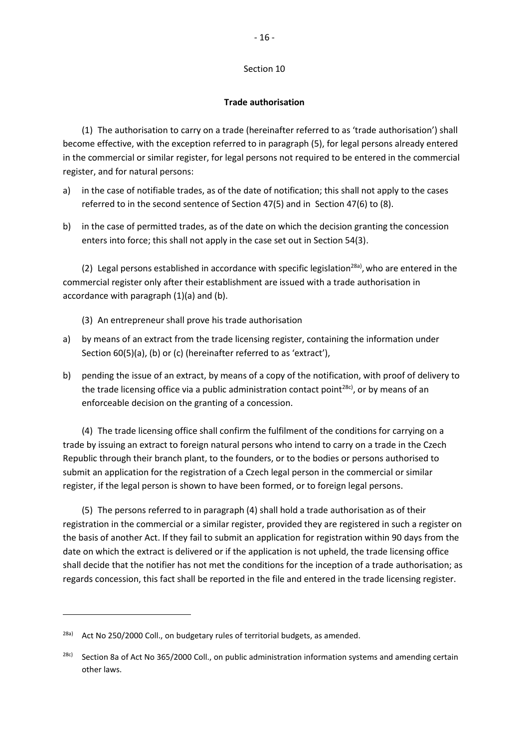Section 10

**Trade authorisation**

(1) The authorisation to carry on a trade (hereinafter referred to as 'trade authorisation') shall become effective, with the exception referred to in paragraph (5), for legal persons already entered in the commercial or similar register, for legal persons not required to be entered in the commercial register, and for natural persons:

a) in the case of notifiable trades, as of the date of notification; this shall not apply to the cases referred to in the second sentence of Section 47(5) and in Section 47(6) to (8).

b) in the case of permitted trades, as of the date on which the decision granting the concession enters into force; this shall not apply in the case set out in Section 54(3).

(2) Legal persons established in accordance with specific legislation[28a), who are entered in the commercial register only after their establishment are issued with a trade authorisation in accordance with paragraph (1)(a) and (b).

(3) An entrepreneur shall prove his trade authorisation

a) by means of an extract from the trade licensing register, containing the information under Section 60(5)(a), (b) or (c) (hereinafter referred to as 'extract'),

b) pending the issue of an extract, by means of a copy of the notification, with proof of delivery to the trade licensing office via a public administration contact point[28c)], or by means of an enforceable decision on the granting of a concession.

(4) The trade licensing office shall confirm the fulfilment of the conditions for carrying on a trade by issuing an extract to foreign natural persons who intend to carry on a trade in the Czech Republic through their branch plant, to the founders, or to the bodies or persons authorised to submit an application for the registration of a Czech legal person in the commercial or similar register, if the legal person is shown to have been formed, or to foreign legal persons.

(5) The persons referred to in paragraph (4) shall hold a trade authorisation as of their registration in the commercial or a similar register, provided they are registered in such a register on the basis of another Act. If they fail to submit an application for registration within 90 days from the date on which the extract is delivered or if the application is not upheld, the trade licensing office shall decide that the notifier has not met the conditions for the inception of a trade authorisation; as regards concession, this fact shall be reported in the file and entered in the trade licensing register.

---

[28a)] Act No 250/2000 Coll., on budgetary rules of territorial budgets, as amended.

[28c)] Section 8a of Act No 365/2000 Coll., on public administration information systems and amending certain other laws.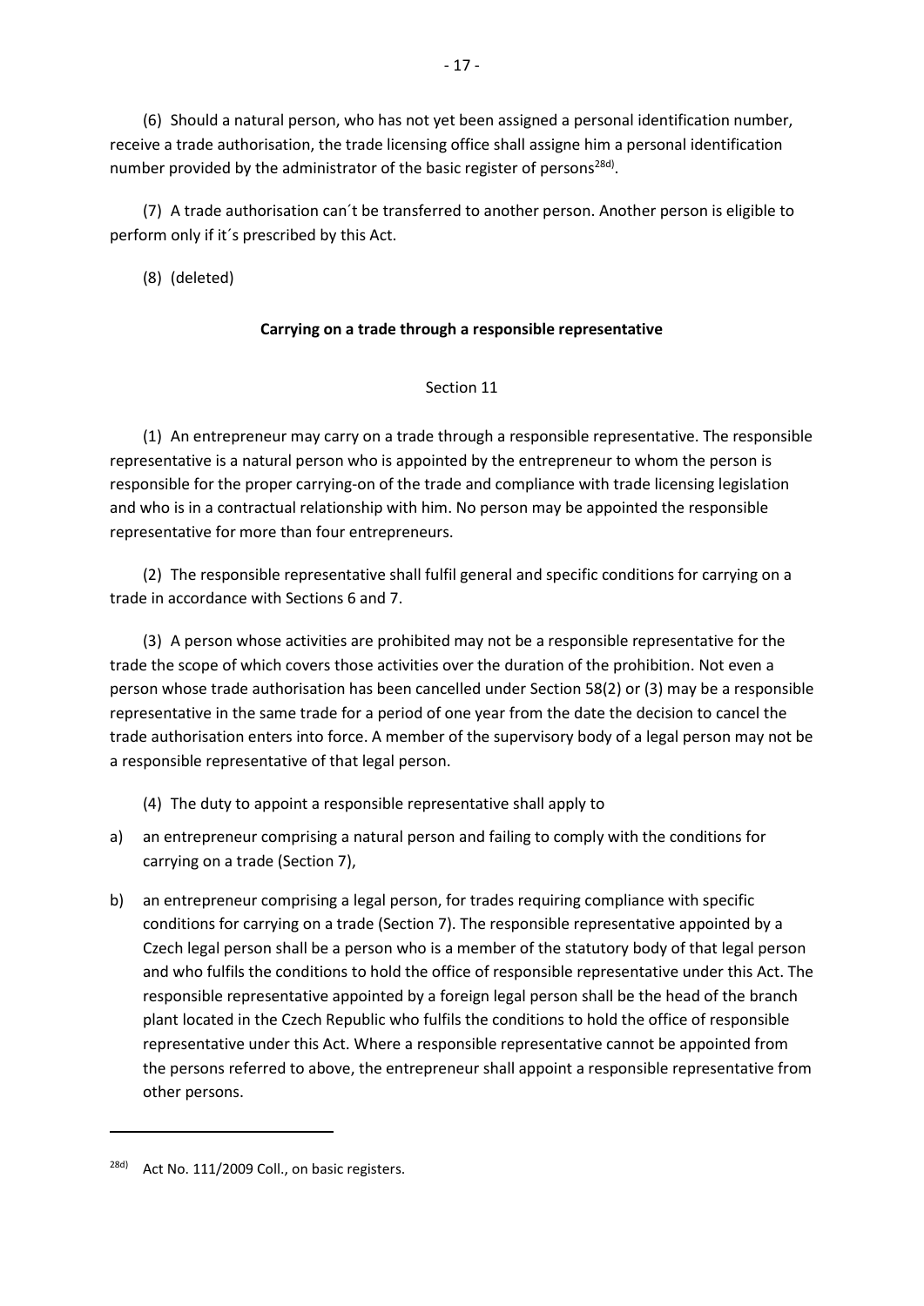(6) Should a natural person, who has not yet been assigned a personal identification number, receive a trade authorisation, the trade licensing office shall assigne him a personal identification number provided by the administrator of the basic register of persons[28d].

(7) A trade authorisation can´t be transferred to another person. Another person is eligible to perform only if it´s prescribed by this Act.

(8) (deleted)

**Carrying on a trade through a responsible representative**

Section 11

(1) An entrepreneur may carry on a trade through a responsible representative. The responsible representative is a natural person who is appointed by the entrepreneur to whom the person is responsible for the proper carrying-on of the trade and compliance with trade licensing legislation and who is in a contractual relationship with him. No person may be appointed the responsible representative for more than four entrepreneurs.

(2) The responsible representative shall fulfil general and specific conditions for carrying on a trade in accordance with Sections 6 and 7.

(3) A person whose activities are prohibited may not be a responsible representative for the trade the scope of which covers those activities over the duration of the prohibition. Not even a person whose trade authorisation has been cancelled under Section 58(2) or (3) may be a responsible representative in the same trade for a period of one year from the date the decision to cancel the trade authorisation enters into force. A member of the supervisory body of a legal person may not be a responsible representative of that legal person.

(4) The duty to appoint a responsible representative shall apply to

a) an entrepreneur comprising a natural person and failing to comply with the conditions for carrying on a trade (Section 7),

b) an entrepreneur comprising a legal person, for trades requiring compliance with specific conditions for carrying on a trade (Section 7). The responsible representative appointed by a Czech legal person shall be a person who is a member of the statutory body of that legal person and who fulfils the conditions to hold the office of responsible representative under this Act. The responsible representative appointed by a foreign legal person shall be the head of the branch plant located in the Czech Republic who fulfils the conditions to hold the office of responsible representative under this Act. Where a responsible representative cannot be appointed from the persons referred to above, the entrepreneur shall appoint a responsible representative from other persons.

[28d] Act No. 111/2009 Coll., on basic registers.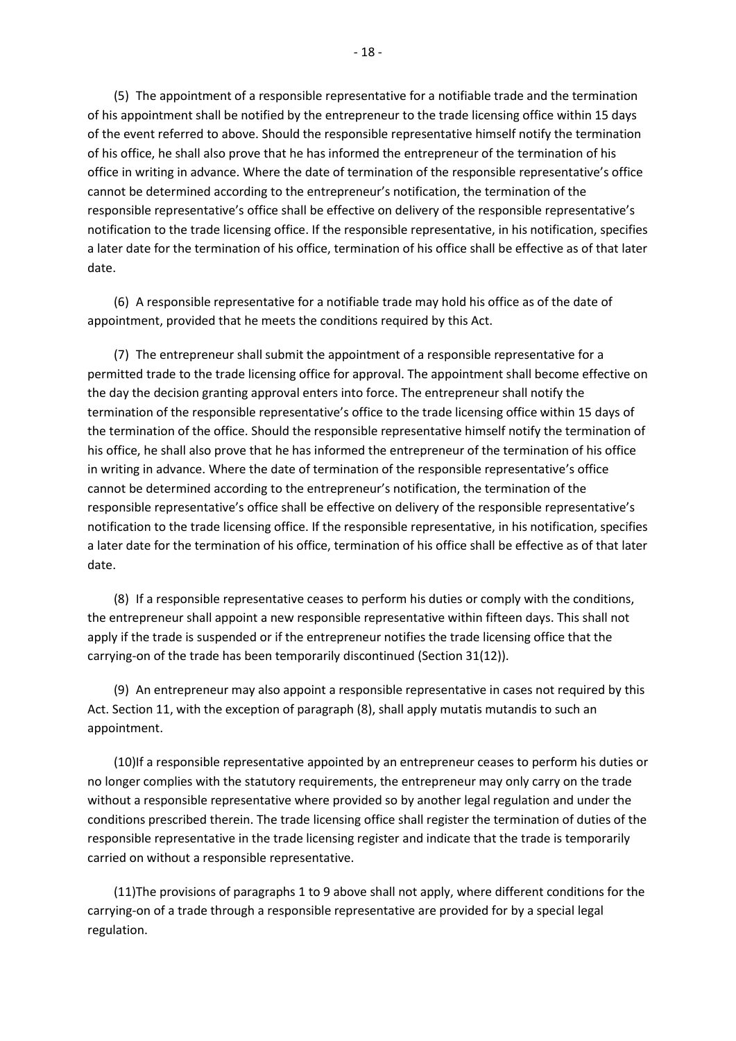(5) The appointment of a responsible representative for a notifiable trade and the termination of his appointment shall be notified by the entrepreneur to the trade licensing office within 15 days of the event referred to above. Should the responsible representative himself notify the termination of his office, he shall also prove that he has informed the entrepreneur of the termination of his office in writing in advance. Where the date of termination of the responsible representative's office cannot be determined according to the entrepreneur's notification, the termination of the responsible representative's office shall be effective on delivery of the responsible representative's notification to the trade licensing office. If the responsible representative, in his notification, specifies a later date for the termination of his office, termination of his office shall be effective as of that later date.

(6) A responsible representative for a notifiable trade may hold his office as of the date of appointment, provided that he meets the conditions required by this Act.

(7) The entrepreneur shall submit the appointment of a responsible representative for a permitted trade to the trade licensing office for approval. The appointment shall become effective on the day the decision granting approval enters into force. The entrepreneur shall notify the termination of the responsible representative's office to the trade licensing office within 15 days of the termination of the office. Should the responsible representative himself notify the termination of his office, he shall also prove that he has informed the entrepreneur of the termination of his office in writing in advance. Where the date of termination of the responsible representative's office cannot be determined according to the entrepreneur's notification, the termination of the responsible representative's office shall be effective on delivery of the responsible representative's notification to the trade licensing office. If the responsible representative, in his notification, specifies a later date for the termination of his office, termination of his office shall be effective as of that later date.

(8) If a responsible representative ceases to perform his duties or comply with the conditions, the entrepreneur shall appoint a new responsible representative within fifteen days. This shall not apply if the trade is suspended or if the entrepreneur notifies the trade licensing office that the carrying-on of the trade has been temporarily discontinued (Section 31(12)).

(9) An entrepreneur may also appoint a responsible representative in cases not required by this Act. Section 11, with the exception of paragraph (8), shall apply mutatis mutandis to such an appointment.

(10)If a responsible representative appointed by an entrepreneur ceases to perform his duties or no longer complies with the statutory requirements, the entrepreneur may only carry on the trade without a responsible representative where provided so by another legal regulation and under the conditions prescribed therein. The trade licensing office shall register the termination of duties of the responsible representative in the trade licensing register and indicate that the trade is temporarily carried on without a responsible representative.

(11)The provisions of paragraphs 1 to 9 above shall not apply, where different conditions for the carrying-on of a trade through a responsible representative are provided for by a special legal regulation.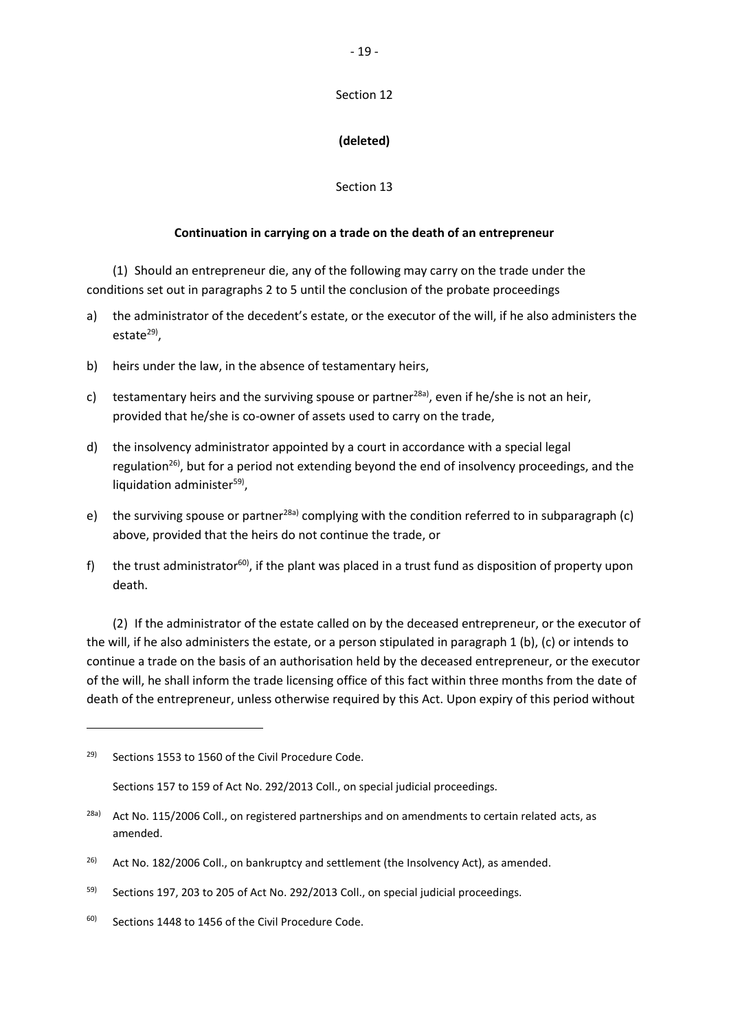Section 12

**(deleted)**

Section 13

**Continuation in carrying on a trade on the death of an entrepreneur**

(1) Should an entrepreneur die, any of the following may carry on the trade under the conditions set out in paragraphs 2 to 5 until the conclusion of the probate proceedings

a) the administrator of the decedent's estate, or the executor of the will, if he also administers the estate[29],

b) heirs under the law, in the absence of testamentary heirs,

c) testamentary heirs and the surviving spouse or partner[28a], even if he/she is not an heir, provided that he/she is co-owner of assets used to carry on the trade,

d) the insolvency administrator appointed by a court in accordance with a special legal regulation[26], but for a period not extending beyond the end of insolvency proceedings, and the liquidation administer[59],

e) the surviving spouse or partner[28a] complying with the condition referred to in subparagraph (c) above, provided that the heirs do not continue the trade, or

f) the trust administrator[60], if the plant was placed in a trust fund as disposition of property upon death.

(2) If the administrator of the estate called on by the deceased entrepreneur, or the executor of the will, if he also administers the estate, or a person stipulated in paragraph 1 (b), (c) or intends to continue a trade on the basis of an authorisation held by the deceased entrepreneur, or the executor of the will, he shall inform the trade licensing office of this fact within three months from the date of death of the entrepreneur, unless otherwise required by this Act. Upon expiry of this period without

---

[29] Sections 1553 to 1560 of the Civil Procedure Code.

Sections 157 to 159 of Act No. 292/2013 Coll., on special judicial proceedings.

[28a] Act No. 115/2006 Coll., on registered partnerships and on amendments to certain related acts, as amended.

[26] Act No. 182/2006 Coll., on bankruptcy and settlement (the Insolvency Act), as amended.

[59] Sections 197, 203 to 205 of Act No. 292/2013 Coll., on special judicial proceedings.

[60] Sections 1448 to 1456 of the Civil Procedure Code.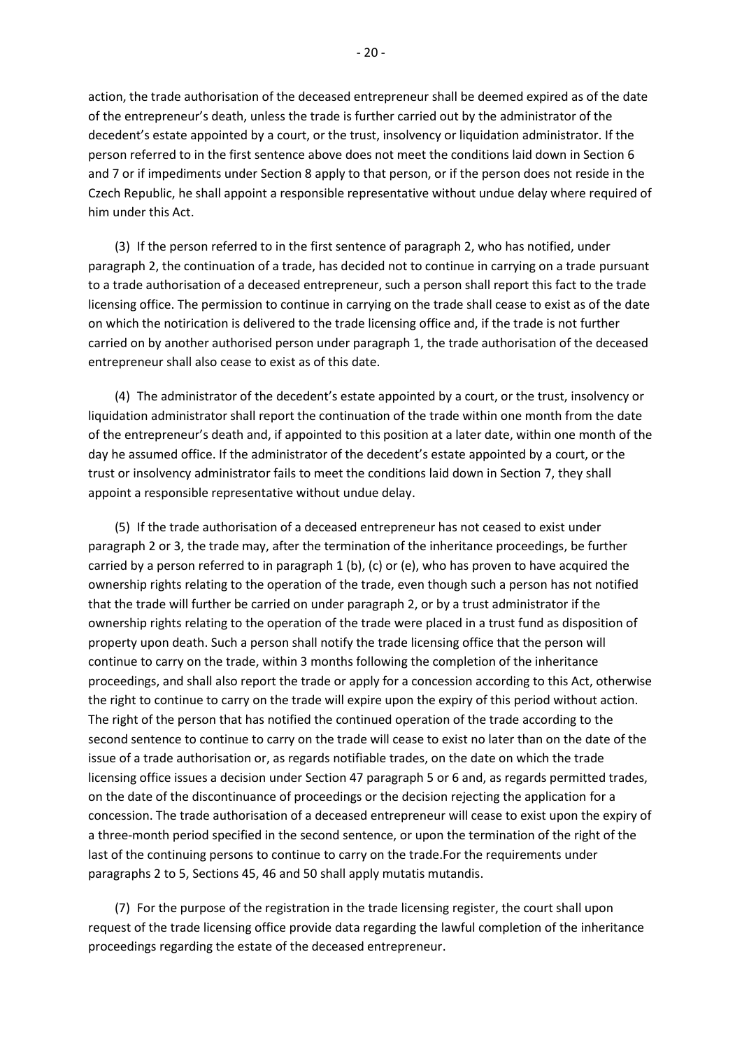action, the trade authorisation of the deceased entrepreneur shall be deemed expired as of the date of the entrepreneur's death, unless the trade is further carried out by the administrator of the decedent's estate appointed by a court, or the trust, insolvency or liquidation administrator. If the person referred to in the first sentence above does not meet the conditions laid down in Section 6 and 7 or if impediments under Section 8 apply to that person, or if the person does not reside in the Czech Republic, he shall appoint a responsible representative without undue delay where required of him under this Act.

(3) If the person referred to in the first sentence of paragraph 2, who has notified, under paragraph 2, the continuation of a trade, has decided not to continue in carrying on a trade pursuant to a trade authorisation of a deceased entrepreneur, such a person shall report this fact to the trade licensing office. The permission to continue in carrying on the trade shall cease to exist as of the date on which the notirication is delivered to the trade licensing office and, if the trade is not further carried on by another authorised person under paragraph 1, the trade authorisation of the deceased entrepreneur shall also cease to exist as of this date.

(4) The administrator of the decedent's estate appointed by a court, or the trust, insolvency or liquidation administrator shall report the continuation of the trade within one month from the date of the entrepreneur's death and, if appointed to this position at a later date, within one month of the day he assumed office. If the administrator of the decedent's estate appointed by a court, or the trust or insolvency administrator fails to meet the conditions laid down in Section 7, they shall appoint a responsible representative without undue delay.

(5) If the trade authorisation of a deceased entrepreneur has not ceased to exist under paragraph 2 or 3, the trade may, after the termination of the inheritance proceedings, be further carried by a person referred to in paragraph 1 (b), (c) or (e), who has proven to have acquired the ownership rights relating to the operation of the trade, even though such a person has not notified that the trade will further be carried on under paragraph 2, or by a trust administrator if the ownership rights relating to the operation of the trade were placed in a trust fund as disposition of property upon death. Such a person shall notify the trade licensing office that the person will continue to carry on the trade, within 3 months following the completion of the inheritance proceedings, and shall also report the trade or apply for a concession according to this Act, otherwise the right to continue to carry on the trade will expire upon the expiry of this period without action. The right of the person that has notified the continued operation of the trade according to the second sentence to continue to carry on the trade will cease to exist no later than on the date of the issue of a trade authorisation or, as regards notifiable trades, on the date on which the trade licensing office issues a decision under Section 47 paragraph 5 or 6 and, as regards permitted trades, on the date of the discontinuance of proceedings or the decision rejecting the application for a concession. The trade authorisation of a deceased entrepreneur will cease to exist upon the expiry of a three-month period specified in the second sentence, or upon the termination of the right of the last of the continuing persons to continue to carry on the trade.For the requirements under paragraphs 2 to 5, Sections 45, 46 and 50 shall apply mutatis mutandis.

(7) For the purpose of the registration in the trade licensing register, the court shall upon request of the trade licensing office provide data regarding the lawful completion of the inheritance proceedings regarding the estate of the deceased entrepreneur.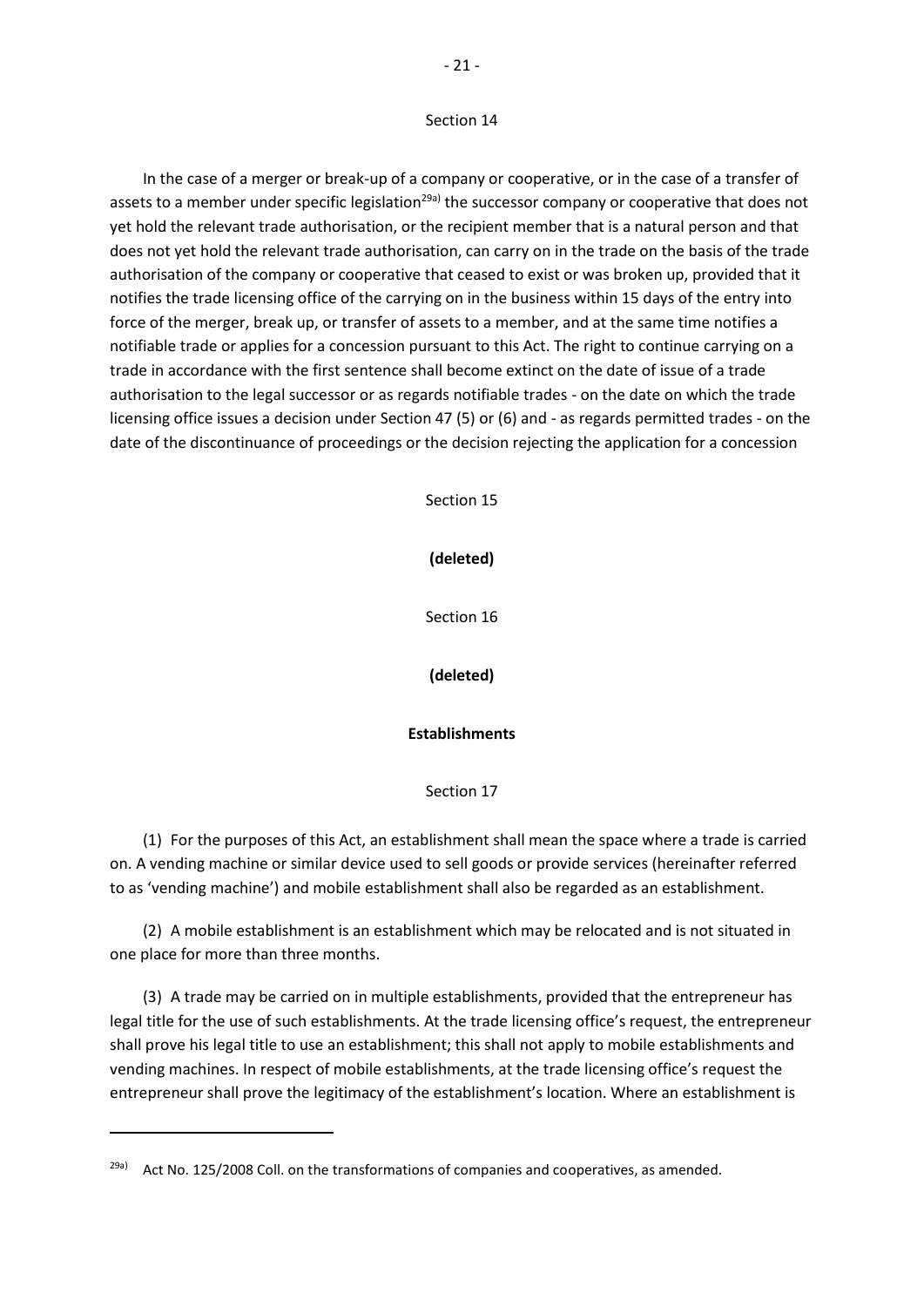Section 14

In the case of a merger or break-up of a company or cooperative, or in the case of a transfer of assets to a member under specific legislation[29a)] the successor company or cooperative that does not yet hold the relevant trade authorisation, or the recipient member that is a natural person and that does not yet hold the relevant trade authorisation, can carry on in the trade on the basis of the trade authorisation of the company or cooperative that ceased to exist or was broken up, provided that it notifies the trade licensing office of the carrying on in the business within 15 days of the entry into force of the merger, break up, or transfer of assets to a member, and at the same time notifies a notifiable trade or applies for a concession pursuant to this Act. The right to continue carrying on a trade in accordance with the first sentence shall become extinct on the date of issue of a trade authorisation to the legal successor or as regards notifiable trades - on the date on which the trade licensing office issues a decision under Section 47 (5) or (6) and - as regards permitted trades - on the date of the discontinuance of proceedings or the decision rejecting the application for a concession

Section 15

**(deleted)**

Section 16

**(deleted)**

**Establishments**

Section 17

(1) For the purposes of this Act, an establishment shall mean the space where a trade is carried on. A vending machine or similar device used to sell goods or provide services (hereinafter referred to as 'vending machine') and mobile establishment shall also be regarded as an establishment.

(2) A mobile establishment is an establishment which may be relocated and is not situated in one place for more than three months.

(3) A trade may be carried on in multiple establishments, provided that the entrepreneur has legal title for the use of such establishments. At the trade licensing office's request, the entrepreneur shall prove his legal title to use an establishment; this shall not apply to mobile establishments and vending machines. In respect of mobile establishments, at the trade licensing office's request the entrepreneur shall prove the legitimacy of the establishment's location. Where an establishment is

---

[29a)] Act No. 125/2008 Coll. on the transformations of companies and cooperatives, as amended.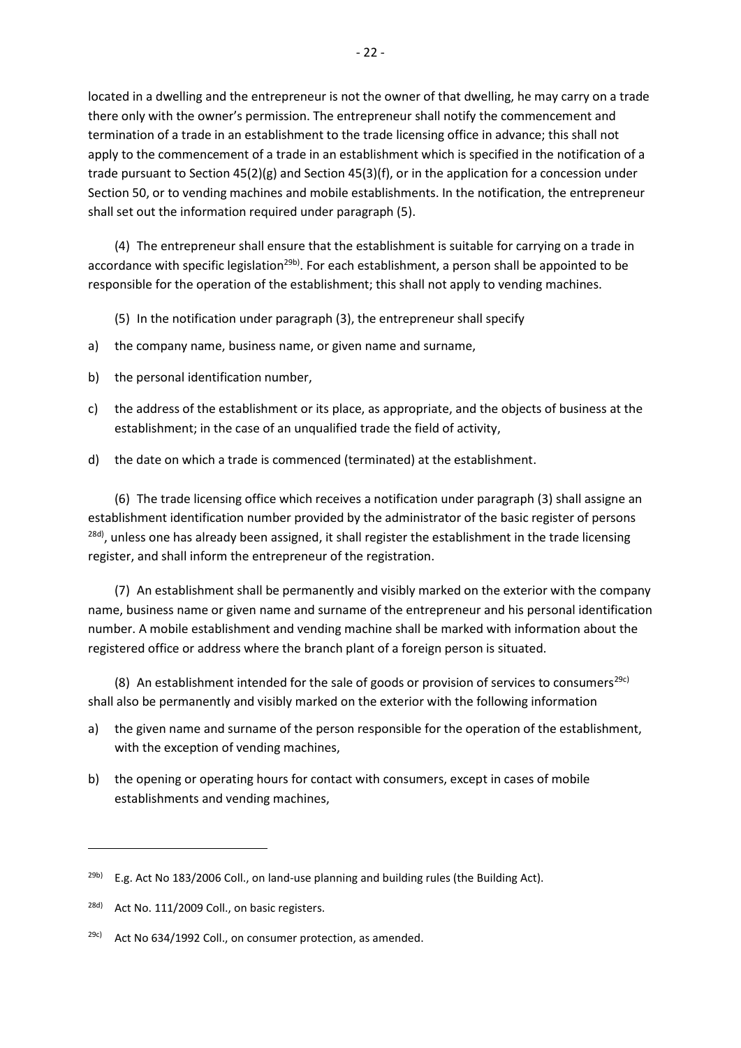located in a dwelling and the entrepreneur is not the owner of that dwelling, he may carry on a trade there only with the owner's permission. The entrepreneur shall notify the commencement and termination of a trade in an establishment to the trade licensing office in advance; this shall not apply to the commencement of a trade in an establishment which is specified in the notification of a trade pursuant to Section 45(2)(g) and Section 45(3)(f), or in the application for a concession under Section 50, or to vending machines and mobile establishments. In the notification, the entrepreneur shall set out the information required under paragraph (5).

(4) The entrepreneur shall ensure that the establishment is suitable for carrying on a trade in accordance with specific legislation[29b]. For each establishment, a person shall be appointed to be responsible for the operation of the establishment; this shall not apply to vending machines.

(5) In the notification under paragraph (3), the entrepreneur shall specify

a) the company name, business name, or given name and surname,

b) the personal identification number,

c) the address of the establishment or its place, as appropriate, and the objects of business at the establishment; in the case of an unqualified trade the field of activity,

d) the date on which a trade is commenced (terminated) at the establishment.

(6) The trade licensing office which receives a notification under paragraph (3) shall assigne an establishment identification number provided by the administrator of the basic register of persons [28d], unless one has already been assigned, it shall register the establishment in the trade licensing register, and shall inform the entrepreneur of the registration.

(7) An establishment shall be permanently and visibly marked on the exterior with the company name, business name or given name and surname of the entrepreneur and his personal identification number. A mobile establishment and vending machine shall be marked with information about the registered office or address where the branch plant of a foreign person is situated.

(8) An establishment intended for the sale of goods or provision of services to consumers[29c] shall also be permanently and visibly marked on the exterior with the following information

a) the given name and surname of the person responsible for the operation of the establishment, with the exception of vending machines,

b) the opening or operating hours for contact with consumers, except in cases of mobile establishments and vending machines,

---

[29b] E.g. Act No 183/2006 Coll., on land-use planning and building rules (the Building Act).

[28d] Act No. 111/2009 Coll., on basic registers.

[29c] Act No 634/1992 Coll., on consumer protection, as amended.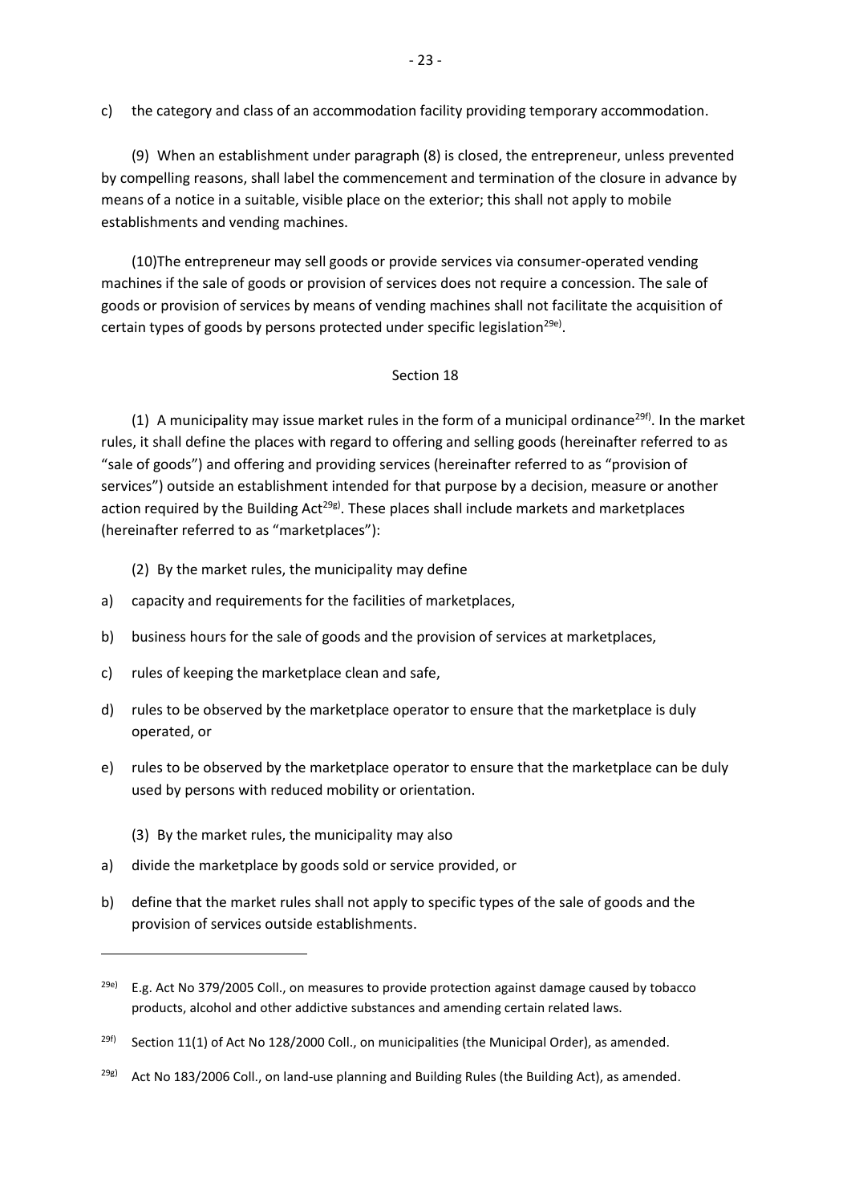c) the category and class of an accommodation facility providing temporary accommodation.

(9) When an establishment under paragraph (8) is closed, the entrepreneur, unless prevented by compelling reasons, shall label the commencement and termination of the closure in advance by means of a notice in a suitable, visible place on the exterior; this shall not apply to mobile establishments and vending machines.

(10)The entrepreneur may sell goods or provide services via consumer-operated vending machines if the sale of goods or provision of services does not require a concession. The sale of goods or provision of services by means of vending machines shall not facilitate the acquisition of certain types of goods by persons protected under specific legislation[29e)].

## Section 18

(1) A municipality may issue market rules in the form of a municipal ordinance[29f)]. In the market rules, it shall define the places with regard to offering and selling goods (hereinafter referred to as "sale of goods") and offering and providing services (hereinafter referred to as "provision of services") outside an establishment intended for that purpose by a decision, measure or another action required by the Building Act[29g)]. These places shall include markets and marketplaces (hereinafter referred to as "marketplaces"):

(2) By the market rules, the municipality may define

a) capacity and requirements for the facilities of marketplaces,

b) business hours for the sale of goods and the provision of services at marketplaces,

c) rules of keeping the marketplace clean and safe,

d) rules to be observed by the marketplace operator to ensure that the marketplace is duly operated, or

e) rules to be observed by the marketplace operator to ensure that the marketplace can be duly used by persons with reduced mobility or orientation.

(3) By the market rules, the municipality may also

a) divide the marketplace by goods sold or service provided, or

b) define that the market rules shall not apply to specific types of the sale of goods and the provision of services outside establishments.

---

[29e)] E.g. Act No 379/2005 Coll., on measures to provide protection against damage caused by tobacco products, alcohol and other addictive substances and amending certain related laws.

[29f)] Section 11(1) of Act No 128/2000 Coll., on municipalities (the Municipal Order), as amended.

[29g)] Act No 183/2006 Coll., on land-use planning and Building Rules (the Building Act), as amended.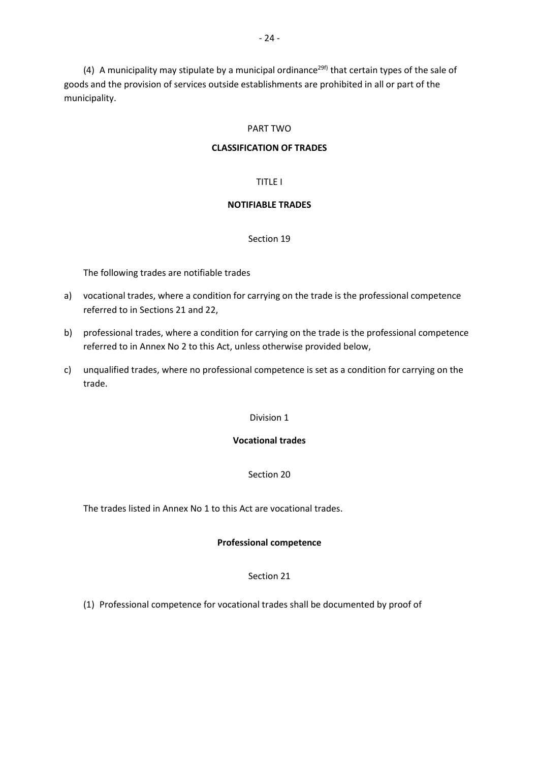(4) A municipality may stipulate by a municipal ordinance[29f)] that certain types of the sale of goods and the provision of services outside establishments are prohibited in all or part of the municipality.

PART TWO

**CLASSIFICATION OF TRADES**

TITLE I

**NOTIFIABLE TRADES**

Section 19

The following trades are notifiable trades

a) vocational trades, where a condition for carrying on the trade is the professional competence referred to in Sections 21 and 22,

b) professional trades, where a condition for carrying on the trade is the professional competence referred to in Annex No 2 to this Act, unless otherwise provided below,

c) unqualified trades, where no professional competence is set as a condition for carrying on the trade.

Division 1

**Vocational trades**

Section 20

The trades listed in Annex No 1 to this Act are vocational trades.

**Professional competence**

Section 21

(1) Professional competence for vocational trades shall be documented by proof of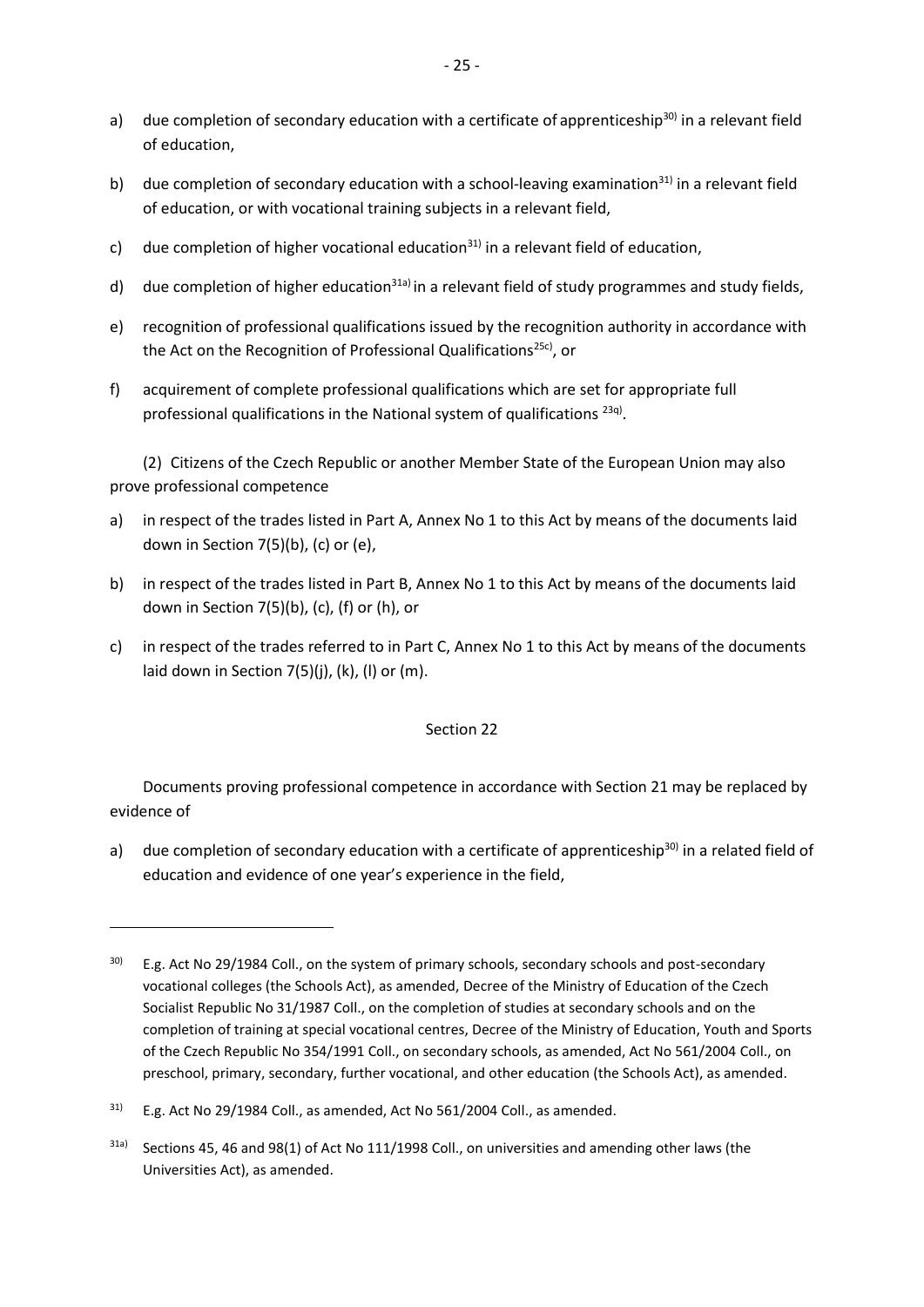a) due completion of secondary education with a certificate of apprenticeship[30] in a relevant field of education,

b) due completion of secondary education with a school-leaving examination[31] in a relevant field of education, or with vocational training subjects in a relevant field,

c) due completion of higher vocational education[31] in a relevant field of education,

d) due completion of higher education[31a] in a relevant field of study programmes and study fields,

e) recognition of professional qualifications issued by the recognition authority in accordance with the Act on the Recognition of Professional Qualifications[25c], or

f) acquirement of complete professional qualifications which are set for appropriate full professional qualifications in the National system of qualifications [23q].

(2) Citizens of the Czech Republic or another Member State of the European Union may also prove professional competence

a) in respect of the trades listed in Part A, Annex No 1 to this Act by means of the documents laid down in Section 7(5)(b), (c) or (e),

b) in respect of the trades listed in Part B, Annex No 1 to this Act by means of the documents laid down in Section 7(5)(b), (c), (f) or (h), or

c) in respect of the trades referred to in Part C, Annex No 1 to this Act by means of the documents laid down in Section 7(5)(j), (k), (l) or (m).

Section 22

Documents proving professional competence in accordance with Section 21 may be replaced by evidence of

a) due completion of secondary education with a certificate of apprenticeship[30] in a related field of education and evidence of one year's experience in the field,

---

[30] E.g. Act No 29/1984 Coll., on the system of primary schools, secondary schools and post-secondary vocational colleges (the Schools Act), as amended, Decree of the Ministry of Education of the Czech Socialist Republic No 31/1987 Coll., on the completion of studies at secondary schools and on the completion of training at special vocational centres, Decree of the Ministry of Education, Youth and Sports of the Czech Republic No 354/1991 Coll., on secondary schools, as amended, Act No 561/2004 Coll., on preschool, primary, secondary, further vocational, and other education (the Schools Act), as amended.

[31] E.g. Act No 29/1984 Coll., as amended, Act No 561/2004 Coll., as amended.

[31a] Sections 45, 46 and 98(1) of Act No 111/1998 Coll., on universities and amending other laws (the Universities Act), as amended.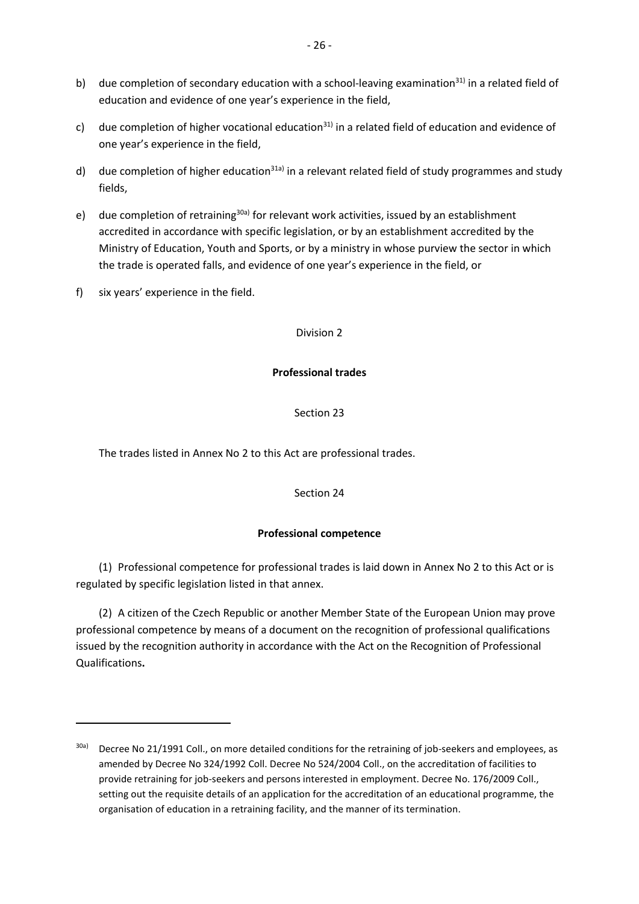b) due completion of secondary education with a school-leaving examination[31)] in a related field of education and evidence of one year's experience in the field,

c) due completion of higher vocational education[31)] in a related field of education and evidence of one year's experience in the field,

d) due completion of higher education[31a)] in a relevant related field of study programmes and study fields,

e) due completion of retraining[30a)] for relevant work activities, issued by an establishment accredited in accordance with specific legislation, or by an establishment accredited by the Ministry of Education, Youth and Sports, or by a ministry in whose purview the sector in which the trade is operated falls, and evidence of one year's experience in the field, or

f) six years' experience in the field.

Division 2

**Professional trades**

Section 23

The trades listed in Annex No 2 to this Act are professional trades.

Section 24

**Professional competence**

(1) Professional competence for professional trades is laid down in Annex No 2 to this Act or is regulated by specific legislation listed in that annex.

(2) A citizen of the Czech Republic or another Member State of the European Union may prove professional competence by means of a document on the recognition of professional qualifications issued by the recognition authority in accordance with the Act on the Recognition of Professional Qualifications**.**

---

[30a)] Decree No 21/1991 Coll., on more detailed conditions for the retraining of job-seekers and employees, as amended by Decree No 324/1992 Coll. Decree No 524/2004 Coll., on the accreditation of facilities to provide retraining for job-seekers and persons interested in employment. Decree No. 176/2009 Coll., setting out the requisite details of an application for the accreditation of an educational programme, the organisation of education in a retraining facility, and the manner of its termination.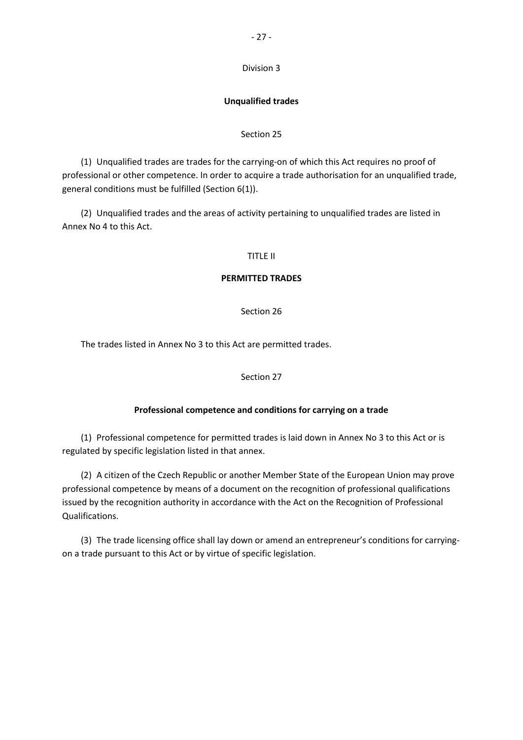Division 3

**Unqualified trades**

Section 25

(1) Unqualified trades are trades for the carrying-on of which this Act requires no proof of professional or other competence. In order to acquire a trade authorisation for an unqualified trade, general conditions must be fulfilled (Section 6(1)).

(2) Unqualified trades and the areas of activity pertaining to unqualified trades are listed in Annex No 4 to this Act.

TITLE II

**PERMITTED TRADES**

Section 26

The trades listed in Annex No 3 to this Act are permitted trades.

Section 27

**Professional competence and conditions for carrying on a trade**

(1) Professional competence for permitted trades is laid down in Annex No 3 to this Act or is regulated by specific legislation listed in that annex.

(2) A citizen of the Czech Republic or another Member State of the European Union may prove professional competence by means of a document on the recognition of professional qualifications issued by the recognition authority in accordance with the Act on the Recognition of Professional Qualifications.

(3) The trade licensing office shall lay down or amend an entrepreneur's conditions for carrying-on a trade pursuant to this Act or by virtue of specific legislation.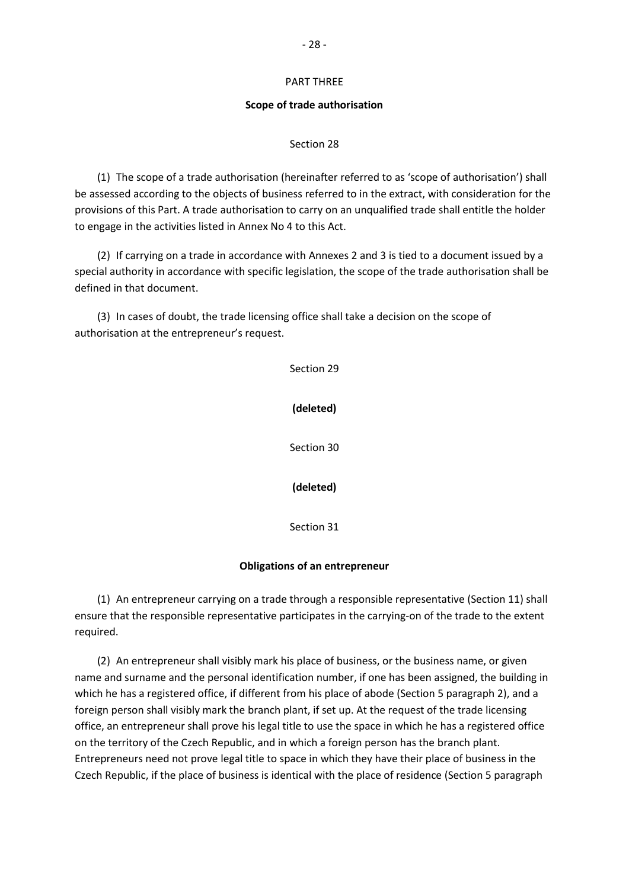## PART THREE

### Scope of trade authorisation

Section 28

(1) The scope of a trade authorisation (hereinafter referred to as 'scope of authorisation') shall be assessed according to the objects of business referred to in the extract, with consideration for the provisions of this Part. A trade authorisation to carry on an unqualified trade shall entitle the holder to engage in the activities listed in Annex No 4 to this Act.

(2) If carrying on a trade in accordance with Annexes 2 and 3 is tied to a document issued by a special authority in accordance with specific legislation, the scope of the trade authorisation shall be defined in that document.

(3) In cases of doubt, the trade licensing office shall take a decision on the scope of authorisation at the entrepreneur's request.

Section 29

**(deleted)**

Section 30

**(deleted)**

Section 31

### Obligations of an entrepreneur

(1) An entrepreneur carrying on a trade through a responsible representative (Section 11) shall ensure that the responsible representative participates in the carrying-on of the trade to the extent required.

(2) An entrepreneur shall visibly mark his place of business, or the business name, or given name and surname and the personal identification number, if one has been assigned, the building in which he has a registered office, if different from his place of abode (Section 5 paragraph 2), and a foreign person shall visibly mark the branch plant, if set up. At the request of the trade licensing office, an entrepreneur shall prove his legal title to use the space in which he has a registered office on the territory of the Czech Republic, and in which a foreign person has the branch plant. Entrepreneurs need not prove legal title to space in which they have their place of business in the Czech Republic, if the place of business is identical with the place of residence (Section 5 paragraph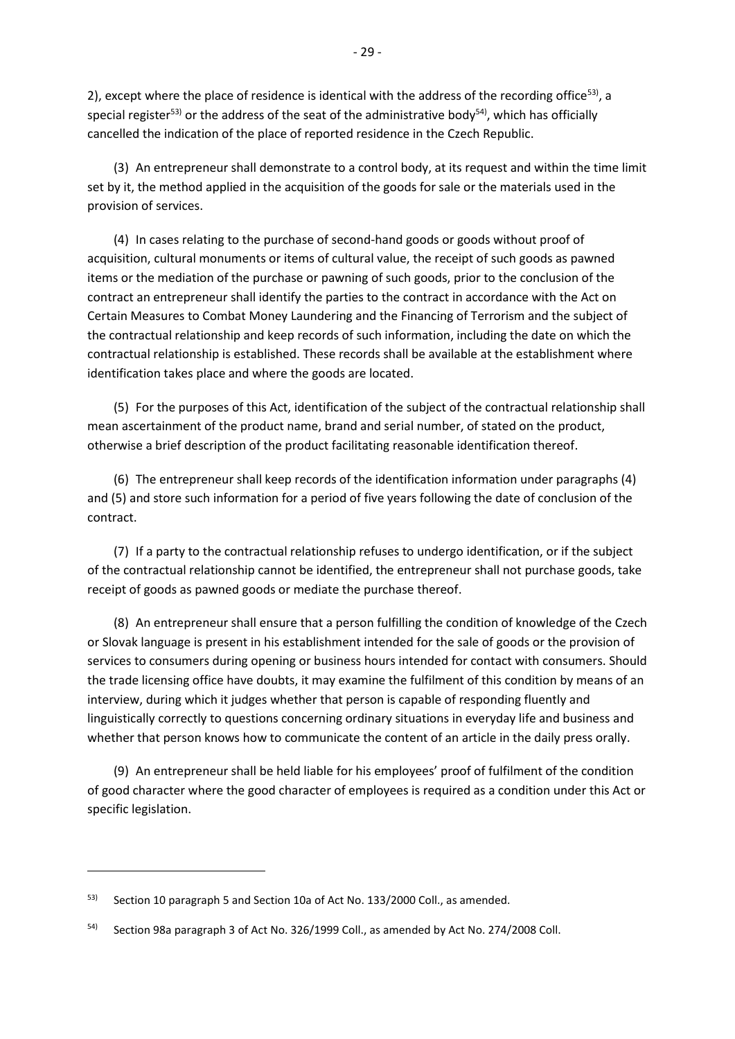2), except where the place of residence is identical with the address of the recording office[53], a special register[53] or the address of the seat of the administrative body[54], which has officially cancelled the indication of the place of reported residence in the Czech Republic.

(3) An entrepreneur shall demonstrate to a control body, at its request and within the time limit set by it, the method applied in the acquisition of the goods for sale or the materials used in the provision of services.

(4) In cases relating to the purchase of second-hand goods or goods without proof of acquisition, cultural monuments or items of cultural value, the receipt of such goods as pawned items or the mediation of the purchase or pawning of such goods, prior to the conclusion of the contract an entrepreneur shall identify the parties to the contract in accordance with the Act on Certain Measures to Combat Money Laundering and the Financing of Terrorism and the subject of the contractual relationship and keep records of such information, including the date on which the contractual relationship is established. These records shall be available at the establishment where identification takes place and where the goods are located.

(5) For the purposes of this Act, identification of the subject of the contractual relationship shall mean ascertainment of the product name, brand and serial number, of stated on the product, otherwise a brief description of the product facilitating reasonable identification thereof.

(6) The entrepreneur shall keep records of the identification information under paragraphs (4) and (5) and store such information for a period of five years following the date of conclusion of the contract.

(7) If a party to the contractual relationship refuses to undergo identification, or if the subject of the contractual relationship cannot be identified, the entrepreneur shall not purchase goods, take receipt of goods as pawned goods or mediate the purchase thereof.

(8) An entrepreneur shall ensure that a person fulfilling the condition of knowledge of the Czech or Slovak language is present in his establishment intended for the sale of goods or the provision of services to consumers during opening or business hours intended for contact with consumers. Should the trade licensing office have doubts, it may examine the fulfilment of this condition by means of an interview, during which it judges whether that person is capable of responding fluently and linguistically correctly to questions concerning ordinary situations in everyday life and business and whether that person knows how to communicate the content of an article in the daily press orally.

(9) An entrepreneur shall be held liable for his employees' proof of fulfilment of the condition of good character where the good character of employees is required as a condition under this Act or specific legislation.

---

[53] Section 10 paragraph 5 and Section 10a of Act No. 133/2000 Coll., as amended.

[54] Section 98a paragraph 3 of Act No. 326/1999 Coll., as amended by Act No. 274/2008 Coll.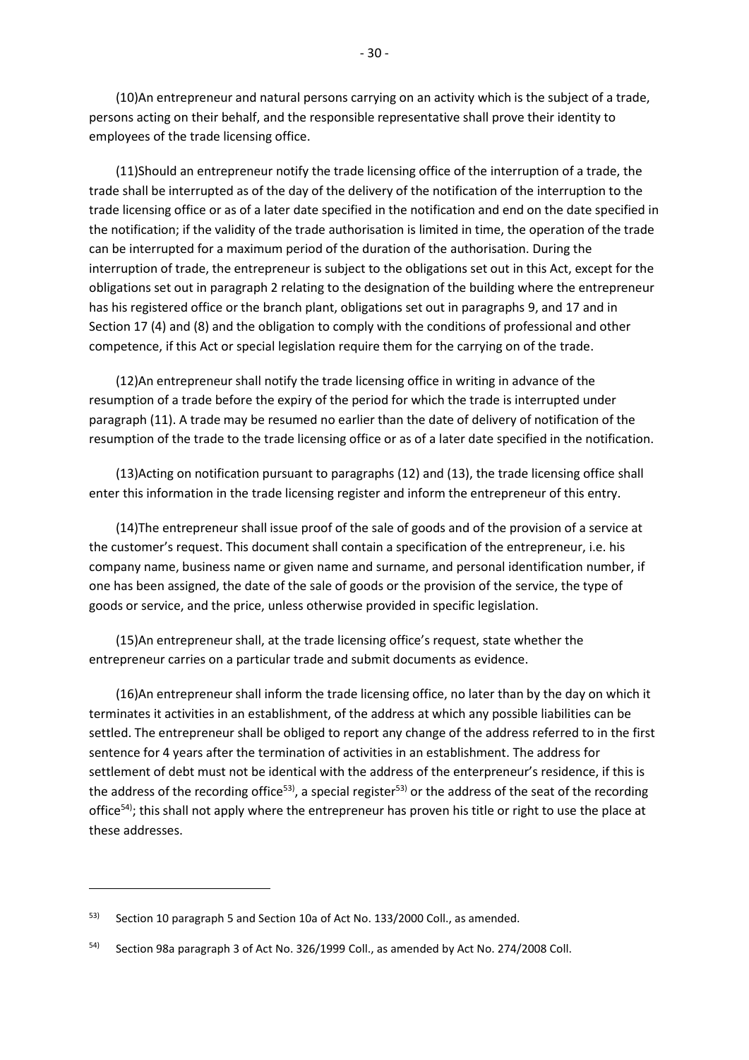(10)An entrepreneur and natural persons carrying on an activity which is the subject of a trade, persons acting on their behalf, and the responsible representative shall prove their identity to employees of the trade licensing office.

(11)Should an entrepreneur notify the trade licensing office of the interruption of a trade, the trade shall be interrupted as of the day of the delivery of the notification of the interruption to the trade licensing office or as of a later date specified in the notification and end on the date specified in the notification; if the validity of the trade authorisation is limited in time, the operation of the trade can be interrupted for a maximum period of the duration of the authorisation. During the interruption of trade, the entrepreneur is subject to the obligations set out in this Act, except for the obligations set out in paragraph 2 relating to the designation of the building where the entrepreneur has his registered office or the branch plant, obligations set out in paragraphs 9, and 17 and in Section 17 (4) and (8) and the obligation to comply with the conditions of professional and other competence, if this Act or special legislation require them for the carrying on of the trade.

(12)An entrepreneur shall notify the trade licensing office in writing in advance of the resumption of a trade before the expiry of the period for which the trade is interrupted under paragraph (11). A trade may be resumed no earlier than the date of delivery of notification of the resumption of the trade to the trade licensing office or as of a later date specified in the notification.

(13)Acting on notification pursuant to paragraphs (12) and (13), the trade licensing office shall enter this information in the trade licensing register and inform the entrepreneur of this entry.

(14)The entrepreneur shall issue proof of the sale of goods and of the provision of a service at the customer's request. This document shall contain a specification of the entrepreneur, i.e. his company name, business name or given name and surname, and personal identification number, if one has been assigned, the date of the sale of goods or the provision of the service, the type of goods or service, and the price, unless otherwise provided in specific legislation.

(15)An entrepreneur shall, at the trade licensing office's request, state whether the entrepreneur carries on a particular trade and submit documents as evidence.

(16)An entrepreneur shall inform the trade licensing office, no later than by the day on which it terminates it activities in an establishment, of the address at which any possible liabilities can be settled. The entrepreneur shall be obliged to report any change of the address referred to in the first sentence for 4 years after the termination of activities in an establishment. The address for settlement of debt must not be identical with the address of the enterpreneur's residence, if this is the address of the recording office[53], a special register[53] or the address of the seat of the recording office[54]; this shall not apply where the entrepreneur has proven his title or right to use the place at these addresses.

---

[53] Section 10 paragraph 5 and Section 10a of Act No. 133/2000 Coll., as amended.

[54] Section 98a paragraph 3 of Act No. 326/1999 Coll., as amended by Act No. 274/2008 Coll.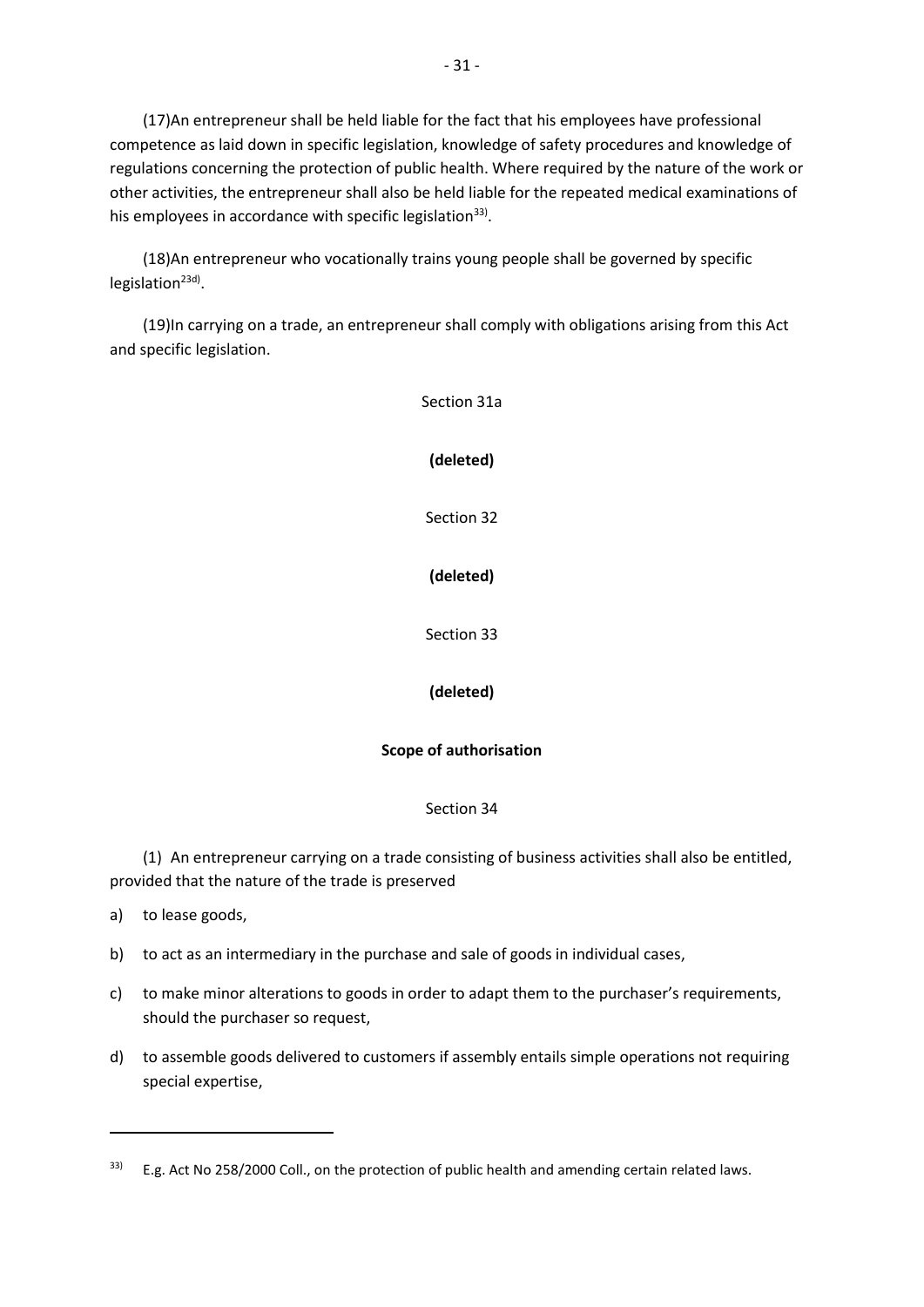(17)An entrepreneur shall be held liable for the fact that his employees have professional competence as laid down in specific legislation, knowledge of safety procedures and knowledge of regulations concerning the protection of public health. Where required by the nature of the work or other activities, the entrepreneur shall also be held liable for the repeated medical examinations of his employees in accordance with specific legislation[33)].

(18)An entrepreneur who vocationally trains young people shall be governed by specific legislation[23d)].

(19)In carrying on a trade, an entrepreneur shall comply with obligations arising from this Act and specific legislation.

Section 31a

**(deleted)**

Section 32

**(deleted)**

Section 33

**(deleted)**

**Scope of authorisation**

Section 34

(1) An entrepreneur carrying on a trade consisting of business activities shall also be entitled, provided that the nature of the trade is preserved

a) to lease goods,

b) to act as an intermediary in the purchase and sale of goods in individual cases,

c) to make minor alterations to goods in order to adapt them to the purchaser's requirements, should the purchaser so request,

d) to assemble goods delivered to customers if assembly entails simple operations not requiring special expertise,

---

33) E.g. Act No 258/2000 Coll., on the protection of public health and amending certain related laws.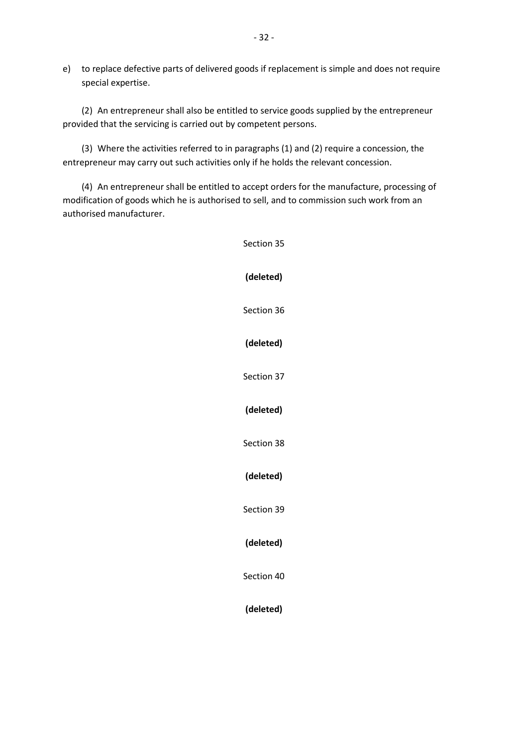e) to replace defective parts of delivered goods if replacement is simple and does not require special expertise.

(2) An entrepreneur shall also be entitled to service goods supplied by the entrepreneur provided that the servicing is carried out by competent persons.

(3) Where the activities referred to in paragraphs (1) and (2) require a concession, the entrepreneur may carry out such activities only if he holds the relevant concession.

(4) An entrepreneur shall be entitled to accept orders for the manufacture, processing of modification of goods which he is authorised to sell, and to commission such work from an authorised manufacturer.

Section 35

**(deleted)**

Section 36

**(deleted)**

Section 37

**(deleted)**

Section 38

**(deleted)**

Section 39

**(deleted)**

Section 40

**(deleted)**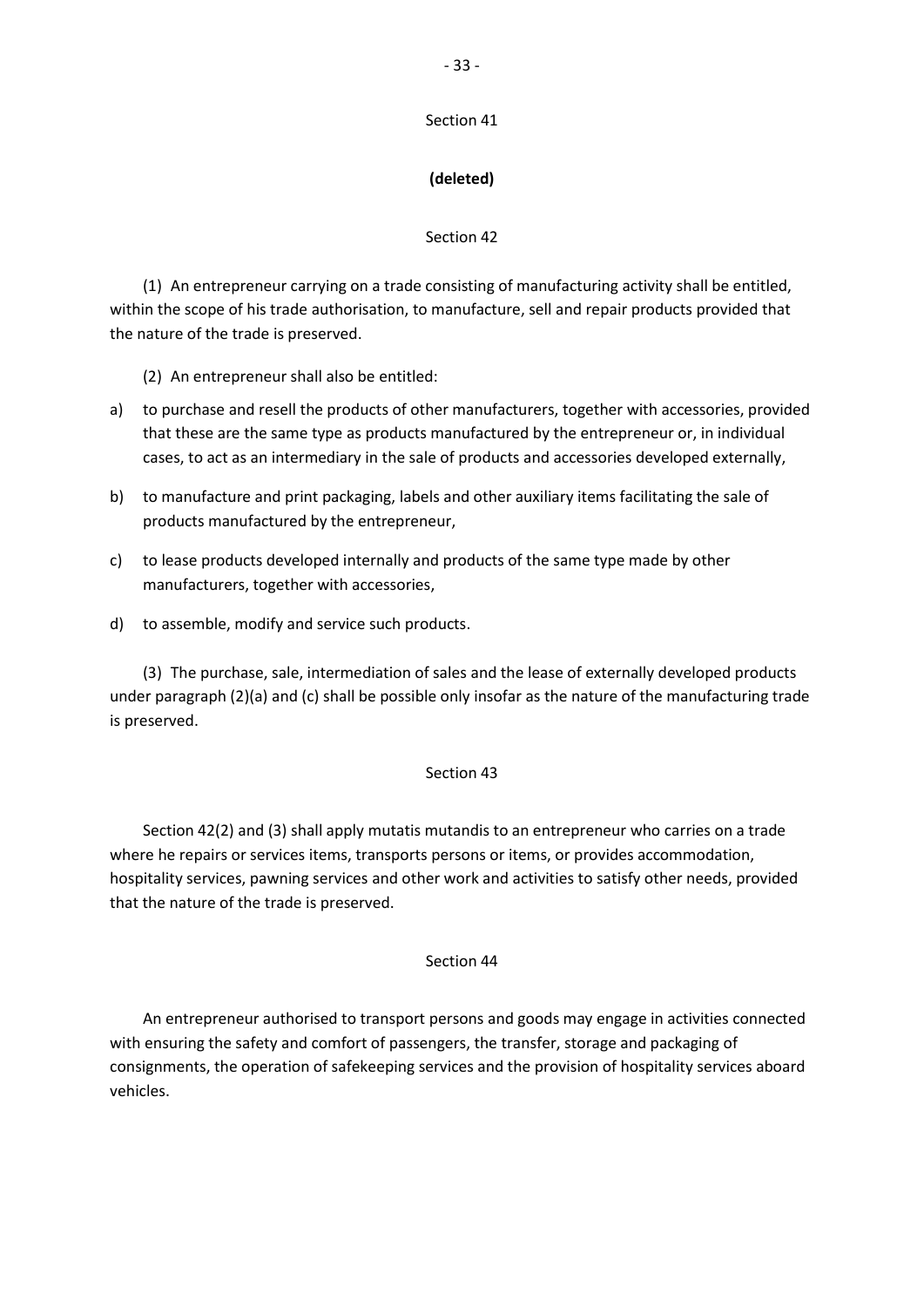## Section 41

**(deleted)**

## Section 42

(1) An entrepreneur carrying on a trade consisting of manufacturing activity shall be entitled, within the scope of his trade authorisation, to manufacture, sell and repair products provided that the nature of the trade is preserved.

(2) An entrepreneur shall also be entitled:

a) to purchase and resell the products of other manufacturers, together with accessories, provided that these are the same type as products manufactured by the entrepreneur or, in individual cases, to act as an intermediary in the sale of products and accessories developed externally,

b) to manufacture and print packaging, labels and other auxiliary items facilitating the sale of products manufactured by the entrepreneur,

c) to lease products developed internally and products of the same type made by other manufacturers, together with accessories,

d) to assemble, modify and service such products.

(3) The purchase, sale, intermediation of sales and the lease of externally developed products under paragraph (2)(a) and (c) shall be possible only insofar as the nature of the manufacturing trade is preserved.

## Section 43

Section 42(2) and (3) shall apply mutatis mutandis to an entrepreneur who carries on a trade where he repairs or services items, transports persons or items, or provides accommodation, hospitality services, pawning services and other work and activities to satisfy other needs, provided that the nature of the trade is preserved.

## Section 44

An entrepreneur authorised to transport persons and goods may engage in activities connected with ensuring the safety and comfort of passengers, the transfer, storage and packaging of consignments, the operation of safekeeping services and the provision of hospitality services aboard vehicles.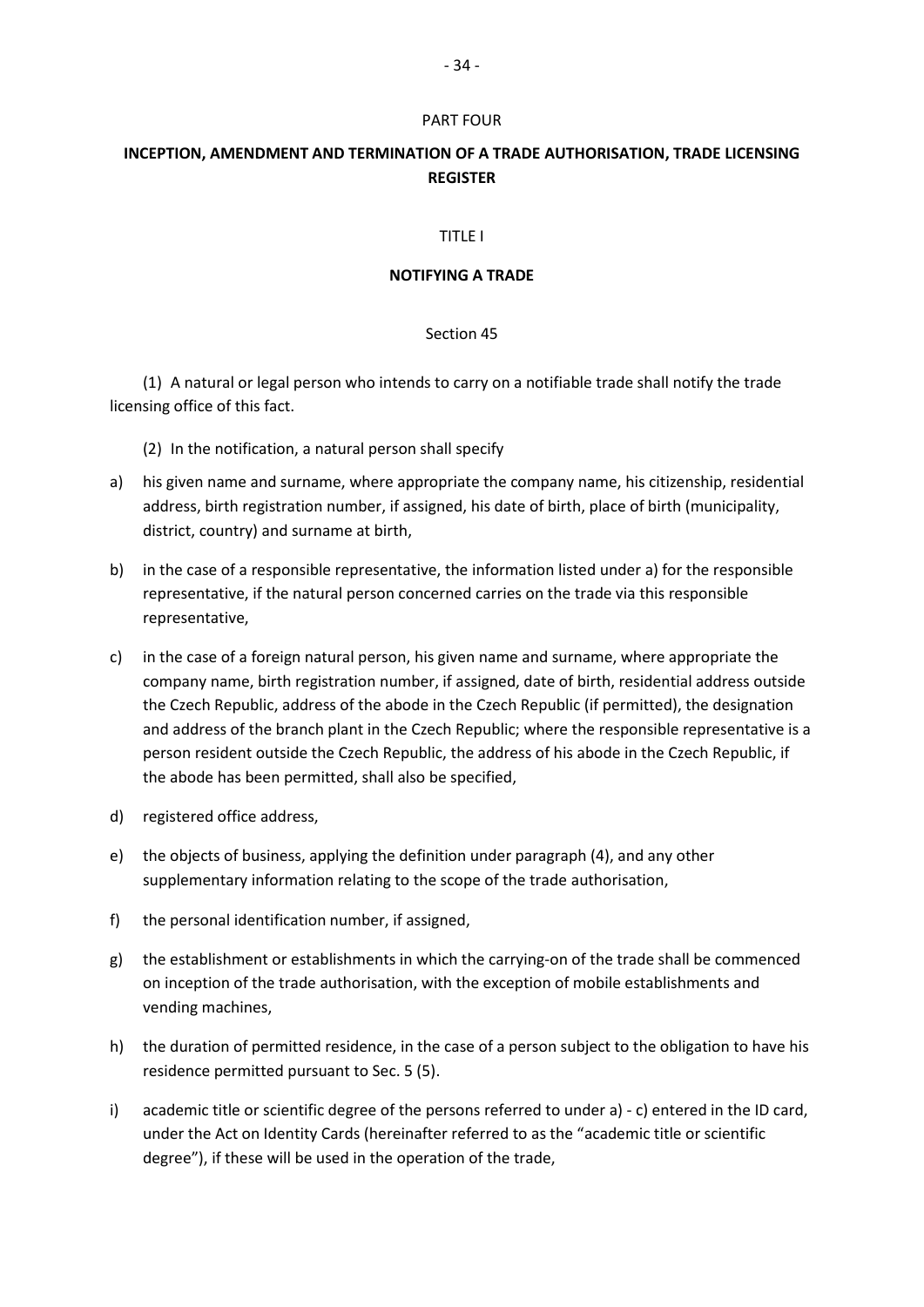PART FOUR

# INCEPTION, AMENDMENT AND TERMINATION OF A TRADE AUTHORISATION, TRADE LICENSING REGISTER

TITLE I

## NOTIFYING A TRADE

Section 45

(1) A natural or legal person who intends to carry on a notifiable trade shall notify the trade licensing office of this fact.

(2) In the notification, a natural person shall specify

a) his given name and surname, where appropriate the company name, his citizenship, residential address, birth registration number, if assigned, his date of birth, place of birth (municipality, district, country) and surname at birth,

b) in the case of a responsible representative, the information listed under a) for the responsible representative, if the natural person concerned carries on the trade via this responsible representative,

c) in the case of a foreign natural person, his given name and surname, where appropriate the company name, birth registration number, if assigned, date of birth, residential address outside the Czech Republic, address of the abode in the Czech Republic (if permitted), the designation and address of the branch plant in the Czech Republic; where the responsible representative is a person resident outside the Czech Republic, the address of his abode in the Czech Republic, if the abode has been permitted, shall also be specified,

d) registered office address,

e) the objects of business, applying the definition under paragraph (4), and any other supplementary information relating to the scope of the trade authorisation,

f) the personal identification number, if assigned,

g) the establishment or establishments in which the carrying-on of the trade shall be commenced on inception of the trade authorisation, with the exception of mobile establishments and vending machines,

h) the duration of permitted residence, in the case of a person subject to the obligation to have his residence permitted pursuant to Sec. 5 (5).

i) academic title or scientific degree of the persons referred to under a) - c) entered in the ID card, under the Act on Identity Cards (hereinafter referred to as the "academic title or scientific degree"), if these will be used in the operation of the trade,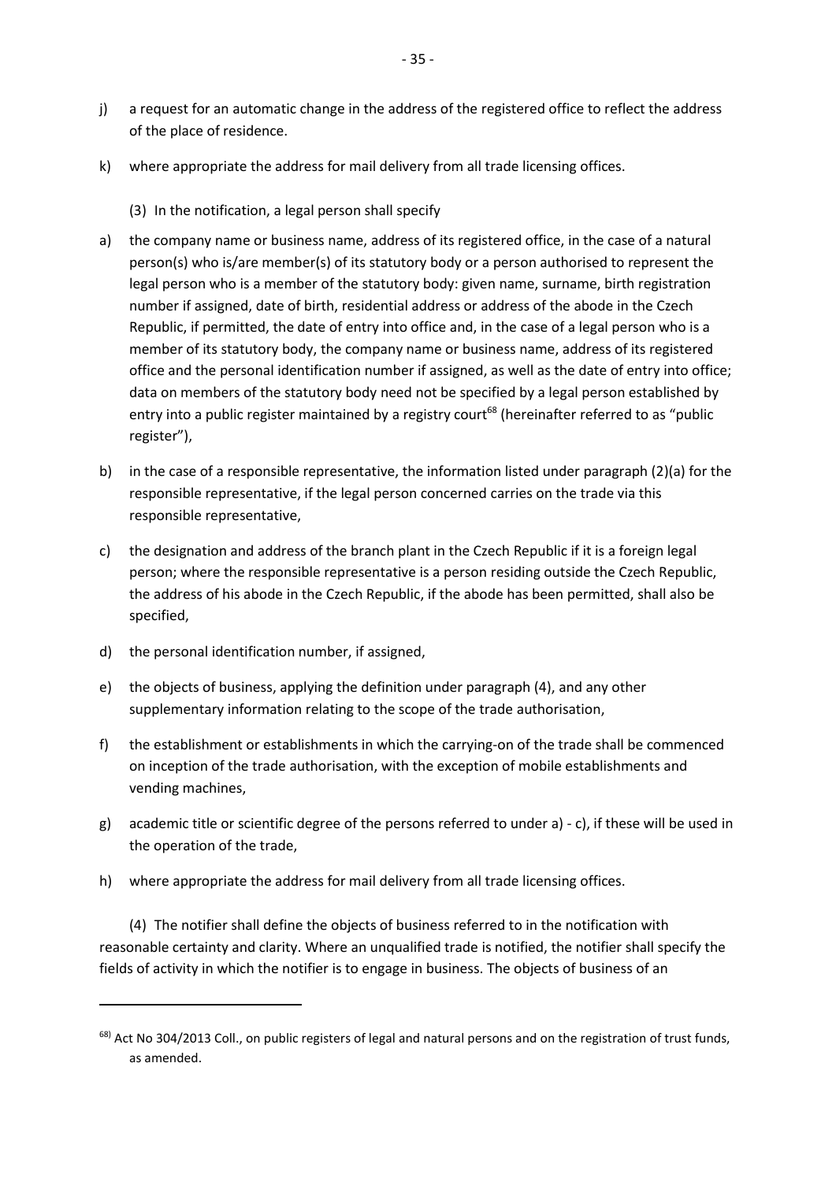j) a request for an automatic change in the address of the registered office to reflect the address of the place of residence.

k) where appropriate the address for mail delivery from all trade licensing offices.

(3) In the notification, a legal person shall specify

a) the company name or business name, address of its registered office, in the case of a natural person(s) who is/are member(s) of its statutory body or a person authorised to represent the legal person who is a member of the statutory body: given name, surname, birth registration number if assigned, date of birth, residential address or address of the abode in the Czech Republic, if permitted, the date of entry into office and, in the case of a legal person who is a member of its statutory body, the company name or business name, address of its registered office and the personal identification number if assigned, as well as the date of entry into office; data on members of the statutory body need not be specified by a legal person established by entry into a public register maintained by a registry court[68] (hereinafter referred to as "public register"),

b) in the case of a responsible representative, the information listed under paragraph (2)(a) for the responsible representative, if the legal person concerned carries on the trade via this responsible representative,

c) the designation and address of the branch plant in the Czech Republic if it is a foreign legal person; where the responsible representative is a person residing outside the Czech Republic, the address of his abode in the Czech Republic, if the abode has been permitted, shall also be specified,

d) the personal identification number, if assigned,

e) the objects of business, applying the definition under paragraph (4), and any other supplementary information relating to the scope of the trade authorisation,

f) the establishment or establishments in which the carrying-on of the trade shall be commenced on inception of the trade authorisation, with the exception of mobile establishments and vending machines,

g) academic title or scientific degree of the persons referred to under a) - c), if these will be used in the operation of the trade,

h) where appropriate the address for mail delivery from all trade licensing offices.

(4) The notifier shall define the objects of business referred to in the notification with reasonable certainty and clarity. Where an unqualified trade is notified, the notifier shall specify the fields of activity in which the notifier is to engage in business. The objects of business of an

---

[68] Act No 304/2013 Coll., on public registers of legal and natural persons and on the registration of trust funds, as amended.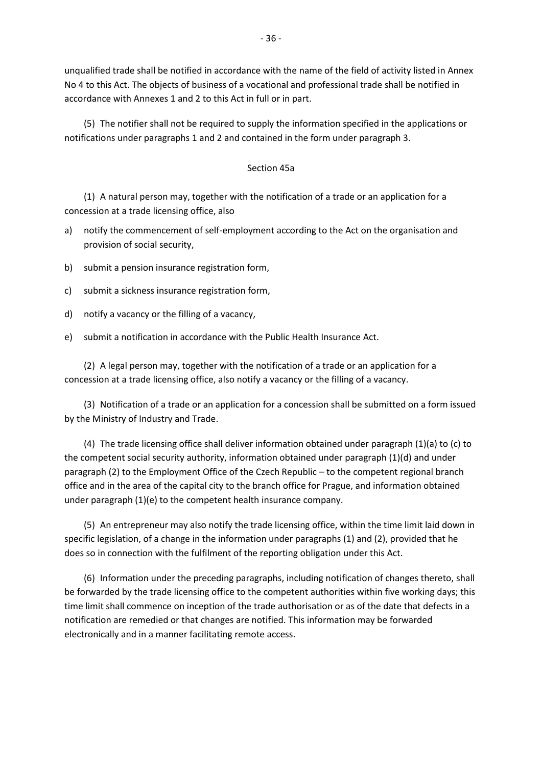unqualified trade shall be notified in accordance with the name of the field of activity listed in Annex No 4 to this Act. The objects of business of a vocational and professional trade shall be notified in accordance with Annexes 1 and 2 to this Act in full or in part.

(5) The notifier shall not be required to supply the information specified in the applications or notifications under paragraphs 1 and 2 and contained in the form under paragraph 3.

Section 45a

(1) A natural person may, together with the notification of a trade or an application for a concession at a trade licensing office, also

a) notify the commencement of self-employment according to the Act on the organisation and provision of social security,

b) submit a pension insurance registration form,

c) submit a sickness insurance registration form,

d) notify a vacancy or the filling of a vacancy,

e) submit a notification in accordance with the Public Health Insurance Act.

(2) A legal person may, together with the notification of a trade or an application for a concession at a trade licensing office, also notify a vacancy or the filling of a vacancy.

(3) Notification of a trade or an application for a concession shall be submitted on a form issued by the Ministry of Industry and Trade.

(4) The trade licensing office shall deliver information obtained under paragraph (1)(a) to (c) to the competent social security authority, information obtained under paragraph (1)(d) and under paragraph (2) to the Employment Office of the Czech Republic – to the competent regional branch office and in the area of the capital city to the branch office for Prague, and information obtained under paragraph (1)(e) to the competent health insurance company.

(5) An entrepreneur may also notify the trade licensing office, within the time limit laid down in specific legislation, of a change in the information under paragraphs (1) and (2), provided that he does so in connection with the fulfilment of the reporting obligation under this Act.

(6) Information under the preceding paragraphs, including notification of changes thereto, shall be forwarded by the trade licensing office to the competent authorities within five working days; this time limit shall commence on inception of the trade authorisation or as of the date that defects in a notification are remedied or that changes are notified. This information may be forwarded electronically and in a manner facilitating remote access.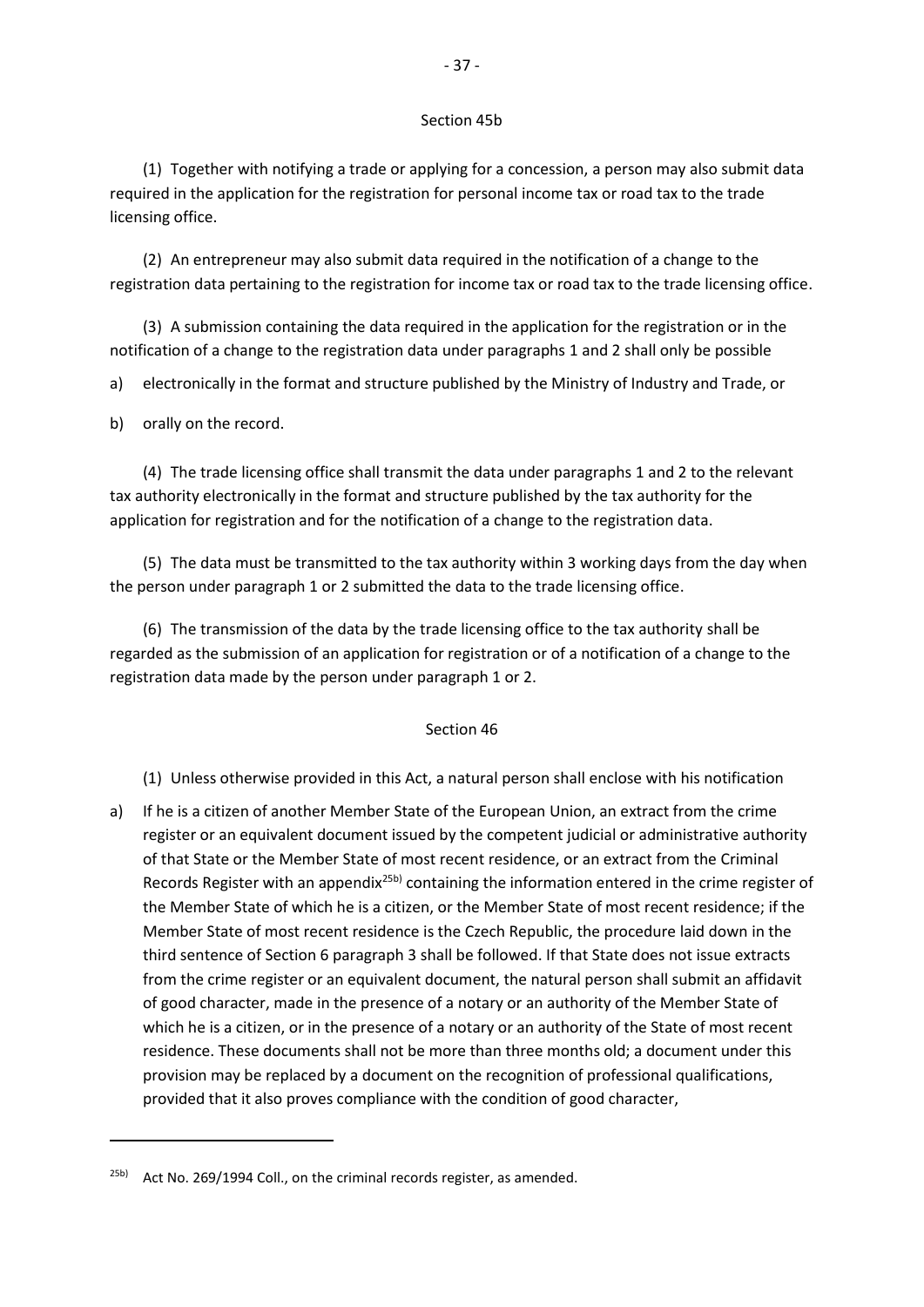### Section 45b

(1) Together with notifying a trade or applying for a concession, a person may also submit data required in the application for the registration for personal income tax or road tax to the trade licensing office.

(2) An entrepreneur may also submit data required in the notification of a change to the registration data pertaining to the registration for income tax or road tax to the trade licensing office.

(3) A submission containing the data required in the application for the registration or in the notification of a change to the registration data under paragraphs 1 and 2 shall only be possible

a) electronically in the format and structure published by the Ministry of Industry and Trade, or

b) orally on the record.

(4) The trade licensing office shall transmit the data under paragraphs 1 and 2 to the relevant tax authority electronically in the format and structure published by the tax authority for the application for registration and for the notification of a change to the registration data.

(5) The data must be transmitted to the tax authority within 3 working days from the day when the person under paragraph 1 or 2 submitted the data to the trade licensing office.

(6) The transmission of the data by the trade licensing office to the tax authority shall be regarded as the submission of an application for registration or of a notification of a change to the registration data made by the person under paragraph 1 or 2.

### Section 46

(1) Unless otherwise provided in this Act, a natural person shall enclose with his notification

a) If he is a citizen of another Member State of the European Union, an extract from the crime register or an equivalent document issued by the competent judicial or administrative authority of that State or the Member State of most recent residence, or an extract from the Criminal Records Register with an appendix[25b)] containing the information entered in the crime register of the Member State of which he is a citizen, or the Member State of most recent residence; if the Member State of most recent residence is the Czech Republic, the procedure laid down in the third sentence of Section 6 paragraph 3 shall be followed. If that State does not issue extracts from the crime register or an equivalent document, the natural person shall submit an affidavit of good character, made in the presence of a notary or an authority of the Member State of which he is a citizen, or in the presence of a notary or an authority of the State of most recent residence. These documents shall not be more than three months old; a document under this provision may be replaced by a document on the recognition of professional qualifications, provided that it also proves compliance with the condition of good character,

---

[25b)] Act No. 269/1994 Coll., on the criminal records register, as amended.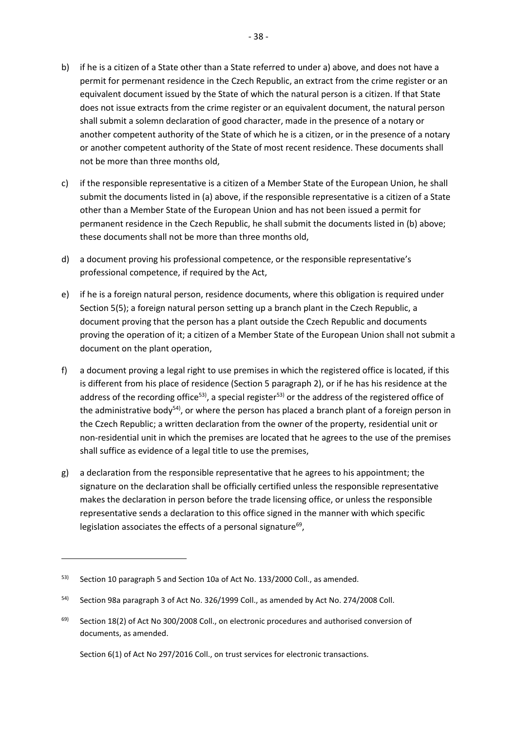b) if he is a citizen of a State other than a State referred to under a) above, and does not have a permit for permenant residence in the Czech Republic, an extract from the crime register or an equivalent document issued by the State of which the natural person is a citizen. If that State does not issue extracts from the crime register or an equivalent document, the natural person shall submit a solemn declaration of good character, made in the presence of a notary or another competent authority of the State of which he is a citizen, or in the presence of a notary or another competent authority of the State of most recent residence. These documents shall not be more than three months old,

c) if the responsible representative is a citizen of a Member State of the European Union, he shall submit the documents listed in (a) above, if the responsible representative is a citizen of a State other than a Member State of the European Union and has not been issued a permit for permanent residence in the Czech Republic, he shall submit the documents listed in (b) above; these documents shall not be more than three months old,

d) a document proving his professional competence, or the responsible representative's professional competence, if required by the Act,

e) if he is a foreign natural person, residence documents, where this obligation is required under Section 5(5); a foreign natural person setting up a branch plant in the Czech Republic, a document proving that the person has a plant outside the Czech Republic and documents proving the operation of it; a citizen of a Member State of the European Union shall not submit a document on the plant operation,

f) a document proving a legal right to use premises in which the registered office is located, if this is different from his place of residence (Section 5 paragraph 2), or if he has his residence at the address of the recording office[53)], a special register[53)] or the address of the registered office of the administrative body[54)], or where the person has placed a branch plant of a foreign person in the Czech Republic; a written declaration from the owner of the property, residential unit or non-residential unit in which the premises are located that he agrees to the use of the premises shall suffice as evidence of a legal title to use the premises,

g) a declaration from the responsible representative that he agrees to his appointment; the signature on the declaration shall be officially certified unless the responsible representative makes the declaration in person before the trade licensing office, or unless the responsible representative sends a declaration to this office signed in the manner with which specific legislation associates the effects of a personal signature[69],

---

[53)] Section 10 paragraph 5 and Section 10a of Act No. 133/2000 Coll., as amended.

[54)] Section 98a paragraph 3 of Act No. 326/1999 Coll., as amended by Act No. 274/2008 Coll.

[69)] Section 18(2) of Act No 300/2008 Coll., on electronic procedures and authorised conversion of documents, as amended.

Section 6(1) of Act No 297/2016 Coll., on trust services for electronic transactions.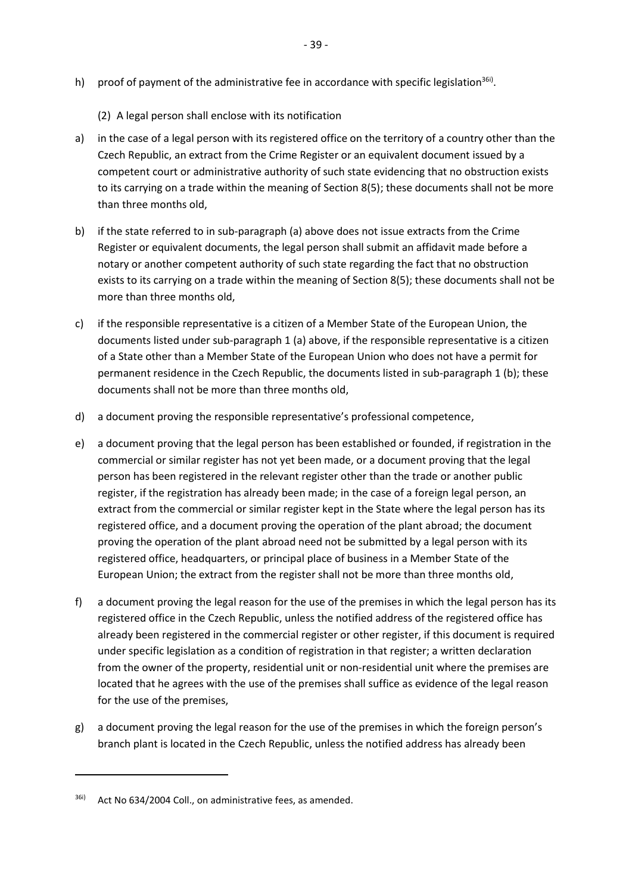h) proof of payment of the administrative fee in accordance with specific legislation[36i).

(2) A legal person shall enclose with its notification

a) in the case of a legal person with its registered office on the territory of a country other than the Czech Republic, an extract from the Crime Register or an equivalent document issued by a competent court or administrative authority of such state evidencing that no obstruction exists to its carrying on a trade within the meaning of Section 8(5); these documents shall not be more than three months old,

b) if the state referred to in sub-paragraph (a) above does not issue extracts from the Crime Register or equivalent documents, the legal person shall submit an affidavit made before a notary or another competent authority of such state regarding the fact that no obstruction exists to its carrying on a trade within the meaning of Section 8(5); these documents shall not be more than three months old,

c) if the responsible representative is a citizen of a Member State of the European Union, the documents listed under sub-paragraph 1 (a) above, if the responsible representative is a citizen of a State other than a Member State of the European Union who does not have a permit for permanent residence in the Czech Republic, the documents listed in sub-paragraph 1 (b); these documents shall not be more than three months old,

d) a document proving the responsible representative's professional competence,

e) a document proving that the legal person has been established or founded, if registration in the commercial or similar register has not yet been made, or a document proving that the legal person has been registered in the relevant register other than the trade or another public register, if the registration has already been made; in the case of a foreign legal person, an extract from the commercial or similar register kept in the State where the legal person has its registered office, and a document proving the operation of the plant abroad; the document proving the operation of the plant abroad need not be submitted by a legal person with its registered office, headquarters, or principal place of business in a Member State of the European Union; the extract from the register shall not be more than three months old,

f) a document proving the legal reason for the use of the premises in which the legal person has its registered office in the Czech Republic, unless the notified address of the registered office has already been registered in the commercial register or other register, if this document is required under specific legislation as a condition of registration in that register; a written declaration from the owner of the property, residential unit or non-residential unit where the premises are located that he agrees with the use of the premises shall suffice as evidence of the legal reason for the use of the premises,

g) a document proving the legal reason for the use of the premises in which the foreign person's branch plant is located in the Czech Republic, unless the notified address has already been

---

[36i) Act No 634/2004 Coll., on administrative fees, as amended.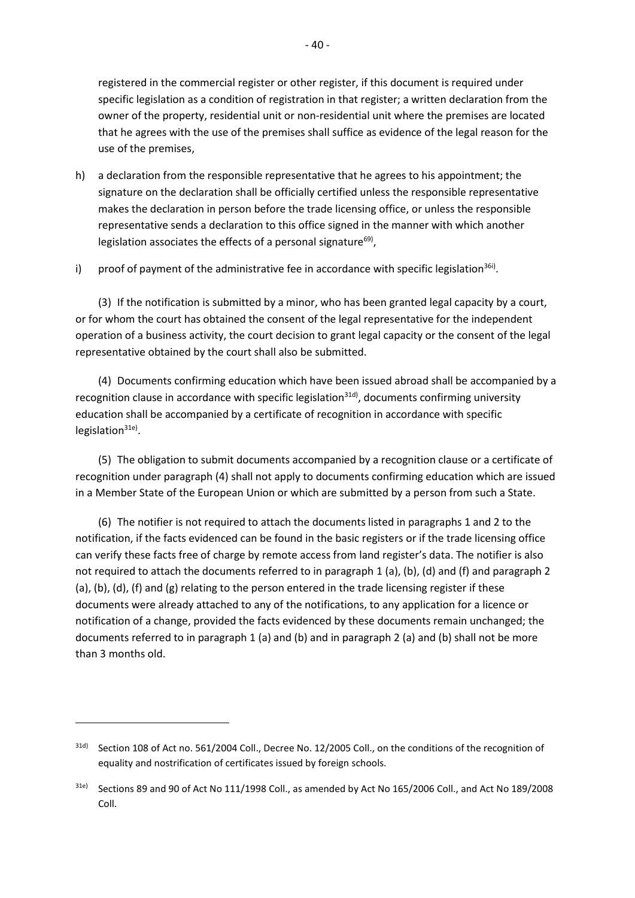registered in the commercial register or other register, if this document is required under specific legislation as a condition of registration in that register; a written declaration from the owner of the property, residential unit or non-residential unit where the premises are located that he agrees with the use of the premises shall suffice as evidence of the legal reason for the use of the premises,

h) a declaration from the responsible representative that he agrees to his appointment; the signature on the declaration shall be officially certified unless the responsible representative makes the declaration in person before the trade licensing office, or unless the responsible representative sends a declaration to this office signed in the manner with which another legislation associates the effects of a personal signature[69)],

i) proof of payment of the administrative fee in accordance with specific legislation[36i)].

(3) If the notification is submitted by a minor, who has been granted legal capacity by a court, or for whom the court has obtained the consent of the legal representative for the independent operation of a business activity, the court decision to grant legal capacity or the consent of the legal representative obtained by the court shall also be submitted.

(4) Documents confirming education which have been issued abroad shall be accompanied by a recognition clause in accordance with specific legislation[31d)], documents confirming university education shall be accompanied by a certificate of recognition in accordance with specific legislation[31e)].

(5) The obligation to submit documents accompanied by a recognition clause or a certificate of recognition under paragraph (4) shall not apply to documents confirming education which are issued in a Member State of the European Union or which are submitted by a person from such a State.

(6) The notifier is not required to attach the documents listed in paragraphs 1 and 2 to the notification, if the facts evidenced can be found in the basic registers or if the trade licensing office can verify these facts free of charge by remote access from land register's data. The notifier is also not required to attach the documents referred to in paragraph 1 (a), (b), (d) and (f) and paragraph 2 (a), (b), (d), (f) and (g) relating to the person entered in the trade licensing register if these documents were already attached to any of the notifications, to any application for a licence or notification of a change, provided the facts evidenced by these documents remain unchanged; the documents referred to in paragraph 1 (a) and (b) and in paragraph 2 (a) and (b) shall not be more than 3 months old.

---

[31d)] Section 108 of Act no. 561/2004 Coll., Decree No. 12/2005 Coll., on the conditions of the recognition of equality and nostrification of certificates issued by foreign schools.

[31e)] Sections 89 and 90 of Act No 111/1998 Coll., as amended by Act No 165/2006 Coll., and Act No 189/2008 Coll.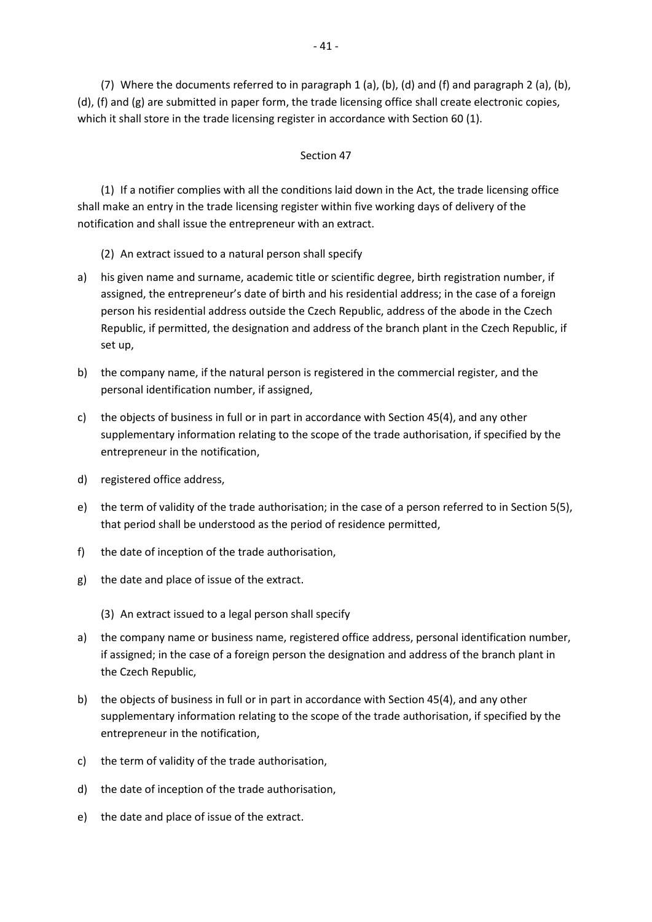(7) Where the documents referred to in paragraph 1 (a), (b), (d) and (f) and paragraph 2 (a), (b), (d), (f) and (g) are submitted in paper form, the trade licensing office shall create electronic copies, which it shall store in the trade licensing register in accordance with Section 60 (1).

Section 47

(1) If a notifier complies with all the conditions laid down in the Act, the trade licensing office shall make an entry in the trade licensing register within five working days of delivery of the notification and shall issue the entrepreneur with an extract.

(2) An extract issued to a natural person shall specify

a) his given name and surname, academic title or scientific degree, birth registration number, if assigned, the entrepreneur's date of birth and his residential address; in the case of a foreign person his residential address outside the Czech Republic, address of the abode in the Czech Republic, if permitted, the designation and address of the branch plant in the Czech Republic, if set up,

b) the company name, if the natural person is registered in the commercial register, and the personal identification number, if assigned,

c) the objects of business in full or in part in accordance with Section 45(4), and any other supplementary information relating to the scope of the trade authorisation, if specified by the entrepreneur in the notification,

d) registered office address,

e) the term of validity of the trade authorisation; in the case of a person referred to in Section 5(5), that period shall be understood as the period of residence permitted,

f) the date of inception of the trade authorisation,

g) the date and place of issue of the extract.

(3) An extract issued to a legal person shall specify

a) the company name or business name, registered office address, personal identification number, if assigned; in the case of a foreign person the designation and address of the branch plant in the Czech Republic,

b) the objects of business in full or in part in accordance with Section 45(4), and any other supplementary information relating to the scope of the trade authorisation, if specified by the entrepreneur in the notification,

c) the term of validity of the trade authorisation,

d) the date of inception of the trade authorisation,

e) the date and place of issue of the extract.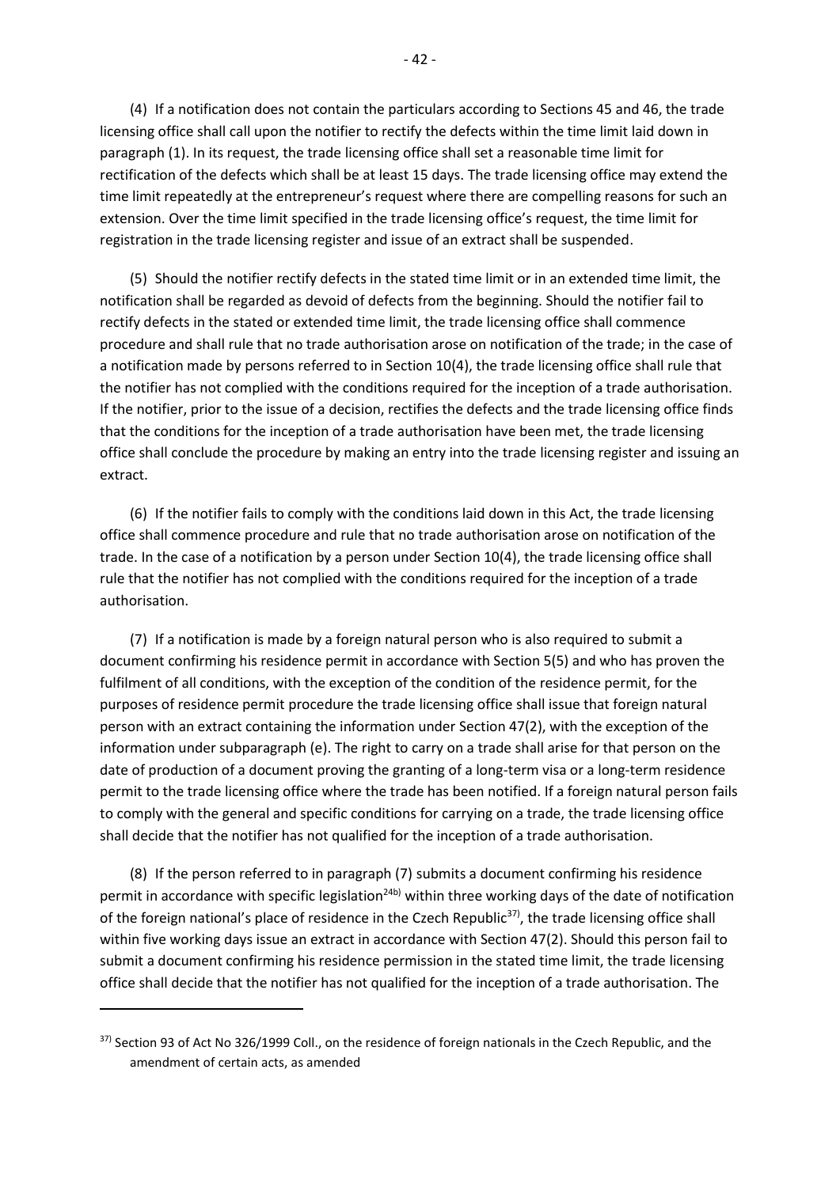(4) If a notification does not contain the particulars according to Sections 45 and 46, the trade licensing office shall call upon the notifier to rectify the defects within the time limit laid down in paragraph (1). In its request, the trade licensing office shall set a reasonable time limit for rectification of the defects which shall be at least 15 days. The trade licensing office may extend the time limit repeatedly at the entrepreneur's request where there are compelling reasons for such an extension. Over the time limit specified in the trade licensing office's request, the time limit for registration in the trade licensing register and issue of an extract shall be suspended.

(5) Should the notifier rectify defects in the stated time limit or in an extended time limit, the notification shall be regarded as devoid of defects from the beginning. Should the notifier fail to rectify defects in the stated or extended time limit, the trade licensing office shall commence procedure and shall rule that no trade authorisation arose on notification of the trade; in the case of a notification made by persons referred to in Section 10(4), the trade licensing office shall rule that the notifier has not complied with the conditions required for the inception of a trade authorisation. If the notifier, prior to the issue of a decision, rectifies the defects and the trade licensing office finds that the conditions for the inception of a trade authorisation have been met, the trade licensing office shall conclude the procedure by making an entry into the trade licensing register and issuing an extract.

(6) If the notifier fails to comply with the conditions laid down in this Act, the trade licensing office shall commence procedure and rule that no trade authorisation arose on notification of the trade. In the case of a notification by a person under Section 10(4), the trade licensing office shall rule that the notifier has not complied with the conditions required for the inception of a trade authorisation.

(7) If a notification is made by a foreign natural person who is also required to submit a document confirming his residence permit in accordance with Section 5(5) and who has proven the fulfilment of all conditions, with the exception of the condition of the residence permit, for the purposes of residence permit procedure the trade licensing office shall issue that foreign natural person with an extract containing the information under Section 47(2), with the exception of the information under subparagraph (e). The right to carry on a trade shall arise for that person on the date of production of a document proving the granting of a long-term visa or a long-term residence permit to the trade licensing office where the trade has been notified. If a foreign natural person fails to comply with the general and specific conditions for carrying on a trade, the trade licensing office shall decide that the notifier has not qualified for the inception of a trade authorisation.

(8) If the person referred to in paragraph (7) submits a document confirming his residence permit in accordance with specific legislation[24b)] within three working days of the date of notification of the foreign national's place of residence in the Czech Republic[37)], the trade licensing office shall within five working days issue an extract in accordance with Section 47(2). Should this person fail to submit a document confirming his residence permission in the stated time limit, the trade licensing office shall decide that the notifier has not qualified for the inception of a trade authorisation. The

---

[37)] Section 93 of Act No 326/1999 Coll., on the residence of foreign nationals in the Czech Republic, and the amendment of certain acts, as amended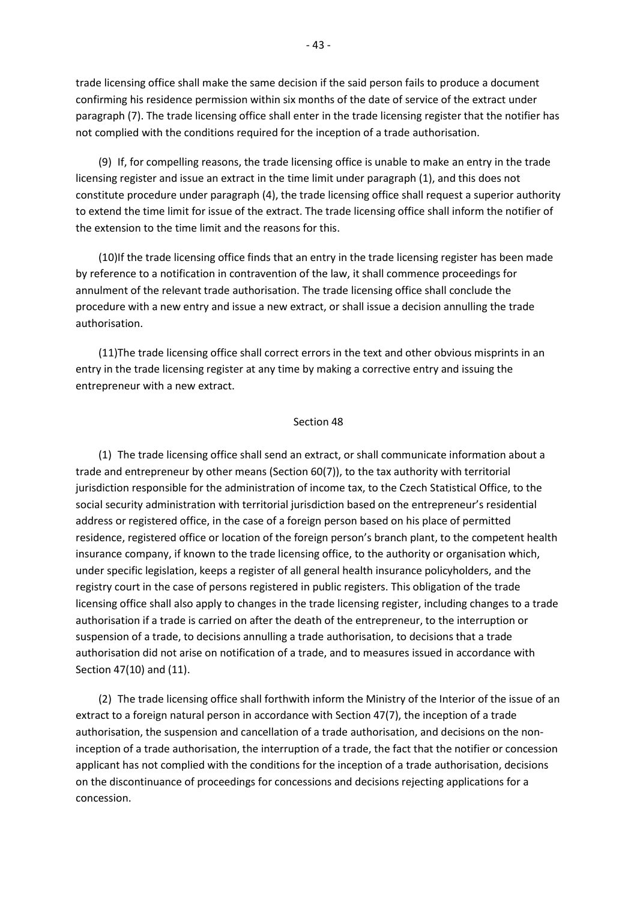trade licensing office shall make the same decision if the said person fails to produce a document confirming his residence permission within six months of the date of service of the extract under paragraph (7). The trade licensing office shall enter in the trade licensing register that the notifier has not complied with the conditions required for the inception of a trade authorisation.

(9) If, for compelling reasons, the trade licensing office is unable to make an entry in the trade licensing register and issue an extract in the time limit under paragraph (1), and this does not constitute procedure under paragraph (4), the trade licensing office shall request a superior authority to extend the time limit for issue of the extract. The trade licensing office shall inform the notifier of the extension to the time limit and the reasons for this.

(10)If the trade licensing office finds that an entry in the trade licensing register has been made by reference to a notification in contravention of the law, it shall commence proceedings for annulment of the relevant trade authorisation. The trade licensing office shall conclude the procedure with a new entry and issue a new extract, or shall issue a decision annulling the trade authorisation.

(11)The trade licensing office shall correct errors in the text and other obvious misprints in an entry in the trade licensing register at any time by making a corrective entry and issuing the entrepreneur with a new extract.

## Section 48

(1) The trade licensing office shall send an extract, or shall communicate information about a trade and entrepreneur by other means (Section 60(7)), to the tax authority with territorial jurisdiction responsible for the administration of income tax, to the Czech Statistical Office, to the social security administration with territorial jurisdiction based on the entrepreneur's residential address or registered office, in the case of a foreign person based on his place of permitted residence, registered office or location of the foreign person's branch plant, to the competent health insurance company, if known to the trade licensing office, to the authority or organisation which, under specific legislation, keeps a register of all general health insurance policyholders, and the registry court in the case of persons registered in public registers. This obligation of the trade licensing office shall also apply to changes in the trade licensing register, including changes to a trade authorisation if a trade is carried on after the death of the entrepreneur, to the interruption or suspension of a trade, to decisions annulling a trade authorisation, to decisions that a trade authorisation did not arise on notification of a trade, and to measures issued in accordance with Section 47(10) and (11).

(2) The trade licensing office shall forthwith inform the Ministry of the Interior of the issue of an extract to a foreign natural person in accordance with Section 47(7), the inception of a trade authorisation, the suspension and cancellation of a trade authorisation, and decisions on the non-inception of a trade authorisation, the interruption of a trade, the fact that the notifier or concession applicant has not complied with the conditions for the inception of a trade authorisation, decisions on the discontinuance of proceedings for concessions and decisions rejecting applications for a concession.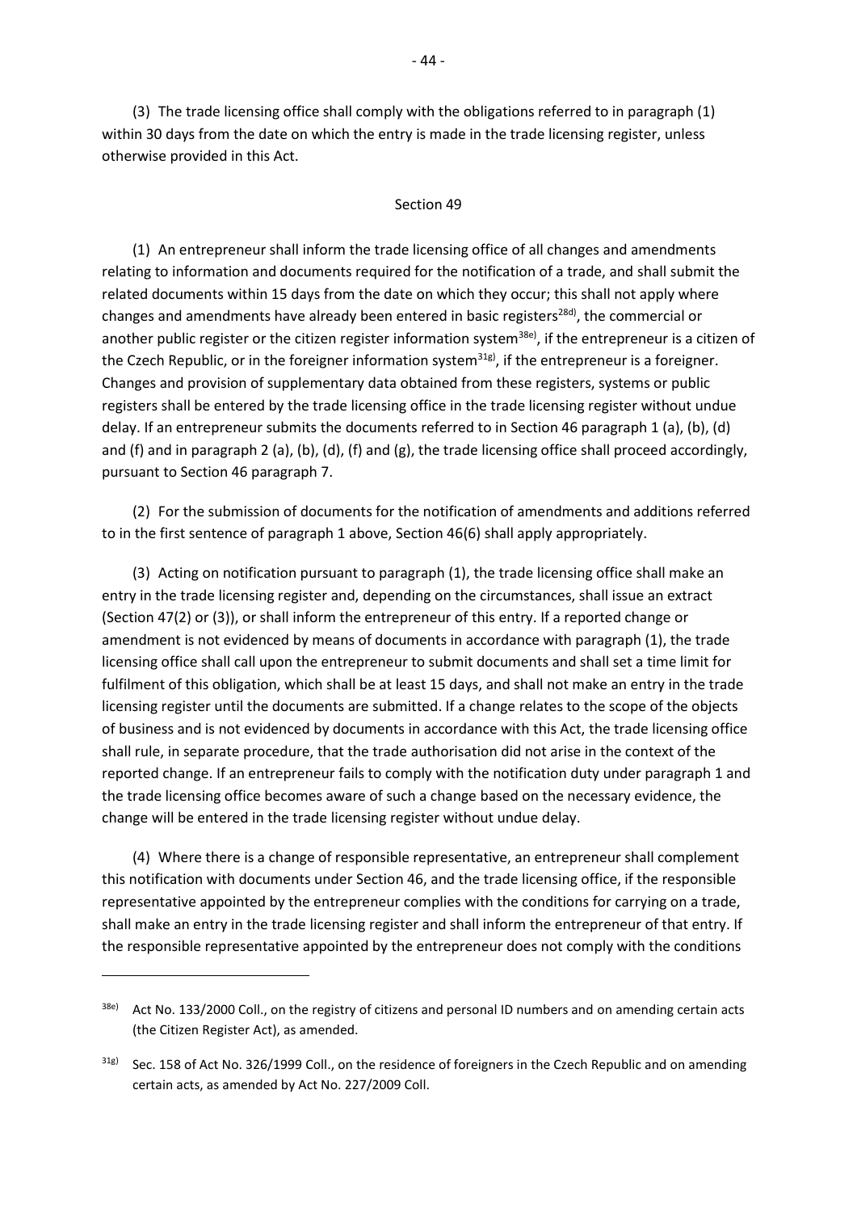(3) The trade licensing office shall comply with the obligations referred to in paragraph (1) within 30 days from the date on which the entry is made in the trade licensing register, unless otherwise provided in this Act.

Section 49

(1) An entrepreneur shall inform the trade licensing office of all changes and amendments relating to information and documents required for the notification of a trade, and shall submit the related documents within 15 days from the date on which they occur; this shall not apply where changes and amendments have already been entered in basic registers[28d], the commercial or another public register or the citizen register information system[38e], if the entrepreneur is a citizen of the Czech Republic, or in the foreigner information system[31g], if the entrepreneur is a foreigner. Changes and provision of supplementary data obtained from these registers, systems or public registers shall be entered by the trade licensing office in the trade licensing register without undue delay. If an entrepreneur submits the documents referred to in Section 46 paragraph 1 (a), (b), (d) and (f) and in paragraph 2 (a), (b), (d), (f) and (g), the trade licensing office shall proceed accordingly, pursuant to Section 46 paragraph 7.

(2) For the submission of documents for the notification of amendments and additions referred to in the first sentence of paragraph 1 above, Section 46(6) shall apply appropriately.

(3) Acting on notification pursuant to paragraph (1), the trade licensing office shall make an entry in the trade licensing register and, depending on the circumstances, shall issue an extract (Section 47(2) or (3)), or shall inform the entrepreneur of this entry. If a reported change or amendment is not evidenced by means of documents in accordance with paragraph (1), the trade licensing office shall call upon the entrepreneur to submit documents and shall set a time limit for fulfilment of this obligation, which shall be at least 15 days, and shall not make an entry in the trade licensing register until the documents are submitted. If a change relates to the scope of the objects of business and is not evidenced by documents in accordance with this Act, the trade licensing office shall rule, in separate procedure, that the trade authorisation did not arise in the context of the reported change. If an entrepreneur fails to comply with the notification duty under paragraph 1 and the trade licensing office becomes aware of such a change based on the necessary evidence, the change will be entered in the trade licensing register without undue delay.

(4) Where there is a change of responsible representative, an entrepreneur shall complement this notification with documents under Section 46, and the trade licensing office, if the responsible representative appointed by the entrepreneur complies with the conditions for carrying on a trade, shall make an entry in the trade licensing register and shall inform the entrepreneur of that entry. If the responsible representative appointed by the entrepreneur does not comply with the conditions

---

[38e] Act No. 133/2000 Coll., on the registry of citizens and personal ID numbers and on amending certain acts (the Citizen Register Act), as amended.

[31g] Sec. 158 of Act No. 326/1999 Coll., on the residence of foreigners in the Czech Republic and on amending certain acts, as amended by Act No. 227/2009 Coll.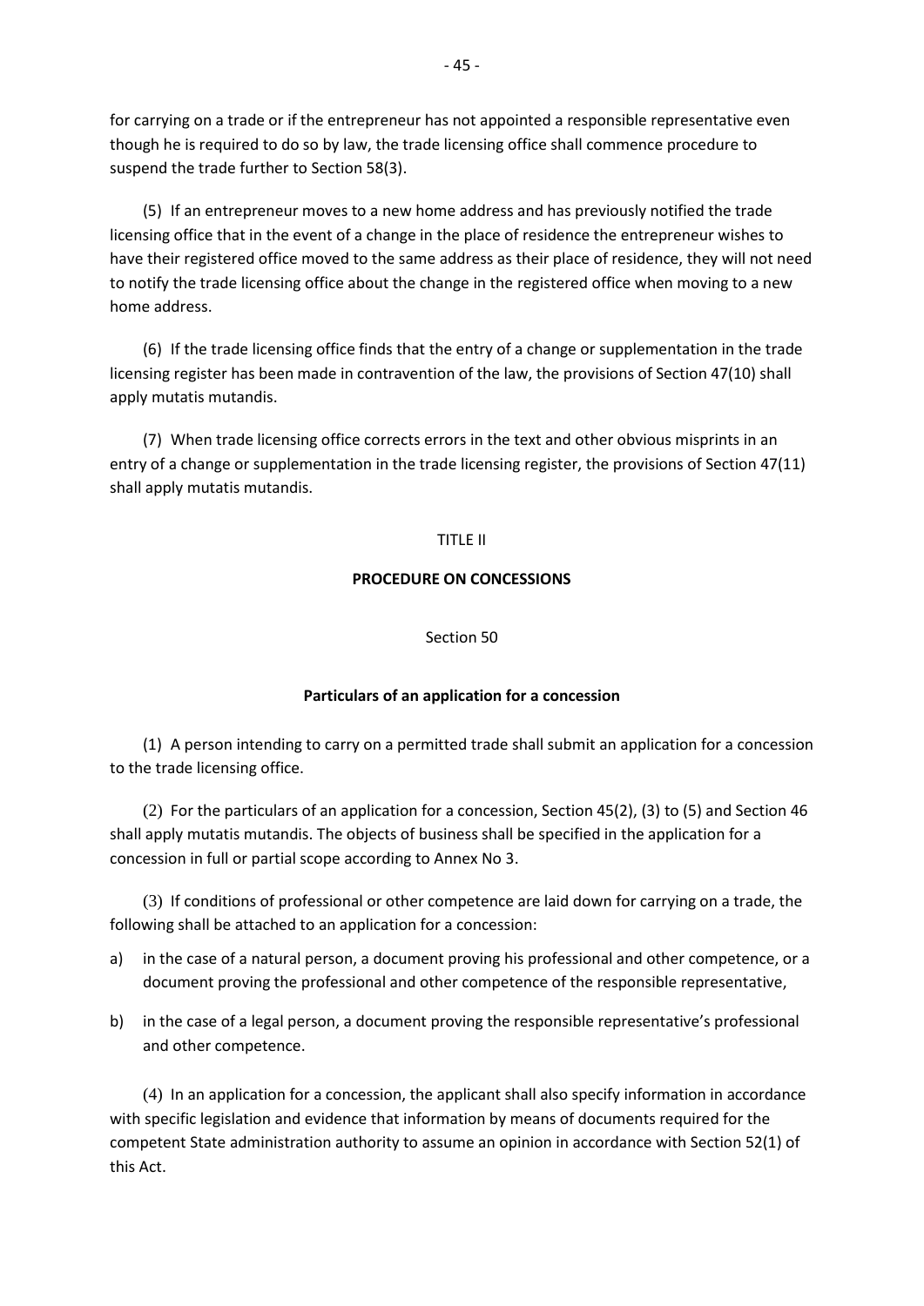for carrying on a trade or if the entrepreneur has not appointed a responsible representative even though he is required to do so by law, the trade licensing office shall commence procedure to suspend the trade further to Section 58(3).

(5) If an entrepreneur moves to a new home address and has previously notified the trade licensing office that in the event of a change in the place of residence the entrepreneur wishes to have their registered office moved to the same address as their place of residence, they will not need to notify the trade licensing office about the change in the registered office when moving to a new home address.

(6) If the trade licensing office finds that the entry of a change or supplementation in the trade licensing register has been made in contravention of the law, the provisions of Section 47(10) shall apply mutatis mutandis.

(7) When trade licensing office corrects errors in the text and other obvious misprints in an entry of a change or supplementation in the trade licensing register, the provisions of Section 47(11) shall apply mutatis mutandis.

TITLE II

**PROCEDURE ON CONCESSIONS**

Section 50

**Particulars of an application for a concession**

(1) A person intending to carry on a permitted trade shall submit an application for a concession to the trade licensing office.

(2) For the particulars of an application for a concession, Section 45(2), (3) to (5) and Section 46 shall apply mutatis mutandis. The objects of business shall be specified in the application for a concession in full or partial scope according to Annex No 3.

(3) If conditions of professional or other competence are laid down for carrying on a trade, the following shall be attached to an application for a concession:

a) in the case of a natural person, a document proving his professional and other competence, or a document proving the professional and other competence of the responsible representative,

b) in the case of a legal person, a document proving the responsible representative's professional and other competence.

(4) In an application for a concession, the applicant shall also specify information in accordance with specific legislation and evidence that information by means of documents required for the competent State administration authority to assume an opinion in accordance with Section 52(1) of this Act.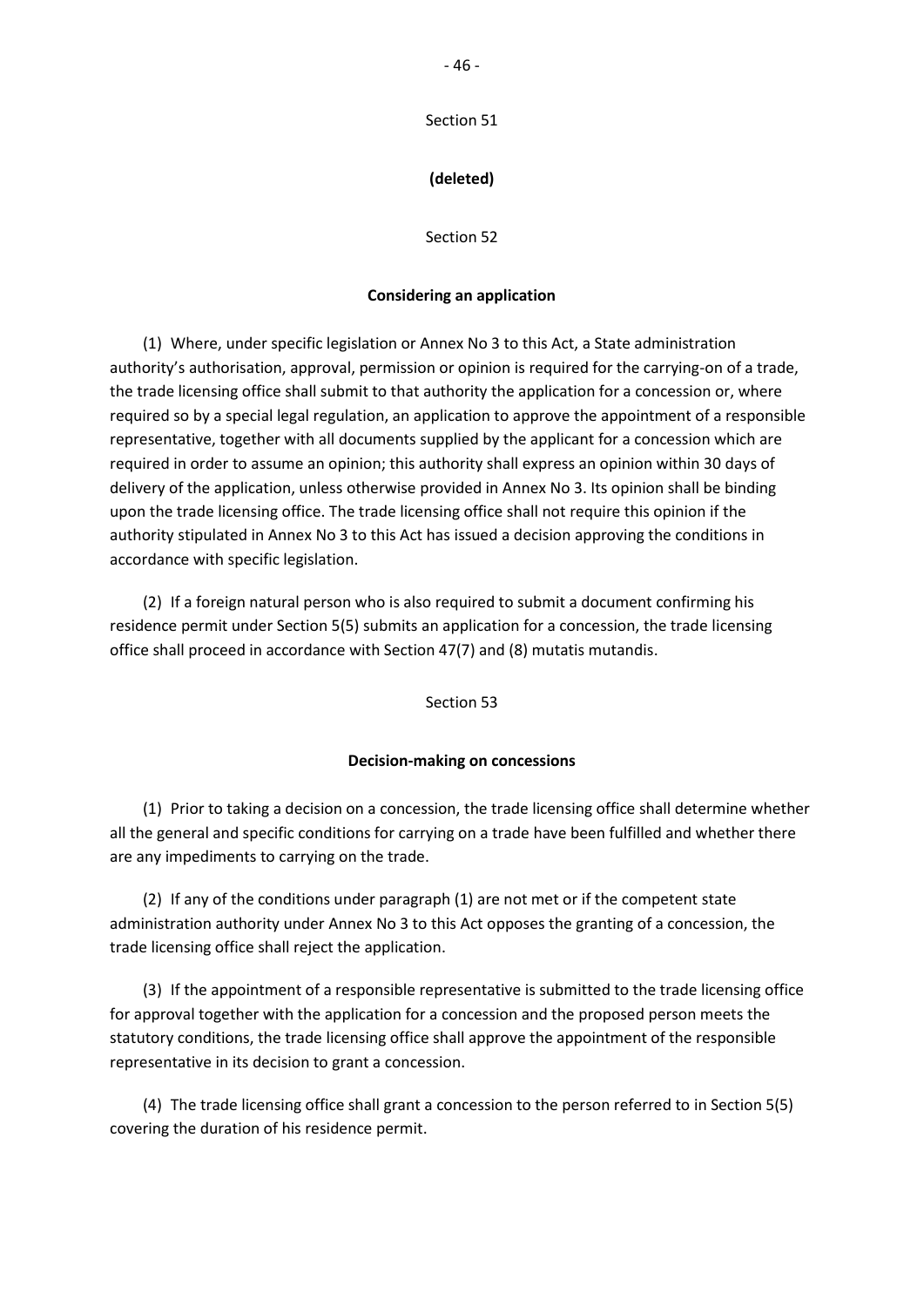Section 51

**(deleted)**

Section 52

**Considering an application**

(1) Where, under specific legislation or Annex No 3 to this Act, a State administration authority's authorisation, approval, permission or opinion is required for the carrying-on of a trade, the trade licensing office shall submit to that authority the application for a concession or, where required so by a special legal regulation, an application to approve the appointment of a responsible representative, together with all documents supplied by the applicant for a concession which are required in order to assume an opinion; this authority shall express an opinion within 30 days of delivery of the application, unless otherwise provided in Annex No 3. Its opinion shall be binding upon the trade licensing office. The trade licensing office shall not require this opinion if the authority stipulated in Annex No 3 to this Act has issued a decision approving the conditions in accordance with specific legislation.

(2) If a foreign natural person who is also required to submit a document confirming his residence permit under Section 5(5) submits an application for a concession, the trade licensing office shall proceed in accordance with Section 47(7) and (8) mutatis mutandis.

Section 53

**Decision-making on concessions**

(1) Prior to taking a decision on a concession, the trade licensing office shall determine whether all the general and specific conditions for carrying on a trade have been fulfilled and whether there are any impediments to carrying on the trade.

(2) If any of the conditions under paragraph (1) are not met or if the competent state administration authority under Annex No 3 to this Act opposes the granting of a concession, the trade licensing office shall reject the application.

(3) If the appointment of a responsible representative is submitted to the trade licensing office for approval together with the application for a concession and the proposed person meets the statutory conditions, the trade licensing office shall approve the appointment of the responsible representative in its decision to grant a concession.

(4) The trade licensing office shall grant a concession to the person referred to in Section 5(5) covering the duration of his residence permit.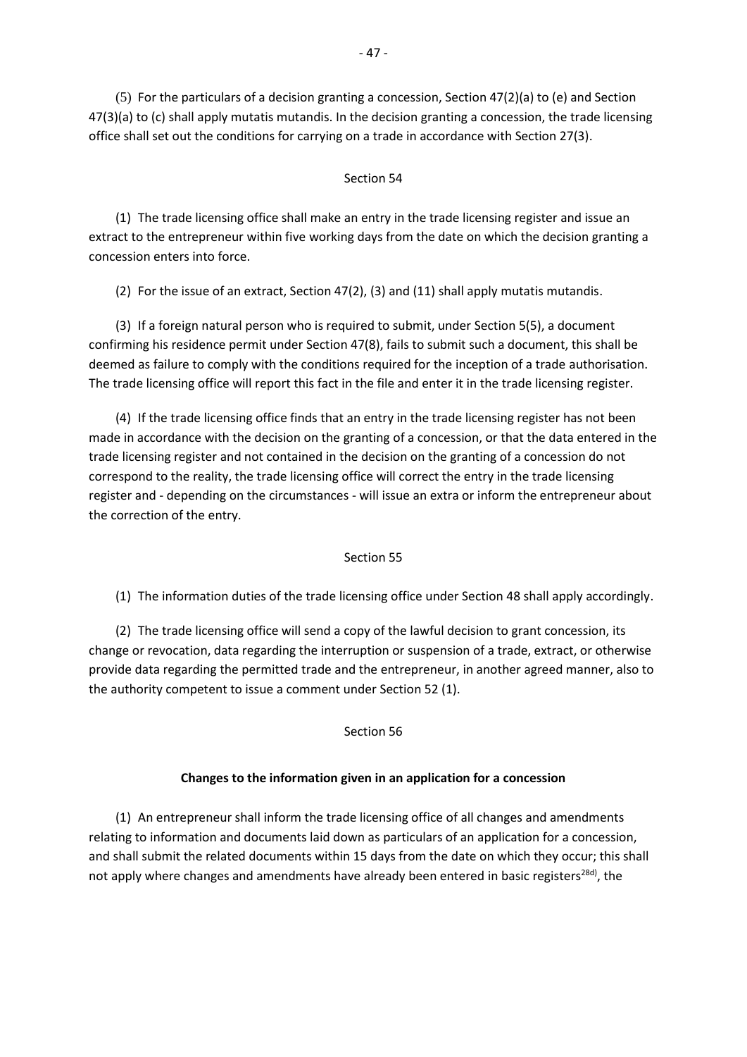(5) For the particulars of a decision granting a concession, Section 47(2)(a) to (e) and Section 47(3)(a) to (c) shall apply mutatis mutandis. In the decision granting a concession, the trade licensing office shall set out the conditions for carrying on a trade in accordance with Section 27(3).

Section 54

(1) The trade licensing office shall make an entry in the trade licensing register and issue an extract to the entrepreneur within five working days from the date on which the decision granting a concession enters into force.

(2) For the issue of an extract, Section 47(2), (3) and (11) shall apply mutatis mutandis.

(3) If a foreign natural person who is required to submit, under Section 5(5), a document confirming his residence permit under Section 47(8), fails to submit such a document, this shall be deemed as failure to comply with the conditions required for the inception of a trade authorisation. The trade licensing office will report this fact in the file and enter it in the trade licensing register.

(4) If the trade licensing office finds that an entry in the trade licensing register has not been made in accordance with the decision on the granting of a concession, or that the data entered in the trade licensing register and not contained in the decision on the granting of a concession do not correspond to the reality, the trade licensing office will correct the entry in the trade licensing register and - depending on the circumstances - will issue an extra or inform the entrepreneur about the correction of the entry.

Section 55

(1) The information duties of the trade licensing office under Section 48 shall apply accordingly.

(2) The trade licensing office will send a copy of the lawful decision to grant concession, its change or revocation, data regarding the interruption or suspension of a trade, extract, or otherwise provide data regarding the permitted trade and the entrepreneur, in another agreed manner, also to the authority competent to issue a comment under Section 52 (1).

Section 56

**Changes to the information given in an application for a concession**

(1) An entrepreneur shall inform the trade licensing office of all changes and amendments relating to information and documents laid down as particulars of an application for a concession, and shall submit the related documents within 15 days from the date on which they occur; this shall not apply where changes and amendments have already been entered in basic registers[28d), the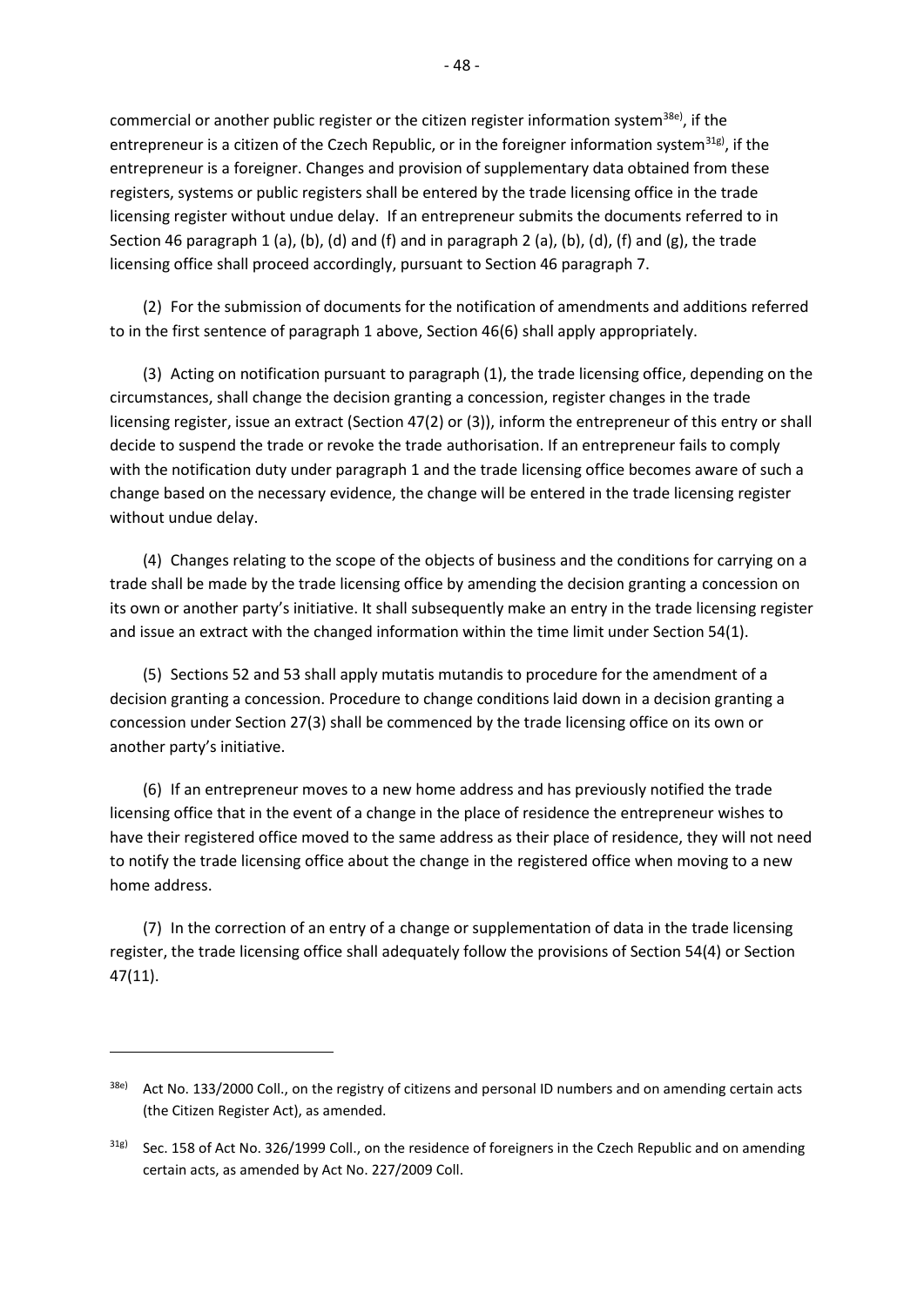commercial or another public register or the citizen register information system[38e], if the entrepreneur is a citizen of the Czech Republic, or in the foreigner information system[31g], if the entrepreneur is a foreigner. Changes and provision of supplementary data obtained from these registers, systems or public registers shall be entered by the trade licensing office in the trade licensing register without undue delay. If an entrepreneur submits the documents referred to in Section 46 paragraph 1 (a), (b), (d) and (f) and in paragraph 2 (a), (b), (d), (f) and (g), the trade licensing office shall proceed accordingly, pursuant to Section 46 paragraph 7.

(2) For the submission of documents for the notification of amendments and additions referred to in the first sentence of paragraph 1 above, Section 46(6) shall apply appropriately.

(3) Acting on notification pursuant to paragraph (1), the trade licensing office, depending on the circumstances, shall change the decision granting a concession, register changes in the trade licensing register, issue an extract (Section 47(2) or (3)), inform the entrepreneur of this entry or shall decide to suspend the trade or revoke the trade authorisation. If an entrepreneur fails to comply with the notification duty under paragraph 1 and the trade licensing office becomes aware of such a change based on the necessary evidence, the change will be entered in the trade licensing register without undue delay.

(4) Changes relating to the scope of the objects of business and the conditions for carrying on a trade shall be made by the trade licensing office by amending the decision granting a concession on its own or another party's initiative. It shall subsequently make an entry in the trade licensing register and issue an extract with the changed information within the time limit under Section 54(1).

(5) Sections 52 and 53 shall apply mutatis mutandis to procedure for the amendment of a decision granting a concession. Procedure to change conditions laid down in a decision granting a concession under Section 27(3) shall be commenced by the trade licensing office on its own or another party's initiative.

(6) If an entrepreneur moves to a new home address and has previously notified the trade licensing office that in the event of a change in the place of residence the entrepreneur wishes to have their registered office moved to the same address as their place of residence, they will not need to notify the trade licensing office about the change in the registered office when moving to a new home address.

(7) In the correction of an entry of a change or supplementation of data in the trade licensing register, the trade licensing office shall adequately follow the provisions of Section 54(4) or Section 47(11).

---

[38e] Act No. 133/2000 Coll., on the registry of citizens and personal ID numbers and on amending certain acts (the Citizen Register Act), as amended.

[31g] Sec. 158 of Act No. 326/1999 Coll., on the residence of foreigners in the Czech Republic and on amending certain acts, as amended by Act No. 227/2009 Coll.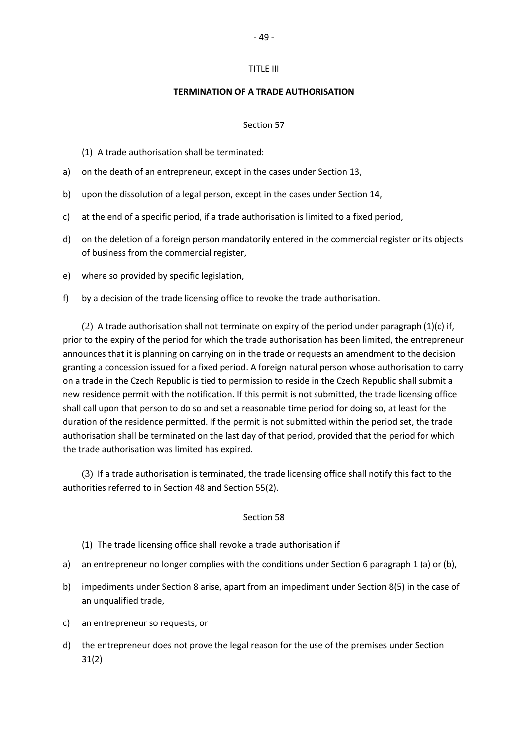TITLE III

## TERMINATION OF A TRADE AUTHORISATION

### Section 57

(1) A trade authorisation shall be terminated:

a) on the death of an entrepreneur, except in the cases under Section 13,

b) upon the dissolution of a legal person, except in the cases under Section 14,

c) at the end of a specific period, if a trade authorisation is limited to a fixed period,

d) on the deletion of a foreign person mandatorily entered in the commercial register or its objects of business from the commercial register,

e) where so provided by specific legislation,

f) by a decision of the trade licensing office to revoke the trade authorisation.

(2) A trade authorisation shall not terminate on expiry of the period under paragraph (1)(c) if, prior to the expiry of the period for which the trade authorisation has been limited, the entrepreneur announces that it is planning on carrying on in the trade or requests an amendment to the decision granting a concession issued for a fixed period. A foreign natural person whose authorisation to carry on a trade in the Czech Republic is tied to permission to reside in the Czech Republic shall submit a new residence permit with the notification. If this permit is not submitted, the trade licensing office shall call upon that person to do so and set a reasonable time period for doing so, at least for the duration of the residence permitted. If the permit is not submitted within the period set, the trade authorisation shall be terminated on the last day of that period, provided that the period for which the trade authorisation was limited has expired.

(3) If a trade authorisation is terminated, the trade licensing office shall notify this fact to the authorities referred to in Section 48 and Section 55(2).

### Section 58

(1) The trade licensing office shall revoke a trade authorisation if

a) an entrepreneur no longer complies with the conditions under Section 6 paragraph 1 (a) or (b),

b) impediments under Section 8 arise, apart from an impediment under Section 8(5) in the case of an unqualified trade,

c) an entrepreneur so requests, or

d) the entrepreneur does not prove the legal reason for the use of the premises under Section 31(2)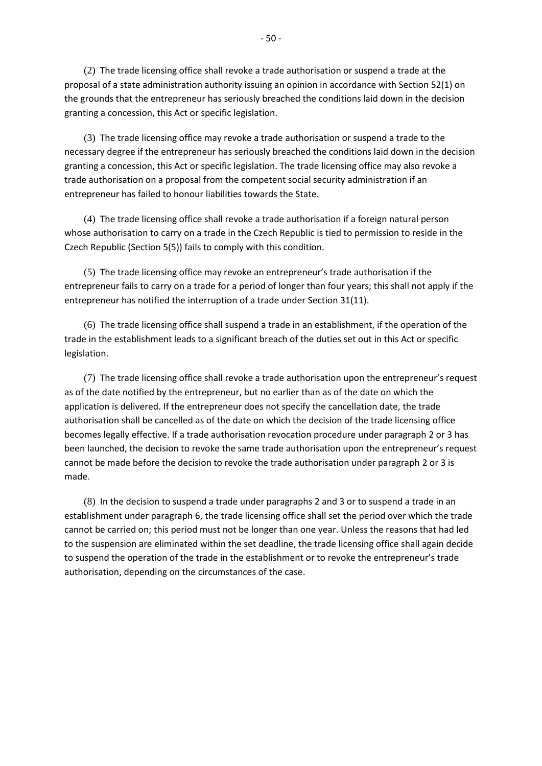(2) The trade licensing office shall revoke a trade authorisation or suspend a trade at the proposal of a state administration authority issuing an opinion in accordance with Section 52(1) on the grounds that the entrepreneur has seriously breached the conditions laid down in the decision granting a concession, this Act or specific legislation.

(3) The trade licensing office may revoke a trade authorisation or suspend a trade to the necessary degree if the entrepreneur has seriously breached the conditions laid down in the decision granting a concession, this Act or specific legislation. The trade licensing office may also revoke a trade authorisation on a proposal from the competent social security administration if an entrepreneur has failed to honour liabilities towards the State.

(4) The trade licensing office shall revoke a trade authorisation if a foreign natural person whose authorisation to carry on a trade in the Czech Republic is tied to permission to reside in the Czech Republic (Section 5(5)) fails to comply with this condition.

(5) The trade licensing office may revoke an entrepreneur's trade authorisation if the entrepreneur fails to carry on a trade for a period of longer than four years; this shall not apply if the entrepreneur has notified the interruption of a trade under Section 31(11).

(6) The trade licensing office shall suspend a trade in an establishment, if the operation of the trade in the establishment leads to a significant breach of the duties set out in this Act or specific legislation.

(7) The trade licensing office shall revoke a trade authorisation upon the entrepreneur's request as of the date notified by the entrepreneur, but no earlier than as of the date on which the application is delivered. If the entrepreneur does not specify the cancellation date, the trade authorisation shall be cancelled as of the date on which the decision of the trade licensing office becomes legally effective. If a trade authorisation revocation procedure under paragraph 2 or 3 has been launched, the decision to revoke the same trade authorisation upon the entrepreneur's request cannot be made before the decision to revoke the trade authorisation under paragraph 2 or 3 is made.

(8) In the decision to suspend a trade under paragraphs 2 and 3 or to suspend a trade in an establishment under paragraph 6, the trade licensing office shall set the period over which the trade cannot be carried on; this period must not be longer than one year. Unless the reasons that had led to the suspension are eliminated within the set deadline, the trade licensing office shall again decide to suspend the operation of the trade in the establishment or to revoke the entrepreneur's trade authorisation, depending on the circumstances of the case.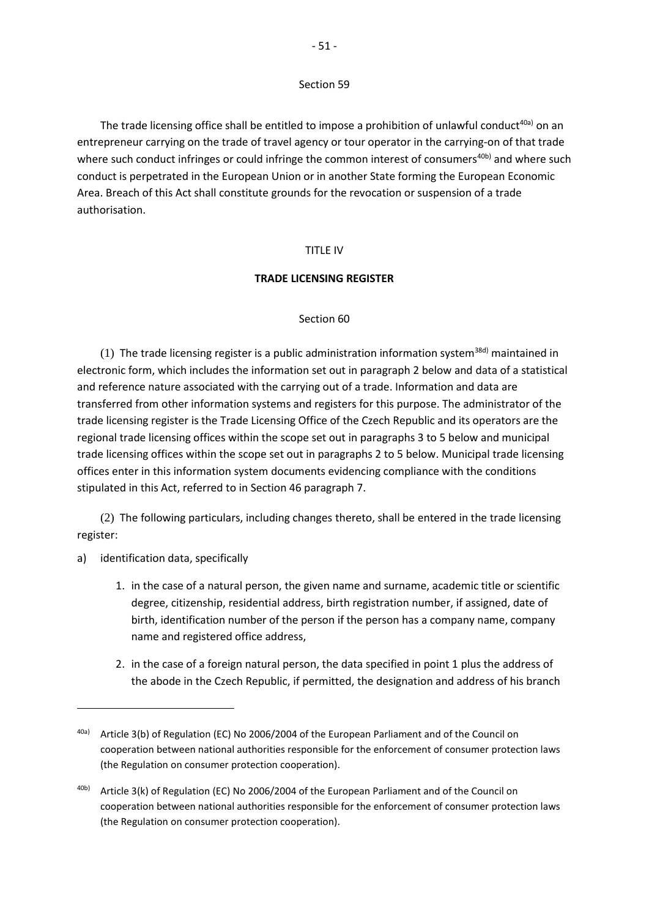### Section 59

The trade licensing office shall be entitled to impose a prohibition of unlawful conduct[40a)] on an entrepreneur carrying on the trade of travel agency or tour operator in the carrying-on of that trade where such conduct infringes or could infringe the common interest of consumers[40b)] and where such conduct is perpetrated in the European Union or in another State forming the European Economic Area. Breach of this Act shall constitute grounds for the revocation or suspension of a trade authorisation.

## TITLE IV

## TRADE LICENSING REGISTER

### Section 60

(1) The trade licensing register is a public administration information system[38d)] maintained in electronic form, which includes the information set out in paragraph 2 below and data of a statistical and reference nature associated with the carrying out of a trade. Information and data are transferred from other information systems and registers for this purpose. The administrator of the trade licensing register is the Trade Licensing Office of the Czech Republic and its operators are the regional trade licensing offices within the scope set out in paragraphs 3 to 5 below and municipal trade licensing offices within the scope set out in paragraphs 2 to 5 below. Municipal trade licensing offices enter in this information system documents evidencing compliance with the conditions stipulated in this Act, referred to in Section 46 paragraph 7.

(2) The following particulars, including changes thereto, shall be entered in the trade licensing register:

a) identification data, specifically

1. in the case of a natural person, the given name and surname, academic title or scientific degree, citizenship, residential address, birth registration number, if assigned, date of birth, identification number of the person if the person has a company name, company name and registered office address,

2. in the case of a foreign natural person, the data specified in point 1 plus the address of the abode in the Czech Republic, if permitted, the designation and address of his branch

---

40a) Article 3(b) of Regulation (EC) No 2006/2004 of the European Parliament and of the Council on cooperation between national authorities responsible for the enforcement of consumer protection laws (the Regulation on consumer protection cooperation).

40b) Article 3(k) of Regulation (EC) No 2006/2004 of the European Parliament and of the Council on cooperation between national authorities responsible for the enforcement of consumer protection laws (the Regulation on consumer protection cooperation).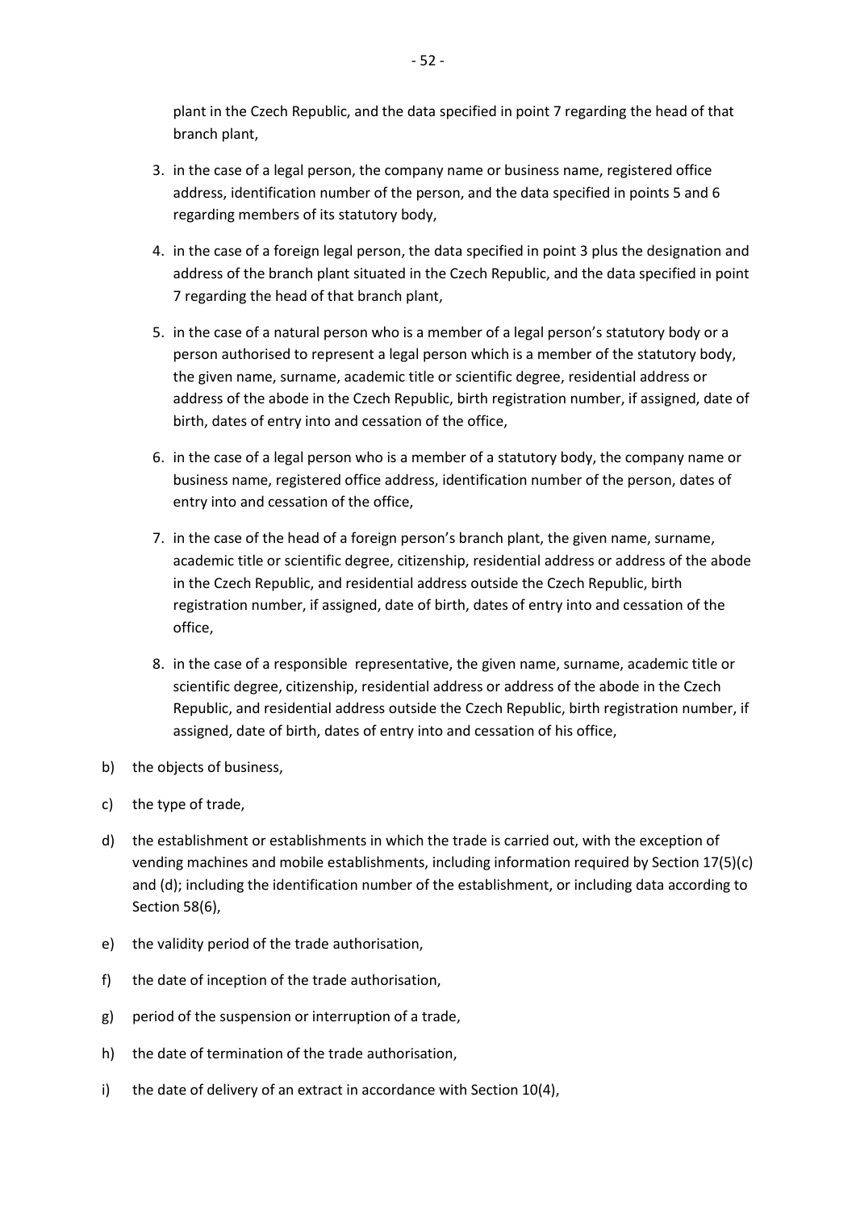plant in the Czech Republic, and the data specified in point 7 regarding the head of that branch plant,

3. in the case of a legal person, the company name or business name, registered office address, identification number of the person, and the data specified in points 5 and 6 regarding members of its statutory body,

4. in the case of a foreign legal person, the data specified in point 3 plus the designation and address of the branch plant situated in the Czech Republic, and the data specified in point 7 regarding the head of that branch plant,

5. in the case of a natural person who is a member of a legal person's statutory body or a person authorised to represent a legal person which is a member of the statutory body, the given name, surname, academic title or scientific degree, residential address or address of the abode in the Czech Republic, birth registration number, if assigned, date of birth, dates of entry into and cessation of the office,

6. in the case of a legal person who is a member of a statutory body, the company name or business name, registered office address, identification number of the person, dates of entry into and cessation of the office,

7. in the case of the head of a foreign person's branch plant, the given name, surname, academic title or scientific degree, citizenship, residential address or address of the abode in the Czech Republic, and residential address outside the Czech Republic, birth registration number, if assigned, date of birth, dates of entry into and cessation of the office,

8. in the case of a responsible representative, the given name, surname, academic title or scientific degree, citizenship, residential address or address of the abode in the Czech Republic, and residential address outside the Czech Republic, birth registration number, if assigned, date of birth, dates of entry into and cessation of his office,

b) the objects of business,

c) the type of trade,

d) the establishment or establishments in which the trade is carried out, with the exception of vending machines and mobile establishments, including information required by Section 17(5)(c) and (d); including the identification number of the establishment, or including data according to Section 58(6),

e) the validity period of the trade authorisation,

f) the date of inception of the trade authorisation,

g) period of the suspension or interruption of a trade,

h) the date of termination of the trade authorisation,

i) the date of delivery of an extract in accordance with Section 10(4),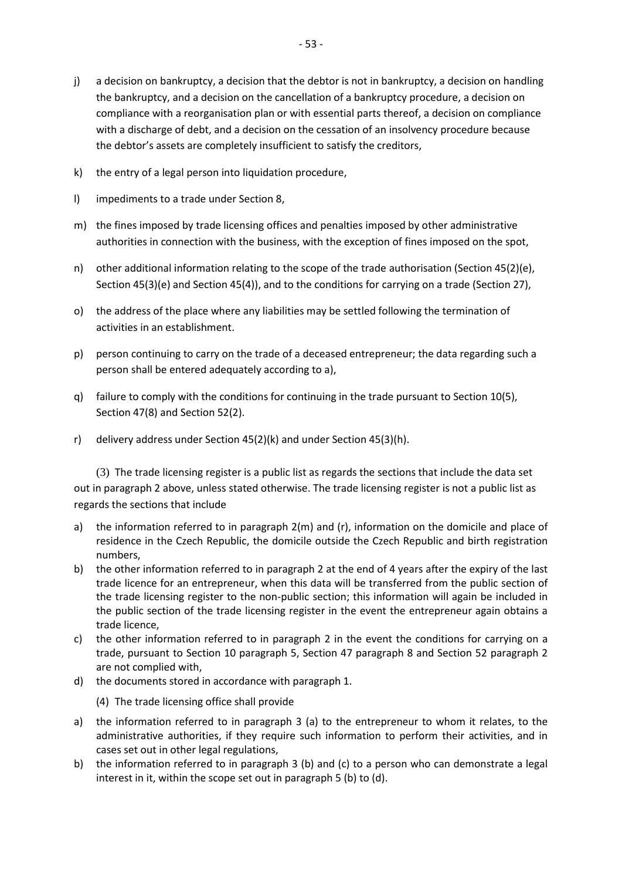j) a decision on bankruptcy, a decision that the debtor is not in bankruptcy, a decision on handling the bankruptcy, and a decision on the cancellation of a bankruptcy procedure, a decision on compliance with a reorganisation plan or with essential parts thereof, a decision on compliance with a discharge of debt, and a decision on the cessation of an insolvency procedure because the debtor's assets are completely insufficient to satisfy the creditors,

k) the entry of a legal person into liquidation procedure,

l) impediments to a trade under Section 8,

m) the fines imposed by trade licensing offices and penalties imposed by other administrative authorities in connection with the business, with the exception of fines imposed on the spot,

n) other additional information relating to the scope of the trade authorisation (Section 45(2)(e), Section 45(3)(e) and Section 45(4)), and to the conditions for carrying on a trade (Section 27),

o) the address of the place where any liabilities may be settled following the termination of activities in an establishment.

p) person continuing to carry on the trade of a deceased entrepreneur; the data regarding such a person shall be entered adequately according to a),

q) failure to comply with the conditions for continuing in the trade pursuant to Section 10(5), Section 47(8) and Section 52(2).

r) delivery address under Section 45(2)(k) and under Section 45(3)(h).

(3) The trade licensing register is a public list as regards the sections that include the data set out in paragraph 2 above, unless stated otherwise. The trade licensing register is not a public list as regards the sections that include

a) the information referred to in paragraph 2(m) and (r), information on the domicile and place of residence in the Czech Republic, the domicile outside the Czech Republic and birth registration numbers,
b) the other information referred to in paragraph 2 at the end of 4 years after the expiry of the last trade licence for an entrepreneur, when this data will be transferred from the public section of the trade licensing register to the non-public section; this information will again be included in the public section of the trade licensing register in the event the entrepreneur again obtains a trade licence,
c) the other information referred to in paragraph 2 in the event the conditions for carrying on a trade, pursuant to Section 10 paragraph 5, Section 47 paragraph 8 and Section 52 paragraph 2 are not complied with,
d) the documents stored in accordance with paragraph 1.

(4) The trade licensing office shall provide

a) the information referred to in paragraph 3 (a) to the entrepreneur to whom it relates, to the administrative authorities, if they require such information to perform their activities, and in cases set out in other legal regulations,
b) the information referred to in paragraph 3 (b) and (c) to a person who can demonstrate a legal interest in it, within the scope set out in paragraph 5 (b) to (d).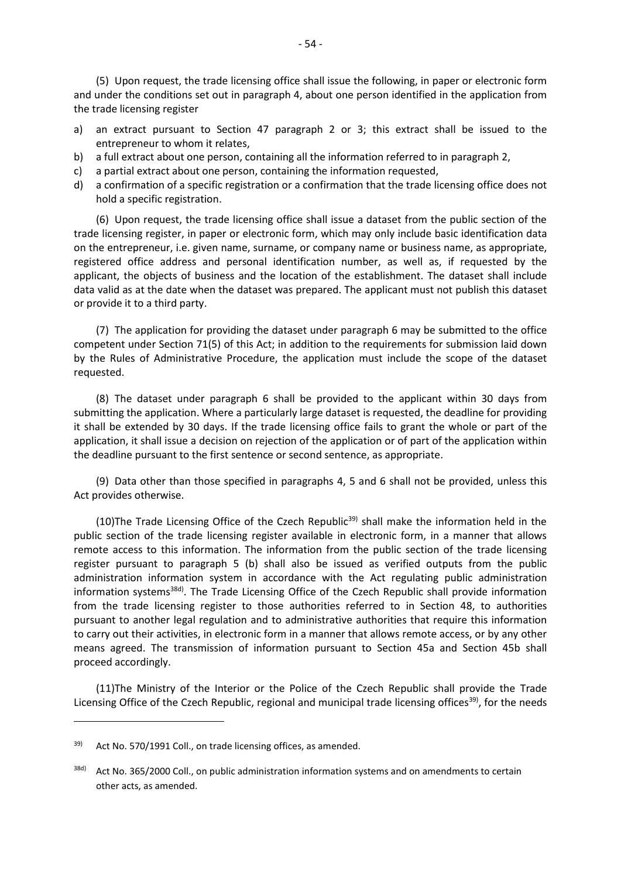(5) Upon request, the trade licensing office shall issue the following, in paper or electronic form and under the conditions set out in paragraph 4, about one person identified in the application from the trade licensing register

a) an extract pursuant to Section 47 paragraph 2 or 3; this extract shall be issued to the entrepreneur to whom it relates,
b) a full extract about one person, containing all the information referred to in paragraph 2,
c) a partial extract about one person, containing the information requested,
d) a confirmation of a specific registration or a confirmation that the trade licensing office does not hold a specific registration.

(6) Upon request, the trade licensing office shall issue a dataset from the public section of the trade licensing register, in paper or electronic form, which may only include basic identification data on the entrepreneur, i.e. given name, surname, or company name or business name, as appropriate, registered office address and personal identification number, as well as, if requested by the applicant, the objects of business and the location of the establishment. The dataset shall include data valid as at the date when the dataset was prepared. The applicant must not publish this dataset or provide it to a third party.

(7) The application for providing the dataset under paragraph 6 may be submitted to the office competent under Section 71(5) of this Act; in addition to the requirements for submission laid down by the Rules of Administrative Procedure, the application must include the scope of the dataset requested.

(8) The dataset under paragraph 6 shall be provided to the applicant within 30 days from submitting the application. Where a particularly large dataset is requested, the deadline for providing it shall be extended by 30 days. If the trade licensing office fails to grant the whole or part of the application, it shall issue a decision on rejection of the application or of part of the application within the deadline pursuant to the first sentence or second sentence, as appropriate.

(9) Data other than those specified in paragraphs 4, 5 and 6 shall not be provided, unless this Act provides otherwise.

(10)The Trade Licensing Office of the Czech Republic[39] shall make the information held in the public section of the trade licensing register available in electronic form, in a manner that allows remote access to this information. The information from the public section of the trade licensing register pursuant to paragraph 5 (b) shall also be issued as verified outputs from the public administration information system in accordance with the Act regulating public administration information systems[38d]. The Trade Licensing Office of the Czech Republic shall provide information from the trade licensing register to those authorities referred to in Section 48, to authorities pursuant to another legal regulation and to administrative authorities that require this information to carry out their activities, in electronic form in a manner that allows remote access, or by any other means agreed. The transmission of information pursuant to Section 45a and Section 45b shall proceed accordingly.

(11)The Ministry of the Interior or the Police of the Czech Republic shall provide the Trade Licensing Office of the Czech Republic, regional and municipal trade licensing offices[39], for the needs

---

[39] Act No. 570/1991 Coll., on trade licensing offices, as amended.

[38d] Act No. 365/2000 Coll., on public administration information systems and on amendments to certain other acts, as amended.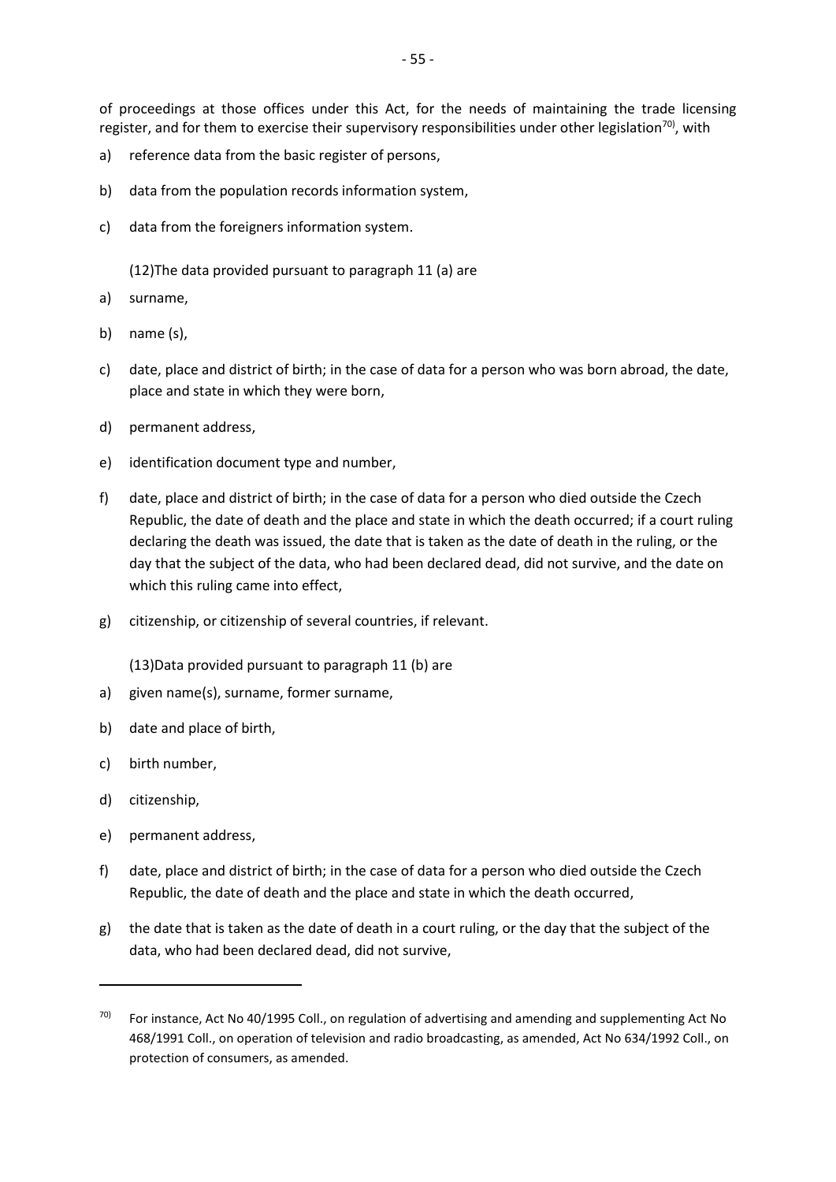of proceedings at those offices under this Act, for the needs of maintaining the trade licensing register, and for them to exercise their supervisory responsibilities under other legislation[70], with

a) reference data from the basic register of persons,

b) data from the population records information system,

c) data from the foreigners information system.

(12)The data provided pursuant to paragraph 11 (a) are

a) surname,

b) name (s),

c) date, place and district of birth; in the case of data for a person who was born abroad, the date, place and state in which they were born,

d) permanent address,

e) identification document type and number,

f) date, place and district of birth; in the case of data for a person who died outside the Czech Republic, the date of death and the place and state in which the death occurred; if a court ruling declaring the death was issued, the date that is taken as the date of death in the ruling, or the day that the subject of the data, who had been declared dead, did not survive, and the date on which this ruling came into effect,

g) citizenship, or citizenship of several countries, if relevant.

(13)Data provided pursuant to paragraph 11 (b) are

a) given name(s), surname, former surname,

b) date and place of birth,

c) birth number,

d) citizenship,

e) permanent address,

f) date, place and district of birth; in the case of data for a person who died outside the Czech Republic, the date of death and the place and state in which the death occurred,

g) the date that is taken as the date of death in a court ruling, or the day that the subject of the data, who had been declared dead, did not survive,

---

[70] For instance, Act No 40/1995 Coll., on regulation of advertising and amending and supplementing Act No 468/1991 Coll., on operation of television and radio broadcasting, as amended, Act No 634/1992 Coll., on protection of consumers, as amended.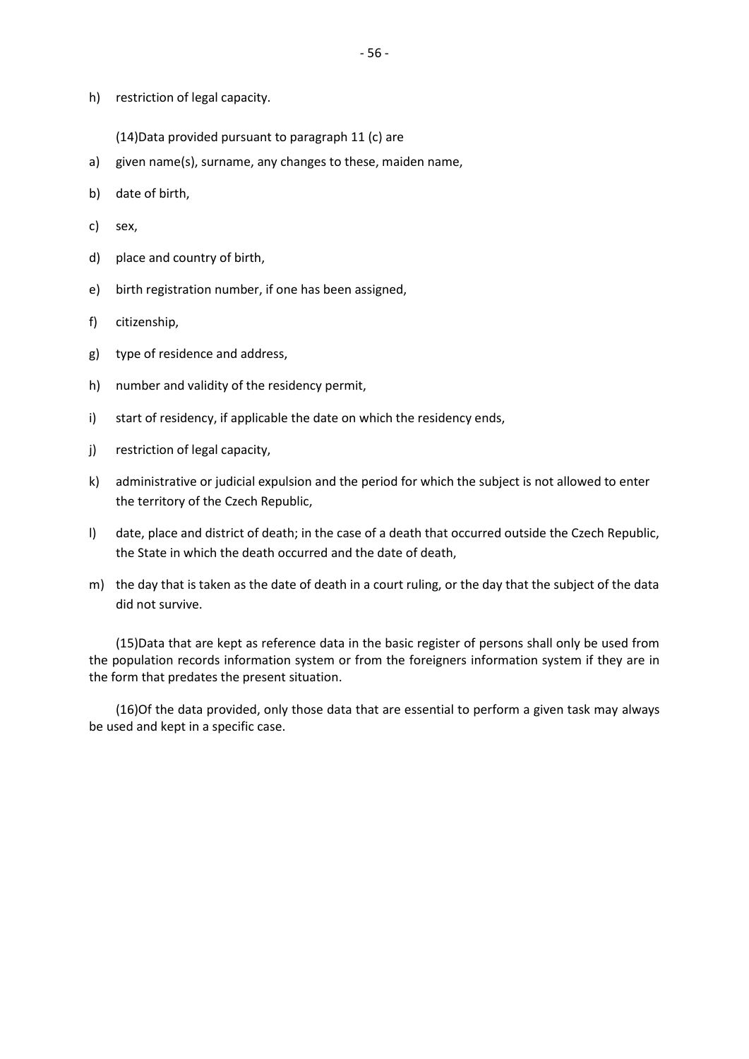h) restriction of legal capacity.

(14)Data provided pursuant to paragraph 11 (c) are

a) given name(s), surname, any changes to these, maiden name,

b) date of birth,

c) sex,

d) place and country of birth,

e) birth registration number, if one has been assigned,

f) citizenship,

g) type of residence and address,

h) number and validity of the residency permit,

i) start of residency, if applicable the date on which the residency ends,

j) restriction of legal capacity,

k) administrative or judicial expulsion and the period for which the subject is not allowed to enter the territory of the Czech Republic,

l) date, place and district of death; in the case of a death that occurred outside the Czech Republic, the State in which the death occurred and the date of death,

m) the day that is taken as the date of death in a court ruling, or the day that the subject of the data did not survive.

(15)Data that are kept as reference data in the basic register of persons shall only be used from the population records information system or from the foreigners information system if they are in the form that predates the present situation.

(16)Of the data provided, only those data that are essential to perform a given task may always be used and kept in a specific case.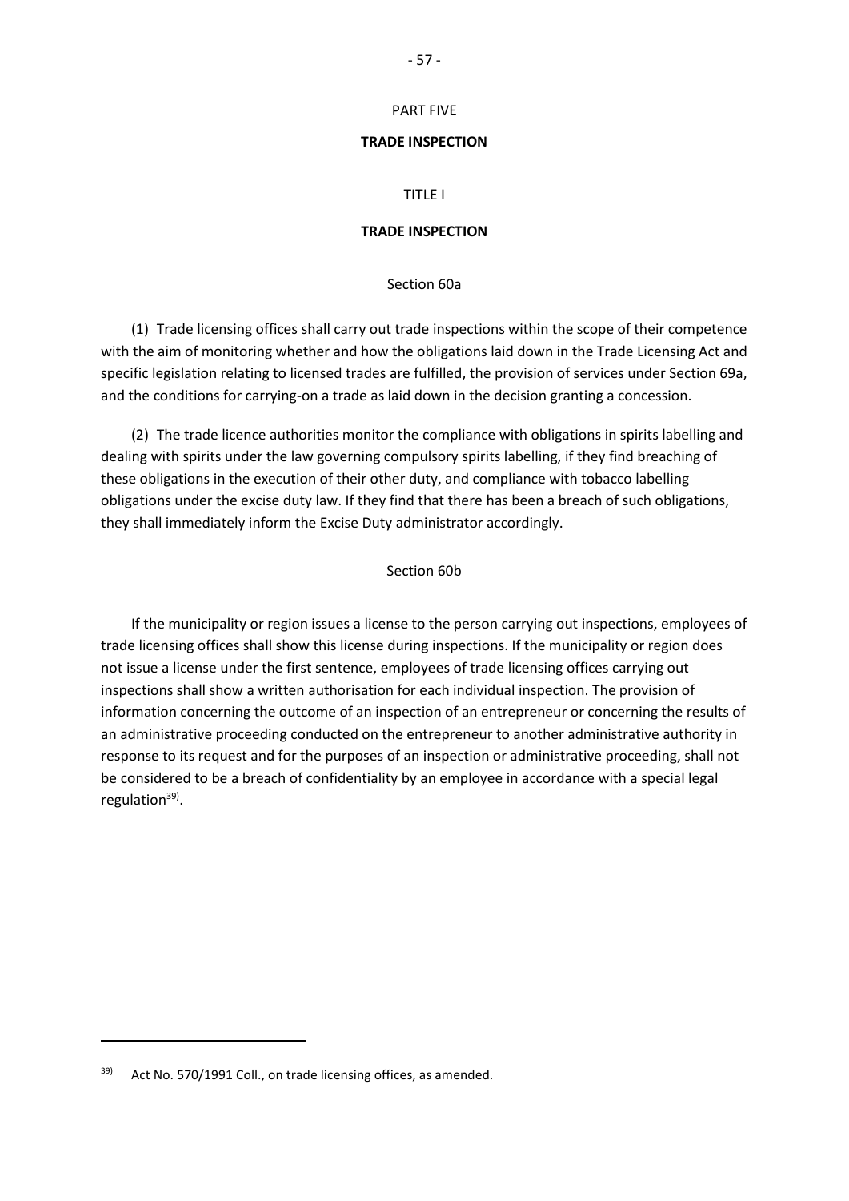# PART FIVE

# TRADE INSPECTION

## TITLE I

## TRADE INSPECTION

### Section 60a

(1) Trade licensing offices shall carry out trade inspections within the scope of their competence with the aim of monitoring whether and how the obligations laid down in the Trade Licensing Act and specific legislation relating to licensed trades are fulfilled, the provision of services under Section 69a, and the conditions for carrying-on a trade as laid down in the decision granting a concession.

(2) The trade licence authorities monitor the compliance with obligations in spirits labelling and dealing with spirits under the law governing compulsory spirits labelling, if they find breaching of these obligations in the execution of their other duty, and compliance with tobacco labelling obligations under the excise duty law. If they find that there has been a breach of such obligations, they shall immediately inform the Excise Duty administrator accordingly.

### Section 60b

If the municipality or region issues a license to the person carrying out inspections, employees of trade licensing offices shall show this license during inspections. If the municipality or region does not issue a license under the first sentence, employees of trade licensing offices carrying out inspections shall show a written authorisation for each individual inspection. The provision of information concerning the outcome of an inspection of an entrepreneur or concerning the results of an administrative proceeding conducted on the entrepreneur to another administrative authority in response to its request and for the purposes of an inspection or administrative proceeding, shall not be considered to be a breach of confidentiality by an employee in accordance with a special legal regulation[39].

---

[39] Act No. 570/1991 Coll., on trade licensing offices, as amended.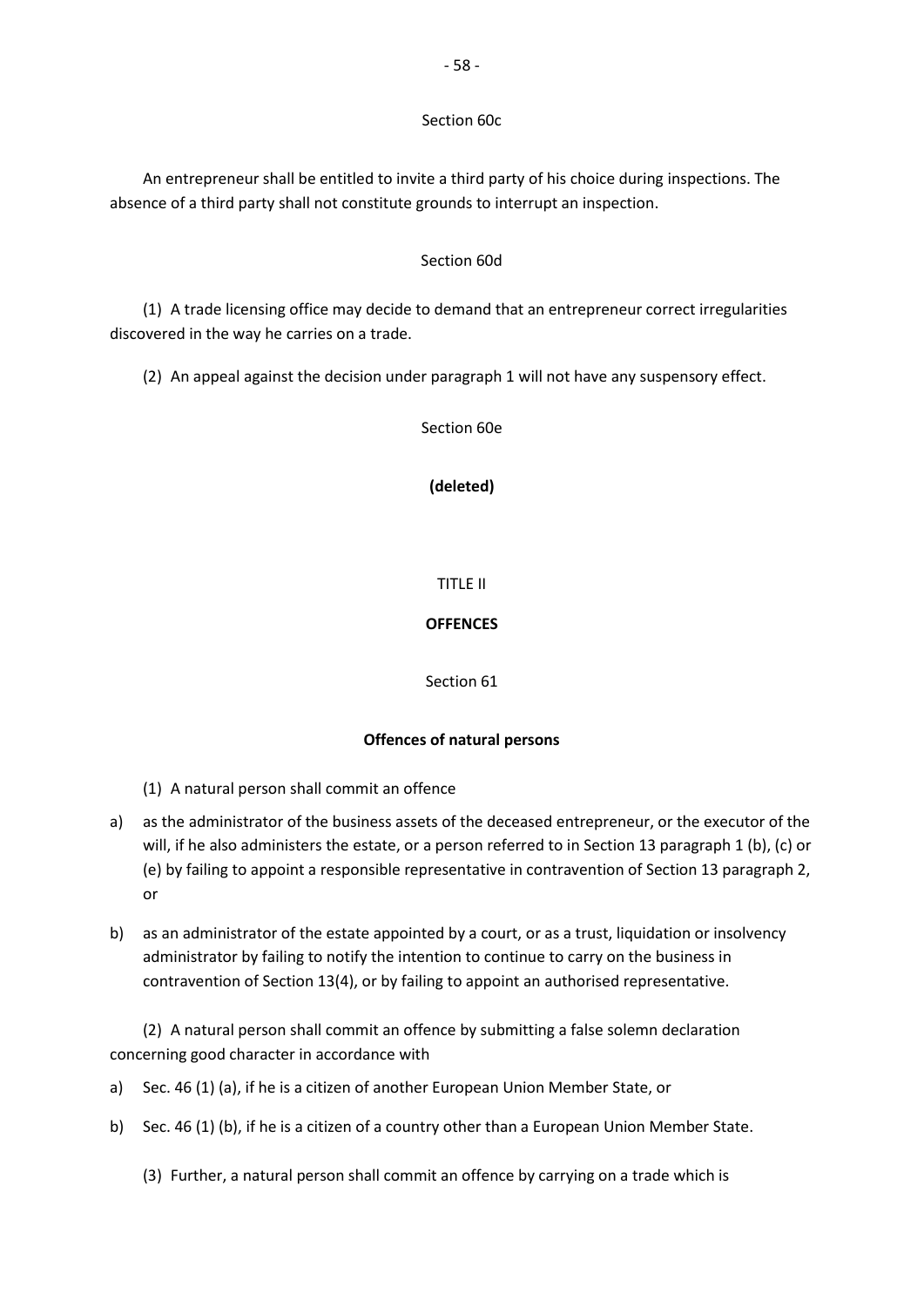Section 60c

An entrepreneur shall be entitled to invite a third party of his choice during inspections. The absence of a third party shall not constitute grounds to interrupt an inspection.

Section 60d

(1) A trade licensing office may decide to demand that an entrepreneur correct irregularities discovered in the way he carries on a trade.

(2) An appeal against the decision under paragraph 1 will not have any suspensory effect.

Section 60e

**(deleted)**

TITLE II

**OFFENCES**

Section 61

**Offences of natural persons**

(1) A natural person shall commit an offence

a) as the administrator of the business assets of the deceased entrepreneur, or the executor of the will, if he also administers the estate, or a person referred to in Section 13 paragraph 1 (b), (c) or (e) by failing to appoint a responsible representative in contravention of Section 13 paragraph 2, or

b) as an administrator of the estate appointed by a court, or as a trust, liquidation or insolvency administrator by failing to notify the intention to continue to carry on the business in contravention of Section 13(4), or by failing to appoint an authorised representative.

(2) A natural person shall commit an offence by submitting a false solemn declaration concerning good character in accordance with

a) Sec. 46 (1) (a), if he is a citizen of another European Union Member State, or

b) Sec. 46 (1) (b), if he is a citizen of a country other than a European Union Member State.

(3) Further, a natural person shall commit an offence by carrying on a trade which is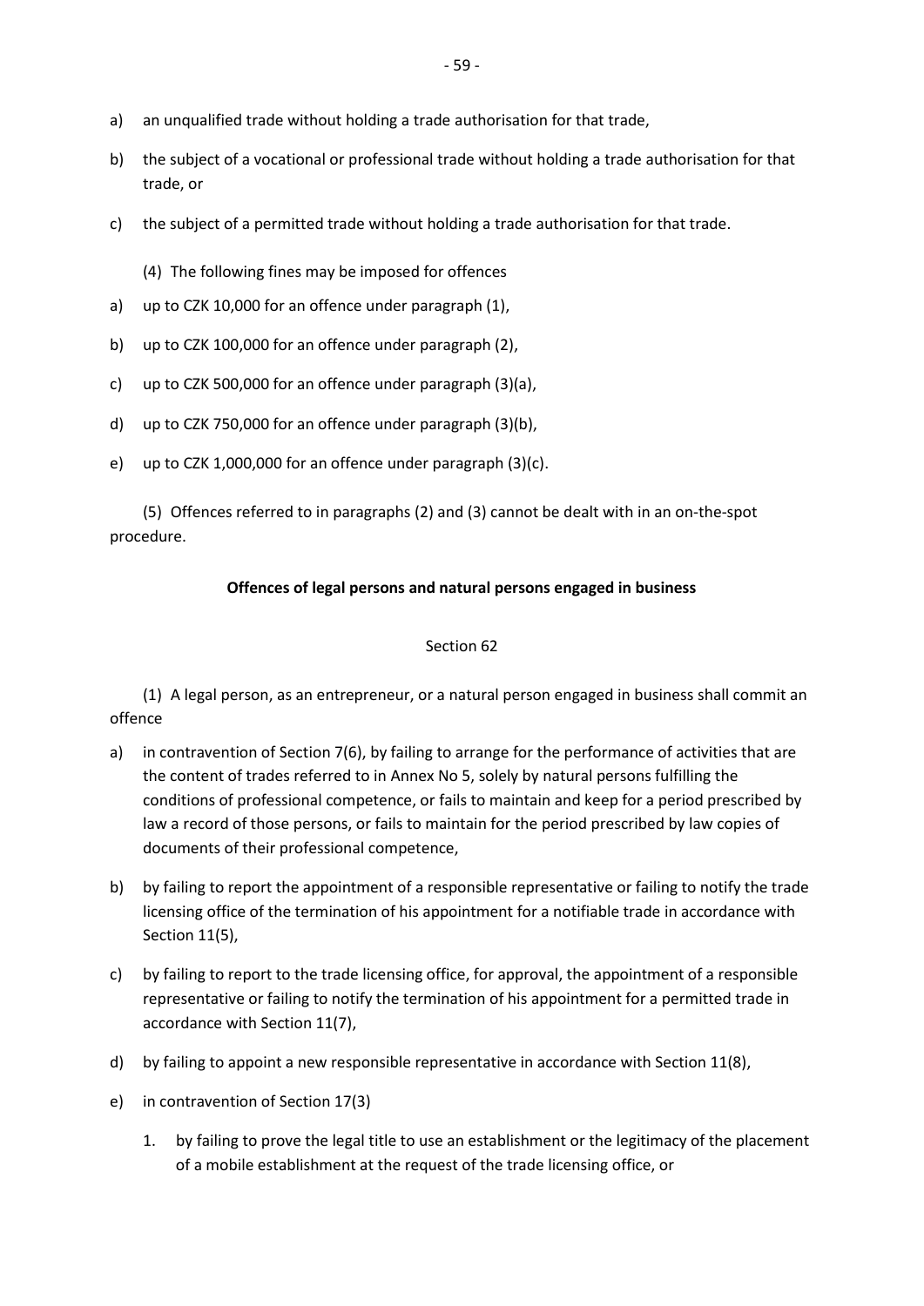a) an unqualified trade without holding a trade authorisation for that trade,

b) the subject of a vocational or professional trade without holding a trade authorisation for that trade, or

c) the subject of a permitted trade without holding a trade authorisation for that trade.

(4) The following fines may be imposed for offences

a) up to CZK 10,000 for an offence under paragraph (1),

b) up to CZK 100,000 for an offence under paragraph (2),

c) up to CZK 500,000 for an offence under paragraph (3)(a),

d) up to CZK 750,000 for an offence under paragraph (3)(b),

e) up to CZK 1,000,000 for an offence under paragraph (3)(c).

(5) Offences referred to in paragraphs (2) and (3) cannot be dealt with in an on-the-spot procedure.

**Offences of legal persons and natural persons engaged in business**

Section 62

(1) A legal person, as an entrepreneur, or a natural person engaged in business shall commit an offence

a) in contravention of Section 7(6), by failing to arrange for the performance of activities that are the content of trades referred to in Annex No 5, solely by natural persons fulfilling the conditions of professional competence, or fails to maintain and keep for a period prescribed by law a record of those persons, or fails to maintain for the period prescribed by law copies of documents of their professional competence,

b) by failing to report the appointment of a responsible representative or failing to notify the trade licensing office of the termination of his appointment for a notifiable trade in accordance with Section 11(5),

c) by failing to report to the trade licensing office, for approval, the appointment of a responsible representative or failing to notify the termination of his appointment for a permitted trade in accordance with Section 11(7),

d) by failing to appoint a new responsible representative in accordance with Section 11(8),

e) in contravention of Section 17(3)

   1. by failing to prove the legal title to use an establishment or the legitimacy of the placement of a mobile establishment at the request of the trade licensing office, or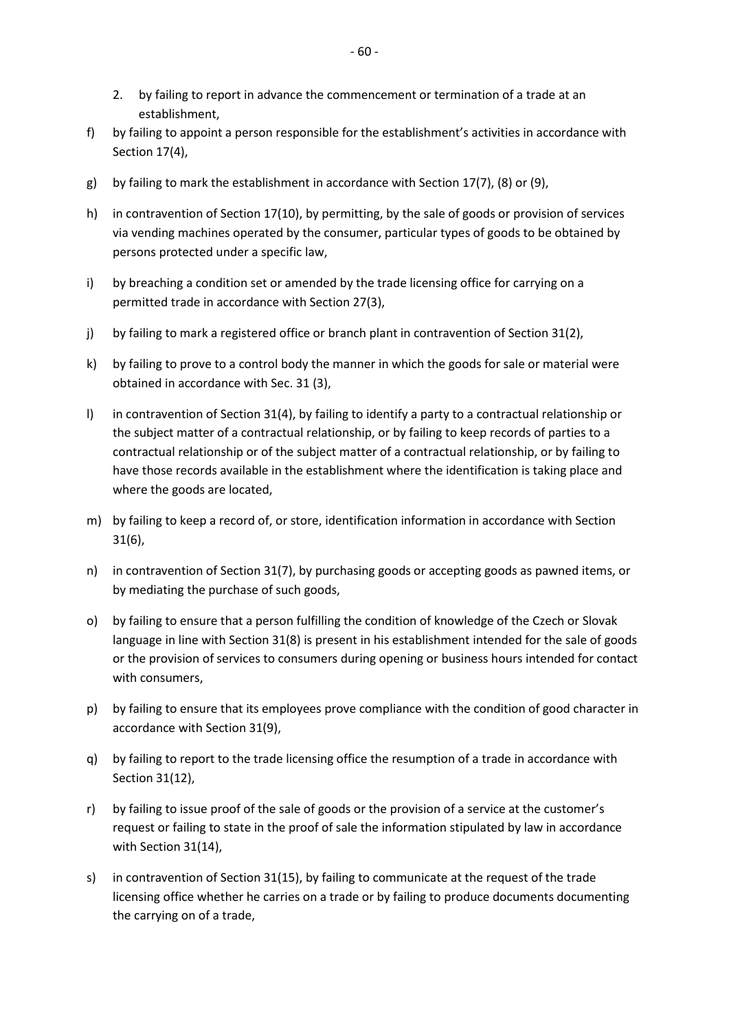2. by failing to report in advance the commencement or termination of a trade at an establishment,

f) by failing to appoint a person responsible for the establishment's activities in accordance with Section 17(4),

g) by failing to mark the establishment in accordance with Section 17(7), (8) or (9),

h) in contravention of Section 17(10), by permitting, by the sale of goods or provision of services via vending machines operated by the consumer, particular types of goods to be obtained by persons protected under a specific law,

i) by breaching a condition set or amended by the trade licensing office for carrying on a permitted trade in accordance with Section 27(3),

j) by failing to mark a registered office or branch plant in contravention of Section 31(2),

k) by failing to prove to a control body the manner in which the goods for sale or material were obtained in accordance with Sec. 31 (3),

l) in contravention of Section 31(4), by failing to identify a party to a contractual relationship or the subject matter of a contractual relationship, or by failing to keep records of parties to a contractual relationship or of the subject matter of a contractual relationship, or by failing to have those records available in the establishment where the identification is taking place and where the goods are located,

m) by failing to keep a record of, or store, identification information in accordance with Section 31(6),

n) in contravention of Section 31(7), by purchasing goods or accepting goods as pawned items, or by mediating the purchase of such goods,

o) by failing to ensure that a person fulfilling the condition of knowledge of the Czech or Slovak language in line with Section 31(8) is present in his establishment intended for the sale of goods or the provision of services to consumers during opening or business hours intended for contact with consumers,

p) by failing to ensure that its employees prove compliance with the condition of good character in accordance with Section 31(9),

q) by failing to report to the trade licensing office the resumption of a trade in accordance with Section 31(12),

r) by failing to issue proof of the sale of goods or the provision of a service at the customer's request or failing to state in the proof of sale the information stipulated by law in accordance with Section 31(14),

s) in contravention of Section 31(15), by failing to communicate at the request of the trade licensing office whether he carries on a trade or by failing to produce documents documenting the carrying on of a trade,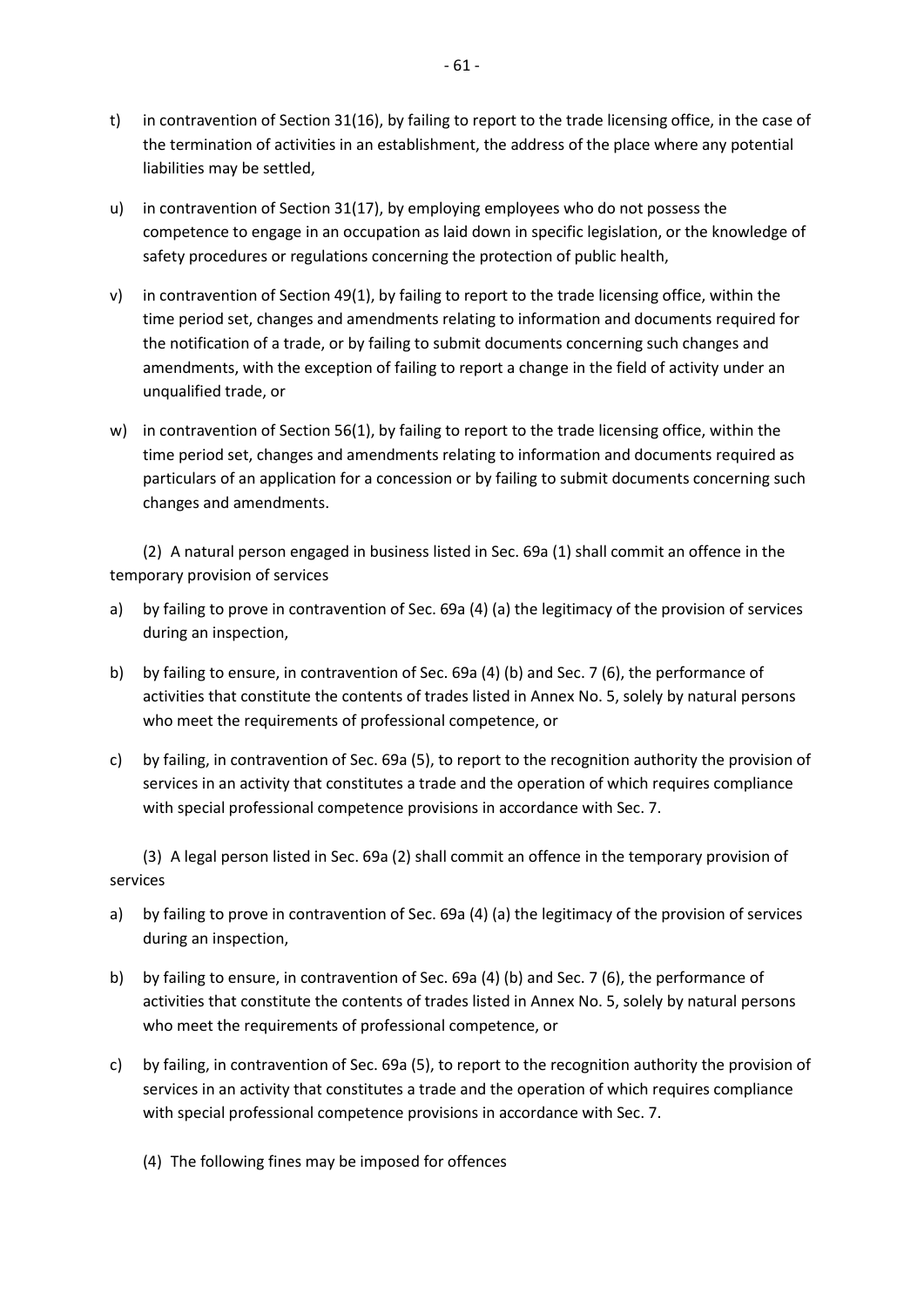t) in contravention of Section 31(16), by failing to report to the trade licensing office, in the case of the termination of activities in an establishment, the address of the place where any potential liabilities may be settled,

u) in contravention of Section 31(17), by employing employees who do not possess the competence to engage in an occupation as laid down in specific legislation, or the knowledge of safety procedures or regulations concerning the protection of public health,

v) in contravention of Section 49(1), by failing to report to the trade licensing office, within the time period set, changes and amendments relating to information and documents required for the notification of a trade, or by failing to submit documents concerning such changes and amendments, with the exception of failing to report a change in the field of activity under an unqualified trade, or

w) in contravention of Section 56(1), by failing to report to the trade licensing office, within the time period set, changes and amendments relating to information and documents required as particulars of an application for a concession or by failing to submit documents concerning such changes and amendments.

(2) A natural person engaged in business listed in Sec. 69a (1) shall commit an offence in the temporary provision of services

a) by failing to prove in contravention of Sec. 69a (4) (a) the legitimacy of the provision of services during an inspection,

b) by failing to ensure, in contravention of Sec. 69a (4) (b) and Sec. 7 (6), the performance of activities that constitute the contents of trades listed in Annex No. 5, solely by natural persons who meet the requirements of professional competence, or

c) by failing, in contravention of Sec. 69a (5), to report to the recognition authority the provision of services in an activity that constitutes a trade and the operation of which requires compliance with special professional competence provisions in accordance with Sec. 7.

(3) A legal person listed in Sec. 69a (2) shall commit an offence in the temporary provision of services

a) by failing to prove in contravention of Sec. 69a (4) (a) the legitimacy of the provision of services during an inspection,

b) by failing to ensure, in contravention of Sec. 69a (4) (b) and Sec. 7 (6), the performance of activities that constitute the contents of trades listed in Annex No. 5, solely by natural persons who meet the requirements of professional competence, or

c) by failing, in contravention of Sec. 69a (5), to report to the recognition authority the provision of services in an activity that constitutes a trade and the operation of which requires compliance with special professional competence provisions in accordance with Sec. 7.

(4) The following fines may be imposed for offences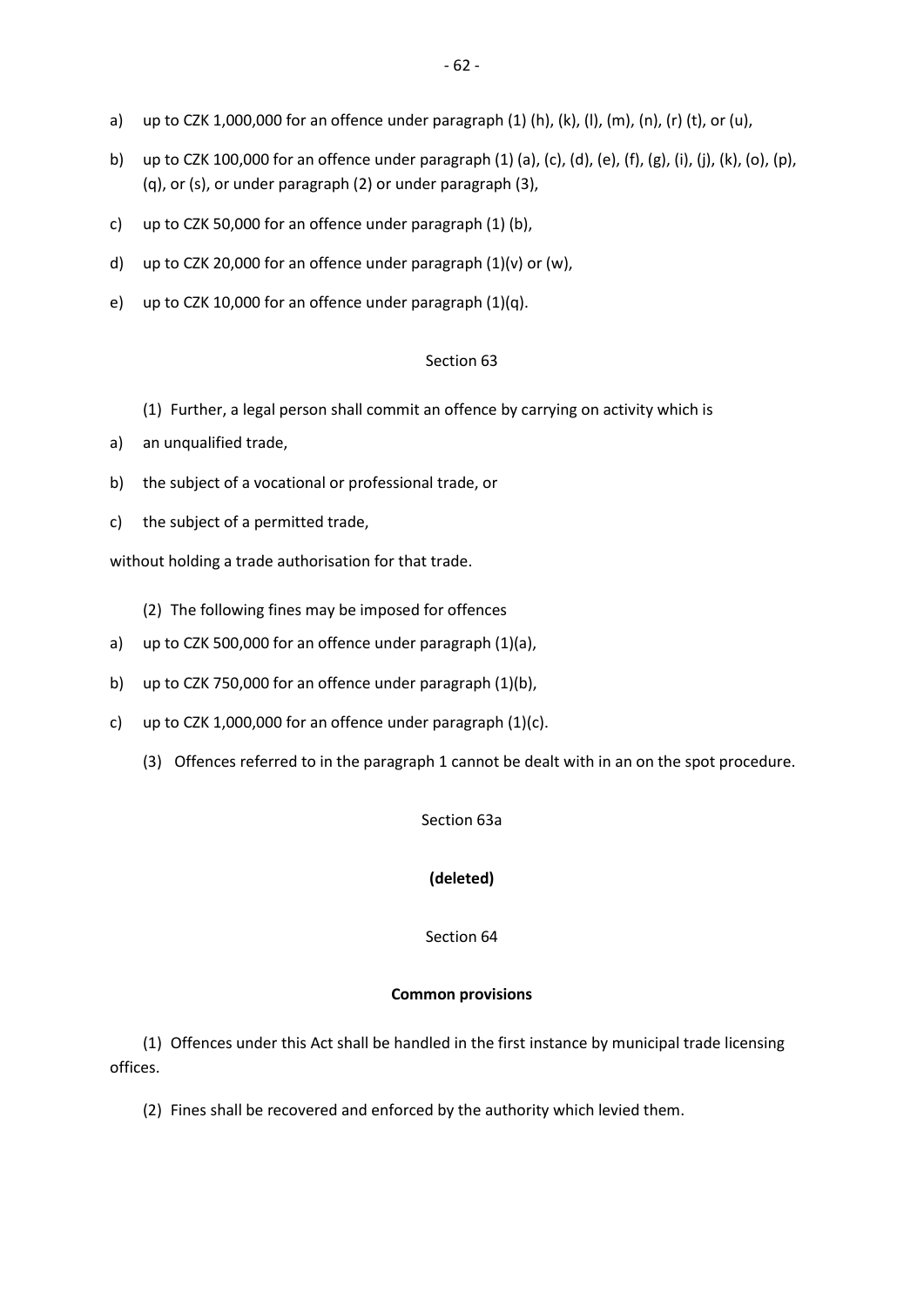a) up to CZK 1,000,000 for an offence under paragraph (1) (h), (k), (l), (m), (n), (r) (t), or (u),

b) up to CZK 100,000 for an offence under paragraph (1) (a), (c), (d), (e), (f), (g), (i), (j), (k), (o), (p), (q), or (s), or under paragraph (2) or under paragraph (3),

c) up to CZK 50,000 for an offence under paragraph (1) (b),

d) up to CZK 20,000 for an offence under paragraph (1)(v) or (w),

e) up to CZK 10,000 for an offence under paragraph (1)(q).

Section 63

(1) Further, a legal person shall commit an offence by carrying on activity which is

a) an unqualified trade,

b) the subject of a vocational or professional trade, or

c) the subject of a permitted trade,

without holding a trade authorisation for that trade.

(2) The following fines may be imposed for offences

a) up to CZK 500,000 for an offence under paragraph (1)(a),

b) up to CZK 750,000 for an offence under paragraph (1)(b),

c) up to CZK 1,000,000 for an offence under paragraph (1)(c).

(3) Offences referred to in the paragraph 1 cannot be dealt with in an on the spot procedure.

Section 63a

**(deleted)**

Section 64

**Common provisions**

(1) Offences under this Act shall be handled in the first instance by municipal trade licensing offices.

(2) Fines shall be recovered and enforced by the authority which levied them.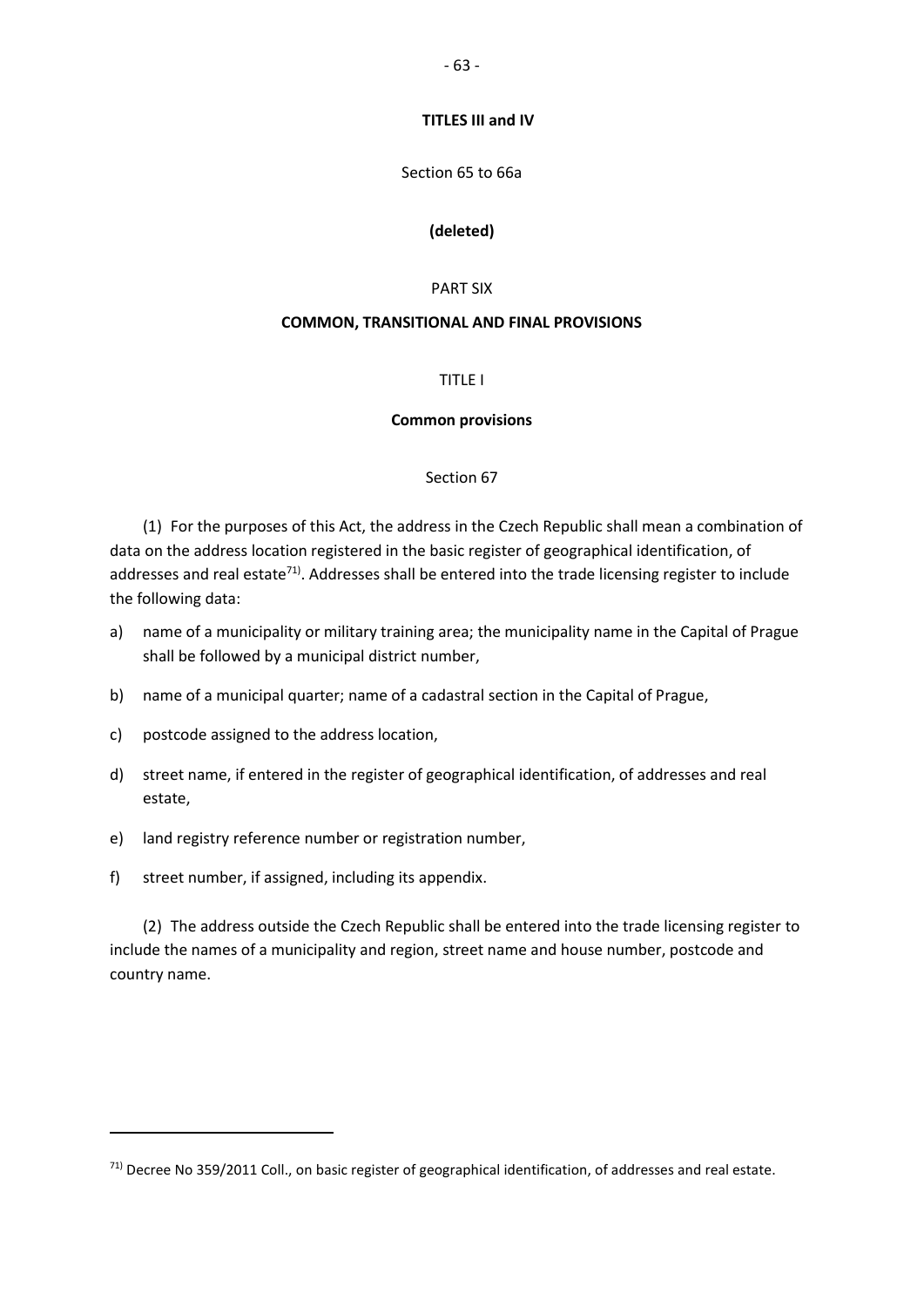**TITLES III and IV**

Section 65 to 66a

**(deleted)**

PART SIX

**COMMON, TRANSITIONAL AND FINAL PROVISIONS**

TITLE I

**Common provisions**

Section 67

(1) For the purposes of this Act, the address in the Czech Republic shall mean a combination of data on the address location registered in the basic register of geographical identification, of addresses and real estate[71]. Addresses shall be entered into the trade licensing register to include the following data:

a) name of a municipality or military training area; the municipality name in the Capital of Prague shall be followed by a municipal district number,

b) name of a municipal quarter; name of a cadastral section in the Capital of Prague,

c) postcode assigned to the address location,

d) street name, if entered in the register of geographical identification, of addresses and real estate,

e) land registry reference number or registration number,

f) street number, if assigned, including its appendix.

(2) The address outside the Czech Republic shall be entered into the trade licensing register to include the names of a municipality and region, street name and house number, postcode and country name.

---

[71] Decree No 359/2011 Coll., on basic register of geographical identification, of addresses and real estate.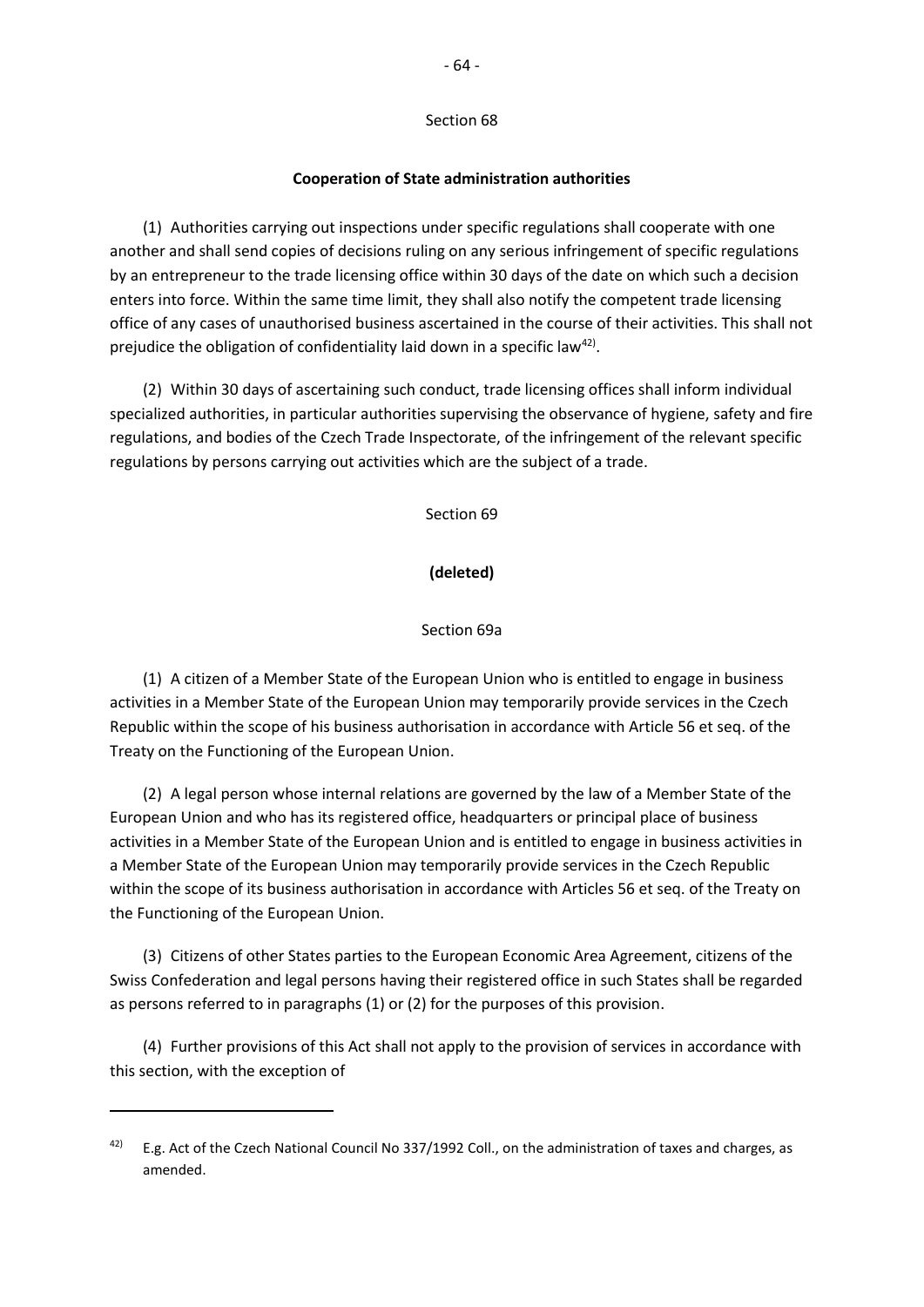Section 68

**Cooperation of State administration authorities**

(1) Authorities carrying out inspections under specific regulations shall cooperate with one another and shall send copies of decisions ruling on any serious infringement of specific regulations by an entrepreneur to the trade licensing office within 30 days of the date on which such a decision enters into force. Within the same time limit, they shall also notify the competent trade licensing office of any cases of unauthorised business ascertained in the course of their activities. This shall not prejudice the obligation of confidentiality laid down in a specific law[42)].

(2) Within 30 days of ascertaining such conduct, trade licensing offices shall inform individual specialized authorities, in particular authorities supervising the observance of hygiene, safety and fire regulations, and bodies of the Czech Trade Inspectorate, of the infringement of the relevant specific regulations by persons carrying out activities which are the subject of a trade.

Section 69

**(deleted)**

Section 69a

(1) A citizen of a Member State of the European Union who is entitled to engage in business activities in a Member State of the European Union may temporarily provide services in the Czech Republic within the scope of his business authorisation in accordance with Article 56 et seq. of the Treaty on the Functioning of the European Union.

(2) A legal person whose internal relations are governed by the law of a Member State of the European Union and who has its registered office, headquarters or principal place of business activities in a Member State of the European Union and is entitled to engage in business activities in a Member State of the European Union may temporarily provide services in the Czech Republic within the scope of its business authorisation in accordance with Articles 56 et seq. of the Treaty on the Functioning of the European Union.

(3) Citizens of other States parties to the European Economic Area Agreement, citizens of the Swiss Confederation and legal persons having their registered office in such States shall be regarded as persons referred to in paragraphs (1) or (2) for the purposes of this provision.

(4) Further provisions of this Act shall not apply to the provision of services in accordance with this section, with the exception of

---

[42)] E.g. Act of the Czech National Council No 337/1992 Coll., on the administration of taxes and charges, as amended.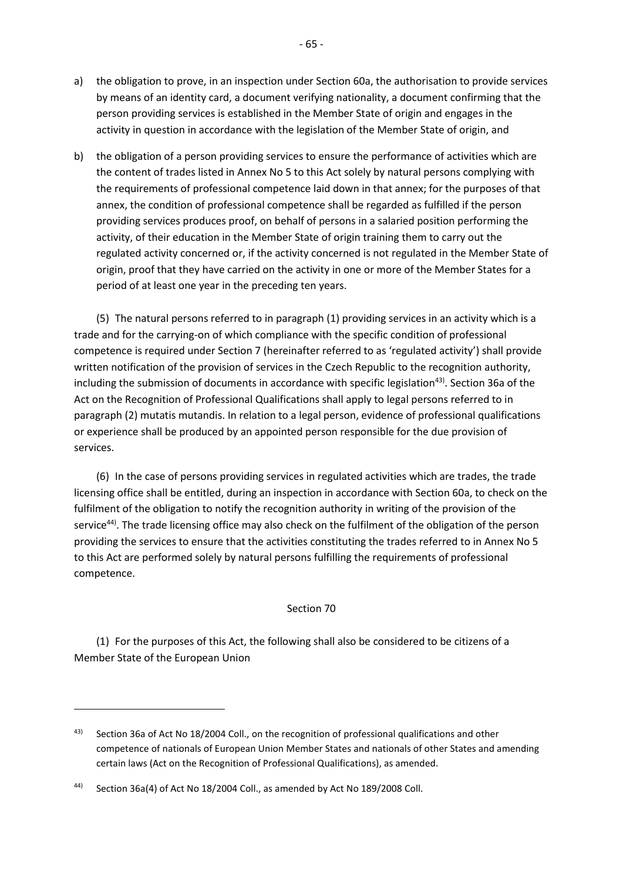a) the obligation to prove, in an inspection under Section 60a, the authorisation to provide services by means of an identity card, a document verifying nationality, a document confirming that the person providing services is established in the Member State of origin and engages in the activity in question in accordance with the legislation of the Member State of origin, and

b) the obligation of a person providing services to ensure the performance of activities which are the content of trades listed in Annex No 5 to this Act solely by natural persons complying with the requirements of professional competence laid down in that annex; for the purposes of that annex, the condition of professional competence shall be regarded as fulfilled if the person providing services produces proof, on behalf of persons in a salaried position performing the activity, of their education in the Member State of origin training them to carry out the regulated activity concerned or, if the activity concerned is not regulated in the Member State of origin, proof that they have carried on the activity in one or more of the Member States for a period of at least one year in the preceding ten years.

(5) The natural persons referred to in paragraph (1) providing services in an activity which is a trade and for the carrying-on of which compliance with the specific condition of professional competence is required under Section 7 (hereinafter referred to as 'regulated activity') shall provide written notification of the provision of services in the Czech Republic to the recognition authority, including the submission of documents in accordance with specific legislation[43)]. Section 36a of the Act on the Recognition of Professional Qualifications shall apply to legal persons referred to in paragraph (2) mutatis mutandis. In relation to a legal person, evidence of professional qualifications or experience shall be produced by an appointed person responsible for the due provision of services.

(6) In the case of persons providing services in regulated activities which are trades, the trade licensing office shall be entitled, during an inspection in accordance with Section 60a, to check on the fulfilment of the obligation to notify the recognition authority in writing of the provision of the service[44)]. The trade licensing office may also check on the fulfilment of the obligation of the person providing the services to ensure that the activities constituting the trades referred to in Annex No 5 to this Act are performed solely by natural persons fulfilling the requirements of professional competence.

Section 70

(1) For the purposes of this Act, the following shall also be considered to be citizens of a Member State of the European Union

---

43) Section 36a of Act No 18/2004 Coll., on the recognition of professional qualifications and other competence of nationals of European Union Member States and nationals of other States and amending certain laws (Act on the Recognition of Professional Qualifications), as amended.

44) Section 36a(4) of Act No 18/2004 Coll., as amended by Act No 189/2008 Coll.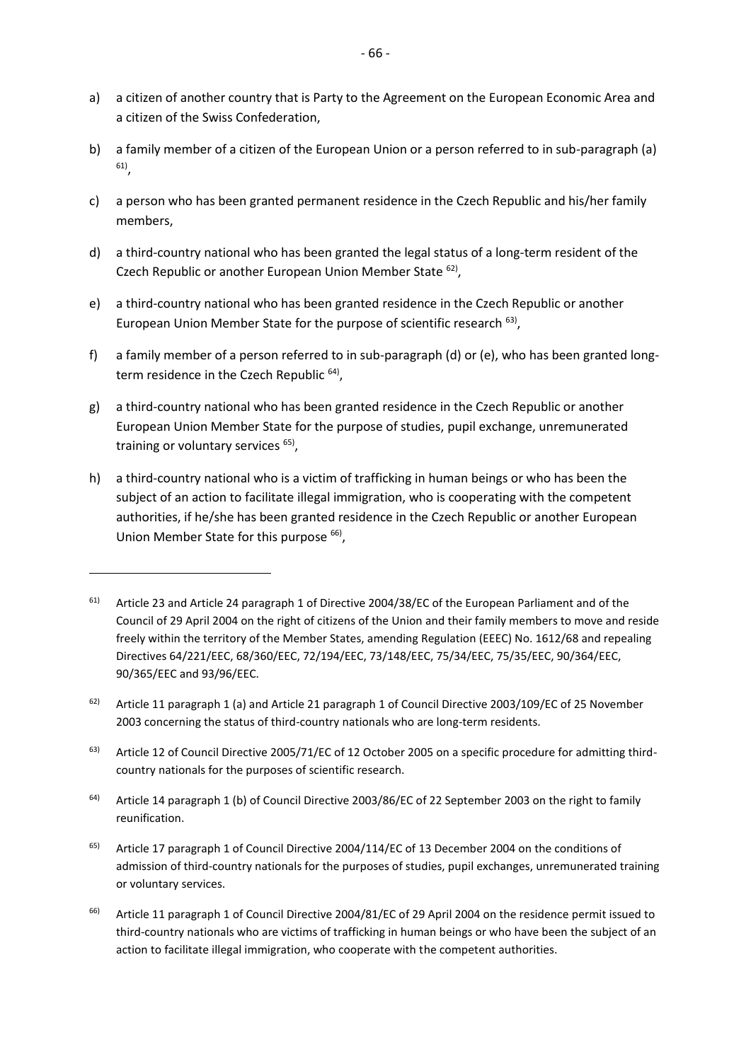a) a citizen of another country that is Party to the Agreement on the European Economic Area and a citizen of the Swiss Confederation,

b) a family member of a citizen of the European Union or a person referred to in sub-paragraph (a) [61),]

c) a person who has been granted permanent residence in the Czech Republic and his/her family members,

d) a third-country national who has been granted the legal status of a long-term resident of the Czech Republic or another European Union Member State [62)],

e) a third-country national who has been granted residence in the Czech Republic or another European Union Member State for the purpose of scientific research [63)],

f) a family member of a person referred to in sub-paragraph (d) or (e), who has been granted long-term residence in the Czech Republic [64)],

g) a third-country national who has been granted residence in the Czech Republic or another European Union Member State for the purpose of studies, pupil exchange, unremunerated training or voluntary services [65)],

h) a third-country national who is a victim of trafficking in human beings or who has been the subject of an action to facilitate illegal immigration, who is cooperating with the competent authorities, if he/she has been granted residence in the Czech Republic or another European Union Member State for this purpose [66)],

---

[61)] Article 23 and Article 24 paragraph 1 of Directive 2004/38/EC of the European Parliament and of the Council of 29 April 2004 on the right of citizens of the Union and their family members to move and reside freely within the territory of the Member States, amending Regulation (EEEC) No. 1612/68 and repealing Directives 64/221/EEC, 68/360/EEC, 72/194/EEC, 73/148/EEC, 75/34/EEC, 75/35/EEC, 90/364/EEC, 90/365/EEC and 93/96/EEC.

[62)] Article 11 paragraph 1 (a) and Article 21 paragraph 1 of Council Directive 2003/109/EC of 25 November 2003 concerning the status of third-country nationals who are long-term residents.

[63)] Article 12 of Council Directive 2005/71/EC of 12 October 2005 on a specific procedure for admitting third-country nationals for the purposes of scientific research.

[64)] Article 14 paragraph 1 (b) of Council Directive 2003/86/EC of 22 September 2003 on the right to family reunification.

[65)] Article 17 paragraph 1 of Council Directive 2004/114/EC of 13 December 2004 on the conditions of admission of third-country nationals for the purposes of studies, pupil exchanges, unremunerated training or voluntary services.

[66)] Article 11 paragraph 1 of Council Directive 2004/81/EC of 29 April 2004 on the residence permit issued to third-country nationals who are victims of trafficking in human beings or who have been the subject of an action to facilitate illegal immigration, who cooperate with the competent authorities.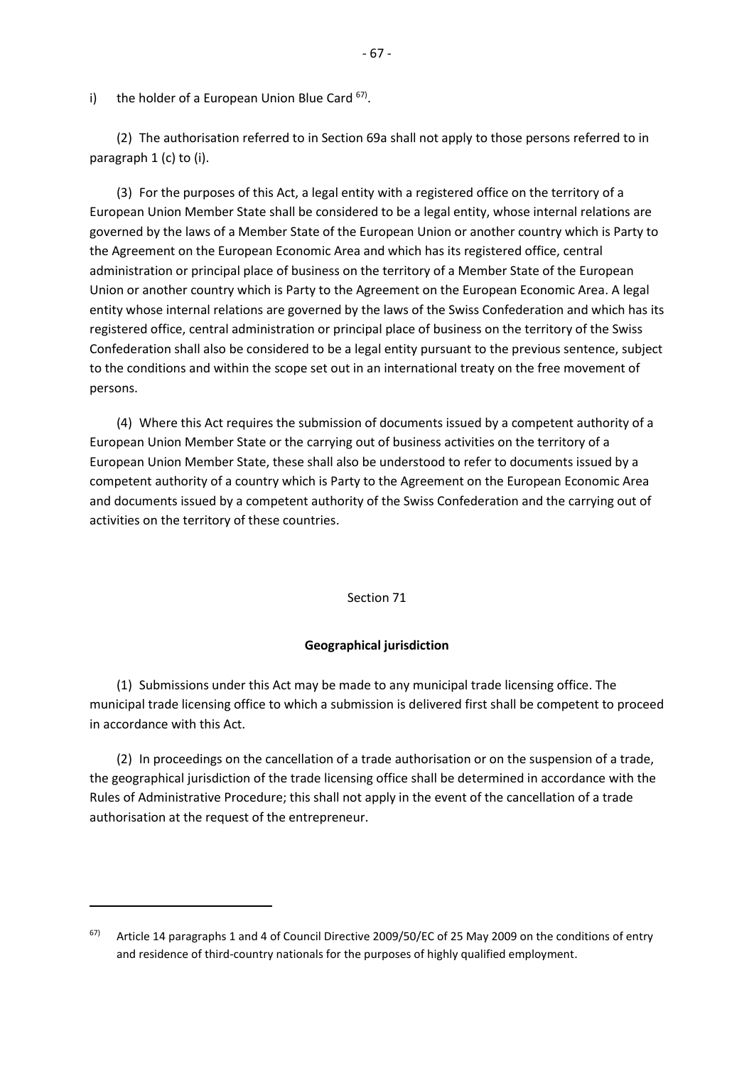i) the holder of a European Union Blue Card [67].

(2) The authorisation referred to in Section 69a shall not apply to those persons referred to in paragraph 1 (c) to (i).

(3) For the purposes of this Act, a legal entity with a registered office on the territory of a European Union Member State shall be considered to be a legal entity, whose internal relations are governed by the laws of a Member State of the European Union or another country which is Party to the Agreement on the European Economic Area and which has its registered office, central administration or principal place of business on the territory of a Member State of the European Union or another country which is Party to the Agreement on the European Economic Area. A legal entity whose internal relations are governed by the laws of the Swiss Confederation and which has its registered office, central administration or principal place of business on the territory of the Swiss Confederation shall also be considered to be a legal entity pursuant to the previous sentence, subject to the conditions and within the scope set out in an international treaty on the free movement of persons.

(4) Where this Act requires the submission of documents issued by a competent authority of a European Union Member State or the carrying out of business activities on the territory of a European Union Member State, these shall also be understood to refer to documents issued by a competent authority of a country which is Party to the Agreement on the European Economic Area and documents issued by a competent authority of the Swiss Confederation and the carrying out of activities on the territory of these countries.

Section 71

**Geographical jurisdiction**

(1) Submissions under this Act may be made to any municipal trade licensing office. The municipal trade licensing office to which a submission is delivered first shall be competent to proceed in accordance with this Act.

(2) In proceedings on the cancellation of a trade authorisation or on the suspension of a trade, the geographical jurisdiction of the trade licensing office shall be determined in accordance with the Rules of Administrative Procedure; this shall not apply in the event of the cancellation of a trade authorisation at the request of the entrepreneur.

---

[67] Article 14 paragraphs 1 and 4 of Council Directive 2009/50/EC of 25 May 2009 on the conditions of entry and residence of third-country nationals for the purposes of highly qualified employment.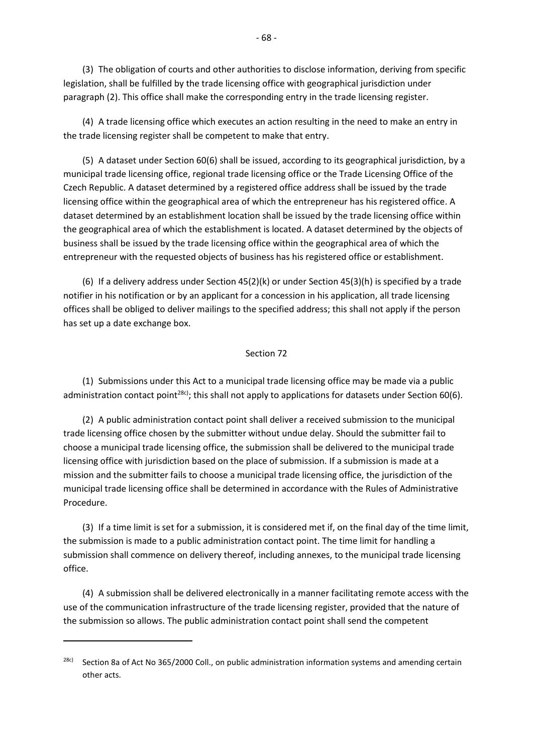(3) The obligation of courts and other authorities to disclose information, deriving from specific legislation, shall be fulfilled by the trade licensing office with geographical jurisdiction under paragraph (2). This office shall make the corresponding entry in the trade licensing register.

(4) A trade licensing office which executes an action resulting in the need to make an entry in the trade licensing register shall be competent to make that entry.

(5) A dataset under Section 60(6) shall be issued, according to its geographical jurisdiction, by a municipal trade licensing office, regional trade licensing office or the Trade Licensing Office of the Czech Republic. A dataset determined by a registered office address shall be issued by the trade licensing office within the geographical area of which the entrepreneur has his registered office. A dataset determined by an establishment location shall be issued by the trade licensing office within the geographical area of which the establishment is located. A dataset determined by the objects of business shall be issued by the trade licensing office within the geographical area of which the entrepreneur with the requested objects of business has his registered office or establishment.

(6) If a delivery address under Section 45(2)(k) or under Section 45(3)(h) is specified by a trade notifier in his notification or by an applicant for a concession in his application, all trade licensing offices shall be obliged to deliver mailings to the specified address; this shall not apply if the person has set up a date exchange box.

## Section 72

(1) Submissions under this Act to a municipal trade licensing office may be made via a public administration contact point[28c]; this shall not apply to applications for datasets under Section 60(6).

(2) A public administration contact point shall deliver a received submission to the municipal trade licensing office chosen by the submitter without undue delay. Should the submitter fail to choose a municipal trade licensing office, the submission shall be delivered to the municipal trade licensing office with jurisdiction based on the place of submission. If a submission is made at a mission and the submitter fails to choose a municipal trade licensing office, the jurisdiction of the municipal trade licensing office shall be determined in accordance with the Rules of Administrative Procedure.

(3) If a time limit is set for a submission, it is considered met if, on the final day of the time limit, the submission is made to a public administration contact point. The time limit for handling a submission shall commence on delivery thereof, including annexes, to the municipal trade licensing office.

(4) A submission shall be delivered electronically in a manner facilitating remote access with the use of the communication infrastructure of the trade licensing register, provided that the nature of the submission so allows. The public administration contact point shall send the competent

---

[28c] Section 8a of Act No 365/2000 Coll., on public administration information systems and amending certain other acts.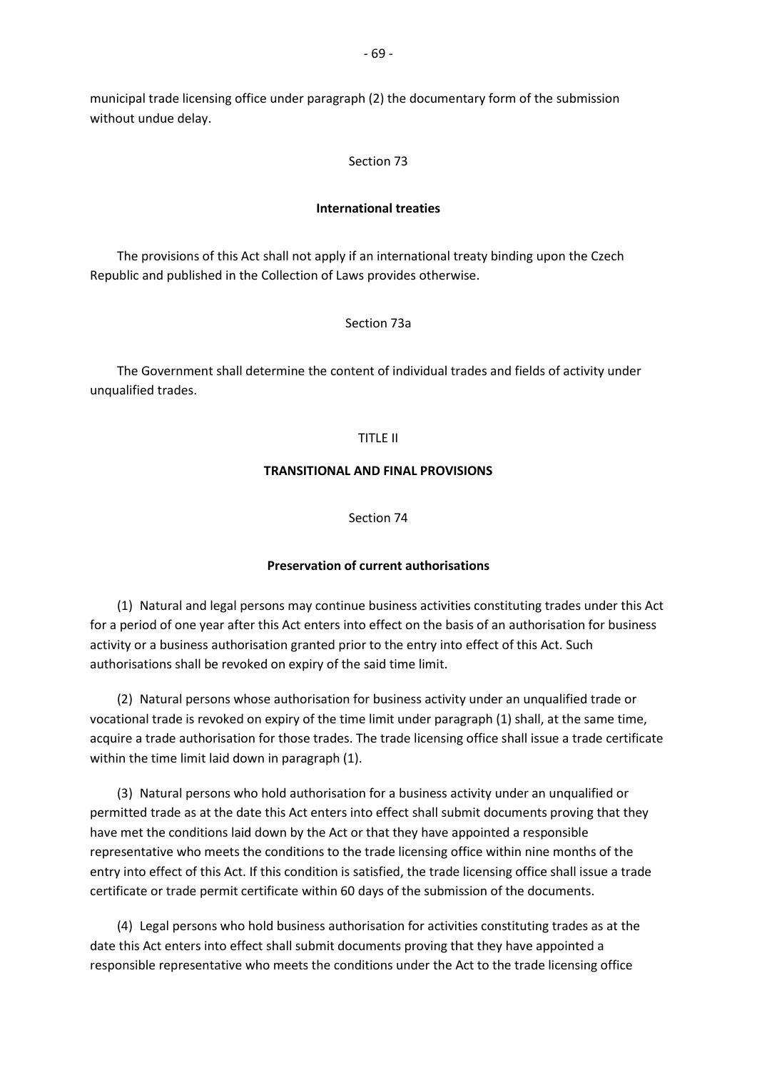municipal trade licensing office under paragraph (2) the documentary form of the submission without undue delay.

Section 73

**International treaties**

The provisions of this Act shall not apply if an international treaty binding upon the Czech Republic and published in the Collection of Laws provides otherwise.

Section 73a

The Government shall determine the content of individual trades and fields of activity under unqualified trades.

TITLE II

**TRANSITIONAL AND FINAL PROVISIONS**

Section 74

**Preservation of current authorisations**

(1) Natural and legal persons may continue business activities constituting trades under this Act for a period of one year after this Act enters into effect on the basis of an authorisation for business activity or a business authorisation granted prior to the entry into effect of this Act. Such authorisations shall be revoked on expiry of the said time limit.

(2) Natural persons whose authorisation for business activity under an unqualified trade or vocational trade is revoked on expiry of the time limit under paragraph (1) shall, at the same time, acquire a trade authorisation for those trades. The trade licensing office shall issue a trade certificate within the time limit laid down in paragraph (1).

(3) Natural persons who hold authorisation for a business activity under an unqualified or permitted trade as at the date this Act enters into effect shall submit documents proving that they have met the conditions laid down by the Act or that they have appointed a responsible representative who meets the conditions to the trade licensing office within nine months of the entry into effect of this Act. If this condition is satisfied, the trade licensing office shall issue a trade certificate or trade permit certificate within 60 days of the submission of the documents.

(4) Legal persons who hold business authorisation for activities constituting trades as at the date this Act enters into effect shall submit documents proving that they have appointed a responsible representative who meets the conditions under the Act to the trade licensing office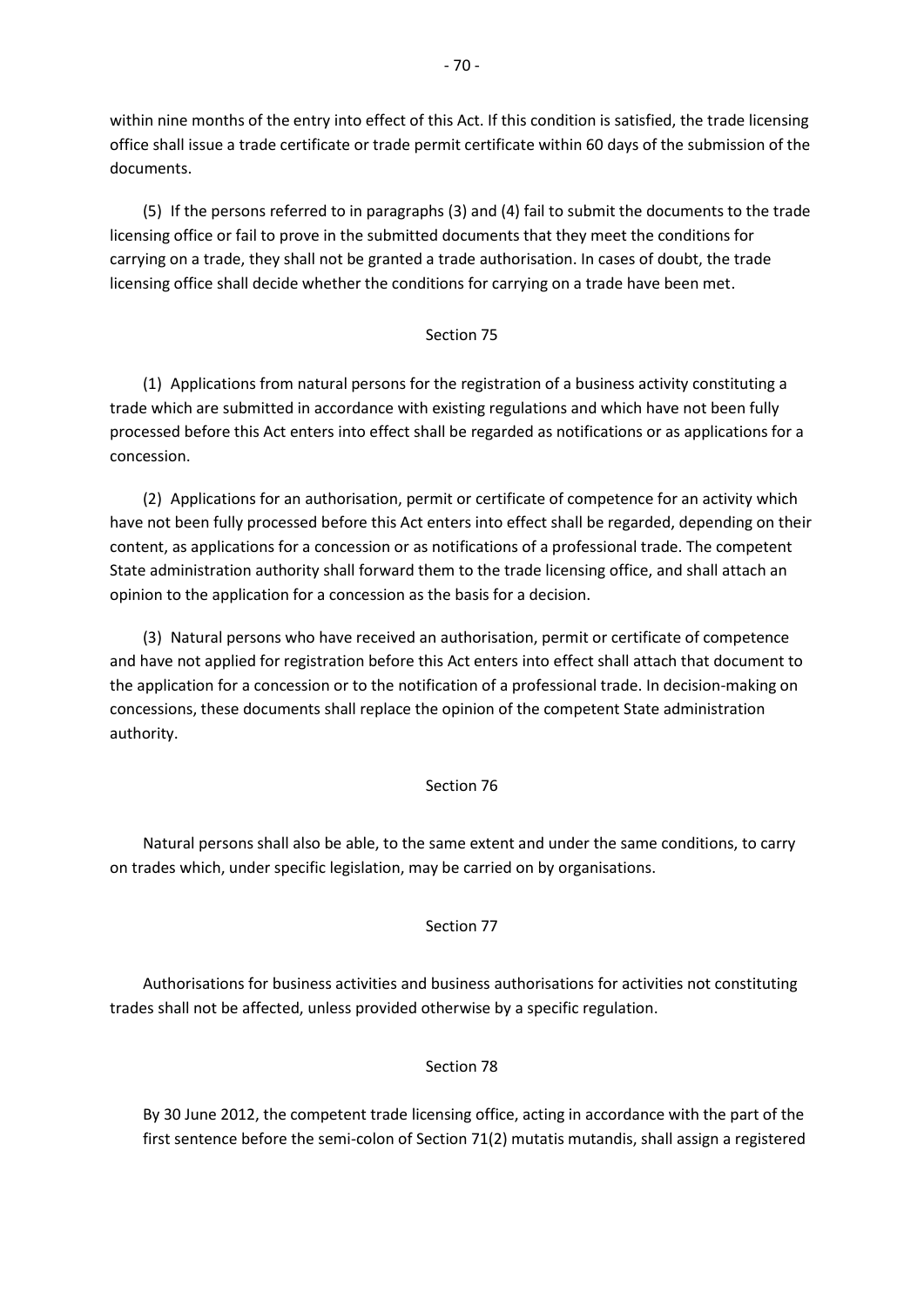within nine months of the entry into effect of this Act. If this condition is satisfied, the trade licensing office shall issue a trade certificate or trade permit certificate within 60 days of the submission of the documents.

(5) If the persons referred to in paragraphs (3) and (4) fail to submit the documents to the trade licensing office or fail to prove in the submitted documents that they meet the conditions for carrying on a trade, they shall not be granted a trade authorisation. In cases of doubt, the trade licensing office shall decide whether the conditions for carrying on a trade have been met.

Section 75

(1) Applications from natural persons for the registration of a business activity constituting a trade which are submitted in accordance with existing regulations and which have not been fully processed before this Act enters into effect shall be regarded as notifications or as applications for a concession.

(2) Applications for an authorisation, permit or certificate of competence for an activity which have not been fully processed before this Act enters into effect shall be regarded, depending on their content, as applications for a concession or as notifications of a professional trade. The competent State administration authority shall forward them to the trade licensing office, and shall attach an opinion to the application for a concession as the basis for a decision.

(3) Natural persons who have received an authorisation, permit or certificate of competence and have not applied for registration before this Act enters into effect shall attach that document to the application for a concession or to the notification of a professional trade. In decision-making on concessions, these documents shall replace the opinion of the competent State administration authority.

Section 76

Natural persons shall also be able, to the same extent and under the same conditions, to carry on trades which, under specific legislation, may be carried on by organisations.

Section 77

Authorisations for business activities and business authorisations for activities not constituting trades shall not be affected, unless provided otherwise by a specific regulation.

Section 78

By 30 June 2012, the competent trade licensing office, acting in accordance with the part of the first sentence before the semi-colon of Section 71(2) mutatis mutandis, shall assign a registered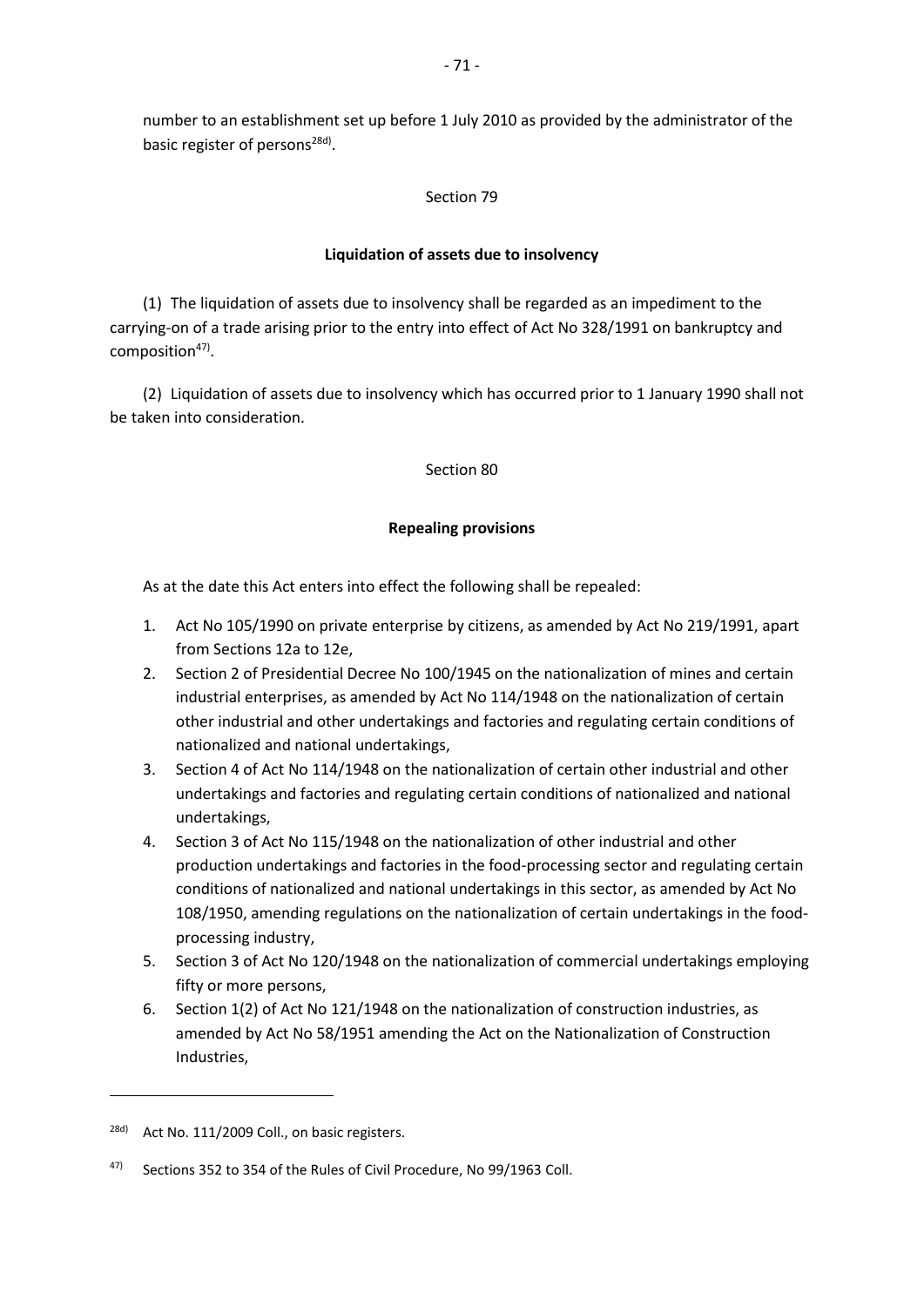number to an establishment set up before 1 July 2010 as provided by the administrator of the basic register of persons[28d].

Section 79

**Liquidation of assets due to insolvency**

(1) The liquidation of assets due to insolvency shall be regarded as an impediment to the carrying-on of a trade arising prior to the entry into effect of Act No 328/1991 on bankruptcy and composition[47].

(2) Liquidation of assets due to insolvency which has occurred prior to 1 January 1990 shall not be taken into consideration.

Section 80

**Repealing provisions**

As at the date this Act enters into effect the following shall be repealed:

1. Act No 105/1990 on private enterprise by citizens, as amended by Act No 219/1991, apart from Sections 12a to 12e,
2. Section 2 of Presidential Decree No 100/1945 on the nationalization of mines and certain industrial enterprises, as amended by Act No 114/1948 on the nationalization of certain other industrial and other undertakings and factories and regulating certain conditions of nationalized and national undertakings,
3. Section 4 of Act No 114/1948 on the nationalization of certain other industrial and other undertakings and factories and regulating certain conditions of nationalized and national undertakings,
4. Section 3 of Act No 115/1948 on the nationalization of other industrial and other production undertakings and factories in the food-processing sector and regulating certain conditions of nationalized and national undertakings in this sector, as amended by Act No 108/1950, amending regulations on the nationalization of certain undertakings in the food-processing industry,
5. Section 3 of Act No 120/1948 on the nationalization of commercial undertakings employing fifty or more persons,
6. Section 1(2) of Act No 121/1948 on the nationalization of construction industries, as amended by Act No 58/1951 amending the Act on the Nationalization of Construction Industries,

---

[28d] Act No. 111/2009 Coll., on basic registers.

[47] Sections 352 to 354 of the Rules of Civil Procedure, No 99/1963 Coll.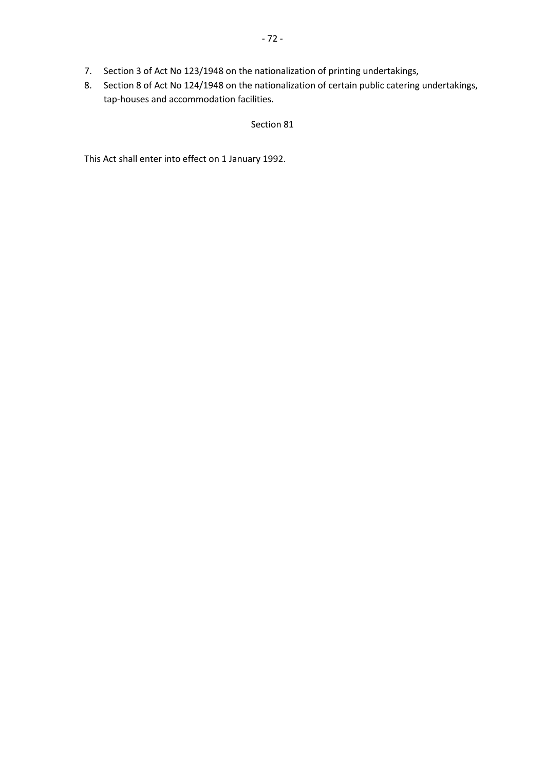7. Section 3 of Act No 123/1948 on the nationalization of printing undertakings,
8. Section 8 of Act No 124/1948 on the nationalization of certain public catering undertakings, tap-houses and accommodation facilities.

### Section 81

This Act shall enter into effect on 1 January 1992.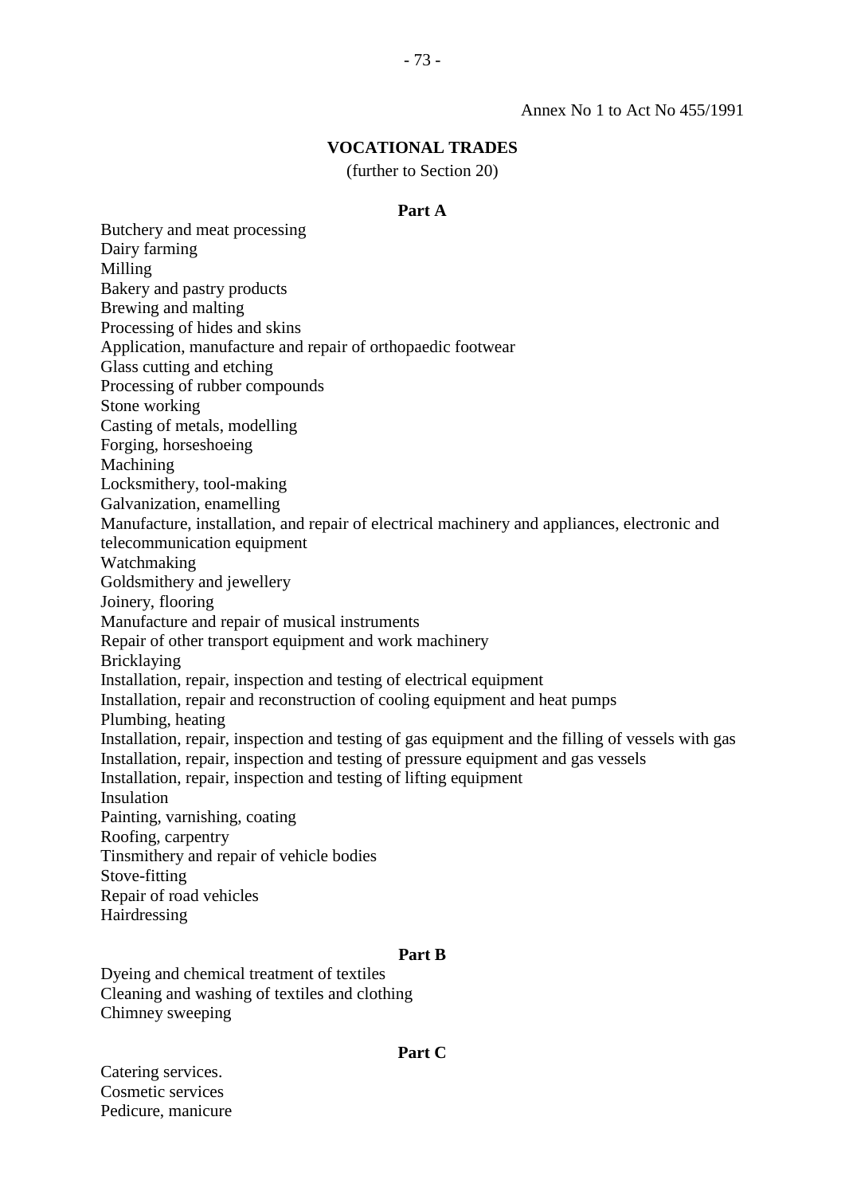Annex No 1 to Act No 455/1991

## VOCATIONAL TRADES

(further to Section 20)

### Part A

Butchery and meat processing
Dairy farming
Milling
Bakery and pastry products
Brewing and malting
Processing of hides and skins
Application, manufacture and repair of orthopaedic footwear
Glass cutting and etching
Processing of rubber compounds
Stone working
Casting of metals, modelling
Forging, horseshoeing
Machining
Locksmithery, tool-making
Galvanization, enamelling
Manufacture, installation, and repair of electrical machinery and appliances, electronic and telecommunication equipment
Watchmaking
Goldsmithery and jewellery
Joinery, flooring
Manufacture and repair of musical instruments
Repair of other transport equipment and work machinery
Bricklaying
Installation, repair, inspection and testing of electrical equipment
Installation, repair and reconstruction of cooling equipment and heat pumps
Plumbing, heating
Installation, repair, inspection and testing of gas equipment and the filling of vessels with gas
Installation, repair, inspection and testing of pressure equipment and gas vessels
Installation, repair, inspection and testing of lifting equipment
Insulation
Painting, varnishing, coating
Roofing, carpentry
Tinsmithery and repair of vehicle bodies
Stove-fitting
Repair of road vehicles
Hairdressing

### Part B

Dyeing and chemical treatment of textiles
Cleaning and washing of textiles and clothing
Chimney sweeping

### Part C

Catering services.
Cosmetic services
Pedicure, manicure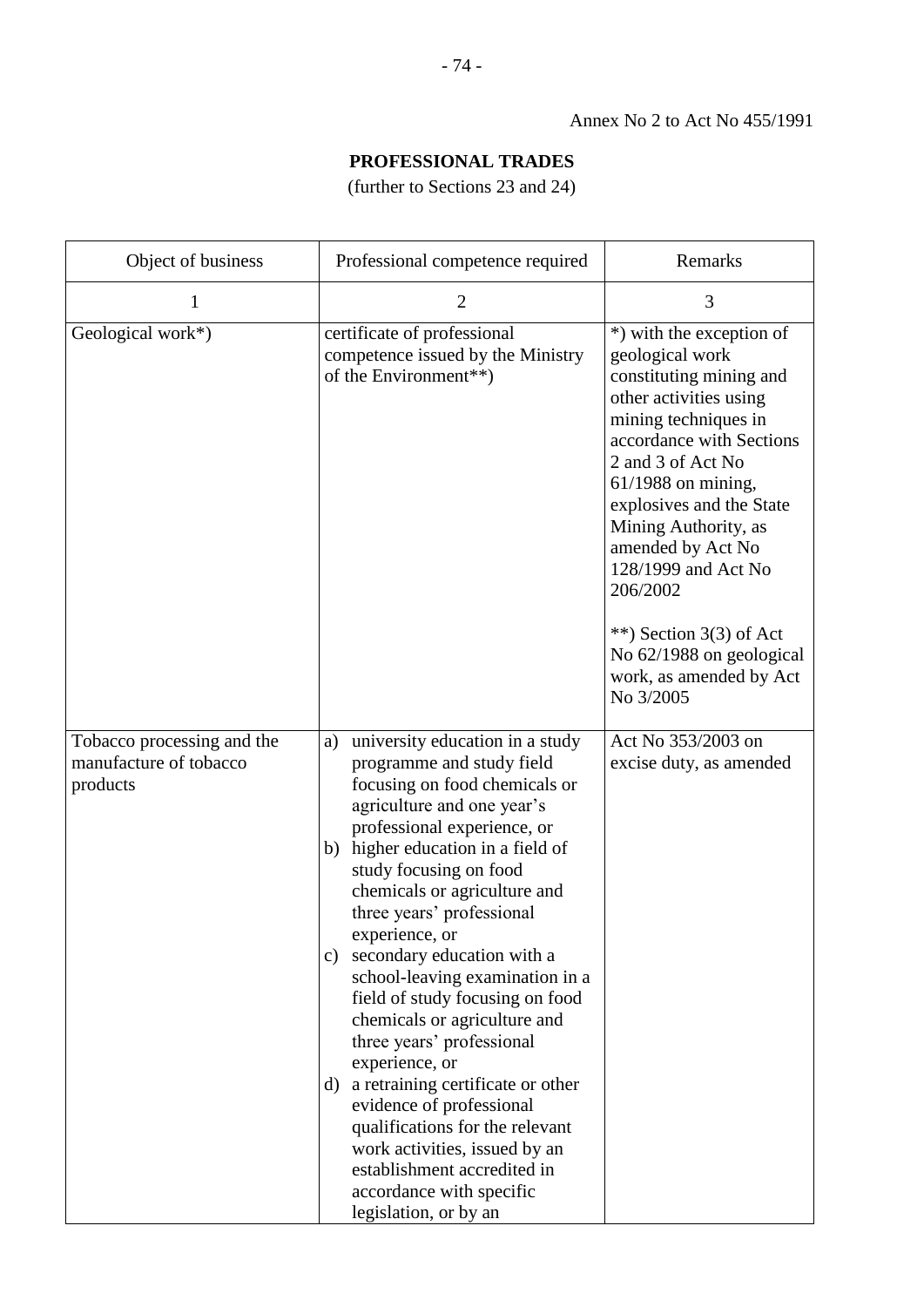Annex No 2 to Act No 455/1991

## PROFESSIONAL TRADES

(further to Sections 23 and 24)

| Object of business | Professional competence required | Remarks |
|---|---|---|
| 1 | 2 | 3 |
| Geological work*) | certificate of professional competence issued by the Ministry of the Environment**) | *) with the exception of geological work constituting mining and other activities using mining techniques in accordance with Sections 2 and 3 of Act No 61/1988 on mining, explosives and the State Mining Authority, as amended by Act No 128/1999 and Act No 206/2002<br><br>**) Section 3(3) of Act No 62/1988 on geological work, as amended by Act No 3/2005 |
| Tobacco processing and the manufacture of tobacco products | a) university education in a study programme and study field focusing on food chemicals or agriculture and one year's professional experience, or<br>b) higher education in a field of study focusing on food chemicals or agriculture and three years' professional experience, or<br>c) secondary education with a school-leaving examination in a field of study focusing on food chemicals or agriculture and three years' professional experience, or<br>d) a retraining certificate or other evidence of professional qualifications for the relevant work activities, issued by an establishment accredited in accordance with specific legislation, or by an | Act No 353/2003 on excise duty, as amended |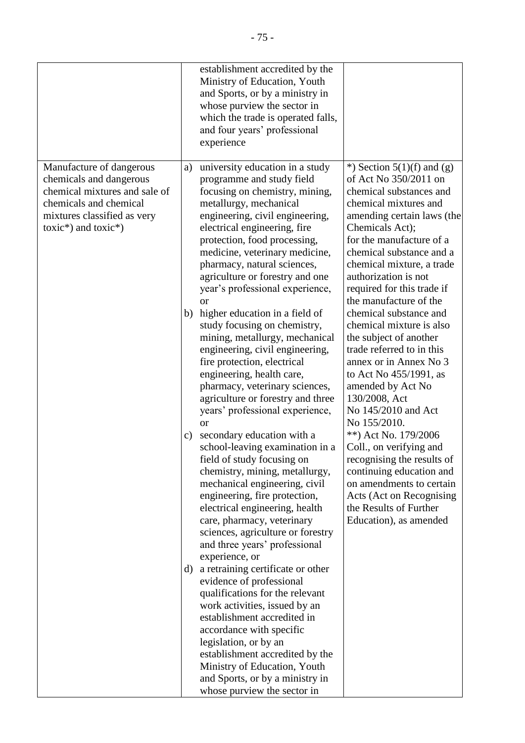| | | |
|---|---|---|
| | establishment accredited by the Ministry of Education, Youth and Sports, or by a ministry in whose purview the sector in which the trade is operated falls, and four years' professional experience | |
| Manufacture of dangerous chemicals and dangerous chemical mixtures and sale of chemicals and chemical mixtures classified as very toxic*) and toxic*) | a) university education in a study programme and study field focusing on chemistry, mining, metallurgy, mechanical engineering, civil engineering, electrical engineering, fire protection, food processing, medicine, veterinary medicine, pharmacy, natural sciences, agriculture or forestry and one year's professional experience, or<br>b) higher education in a field of study focusing on chemistry, mining, metallurgy, mechanical engineering, civil engineering, fire protection, electrical engineering, health care, pharmacy, veterinary sciences, agriculture or forestry and three years' professional experience, or<br>c) secondary education with a school-leaving examination in a field of study focusing on chemistry, mining, metallurgy, mechanical engineering, civil engineering, fire protection, electrical engineering, health care, pharmacy, veterinary sciences, agriculture or forestry and three years' professional experience, or<br>d) a retraining certificate or other evidence of professional qualifications for the relevant work activities, issued by an establishment accredited in accordance with specific legislation, or by an establishment accredited by the Ministry of Education, Youth and Sports, or by a ministry in whose purview the sector in | *) Section 5(1)(f) and (g) of Act No 350/2011 on chemical substances and chemical mixtures and amending certain laws (the Chemicals Act);<br>for the manufacture of a chemical substance and a chemical mixture, a trade authorization is not required for this trade if the manufacture of the chemical substance and chemical mixture is also the subject of another trade referred to in this annex or in Annex No 3 to Act No 455/1991, as amended by Act No 130/2008, Act No 145/2010 and Act No 155/2010.<br>**) Act No. 179/2006 Coll., on verifying and recognising the results of continuing education and on amendments to certain Acts (Act on Recognising the Results of Further Education), as amended |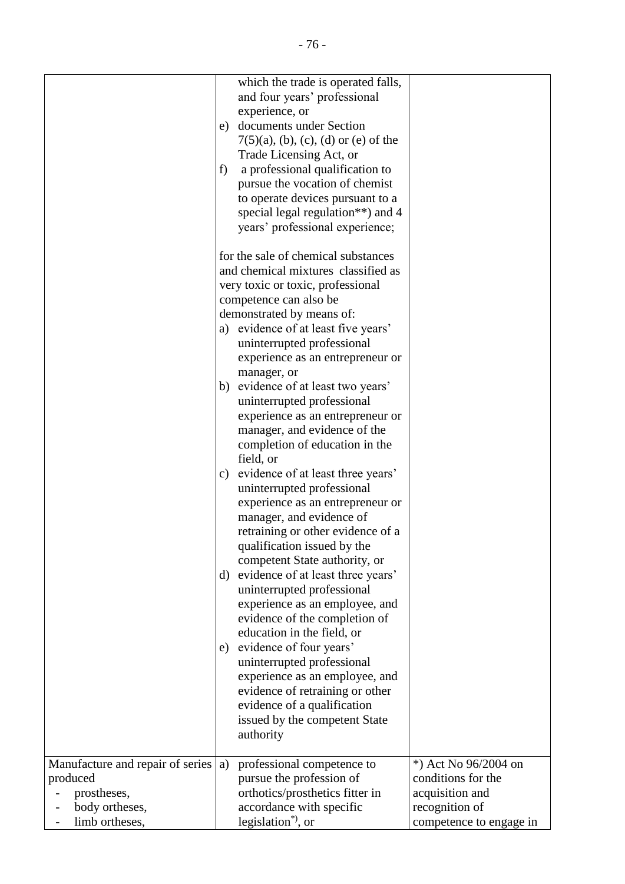| | | |
|---|---|---|
| | which the trade is operated falls, and four years' professional experience, or<br>e) documents under Section 7(5)(a), (b), (c), (d) or (e) of the Trade Licensing Act, or<br>f) a professional qualification to pursue the vocation of chemist to operate devices pursuant to a special legal regulation**) and 4 years' professional experience;<br><br>for the sale of chemical substances and chemical mixtures classified as very toxic or toxic, professional competence can also be demonstrated by means of:<br>a) evidence of at least five years' uninterrupted professional experience as an entrepreneur or manager, or<br>b) evidence of at least two years' uninterrupted professional experience as an entrepreneur or manager, and evidence of the completion of education in the field, or<br>c) evidence of at least three years' uninterrupted professional experience as an entrepreneur or manager, and evidence of retraining or other evidence of a qualification issued by the competent State authority, or<br>d) evidence of at least three years' uninterrupted professional experience as an employee, and evidence of the completion of education in the field, or<br>e) evidence of four years' uninterrupted professional experience as an employee, and evidence of retraining or other evidence of a qualification issued by the competent State authority | |
| Manufacture and repair of series produced<br>- prostheses,<br>- body ortheses,<br>- limb ortheses, | a) professional competence to pursue the profession of orthotics/prosthetics fitter in accordance with specific legislation*), or | *) Act No 96/2004 on conditions for the acquisition and recognition of competence to engage in |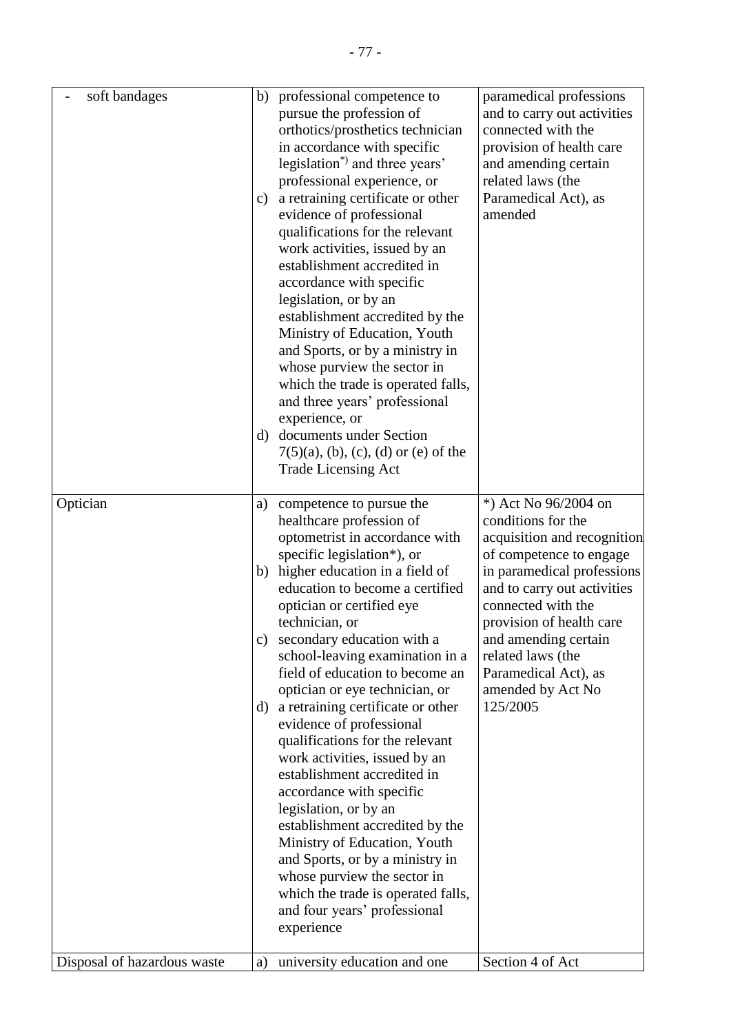| | | |
|---|---|---|
| - soft bandages | b) professional competence to pursue the profession of orthotics/prosthetics technician in accordance with specific legislation*) and three years' professional experience, or<br>c) a retraining certificate or other evidence of professional qualifications for the relevant work activities, issued by an establishment accredited in accordance with specific legislation, or by an establishment accredited by the Ministry of Education, Youth and Sports, or by a ministry in whose purview the sector in which the trade is operated falls, and three years' professional experience, or<br>d) documents under Section 7(5)(a), (b), (c), (d) or (e) of the Trade Licensing Act | paramedical professions and to carry out activities connected with the provision of health care and amending certain related laws (the Paramedical Act), as amended |
| Optician | a) competence to pursue the healthcare profession of optometrist in accordance with specific legislation*), or<br>b) higher education in a field of education to become a certified optician or certified eye technician, or<br>c) secondary education with a school-leaving examination in a field of education to become an optician or eye technician, or<br>d) a retraining certificate or other evidence of professional qualifications for the relevant work activities, issued by an establishment accredited in accordance with specific legislation, or by an establishment accredited by the Ministry of Education, Youth and Sports, or by a ministry in whose purview the sector in which the trade is operated falls, and four years' professional experience | *) Act No 96/2004 on conditions for the acquisition and recognition of competence to engage in paramedical professions and to carry out activities connected with the provision of health care and amending certain related laws (the Paramedical Act), as amended by Act No 125/2005 |
| Disposal of hazardous waste | a) university education and one | Section 4 of Act |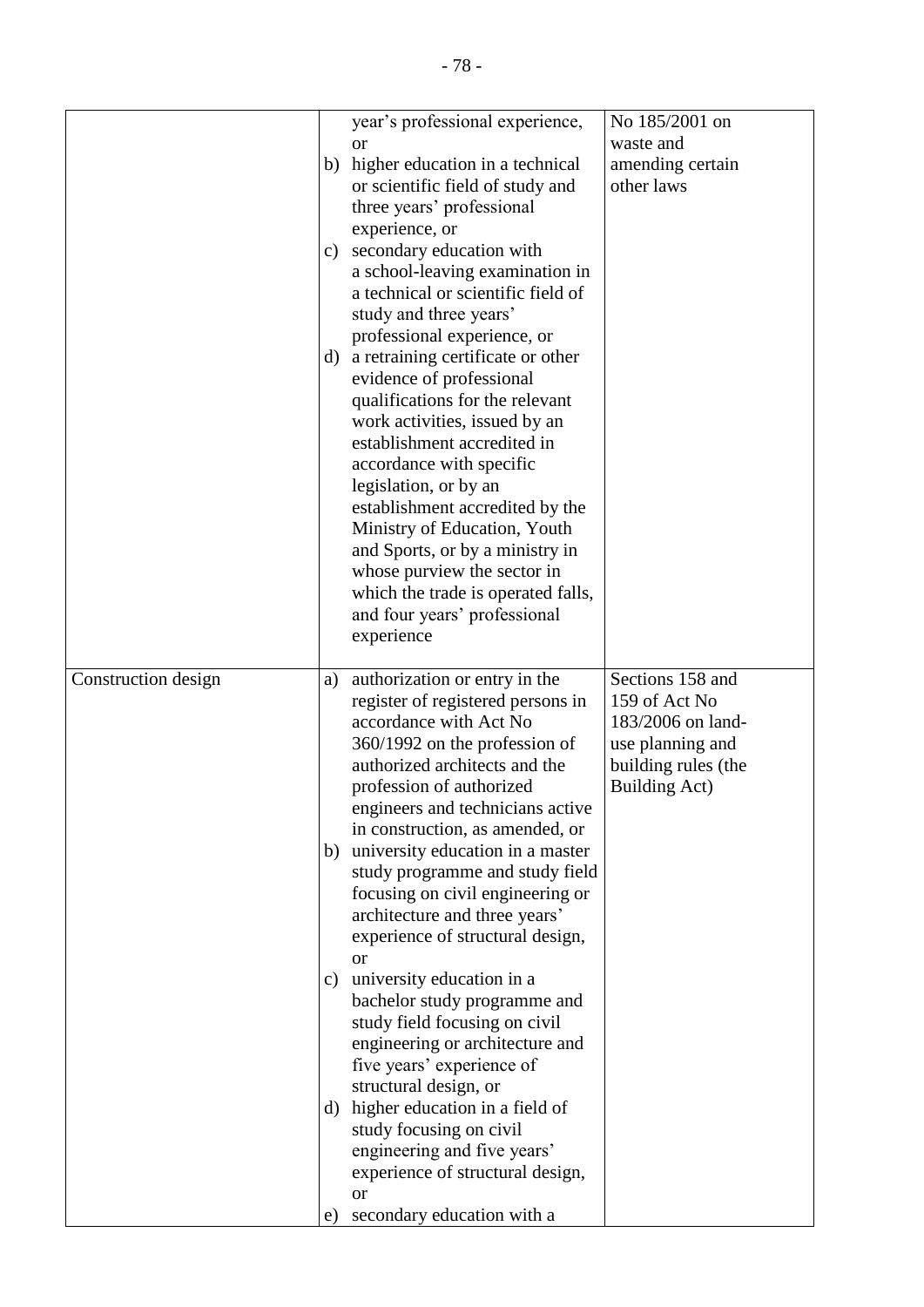| | | |
|---|---|---|
| | year's professional experience, or<br>b) higher education in a technical or scientific field of study and three years' professional experience, or<br>c) secondary education with a school-leaving examination in a technical or scientific field of study and three years' professional experience, or<br>d) a retraining certificate or other evidence of professional qualifications for the relevant work activities, issued by an establishment accredited in accordance with specific legislation, or by an establishment accredited by the Ministry of Education, Youth and Sports, or by a ministry in whose purview the sector in which the trade is operated falls, and four years' professional experience | No 185/2001 on waste and amending certain other laws |
| Construction design | a) authorization or entry in the register of registered persons in accordance with Act No 360/1992 on the profession of authorized architects and the profession of authorized engineers and technicians active in construction, as amended, or<br>b) university education in a master study programme and study field focusing on civil engineering or architecture and three years' experience of structural design, or<br>c) university education in a bachelor study programme and study field focusing on civil engineering or architecture and five years' experience of structural design, or<br>d) higher education in a field of study focusing on civil engineering and five years' experience of structural design, or<br>e) secondary education with a | Sections 158 and 159 of Act No 183/2006 on land-use planning and building rules (the Building Act) |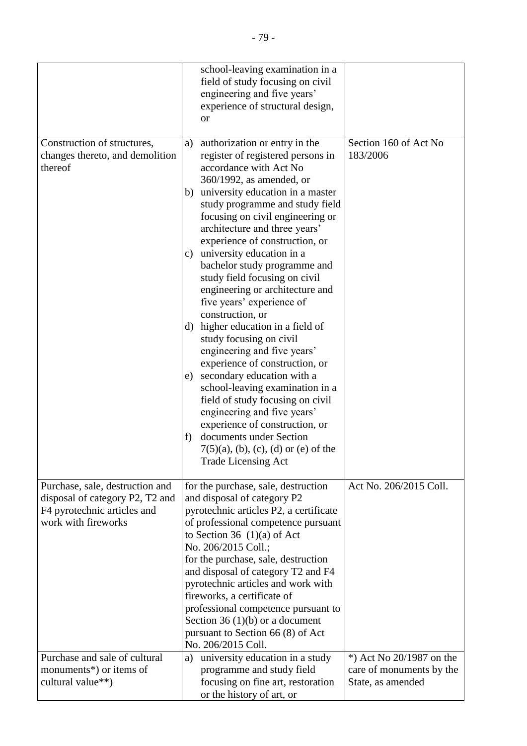| | | |
|---|---|---|
| | school-leaving examination in a field of study focusing on civil engineering and five years' experience of structural design, or | |
| Construction of structures, changes thereto, and demolition thereof | a) authorization or entry in the register of registered persons in accordance with Act No 360/1992, as amended, or<br>b) university education in a master study programme and study field focusing on civil engineering or architecture and three years' experience of construction, or<br>c) university education in a bachelor study programme and study field focusing on civil engineering or architecture and five years' experience of construction, or<br>d) higher education in a field of study focusing on civil engineering and five years' experience of construction, or<br>e) secondary education with a school-leaving examination in a field of study focusing on civil engineering and five years' experience of construction, or<br>f) documents under Section 7(5)(a), (b), (c), (d) or (e) of the Trade Licensing Act | Section 160 of Act No 183/2006 |
| Purchase, sale, destruction and disposal of category P2, T2 and F4 pyrotechnic articles and work with fireworks | for the purchase, sale, destruction and disposal of category P2 pyrotechnic articles P2, a certificate of professional competence pursuant to Section 36 (1)(a) of Act No. 206/2015 Coll.;<br>for the purchase, sale, destruction and disposal of category T2 and F4 pyrotechnic articles and work with fireworks, a certificate of professional competence pursuant to Section 36 (1)(b) or a document pursuant to Section 66 (8) of Act No. 206/2015 Coll. | Act No. 206/2015 Coll. |
| Purchase and sale of cultural monuments*) or items of cultural value**) | a) university education in a study programme and study field focusing on fine art, restoration or the history of art, or | *) Act No 20/1987 on the care of monuments by the State, as amended |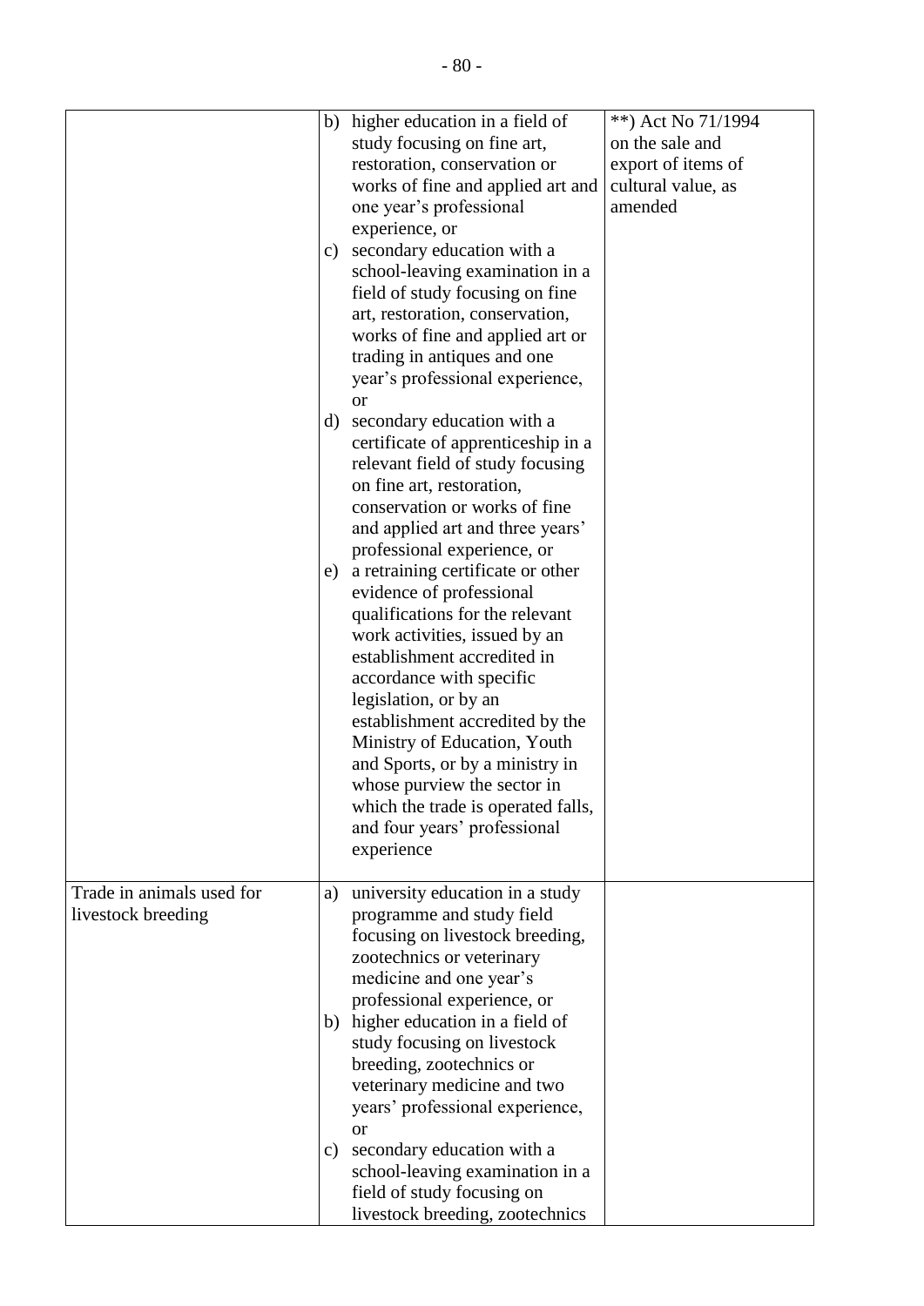| | | |
|---|---|---|
| | b) higher education in a field of study focusing on fine art, restoration, conservation or works of fine and applied art and one year's professional experience, or<br>c) secondary education with a school-leaving examination in a field of study focusing on fine art, restoration, conservation, works of fine and applied art or trading in antiques and one year's professional experience, or<br>d) secondary education with a certificate of apprenticeship in a relevant field of study focusing on fine art, restoration, conservation or works of fine and applied art and three years' professional experience, or<br>e) a retraining certificate or other evidence of professional qualifications for the relevant work activities, issued by an establishment accredited in accordance with specific legislation, or by an establishment accredited by the Ministry of Education, Youth and Sports, or by a ministry in whose purview the sector in which the trade is operated falls, and four years' professional experience | **) Act No 71/1994 on the sale and export of items of cultural value, as amended |
| Trade in animals used for livestock breeding | a) university education in a study programme and study field focusing on livestock breeding, zootechnics or veterinary medicine and one year's professional experience, or<br>b) higher education in a field of study focusing on livestock breeding, zootechnics or veterinary medicine and two years' professional experience, or<br>c) secondary education with a school-leaving examination in a field of study focusing on livestock breeding, zootechnics | |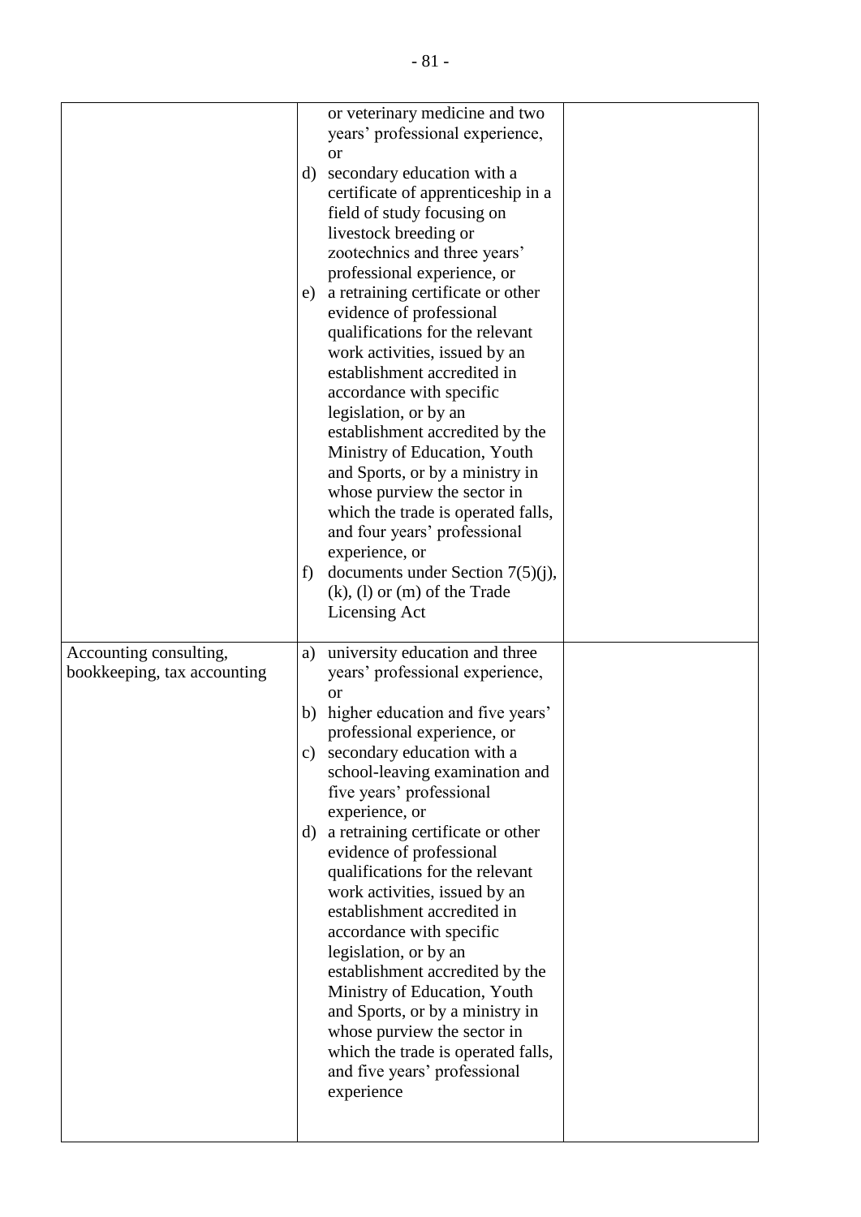| | | |
|---|---|---|
| | or veterinary medicine and two years' professional experience, or<br>d) secondary education with a certificate of apprenticeship in a field of study focusing on livestock breeding or zootechnics and three years' professional experience, or<br>e) a retraining certificate or other evidence of professional qualifications for the relevant work activities, issued by an establishment accredited in accordance with specific legislation, or by an establishment accredited by the Ministry of Education, Youth and Sports, or by a ministry in whose purview the sector in which the trade is operated falls, and four years' professional experience, or<br>f) documents under Section 7(5)(j), (k), (l) or (m) of the Trade Licensing Act | |
| Accounting consulting, bookkeeping, tax accounting | a) university education and three years' professional experience, or<br>b) higher education and five years' professional experience, or<br>c) secondary education with a school-leaving examination and five years' professional experience, or<br>d) a retraining certificate or other evidence of professional qualifications for the relevant work activities, issued by an establishment accredited in accordance with specific legislation, or by an establishment accredited by the Ministry of Education, Youth and Sports, or by a ministry in whose purview the sector in which the trade is operated falls, and five years' professional experience | |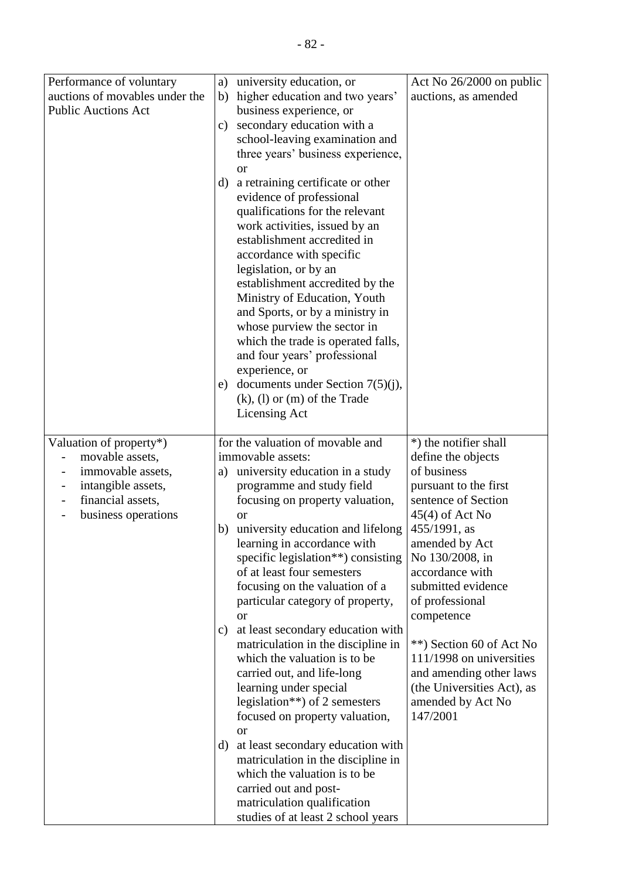| | | |
|---|---|---|
| Performance of voluntary auctions of movables under the Public Auctions Act | a) university education, or<br>b) higher education and two years' business experience, or<br>c) secondary education with a school-leaving examination and three years' business experience, or<br>d) a retraining certificate or other evidence of professional qualifications for the relevant work activities, issued by an establishment accredited in accordance with specific legislation, or by an establishment accredited by the Ministry of Education, Youth and Sports, or by a ministry in whose purview the sector in which the trade is operated falls, and four years' professional experience, or<br>e) documents under Section 7(5)(j), (k), (l) or (m) of the Trade Licensing Act | Act No 26/2000 on public auctions, as amended |
| Valuation of property*)<br>- movable assets,<br>- immovable assets,<br>- intangible assets,<br>- financial assets,<br>- business operations | for the valuation of movable and immovable assets:<br>a) university education in a study programme and study field focusing on property valuation, or<br>b) university education and lifelong learning in accordance with specific legislation**) consisting of at least four semesters focusing on the valuation of a particular category of property, or<br>c) at least secondary education with matriculation in the discipline in which the valuation is to be carried out, and life-long learning under special legislation**) of 2 semesters focused on property valuation, or<br>d) at least secondary education with matriculation in the discipline in which the valuation is to be carried out and post-matriculation qualification studies of at least 2 school years | *) the notifier shall define the objects of business pursuant to the first sentence of Section 45(4) of Act No 455/1991, as amended by Act No 130/2008, in accordance with submitted evidence of professional competence<br><br>**) Section 60 of Act No 111/1998 on universities and amending other laws (the Universities Act), as amended by Act No 147/2001 |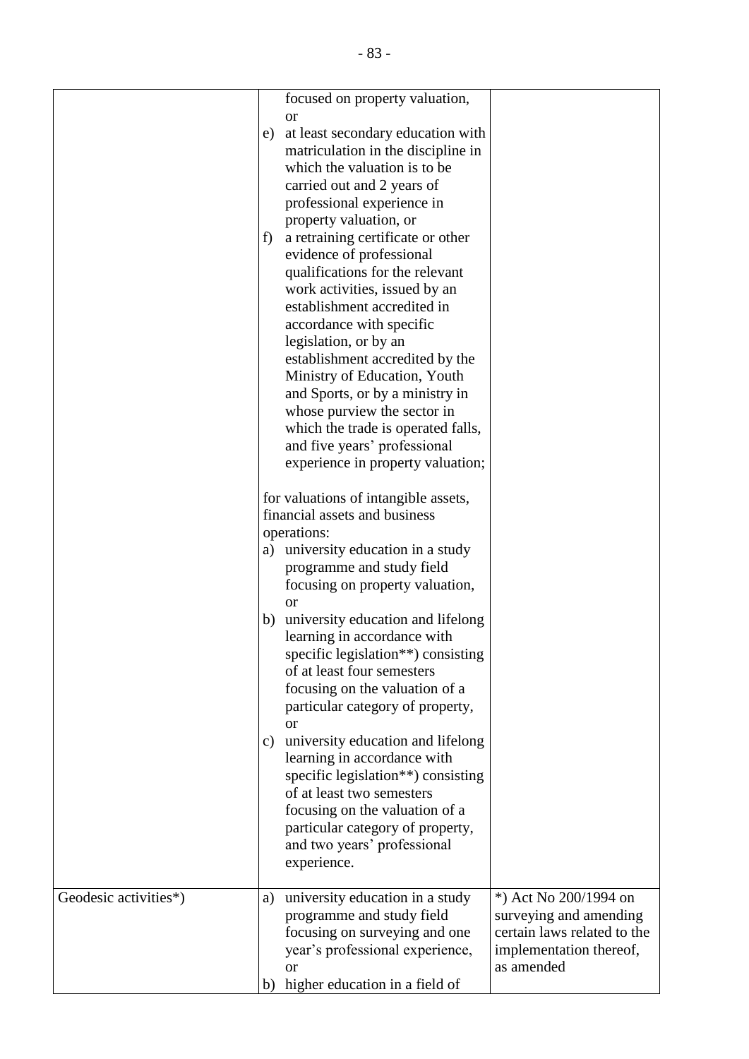| | | |
|---|---|---|
| | focused on property valuation, or<br>e) at least secondary education with matriculation in the discipline in which the valuation is to be carried out and 2 years of professional experience in property valuation, or<br>f) a retraining certificate or other evidence of professional qualifications for the relevant work activities, issued by an establishment accredited in accordance with specific legislation, or by an establishment accredited by the Ministry of Education, Youth and Sports, or by a ministry in whose purview the sector in which the trade is operated falls, and five years' professional experience in property valuation;<br><br>for valuations of intangible assets, financial assets and business operations:<br>a) university education in a study programme and study field focusing on property valuation, or<br>b) university education and lifelong learning in accordance with specific legislation**) consisting of at least four semesters focusing on the valuation of a particular category of property, or<br>c) university education and lifelong learning in accordance with specific legislation**) consisting of at least two semesters focusing on the valuation of a particular category of property, and two years' professional experience. | |
| Geodesic activities*) | a) university education in a study programme and study field focusing on surveying and one year's professional experience, or<br>b) higher education in a field of | *) Act No 200/1994 on surveying and amending certain laws related to the implementation thereof, as amended |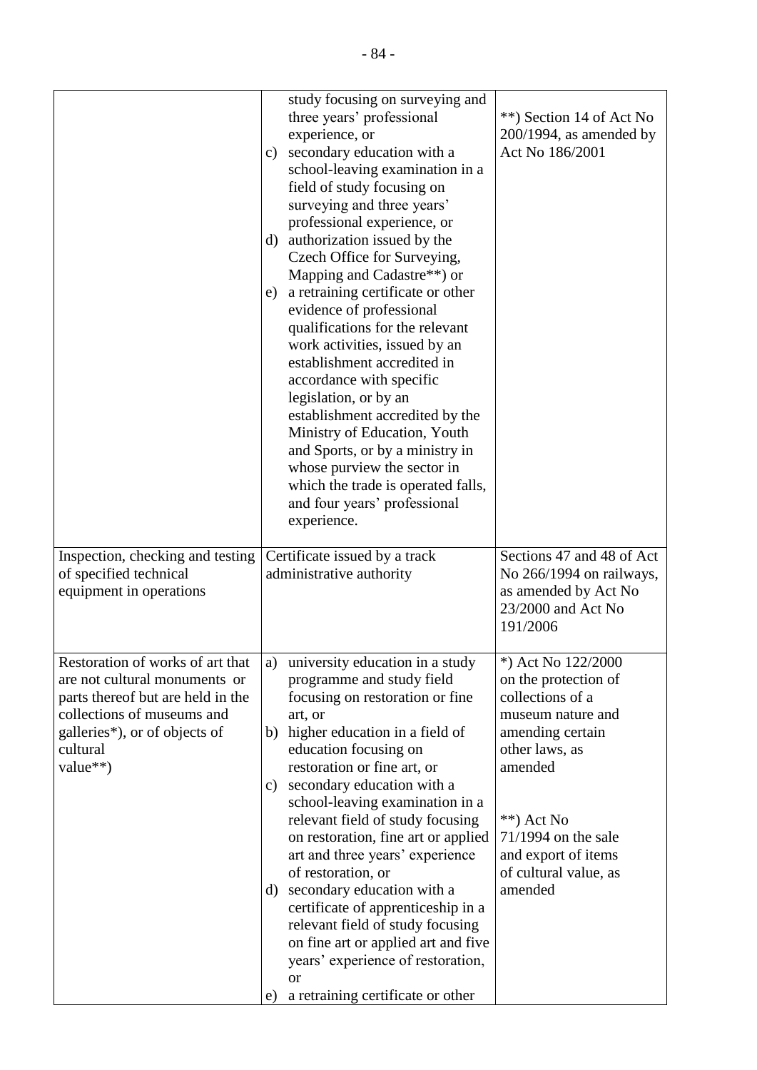| | | |
|---|---|---|
| | study focusing on surveying and three years' professional experience, or<br>c) secondary education with a school-leaving examination in a field of study focusing on surveying and three years' professional experience, or<br>d) authorization issued by the Czech Office for Surveying, Mapping and Cadastre**) or<br>e) a retraining certificate or other evidence of professional qualifications for the relevant work activities, issued by an establishment accredited in accordance with specific legislation, or by an establishment accredited by the Ministry of Education, Youth and Sports, or by a ministry in whose purview the sector in which the trade is operated falls, and four years' professional experience. | **) Section 14 of Act No 200/1994, as amended by Act No 186/2001 |
| Inspection, checking and testing of specified technical equipment in operations | Certificate issued by a track administrative authority | Sections 47 and 48 of Act No 266/1994 on railways, as amended by Act No 23/2000 and Act No 191/2006 |
| Restoration of works of art that are not cultural monuments or parts thereof but are held in the collections of museums and galleries*), or of objects of cultural value**) | a) university education in a study programme and study field focusing on restoration or fine art, or<br>b) higher education in a field of education focusing on restoration or fine art, or<br>c) secondary education with a school-leaving examination in a relevant field of study focusing on restoration, fine art or applied art and three years' experience of restoration, or<br>d) secondary education with a certificate of apprenticeship in a relevant field of study focusing on fine art or applied art and five years' experience of restoration, or<br>e) a retraining certificate or other | *) Act No 122/2000 on the protection of collections of a museum nature and amending certain other laws, as amended<br><br>**) Act No 71/1994 on the sale and export of items of cultural value, as amended |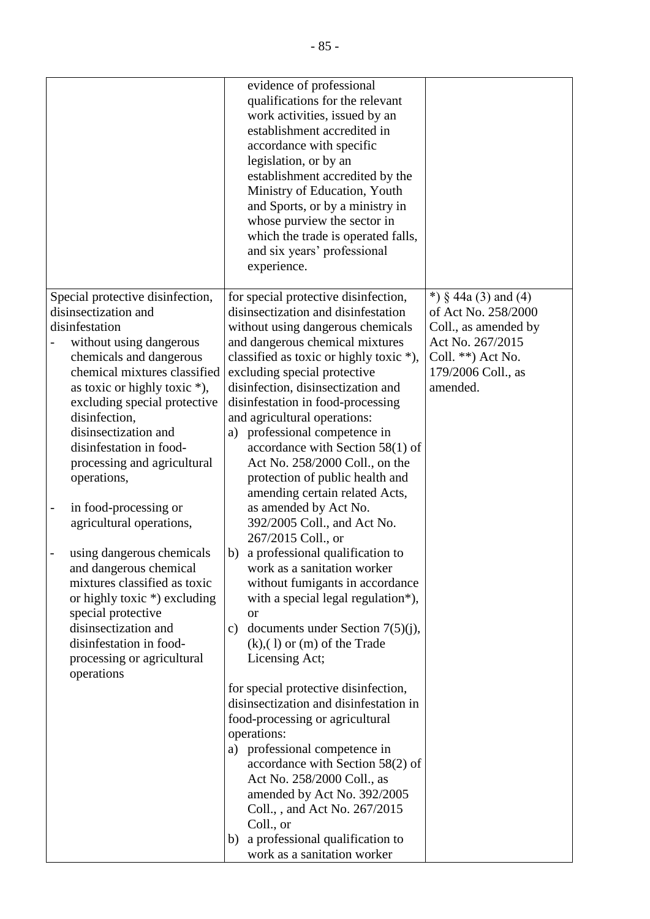| | | |
|---|---|---|
| | evidence of professional qualifications for the relevant work activities, issued by an establishment accredited in accordance with specific legislation, or by an establishment accredited by the Ministry of Education, Youth and Sports, or by a ministry in whose purview the sector in which the trade is operated falls, and six years' professional experience. | |
| Special protective disinfection, disinsectization and disinfestation<br>- without using dangerous chemicals and dangerous chemical mixtures classified as toxic or highly toxic *), excluding special protective disinfection, disinsectization and disinfestation in food-processing and agricultural operations,<br>- in food-processing or agricultural operations,<br>- using dangerous chemicals and dangerous chemical mixtures classified as toxic or highly toxic *) excluding special protective disinsectization and disinfestation in food-processing or agricultural operations | for special protective disinfection, disinsectization and disinfestation without using dangerous chemicals and dangerous chemical mixtures classified as toxic or highly toxic *), excluding special protective disinfection, disinsectization and disinfestation in food-processing and agricultural operations:<br>a) professional competence in accordance with Section 58(1) of Act No. 258/2000 Coll., on the protection of public health and amending certain related Acts, as amended by Act No. 392/2005 Coll., and Act No. 267/2015 Coll., or<br>b) a professional qualification to work as a sanitation worker without fumigants in accordance with a special legal regulation*), or<br>c) documents under Section 7(5)(j), (k),( l) or (m) of the Trade Licensing Act;<br><br>for special protective disinfection, disinsectization and disinfestation in food-processing or agricultural operations:<br>a) professional competence in accordance with Section 58(2) of Act No. 258/2000 Coll., as amended by Act No. 392/2005 Coll., , and Act No. 267/2015 Coll., or<br>b) a professional qualification to work as a sanitation worker | *) § 44a (3) and (4) of Act No. 258/2000 Coll., as amended by Act No. 267/2015 Coll. **) Act No. 179/2006 Coll., as amended. |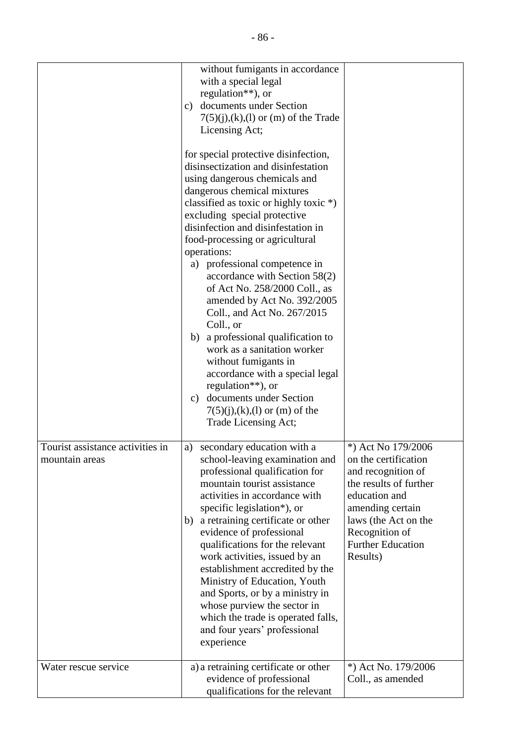| | | |
|---|---|---|
| | without fumigants in accordance with a special legal regulation**), or<br>c) documents under Section 7(5)(j),(k),(l) or (m) of the Trade Licensing Act;<br><br>for special protective disinfection, disinsectization and disinfestation using dangerous chemicals and dangerous chemical mixtures classified as toxic or highly toxic *) excluding special protective disinfection and disinfestation in food-processing or agricultural operations:<br>a) professional competence in accordance with Section 58(2) of Act No. 258/2000 Coll., as amended by Act No. 392/2005 Coll., and Act No. 267/2015 Coll., or<br>b) a professional qualification to work as a sanitation worker without fumigants in accordance with a special legal regulation**), or<br>c) documents under Section 7(5)(j),(k),(l) or (m) of the Trade Licensing Act; | |
| Tourist assistance activities in mountain areas | a) secondary education with a school-leaving examination and professional qualification for mountain tourist assistance activities in accordance with specific legislation*), or<br>b) a retraining certificate or other evidence of professional qualifications for the relevant work activities, issued by an establishment accredited by the Ministry of Education, Youth and Sports, or by a ministry in whose purview the sector in which the trade is operated falls, and four years' professional experience | *) Act No 179/2006 on the certification and recognition of the results of further education and amending certain laws (the Act on the Recognition of Further Education Results) |
| Water rescue service | a) a retraining certificate or other evidence of professional qualifications for the relevant | *) Act No. 179/2006 Coll., as amended |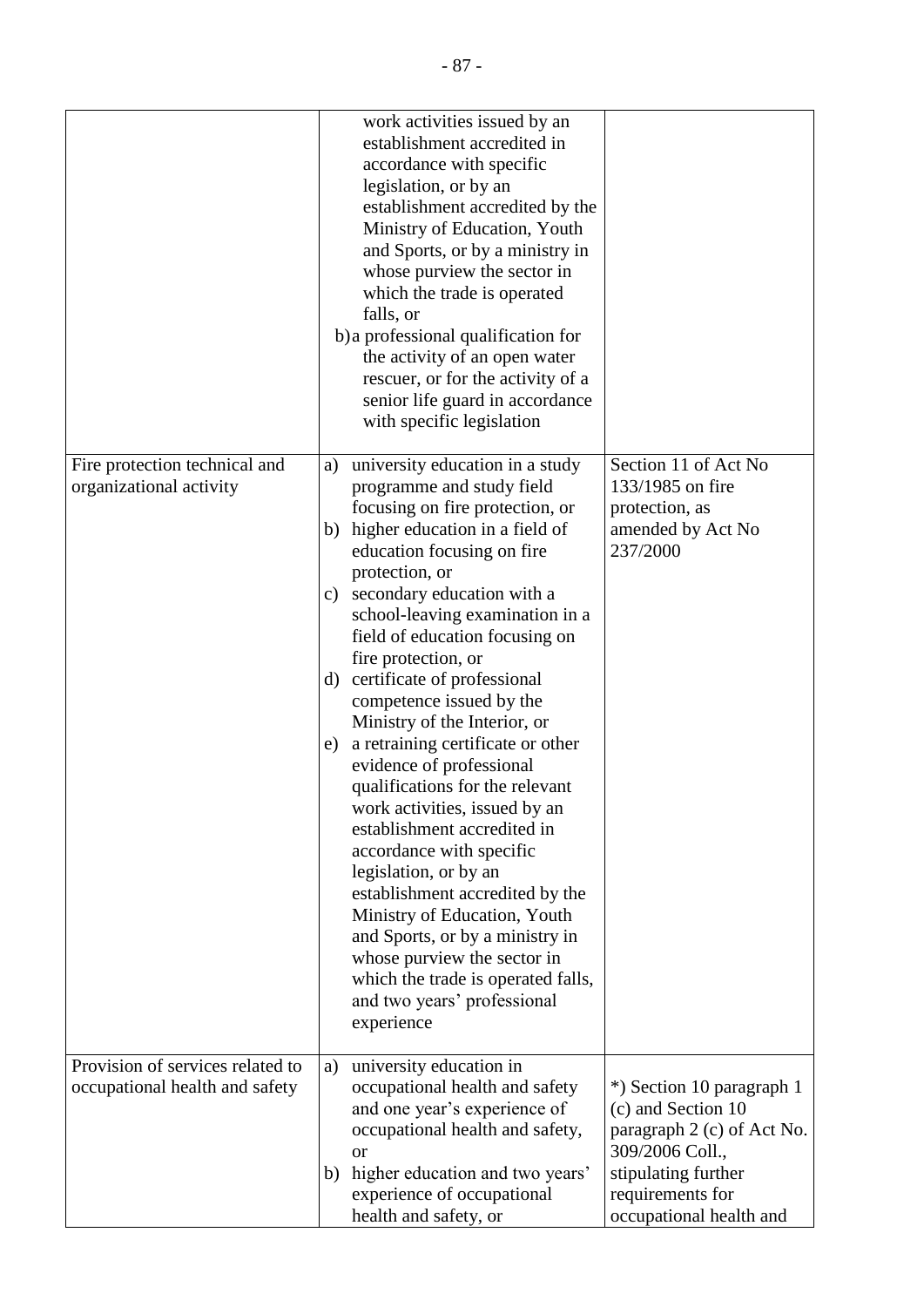| | | |
|---|---|---|
| | work activities issued by an establishment accredited in accordance with specific legislation, or by an establishment accredited by the Ministry of Education, Youth and Sports, or by a ministry in whose purview the sector in which the trade is operated falls, or<br>b) a professional qualification for the activity of an open water rescuer, or for the activity of a senior life guard in accordance with specific legislation | |
| Fire protection technical and organizational activity | a) university education in a study programme and study field focusing on fire protection, or<br>b) higher education in a field of education focusing on fire protection, or<br>c) secondary education with a school-leaving examination in a field of education focusing on fire protection, or<br>d) certificate of professional competence issued by the Ministry of the Interior, or<br>e) a retraining certificate or other evidence of professional qualifications for the relevant work activities, issued by an establishment accredited in accordance with specific legislation, or by an establishment accredited by the Ministry of Education, Youth and Sports, or by a ministry in whose purview the sector in which the trade is operated falls, and two years' professional experience | Section 11 of Act No 133/1985 on fire protection, as amended by Act No 237/2000 |
| Provision of services related to occupational health and safety | a) university education in occupational health and safety and one year's experience of occupational health and safety, or<br>b) higher education and two years' experience of occupational health and safety, or | *) Section 10 paragraph 1 (c) and Section 10 paragraph 2 (c) of Act No. 309/2006 Coll., stipulating further requirements for occupational health and |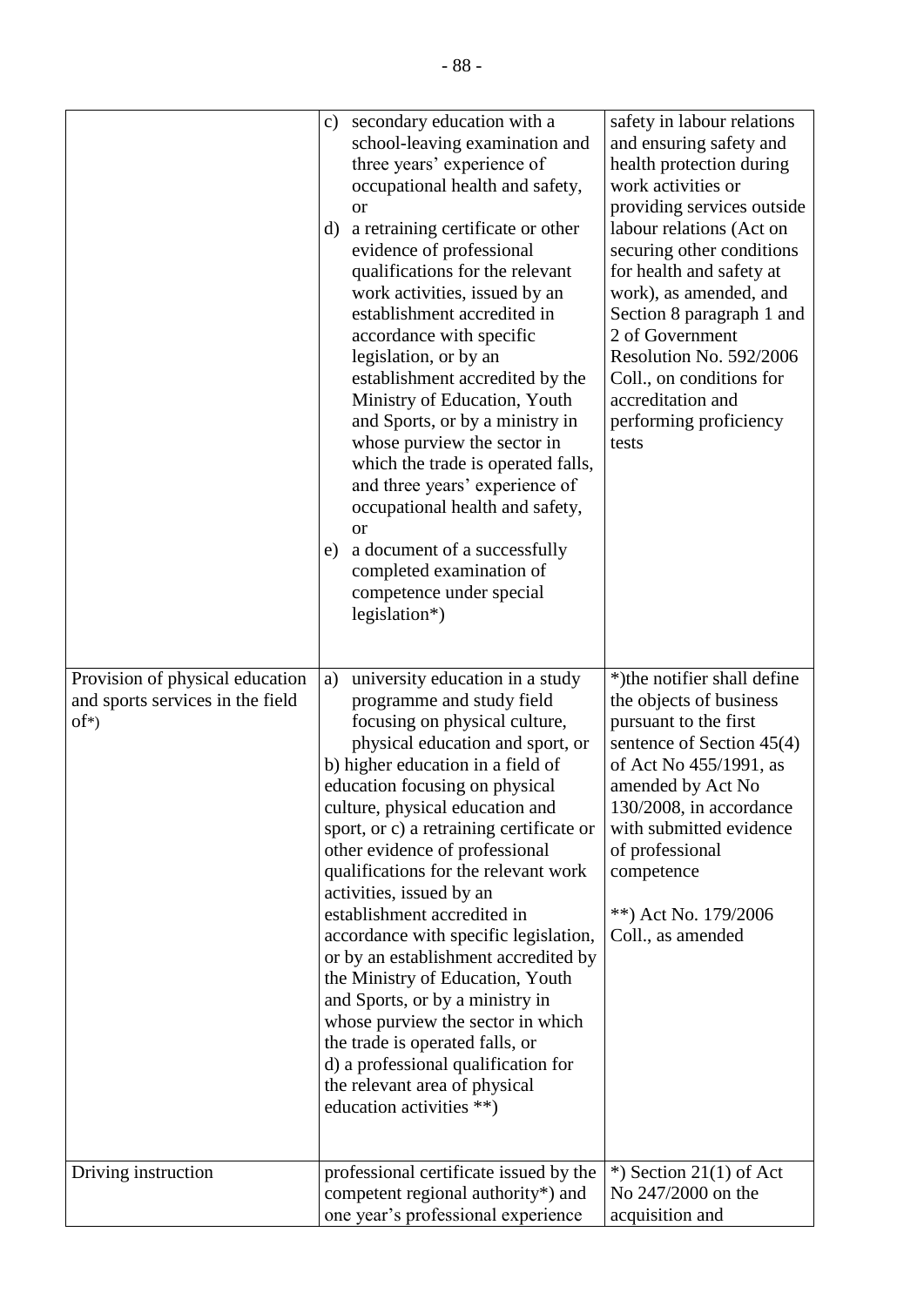| | | |
|---|---|---|
| | c) secondary education with a school-leaving examination and three years' experience of occupational health and safety, or<br>d) a retraining certificate or other evidence of professional qualifications for the relevant work activities, issued by an establishment accredited in accordance with specific legislation, or by an establishment accredited by the Ministry of Education, Youth and Sports, or by a ministry in whose purview the sector in which the trade is operated falls, and three years' experience of occupational health and safety, or<br>e) a document of a successfully completed examination of competence under special legislation*) | safety in labour relations and ensuring safety and health protection during work activities or providing services outside labour relations (Act on securing other conditions for health and safety at work), as amended, and Section 8 paragraph 1 and 2 of Government Resolution No. 592/2006 Coll., on conditions for accreditation and performing proficiency tests |
| Provision of physical education and sports services in the field of*) | a) university education in a study programme and study field focusing on physical culture, physical education and sport, or<br>b) higher education in a field of education focusing on physical culture, physical education and sport, or c) a retraining certificate or other evidence of professional qualifications for the relevant work activities, issued by an establishment accredited in accordance with specific legislation, or by an establishment accredited by the Ministry of Education, Youth and Sports, or by a ministry in whose purview the sector in which the trade is operated falls, or<br>d) a professional qualification for the relevant area of physical education activities **) | *)the notifier shall define the objects of business pursuant to the first sentence of Section 45(4) of Act No 455/1991, as amended by Act No 130/2008, in accordance with submitted evidence of professional competence<br><br>**) Act No. 179/2006 Coll., as amended |
| Driving instruction | professional certificate issued by the competent regional authority*) and one year's professional experience | *) Section 21(1) of Act No 247/2000 on the acquisition and |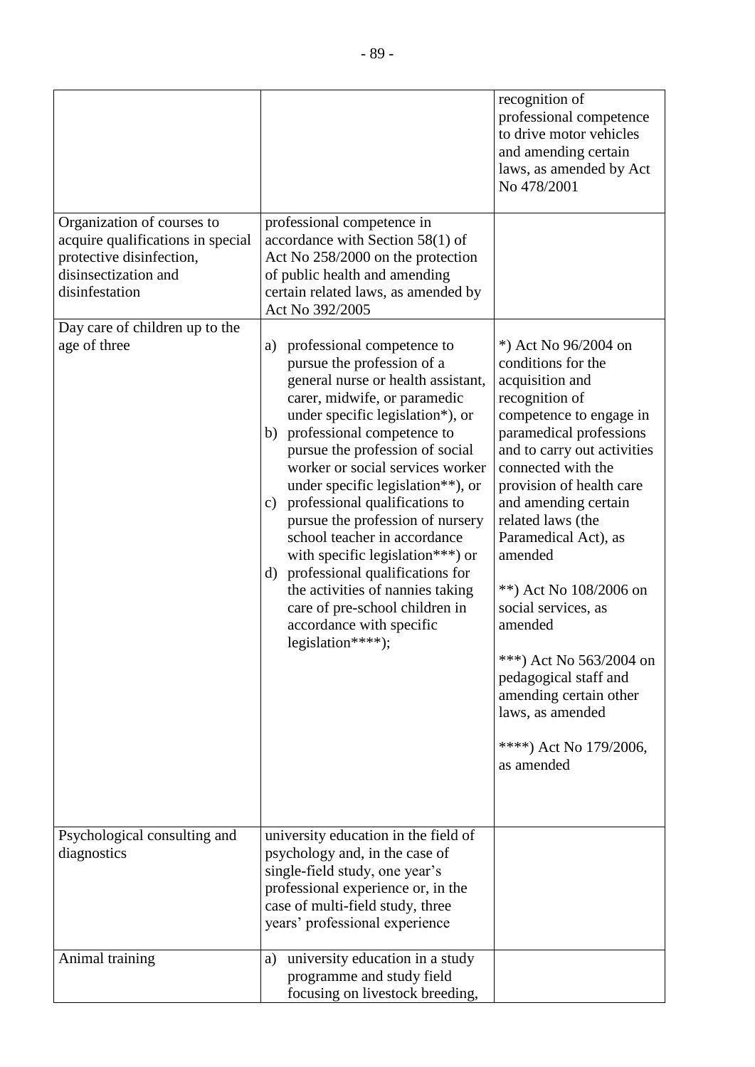| | | |
|---|---|---|
| | | recognition of professional competence to drive motor vehicles and amending certain laws, as amended by Act No 478/2001 |
| Organization of courses to acquire qualifications in special protective disinfection, disinsectization and disinfestation | professional competence in accordance with Section 58(1) of Act No 258/2000 on the protection of public health and amending certain related laws, as amended by Act No 392/2005 | |
| Day care of children up to the age of three | a) professional competence to pursue the profession of a general nurse or health assistant, carer, midwife, or paramedic under specific legislation*), or<br>b) professional competence to pursue the profession of social worker or social services worker under specific legislation**), or<br>c) professional qualifications to pursue the profession of nursery school teacher in accordance with specific legislation***) or<br>d) professional qualifications for the activities of nannies taking care of pre-school children in accordance with specific legislation****); | *) Act No 96/2004 on conditions for the acquisition and recognition of competence to engage in paramedical professions and to carry out activities connected with the provision of health care and amending certain related laws (the Paramedical Act), as amended<br><br>**) Act No 108/2006 on social services, as amended<br><br>***) Act No 563/2004 on pedagogical staff and amending certain other laws, as amended<br><br>****) Act No 179/2006, as amended |
| Psychological consulting and diagnostics | university education in the field of psychology and, in the case of single-field study, one year's professional experience or, in the case of multi-field study, three years' professional experience | |
| Animal training | a) university education in a study programme and study field focusing on livestock breeding, | |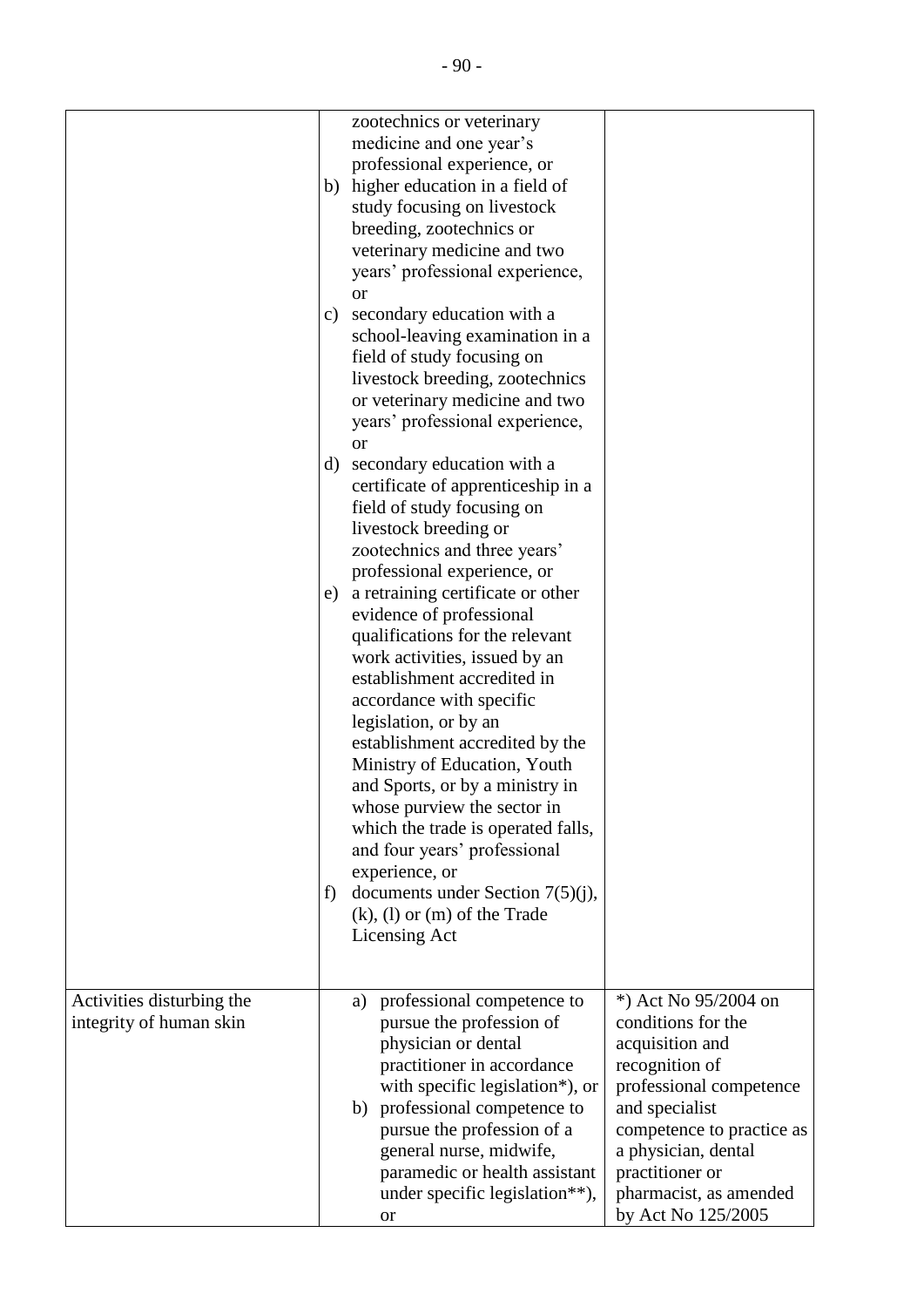| | | |
|---|---|---|
| | zootechnics or veterinary medicine and one year's professional experience, or<br>b) higher education in a field of study focusing on livestock breeding, zootechnics or veterinary medicine and two years' professional experience, or<br>c) secondary education with a school-leaving examination in a field of study focusing on livestock breeding, zootechnics or veterinary medicine and two years' professional experience, or<br>d) secondary education with a certificate of apprenticeship in a field of study focusing on livestock breeding or zootechnics and three years' professional experience, or<br>e) a retraining certificate or other evidence of professional qualifications for the relevant work activities, issued by an establishment accredited in accordance with specific legislation, or by an establishment accredited by the Ministry of Education, Youth and Sports, or by a ministry in whose purview the sector in which the trade is operated falls, and four years' professional experience, or<br>f) documents under Section 7(5)(j), (k), (l) or (m) of the Trade Licensing Act | |
| Activities disturbing the integrity of human skin | a) professional competence to pursue the profession of physician or dental practitioner in accordance with specific legislation*), or<br>b) professional competence to pursue the profession of a general nurse, midwife, paramedic or health assistant under specific legislation**), or | *) Act No 95/2004 on conditions for the acquisition and recognition of professional competence and specialist competence to practice as a physician, dental practitioner or pharmacist, as amended by Act No 125/2005 |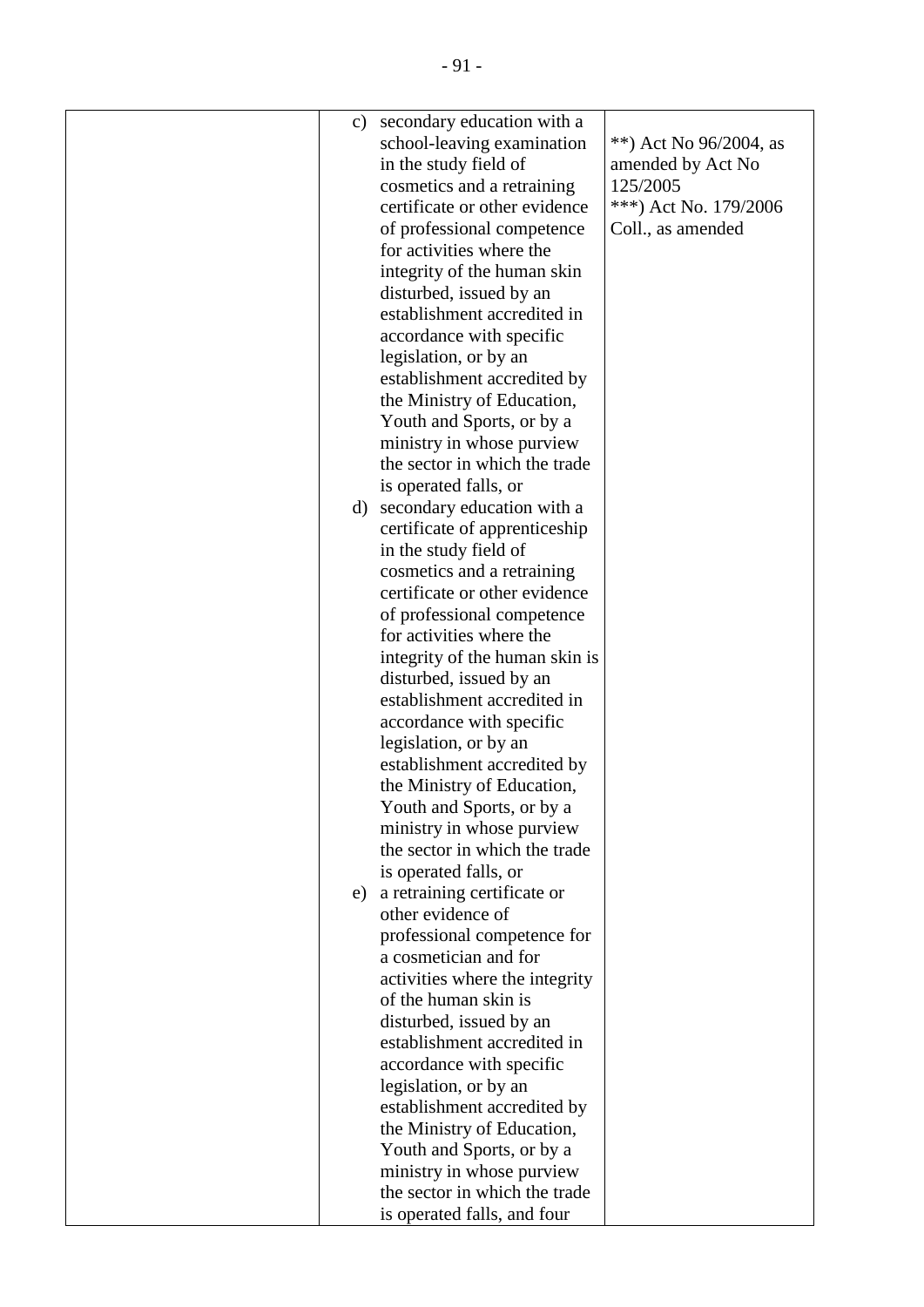| | | |
|---|---|---|
| | c) secondary education with a school-leaving examination in the study field of cosmetics and a retraining certificate or other evidence of professional competence for activities where the integrity of the human skin disturbed, issued by an establishment accredited in accordance with specific legislation, or by an establishment accredited by the Ministry of Education, Youth and Sports, or by a ministry in whose purview the sector in which the trade is operated falls, or<br>d) secondary education with a certificate of apprenticeship in the study field of cosmetics and a retraining certificate or other evidence of professional competence for activities where the integrity of the human skin is disturbed, issued by an establishment accredited in accordance with specific legislation, or by an establishment accredited by the Ministry of Education, Youth and Sports, or by a ministry in whose purview the sector in which the trade is operated falls, or<br>e) a retraining certificate or other evidence of professional competence for a cosmetician and for activities where the integrity of the human skin is disturbed, issued by an establishment accredited in accordance with specific legislation, or by an establishment accredited by the Ministry of Education, Youth and Sports, or by a ministry in whose purview the sector in which the trade is operated falls, and four | **) Act No 96/2004, as amended by Act No 125/2005<br>***) Act No. 179/2006 Coll., as amended |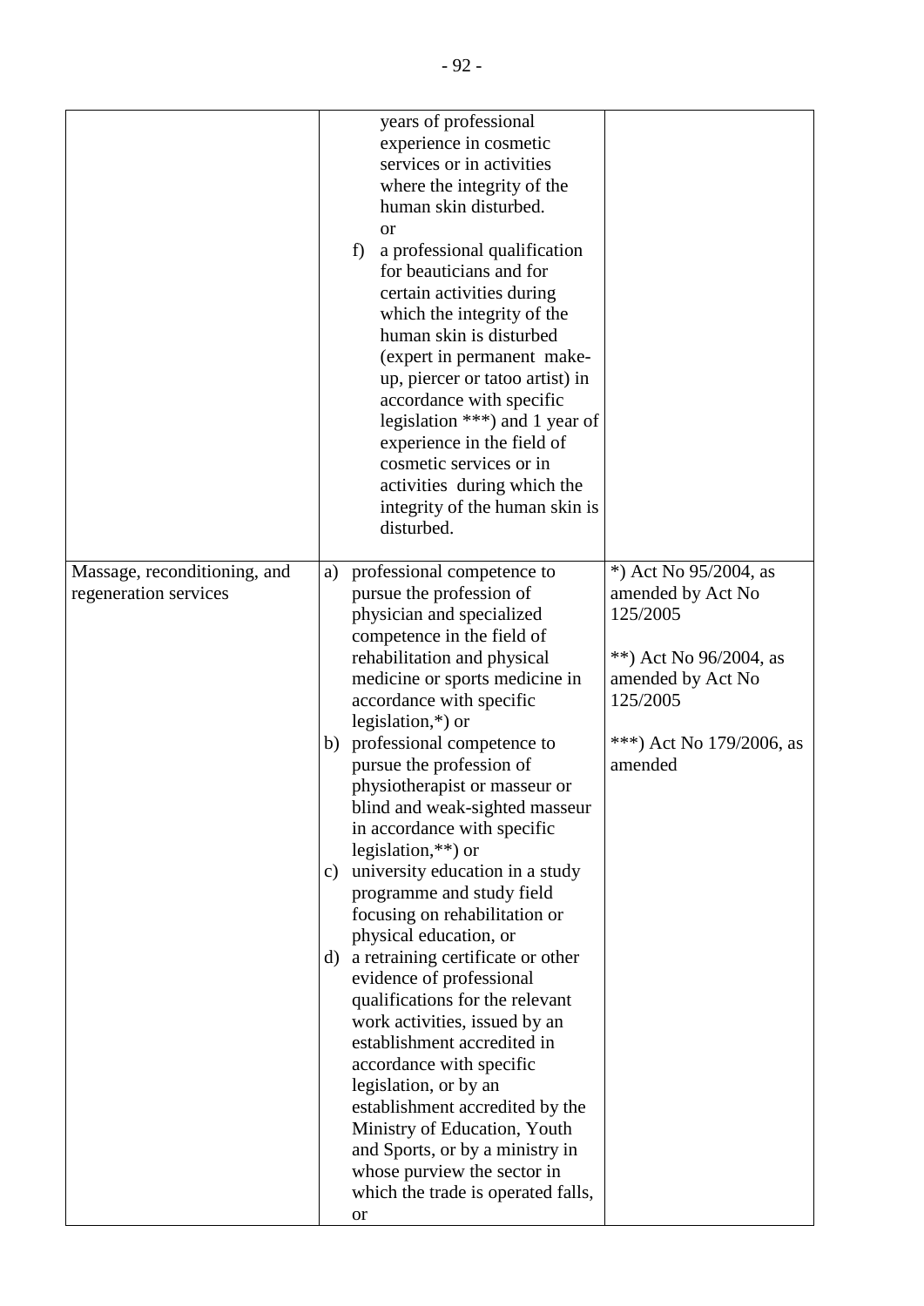| | | |
|---|---|---|
| | years of professional experience in cosmetic services or in activities where the integrity of the human skin disturbed.<br>or<br>f) a professional qualification for beauticians and for certain activities during which the integrity of the human skin is disturbed (expert in permanent make-up, piercer or tatoo artist) in accordance with specific legislation ***) and 1 year of experience in the field of cosmetic services or in activities during which the integrity of the human skin is disturbed. | |
| Massage, reconditioning, and regeneration services | a) professional competence to pursue the profession of physician and specialized competence in the field of rehabilitation and physical medicine or sports medicine in accordance with specific legislation,*) or<br>b) professional competence to pursue the profession of physiotherapist or masseur or blind and weak-sighted masseur in accordance with specific legislation,**) or<br>c) university education in a study programme and study field focusing on rehabilitation or physical education, or<br>d) a retraining certificate or other evidence of professional qualifications for the relevant work activities, issued by an establishment accredited in accordance with specific legislation, or by an establishment accredited by the Ministry of Education, Youth and Sports, or by a ministry in whose purview the sector in which the trade is operated falls, or | *) Act No 95/2004, as amended by Act No 125/2005<br><br>**) Act No 96/2004, as amended by Act No 125/2005<br><br>***) Act No 179/2006, as amended |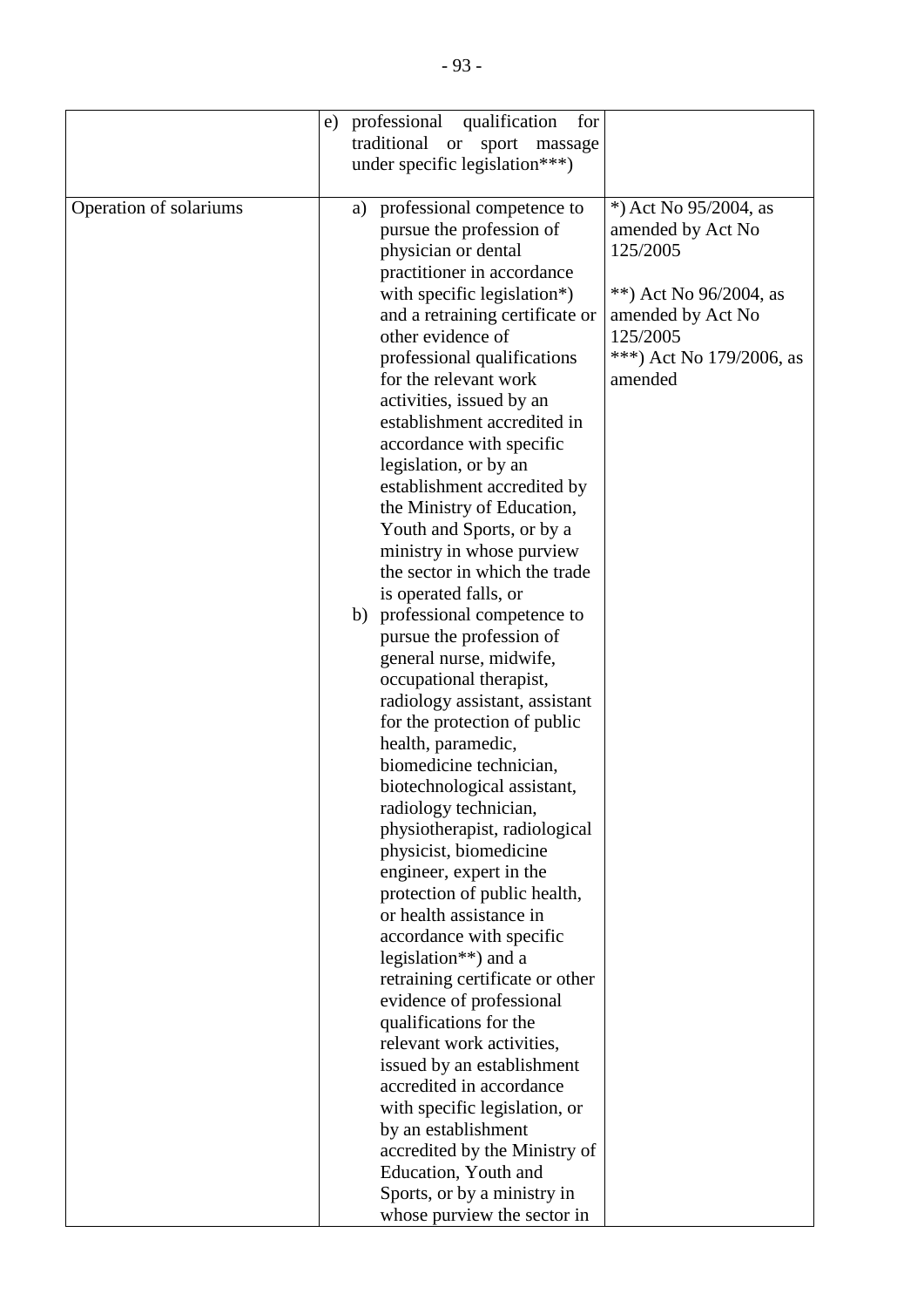| | | |
|---|---|---|
| | e) professional qualification for traditional or sport massage under specific legislation***) | |
| Operation of solariums | a) professional competence to pursue the profession of physician or dental practitioner in accordance with specific legislation*) and a retraining certificate or other evidence of professional qualifications for the relevant work activities, issued by an establishment accredited in accordance with specific legislation, or by an establishment accredited by the Ministry of Education, Youth and Sports, or by a ministry in whose purview the sector in which the trade is operated falls, or<br>b) professional competence to pursue the profession of general nurse, midwife, occupational therapist, radiology assistant, assistant for the protection of public health, paramedic, biomedicine technician, biotechnological assistant, radiology technician, physiotherapist, radiological physicist, biomedicine engineer, expert in the protection of public health, or health assistance in accordance with specific legislation**) and a retraining certificate or other evidence of professional qualifications for the relevant work activities, issued by an establishment accredited in accordance with specific legislation, or by an establishment accredited by the Ministry of Education, Youth and Sports, or by a ministry in whose purview the sector in | *) Act No 95/2004, as amended by Act No 125/2005<br><br>**) Act No 96/2004, as amended by Act No 125/2005<br>***) Act No 179/2006, as amended |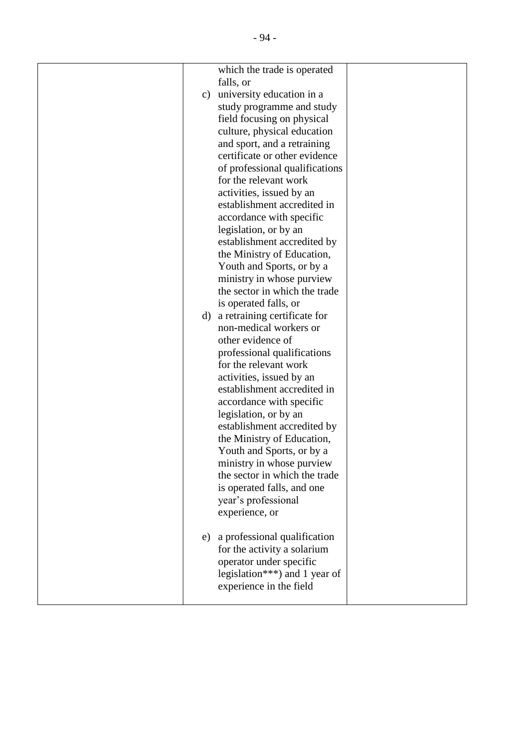| | | |
|---|---|---|
| | which the trade is operated falls, or<br>c) university education in a study programme and study field focusing on physical culture, physical education and sport, and a retraining certificate or other evidence of professional qualifications for the relevant work activities, issued by an establishment accredited in accordance with specific legislation, or by an establishment accredited by the Ministry of Education, Youth and Sports, or by a ministry in whose purview the sector in which the trade is operated falls, or<br>d) a retraining certificate for non-medical workers or other evidence of professional qualifications for the relevant work activities, issued by an establishment accredited in accordance with specific legislation, or by an establishment accredited by the Ministry of Education, Youth and Sports, or by a ministry in whose purview the sector in which the trade is operated falls, and one year's professional experience, or<br>e) a professional qualification for the activity a solarium operator under specific legislation***) and 1 year of experience in the field | |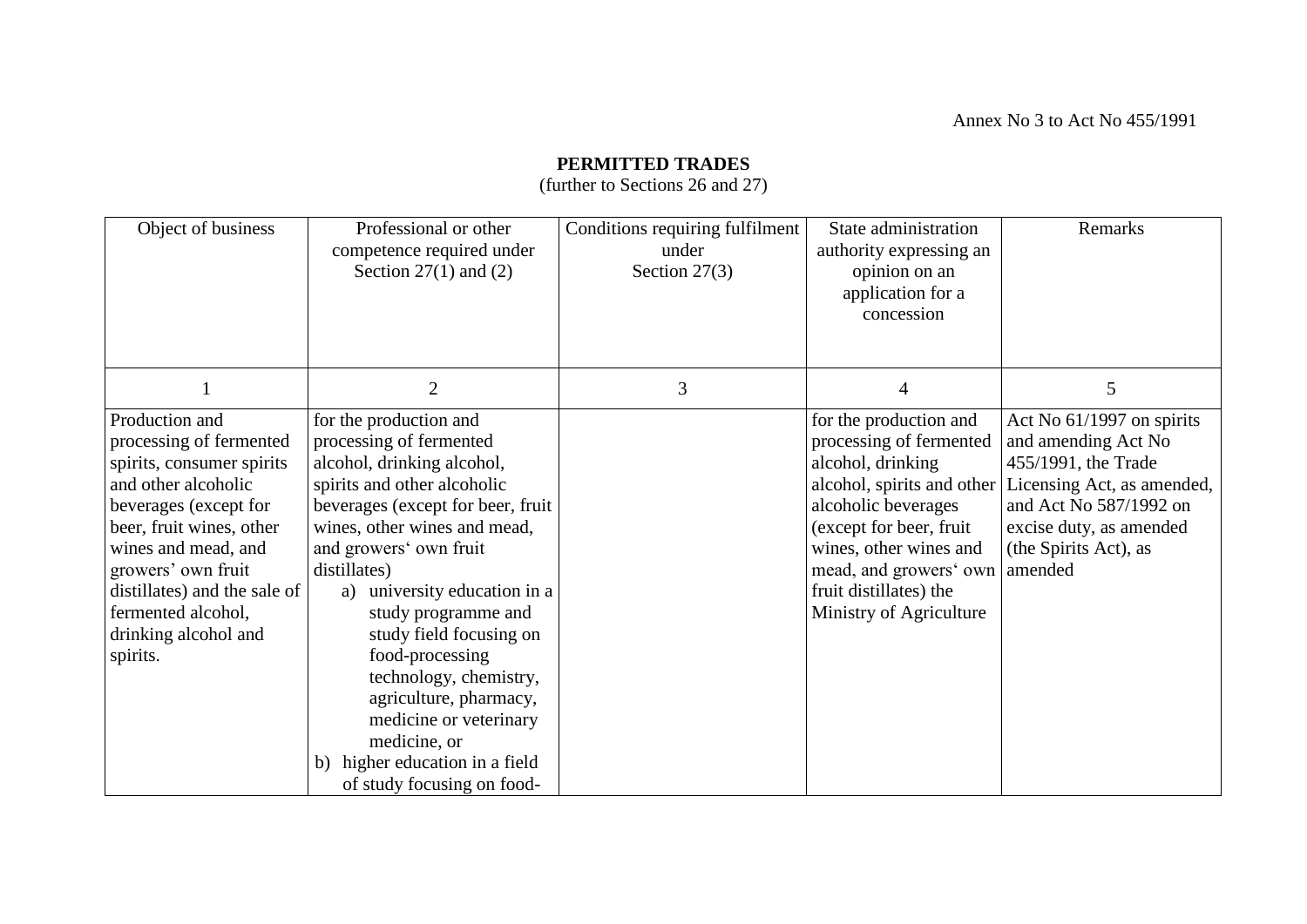Annex No 3 to Act No 455/1991

**PERMITTED TRADES**
(further to Sections 26 and 27)

| Object of business | Professional or other competence required under Section 27(1) and (2) | Conditions requiring fulfilment under Section 27(3) | State administration authority expressing an opinion on an application for a concession | Remarks |
|---|---|---|---|---|
| 1 | 2 | 3 | 4 | 5 |
| Production and processing of fermented spirits, consumer spirits and other alcoholic beverages (except for beer, fruit wines, other wines and mead, and growers' own fruit distillates) and the sale of fermented alcohol, drinking alcohol and spirits. | for the production and processing of fermented alcohol, drinking alcohol, spirits and other alcoholic beverages (except for beer, fruit wines, other wines and mead, and growers' own fruit distillates)<br>a) university education in a study programme and study field focusing on food-processing technology, chemistry, agriculture, pharmacy, medicine or veterinary medicine, or<br>b) higher education in a field of study focusing on food- | | for the production and processing of fermented alcohol, drinking alcohol, spirits and other alcoholic beverages (except for beer, fruit wines, other wines and mead, and growers' own fruit distillates) the Ministry of Agriculture | Act No 61/1997 on spirits and amending Act No 455/1991, the Trade Licensing Act, as amended, and Act No 587/1992 on excise duty, as amended (the Spirits Act), as amended |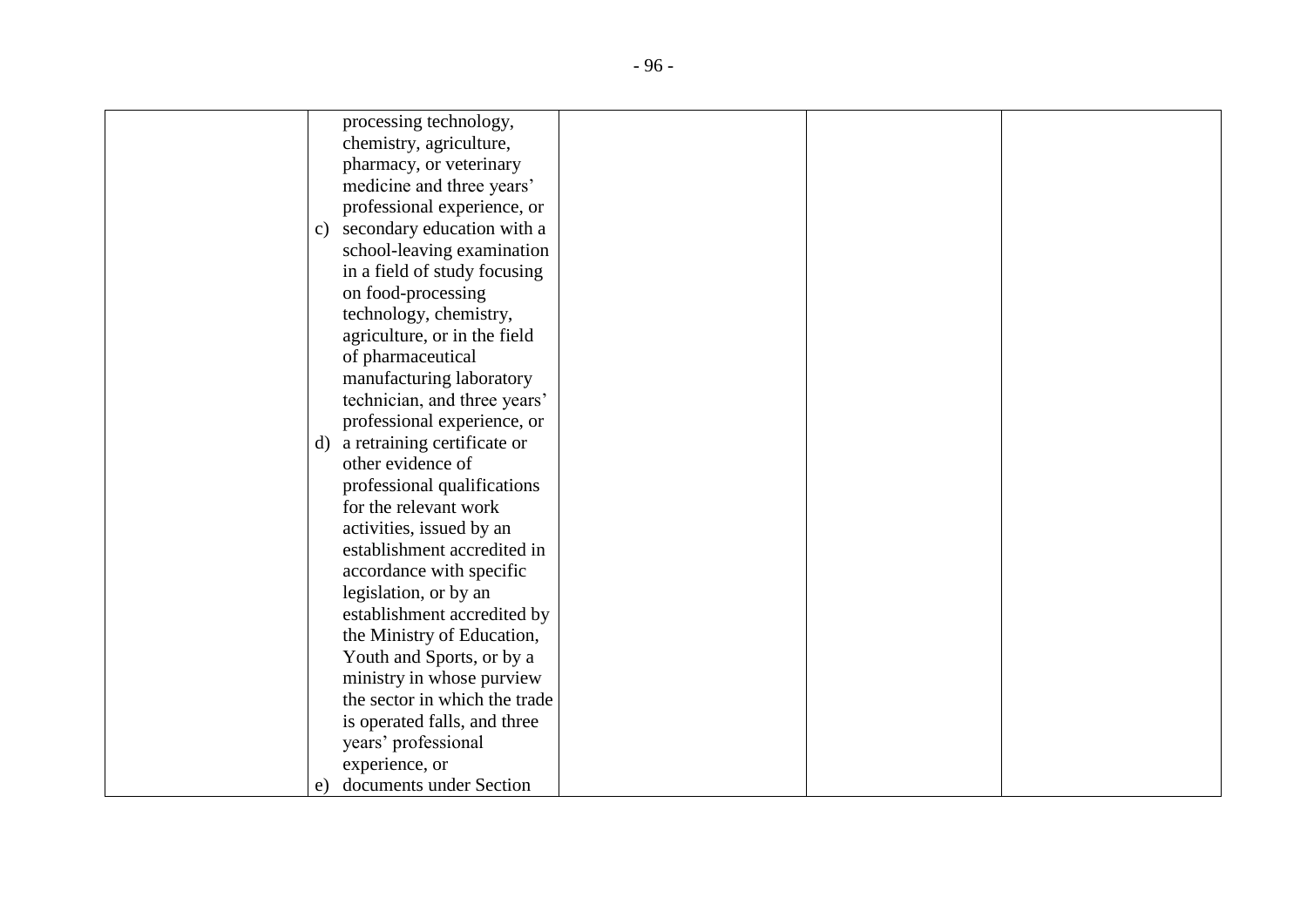|  |  |  |  |  |
|---|---|---|---|---|
|  | processing technology, chemistry, agriculture, pharmacy, or veterinary medicine and three years' professional experience, or<br>c) secondary education with a school-leaving examination in a field of study focusing on food-processing technology, chemistry, agriculture, or in the field of pharmaceutical manufacturing laboratory technician, and three years' professional experience, or<br>d) a retraining certificate or other evidence of professional qualifications for the relevant work activities, issued by an establishment accredited in accordance with specific legislation, or by an establishment accredited by the Ministry of Education, Youth and Sports, or by a ministry in whose purview the sector in which the trade is operated falls, and three years' professional experience, or<br>e) documents under Section |  |  |  |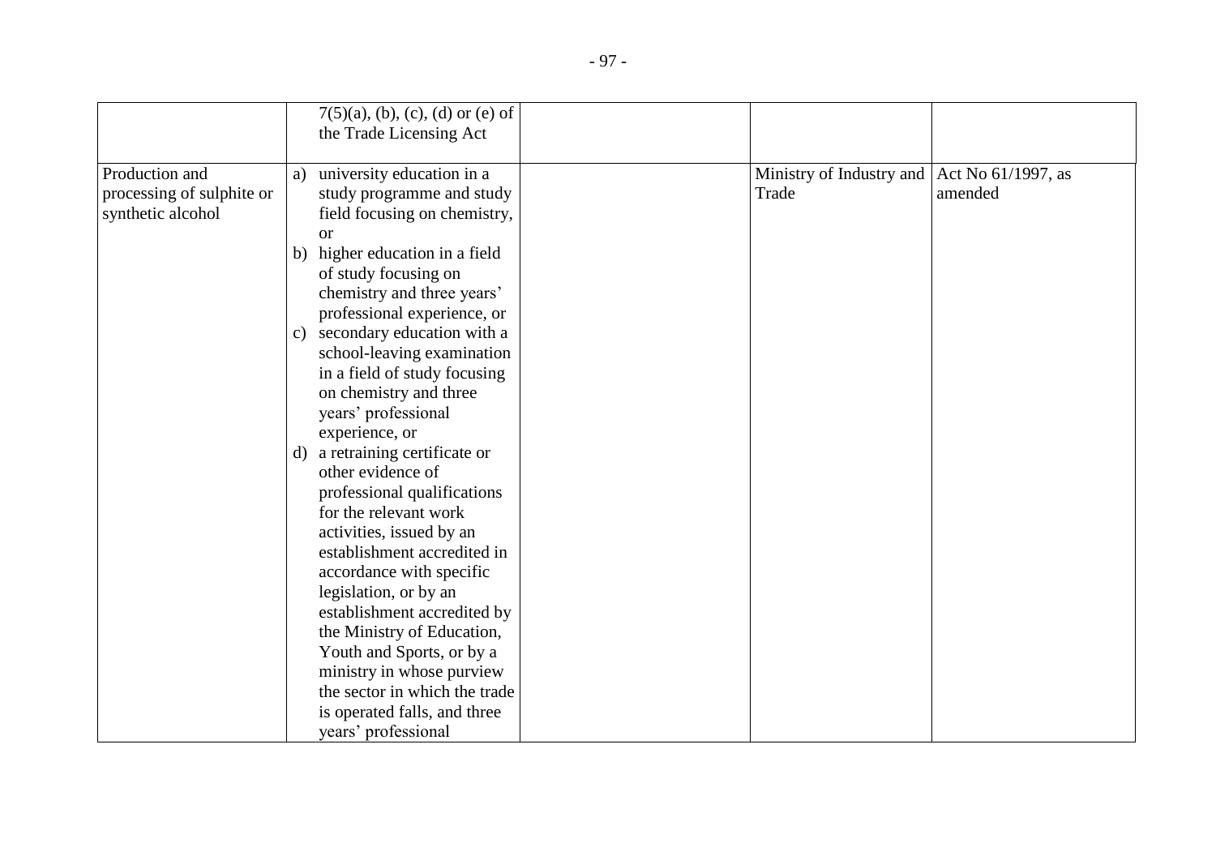| | | | | |
|---|---|---|---|---|
| | 7(5)(a), (b), (c), (d) or (e) of the Trade Licensing Act | | | |
| Production and processing of sulphite or synthetic alcohol | a) university education in a study programme and study field focusing on chemistry, or<br>b) higher education in a field of study focusing on chemistry and three years' professional experience, or<br>c) secondary education with a school-leaving examination in a field of study focusing on chemistry and three years' professional experience, or<br>d) a retraining certificate or other evidence of professional qualifications for the relevant work activities, issued by an establishment accredited in accordance with specific legislation, or by an establishment accredited by the Ministry of Education, Youth and Sports, or by a ministry in whose purview the sector in which the trade is operated falls, and three years' professional | | Ministry of Industry and Trade | Act No 61/1997, as amended |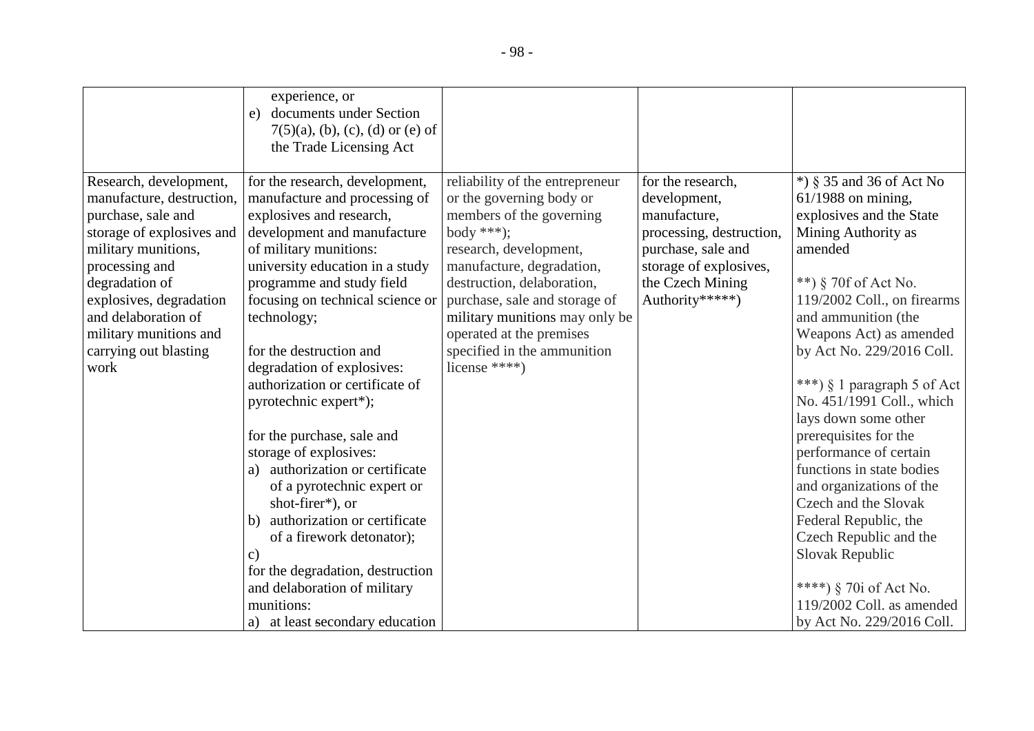| | | | | |
|---|---|---|---|---|
| | experience, or<br>e) documents under Section 7(5)(a), (b), (c), (d) or (e) of the Trade Licensing Act | | | |
| Research, development, manufacture, destruction, purchase, sale and storage of explosives and military munitions, processing and degradation of explosives, degradation and delaboration of military munitions and carrying out blasting work | for the research, development, manufacture and processing of explosives and research, development and manufacture of military munitions:<br>university education in a study programme and study field focusing on technical science or technology;<br><br>for the destruction and degradation of explosives:<br>authorization or certificate of pyrotechnic expert*);<br><br>for the purchase, sale and storage of explosives:<br>a) authorization or certificate of a pyrotechnic expert or shot-firer*), or<br>b) authorization or certificate of a firework detonator);<br>c)<br>for the degradation, destruction and delaboration of military munitions:<br>a) at least secondary education | reliability of the entrepreneur or the governing body or members of the governing body ***);<br>research, development, manufacture, degradation, destruction, delaboration, purchase, sale and storage of military munitions may only be operated at the premises specified in the ammunition license ****) | for the research, development, manufacture, processing, destruction, purchase, sale and storage of explosives, the Czech Mining Authority*****) | *) § 35 and 36 of Act No 61/1988 on mining, explosives and the State Mining Authority as amended<br><br>**) § 70f of Act No. 119/2002 Coll., on firearms and ammunition (the Weapons Act) as amended by Act No. 229/2016 Coll.<br><br>***) § 1 paragraph 5 of Act No. 451/1991 Coll., which lays down some other prerequisites for the performance of certain functions in state bodies and organizations of the Czech and the Slovak Federal Republic, the Czech Republic and the Slovak Republic<br><br>****) § 70i of Act No. 119/2002 Coll. as amended by Act No. 229/2016 Coll. |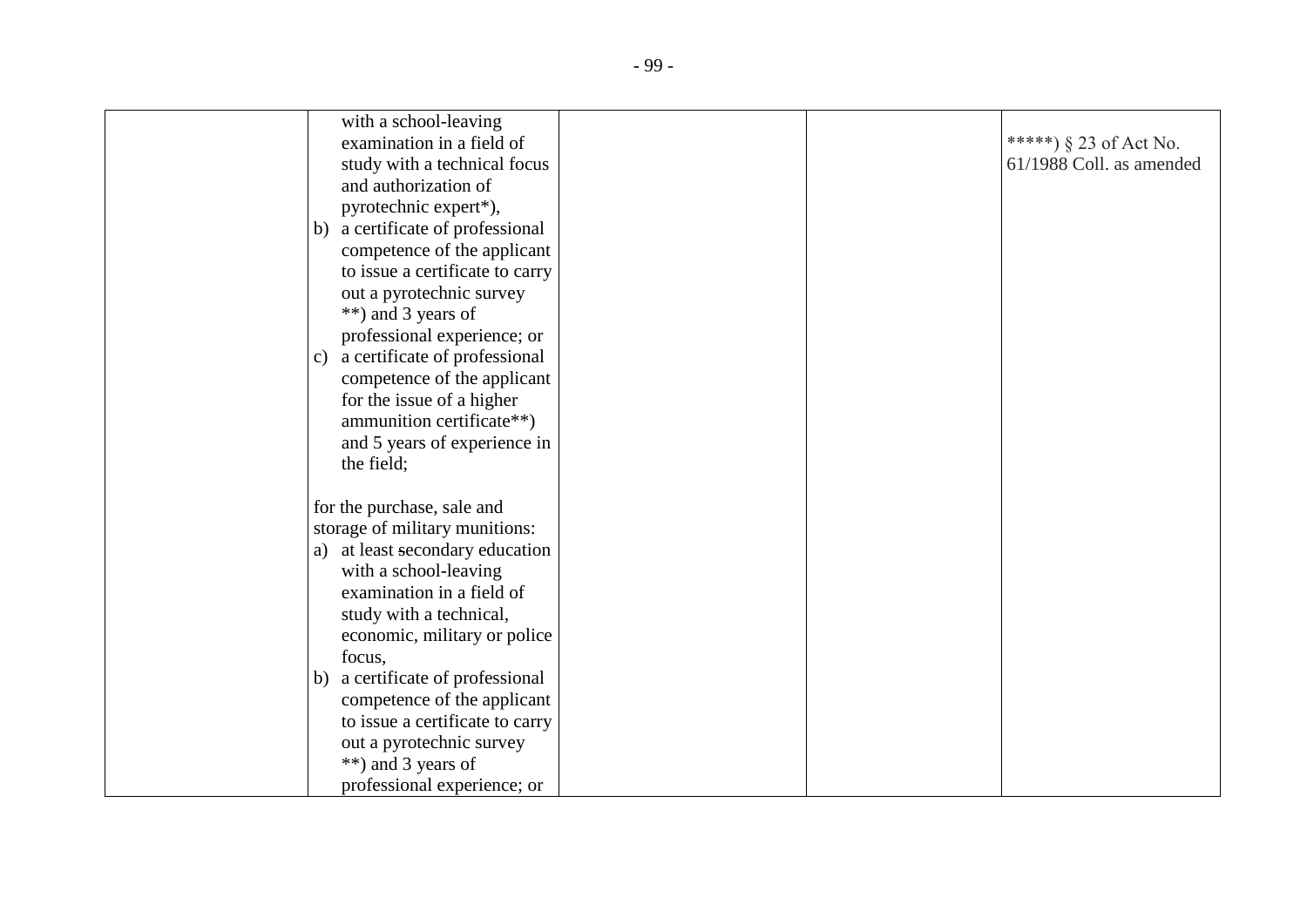|  | with a school-leaving examination in a field of study with a technical focus and authorization of pyrotechnic expert*),<br>b) a certificate of professional competence of the applicant to issue a certificate to carry out a pyrotechnic survey **) and 3 years of professional experience; or<br>c) a certificate of professional competence of the applicant for the issue of a higher ammunition certificate**) and 5 years of experience in the field;<br><br>for the purchase, sale and storage of military munitions:<br>a) at least secondary education with a school-leaving examination in a field of study with a technical, economic, military or police focus,<br>b) a certificate of professional competence of the applicant to issue a certificate to carry out a pyrotechnic survey **) and 3 years of professional experience; or |  |  | *****) § 23 of Act No. 61/1988 Coll. as amended |
|---|---|---|---|---|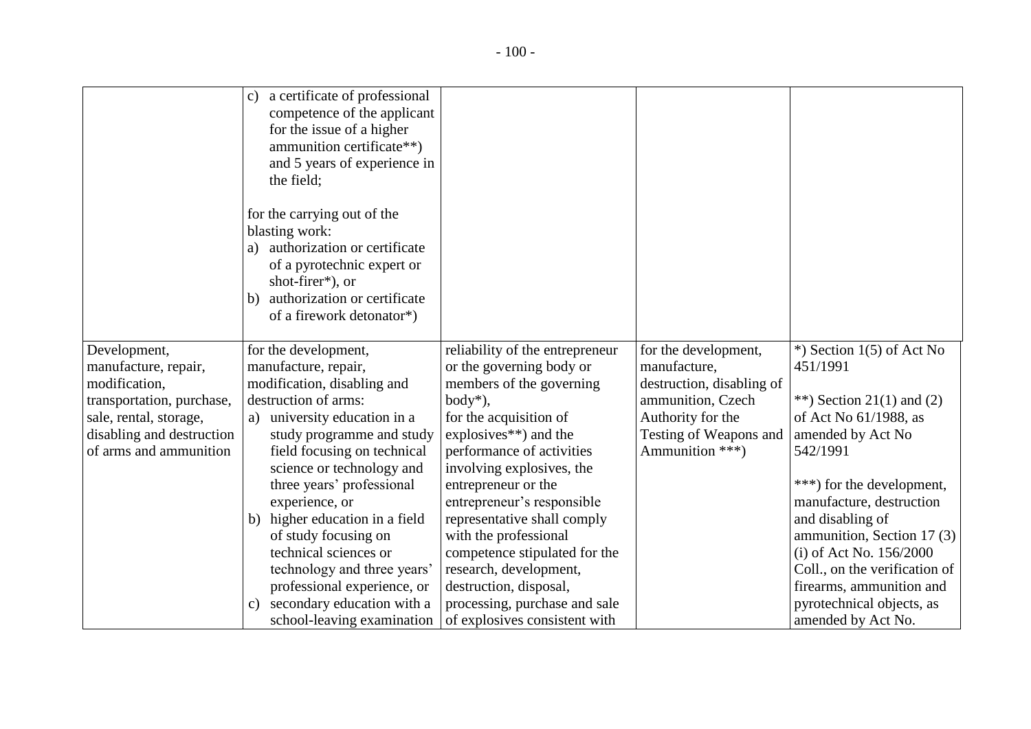| | | | | |
|---|---|---|---|---|
| | c) a certificate of professional competence of the applicant for the issue of a higher ammunition certificate**) and 5 years of experience in the field;<br><br>for the carrying out of the blasting work:<br>a) authorization or certificate of a pyrotechnic expert or shot-firer*), or<br>b) authorization or certificate of a firework detonator*) | | | |
| Development, manufacture, repair, modification, transportation, purchase, sale, rental, storage, disabling and destruction of arms and ammunition | for the development, manufacture, repair, modification, disabling and destruction of arms:<br>a) university education in a study programme and study field focusing on technical science or technology and three years' professional experience, or<br>b) higher education in a field of study focusing on technical sciences or technology and three years' professional experience, or<br>c) secondary education with a school-leaving examination | reliability of the entrepreneur or the governing body or members of the governing body*),<br>for the acquisition of explosives**) and the performance of activities involving explosives, the entrepreneur or the entrepreneur's responsible representative shall comply with the professional competence stipulated for the research, development, destruction, disposal, processing, purchase and sale of explosives consistent with | for the development, manufacture, destruction, disabling of ammunition, Czech Authority for the Testing of Weapons and Ammunition ***) | *) Section 1(5) of Act No 451/1991<br><br>**) Section 21(1) and (2) of Act No 61/1988, as amended by Act No 542/1991<br><br>***) for the development, manufacture, destruction and disabling of ammunition, Section 17 (3) (i) of Act No. 156/2000 Coll., on the verification of firearms, ammunition and pyrotechnical objects, as amended by Act No. |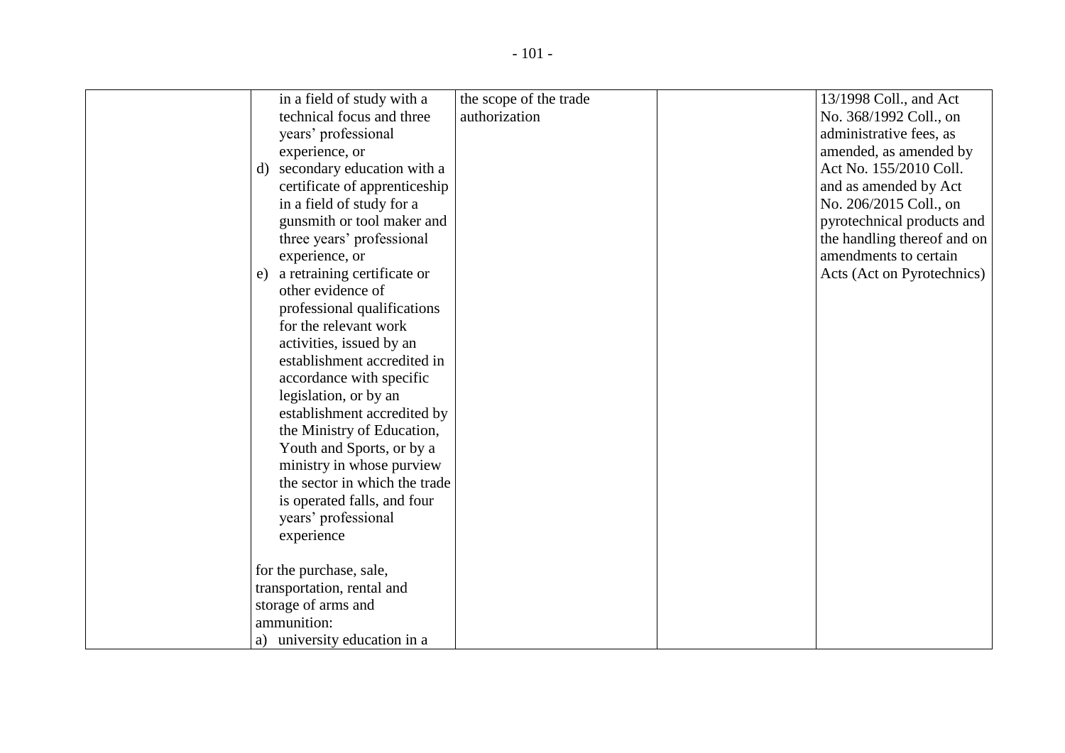|  |  |  |  |  |
|---|---|---|---|---|
|  | in a field of study with a technical focus and three years' professional experience, or<br>d) secondary education with a certificate of apprenticeship in a field of study for a gunsmith or tool maker and three years' professional experience, or<br>e) a retraining certificate or other evidence of professional qualifications for the relevant work activities, issued by an establishment accredited in accordance with specific legislation, or by an establishment accredited by the Ministry of Education, Youth and Sports, or by a ministry in whose purview the sector in which the trade is operated falls, and four years' professional experience<br><br>for the purchase, sale, transportation, rental and storage of arms and ammunition:<br>a) university education in a | the scope of the trade authorization |  | 13/1998 Coll., and Act No. 368/1992 Coll., on administrative fees, as amended, as amended by Act No. 155/2010 Coll. and as amended by Act No. 206/2015 Coll., on pyrotechnical products and the handling thereof and on amendments to certain Acts (Act on Pyrotechnics) |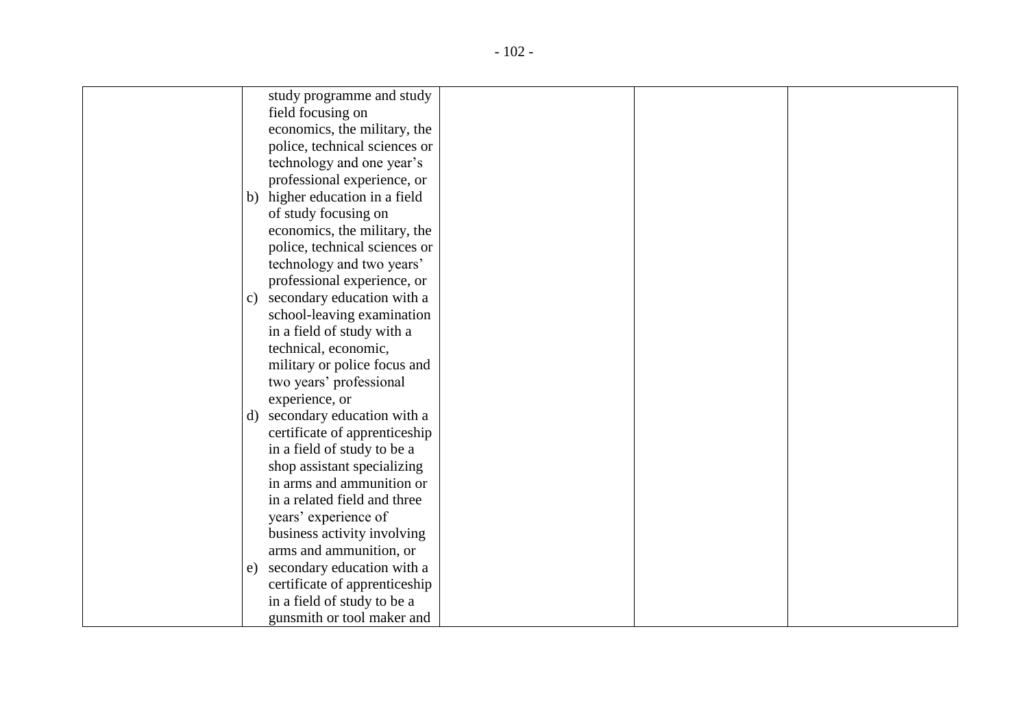| | | | | |
|---|---|---|---|---|
| | study programme and study field focusing on economics, the military, the police, technical sciences or technology and one year's professional experience, or<br>b) higher education in a field of study focusing on economics, the military, the police, technical sciences or technology and two years' professional experience, or<br>c) secondary education with a school-leaving examination in a field of study with a technical, economic, military or police focus and two years' professional experience, or<br>d) secondary education with a certificate of apprenticeship in a field of study to be a shop assistant specializing in arms and ammunition or in a related field and three years' experience of business activity involving arms and ammunition, or<br>e) secondary education with a certificate of apprenticeship in a field of study to be a gunsmith or tool maker and | | | |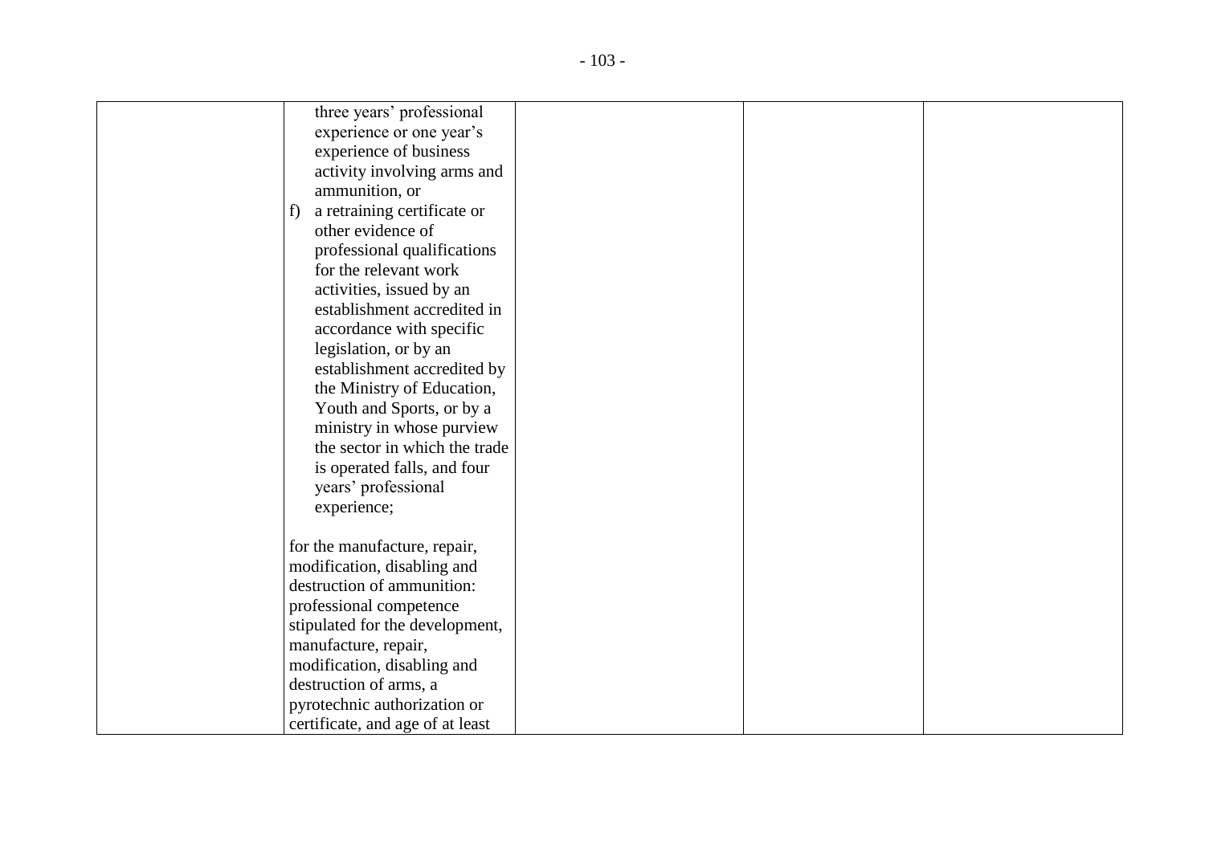|  |  |  |  |  |
|---|---|---|---|---|
|  | three years' professional experience or one year's experience of business activity involving arms and ammunition, or<br>f) a retraining certificate or other evidence of professional qualifications for the relevant work activities, issued by an establishment accredited in accordance with specific legislation, or by an establishment accredited by the Ministry of Education, Youth and Sports, or by a ministry in whose purview the sector in which the trade is operated falls, and four years' professional experience;<br><br>for the manufacture, repair, modification, disabling and destruction of ammunition: professional competence stipulated for the development, manufacture, repair, modification, disabling and destruction of arms, a pyrotechnic authorization or certificate, and age of at least |  |  |  |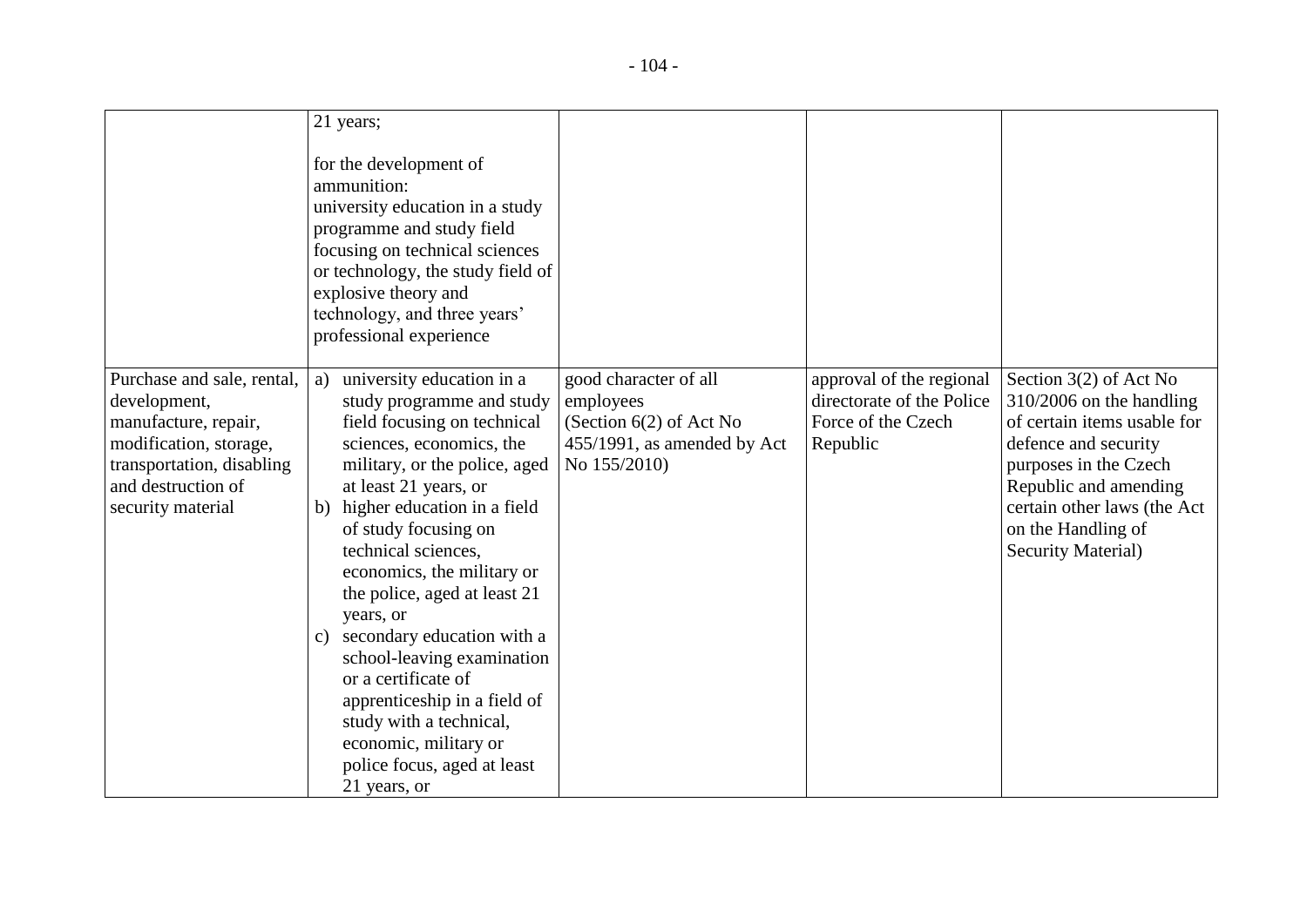| | | | | |
|---|---|---|---|---|
| | 21 years;<br><br>for the development of ammunition:<br>university education in a study programme and study field focusing on technical sciences or technology, the study field of explosive theory and technology, and three years' professional experience | | | |
| Purchase and sale, rental, development, manufacture, repair, modification, storage, transportation, disabling and destruction of security material | a) university education in a study programme and study field focusing on technical sciences, economics, the military, or the police, aged at least 21 years, or<br>b) higher education in a field of study focusing on technical sciences, economics, the military or the police, aged at least 21 years, or<br>c) secondary education with a school-leaving examination or a certificate of apprenticeship in a field of study with a technical, economic, military or police focus, aged at least 21 years, or | good character of all employees<br>(Section 6(2) of Act No 455/1991, as amended by Act No 155/2010) | approval of the regional directorate of the Police Force of the Czech Republic | Section 3(2) of Act No 310/2006 on the handling of certain items usable for defence and security purposes in the Czech Republic and amending certain other laws (the Act on the Handling of Security Material) |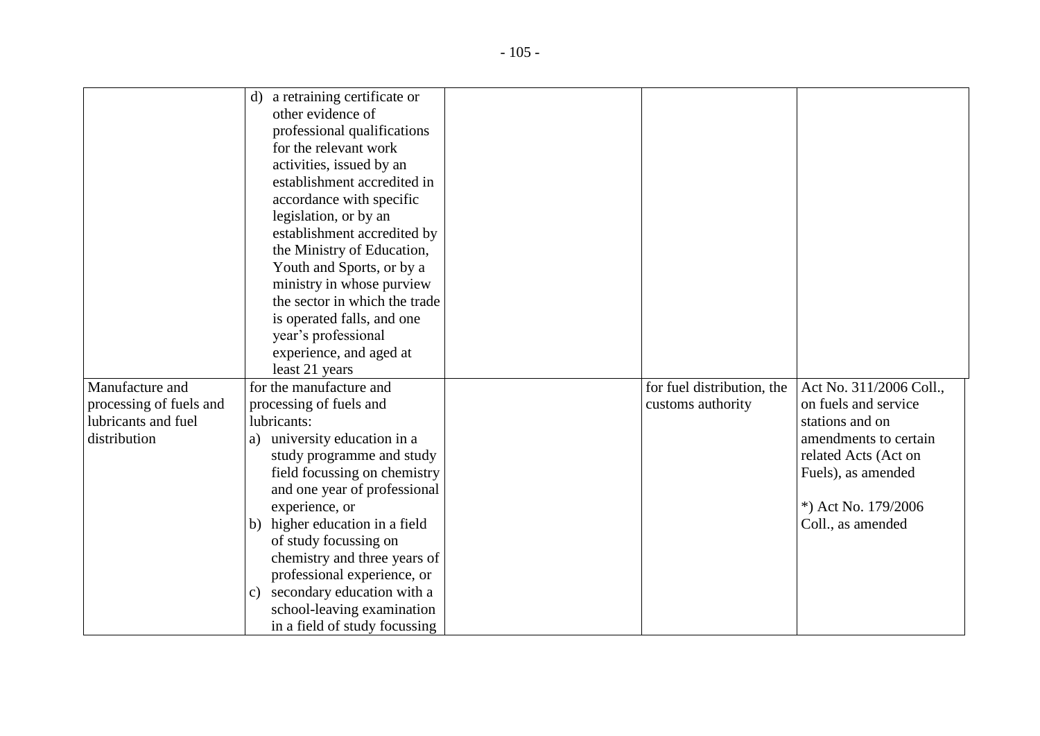| | | | | |
|---|---|---|---|---|
| | d) a retraining certificate or other evidence of professional qualifications for the relevant work activities, issued by an establishment accredited in accordance with specific legislation, or by an establishment accredited by the Ministry of Education, Youth and Sports, or by a ministry in whose purview the sector in which the trade is operated falls, and one year's professional experience, and aged at least 21 years | | | |
| Manufacture and processing of fuels and lubricants and fuel distribution | for the manufacture and processing of fuels and lubricants:<br>a) university education in a study programme and study field focussing on chemistry and one year of professional experience, or<br>b) higher education in a field of study focussing on chemistry and three years of professional experience, or<br>c) secondary education with a school-leaving examination in a field of study focussing | | for fuel distribution, the customs authority | Act No. 311/2006 Coll., on fuels and service stations and on amendments to certain related Acts (Act on Fuels), as amended<br><br>*) Act No. 179/2006 Coll., as amended |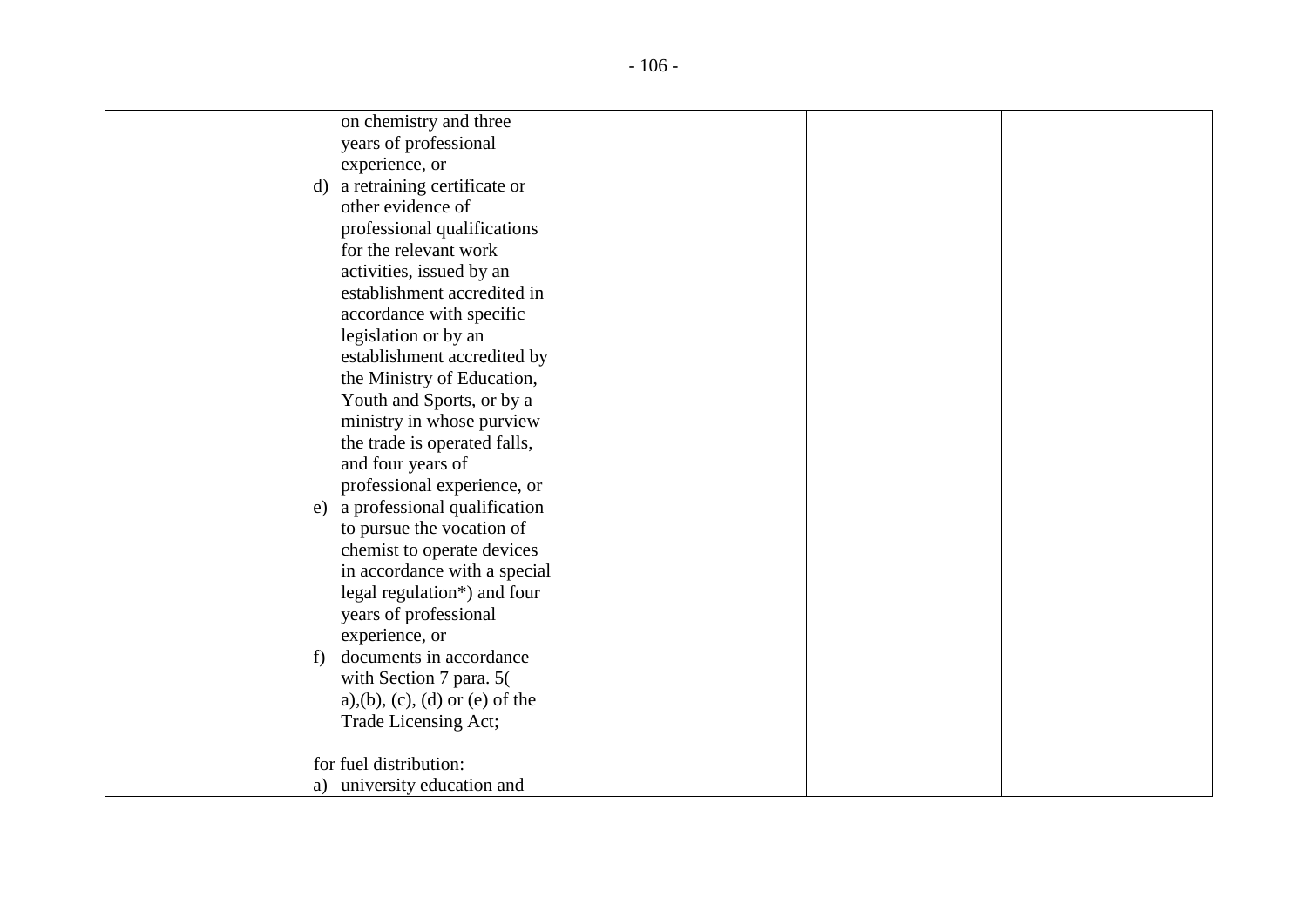|  | on chemistry and three years of professional experience, or<br>d) a retraining certificate or other evidence of professional qualifications for the relevant work activities, issued by an establishment accredited in accordance with specific legislation or by an establishment accredited by the Ministry of Education, Youth and Sports, or by a ministry in whose purview the trade is operated falls, and four years of professional experience, or<br>e) a professional qualification to pursue the vocation of chemist to operate devices in accordance with a special legal regulation*) and four years of professional experience, or<br>f) documents in accordance with Section 7 para. 5( a),(b), (c), (d) or (e) of the Trade Licensing Act;<br><br>for fuel distribution:<br>a) university education and |  |  |  |
|---|---|---|---|---|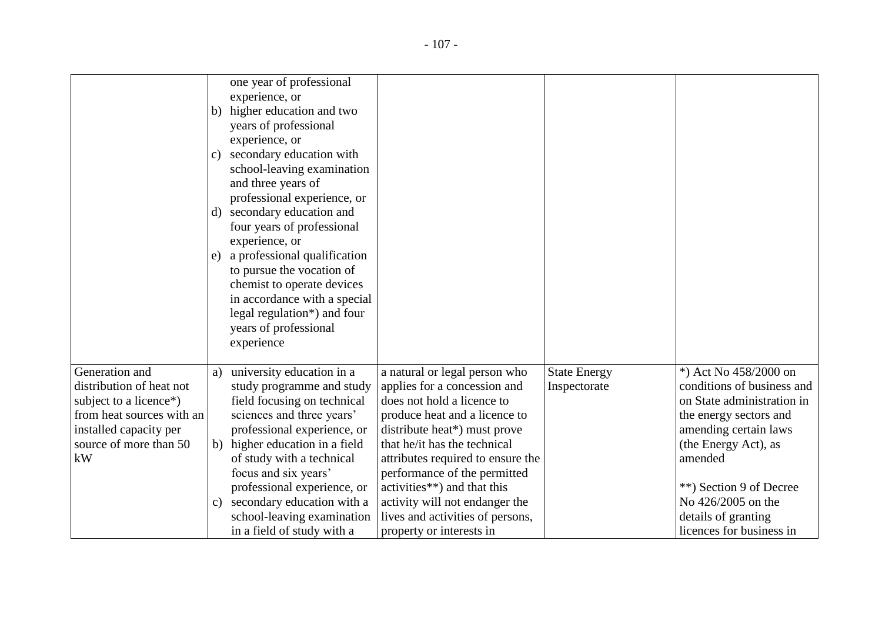| | | | | |
|---|---|---|---|---|
| | one year of professional experience, or<br>b) higher education and two years of professional experience, or<br>c) secondary education with school-leaving examination and three years of professional experience, or<br>d) secondary education and four years of professional experience, or<br>e) a professional qualification to pursue the vocation of chemist to operate devices in accordance with a special legal regulation*) and four years of professional experience | | | |
| Generation and distribution of heat not subject to a licence*) from heat sources with an installed capacity per source of more than 50 kW | a) university education in a study programme and study field focusing on technical sciences and three years' professional experience, or<br>b) higher education in a field of study with a technical focus and six years' professional experience, or<br>c) secondary education with a school-leaving examination in a field of study with a | a natural or legal person who applies for a concession and does not hold a licence to produce heat and a licence to distribute heat*) must prove that he/it has the technical attributes required to ensure the performance of the permitted activities**) and that this activity will not endanger the lives and activities of persons, property or interests in | State Energy Inspectorate | *) Act No 458/2000 on conditions of business and on State administration in the energy sectors and amending certain laws (the Energy Act), as amended<br><br>**) Section 9 of Decree No 426/2005 on the details of granting licences for business in |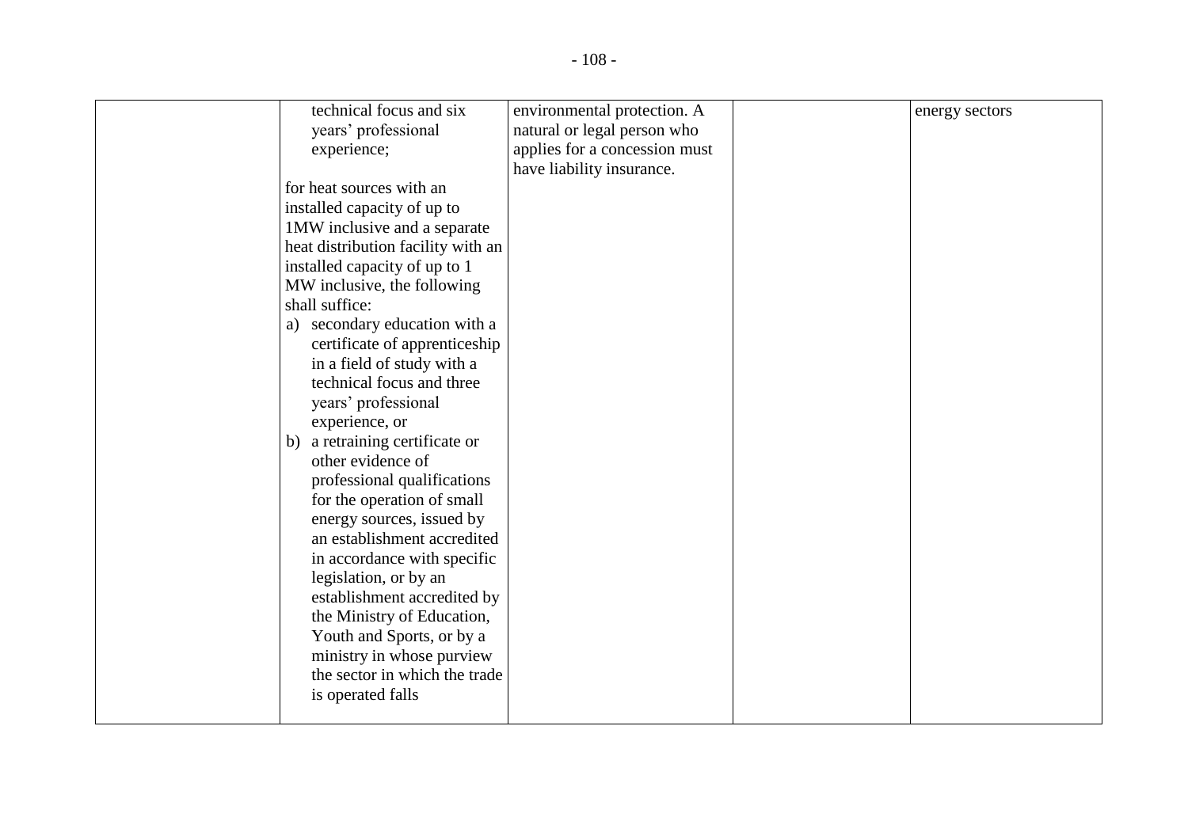| | | | | |
|---|---|---|---|---|
| | technical focus and six years' professional experience;<br><br>for heat sources with an installed capacity of up to 1MW inclusive and a separate heat distribution facility with an installed capacity of up to 1 MW inclusive, the following shall suffice:<br>a) secondary education with a certificate of apprenticeship in a field of study with a technical focus and three years' professional experience, or<br>b) a retraining certificate or other evidence of professional qualifications for the operation of small energy sources, issued by an establishment accredited in accordance with specific legislation, or by an establishment accredited by the Ministry of Education, Youth and Sports, or by a ministry in whose purview the sector in which the trade is operated falls | environmental protection. A natural or legal person who applies for a concession must have liability insurance. | | energy sectors |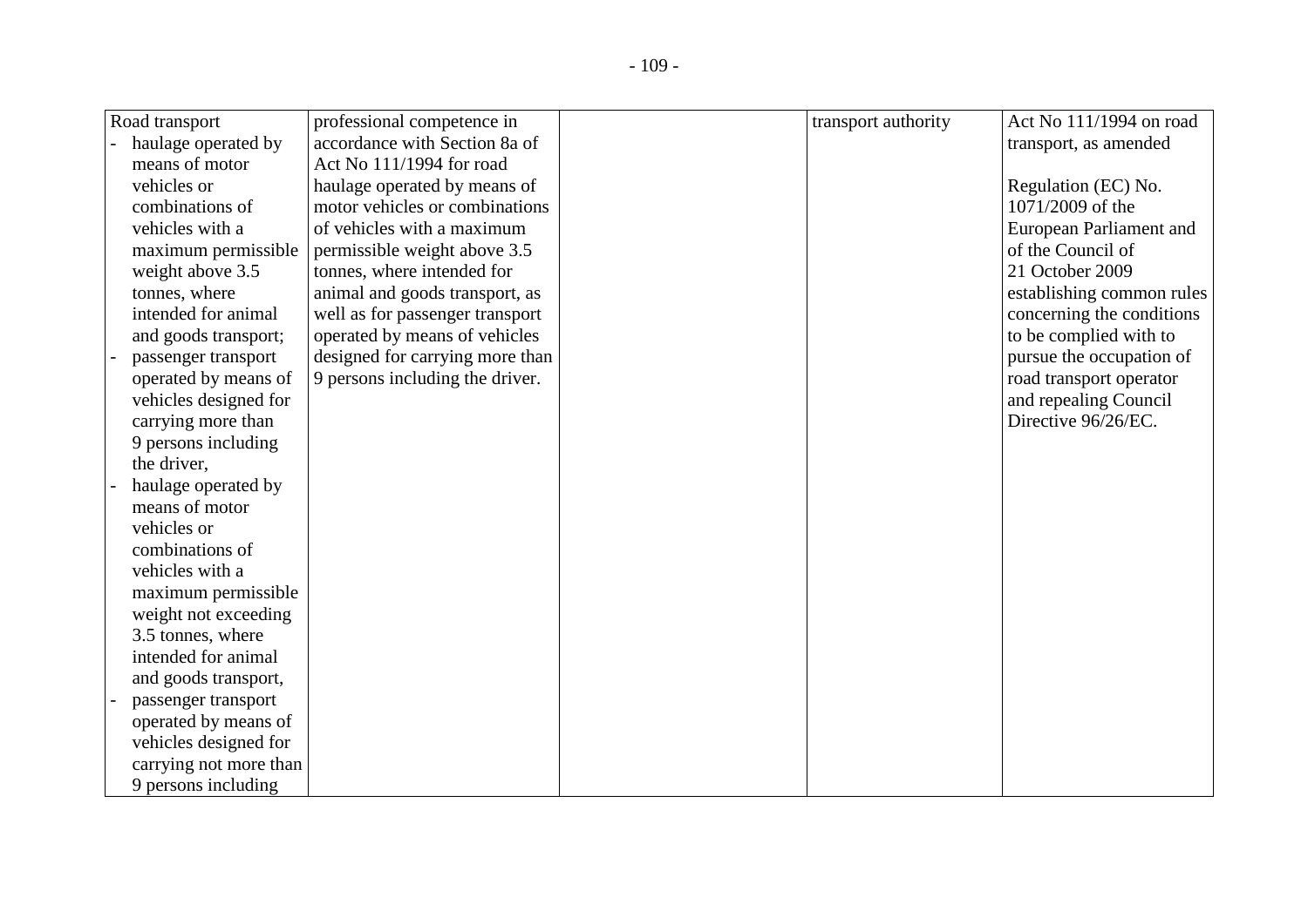| Road transport<br>- haulage operated by means of motor vehicles or combinations of vehicles with a maximum permissible weight above 3.5 tonnes, where intended for animal and goods transport;<br>- passenger transport operated by means of vehicles designed for carrying more than 9 persons including the driver,<br>- haulage operated by means of motor vehicles or combinations of vehicles with a maximum permissible weight not exceeding 3.5 tonnes, where intended for animal and goods transport,<br>- passenger transport operated by means of vehicles designed for carrying not more than 9 persons including | professional competence in accordance with Section 8a of Act No 111/1994 for road haulage operated by means of motor vehicles or combinations of vehicles with a maximum permissible weight above 3.5 tonnes, where intended for animal and goods transport, as well as for passenger transport operated by means of vehicles designed for carrying more than 9 persons including the driver. | | transport authority | Act No 111/1994 on road transport, as amended<br><br>Regulation (EC) No. 1071/2009 of the European Parliament and of the Council of 21 October 2009 establishing common rules concerning the conditions to be complied with to pursue the occupation of road transport operator and repealing Council Directive 96/26/EC. |
|---|---|---|---|---|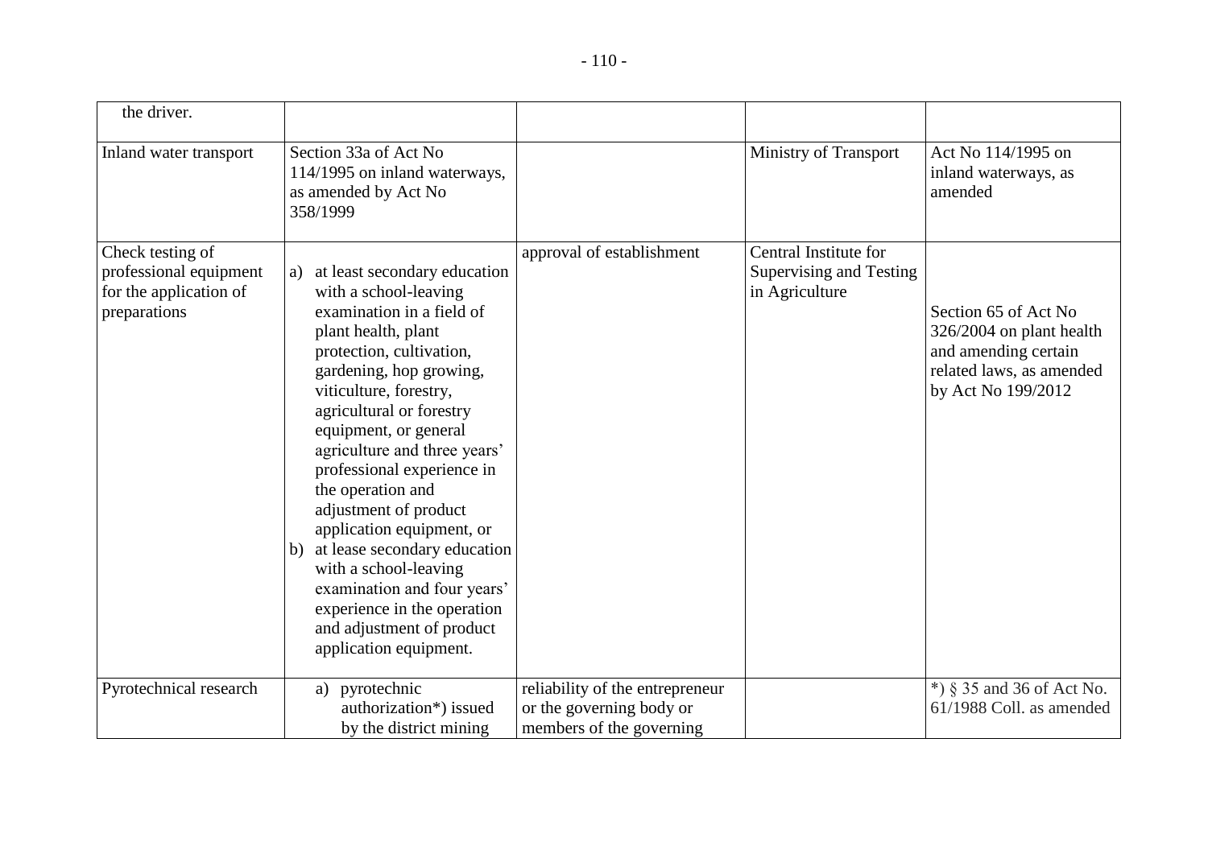| | | | | |
|---|---|---|---|---|
| the driver. | | | | |
| Inland water transport | Section 33a of Act No 114/1995 on inland waterways, as amended by Act No 358/1999 | | Ministry of Transport | Act No 114/1995 on inland waterways, as amended |
| Check testing of professional equipment for the application of preparations | a) at least secondary education with a school-leaving examination in a field of plant health, plant protection, cultivation, gardening, hop growing, viticulture, forestry, agricultural or forestry equipment, or general agriculture and three years' professional experience in the operation and adjustment of product application equipment, or<br>b) at lease secondary education with a school-leaving examination and four years' experience in the operation and adjustment of product application equipment. | approval of establishment | Central Institute for Supervising and Testing in Agriculture | Section 65 of Act No 326/2004 on plant health and amending certain related laws, as amended by Act No 199/2012 |
| Pyrotechnical research | a) pyrotechnic authorization*) issued by the district mining | reliability of the entrepreneur or the governing body or members of the governing | | *) § 35 and 36 of Act No. 61/1988 Coll. as amended |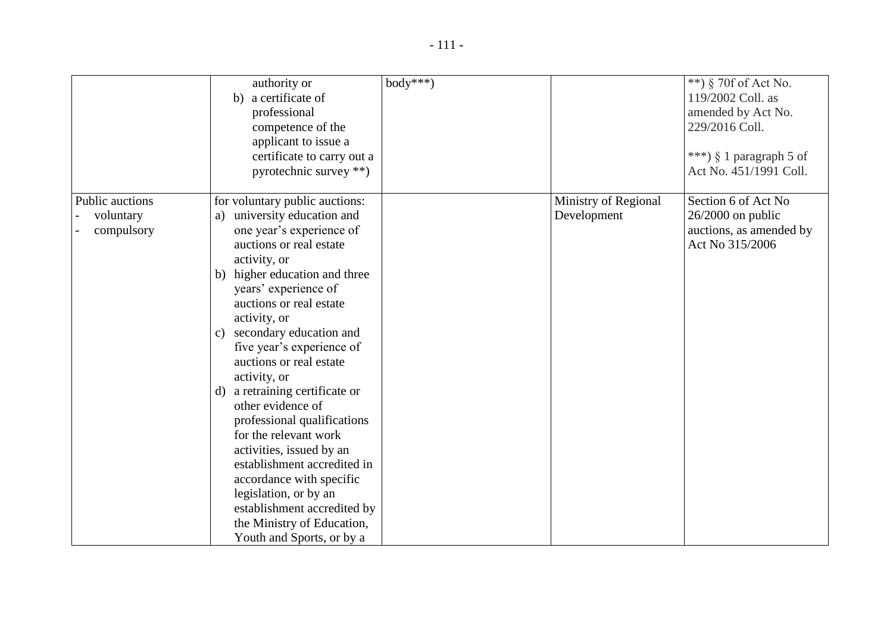|  |  |  |  |  |
|---|---|---|---|---|
|  | authority or<br>b) a certificate of professional competence of the applicant to issue a certificate to carry out a pyrotechnic survey **) | body***) |  | **) § 70f of Act No. 119/2002 Coll. as amended by Act No. 229/2016 Coll.<br><br>***) § 1 paragraph 5 of Act No. 451/1991 Coll. |
| Public auctions<br>- voluntary<br>- compulsory | for voluntary public auctions:<br>a) university education and one year's experience of auctions or real estate activity, or<br>b) higher education and three years' experience of auctions or real estate activity, or<br>c) secondary education and five year's experience of auctions or real estate activity, or<br>d) a retraining certificate or other evidence of professional qualifications for the relevant work activities, issued by an establishment accredited in accordance with specific legislation, or by an establishment accredited by the Ministry of Education, Youth and Sports, or by a |  | Ministry of Regional Development | Section 6 of Act No 26/2000 on public auctions, as amended by Act No 315/2006 |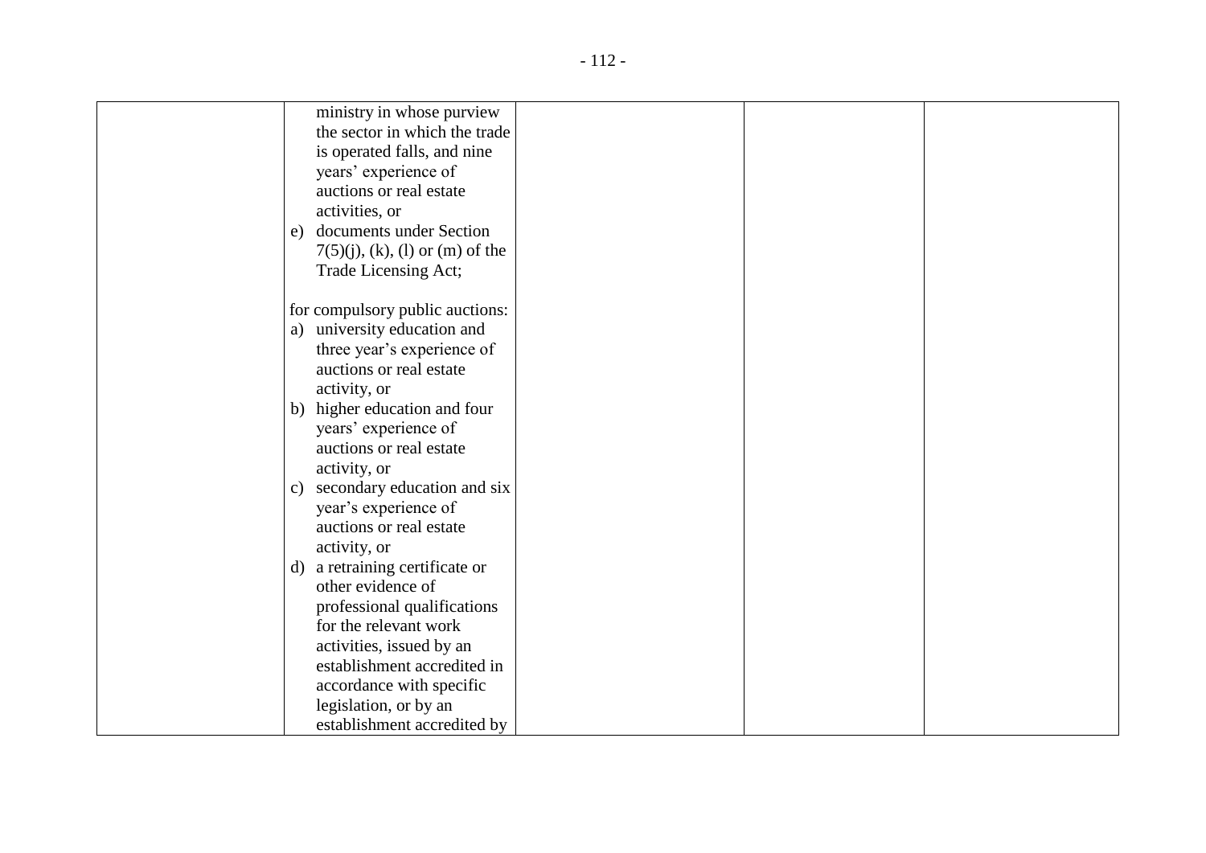| | | | | |
|---|---|---|---|---|
| | ministry in whose purview the sector in which the trade is operated falls, and nine years' experience of auctions or real estate activities, or<br>e) documents under Section 7(5)(j), (k), (l) or (m) of the Trade Licensing Act;<br><br>for compulsory public auctions:<br>a) university education and three year's experience of auctions or real estate activity, or<br>b) higher education and four years' experience of auctions or real estate activity, or<br>c) secondary education and six year's experience of auctions or real estate activity, or<br>d) a retraining certificate or other evidence of professional qualifications for the relevant work activities, issued by an establishment accredited in accordance with specific legislation, or by an establishment accredited by | | | |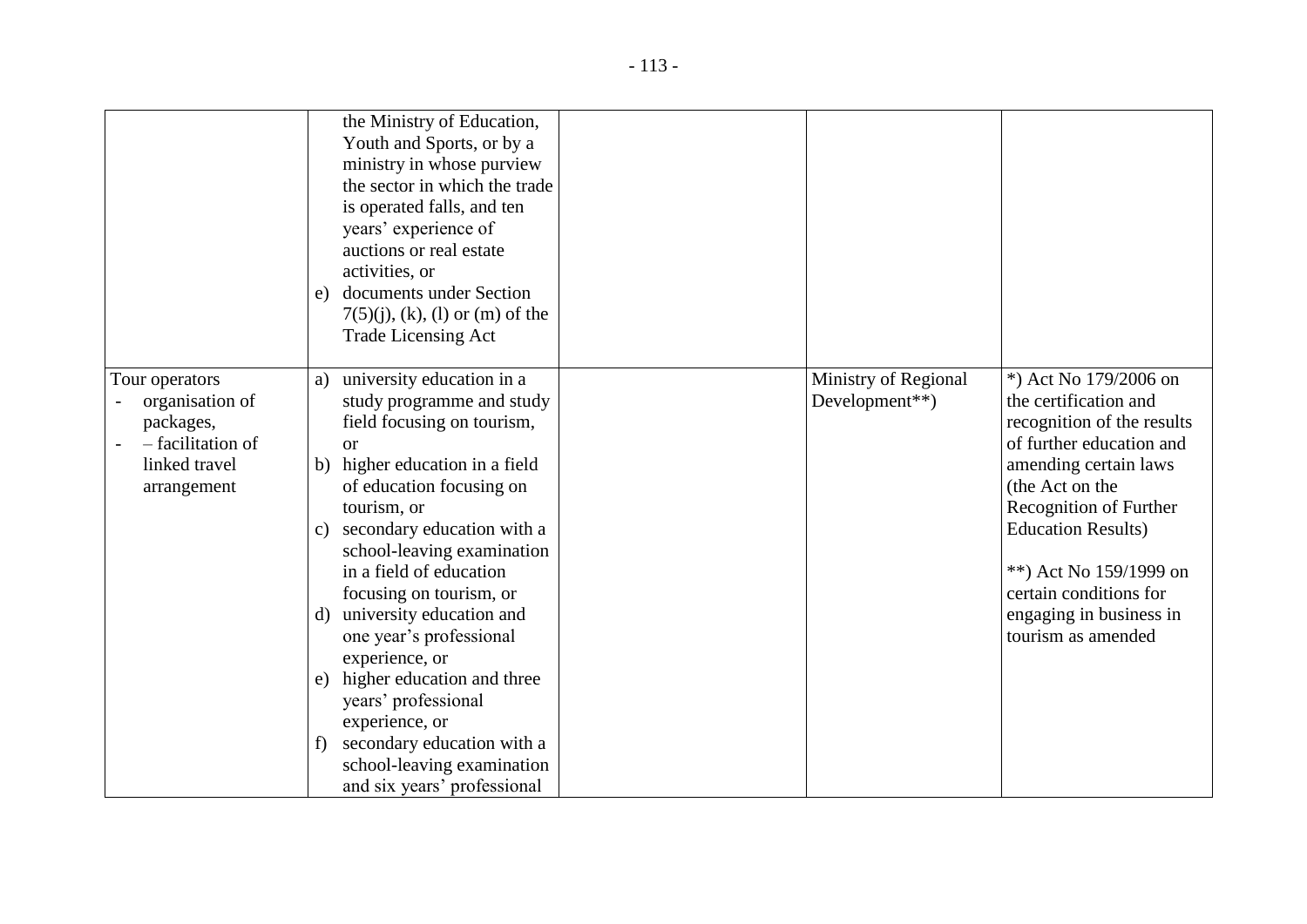| | | | | |
|---|---|---|---|---|
| | the Ministry of Education, Youth and Sports, or by a ministry in whose purview the sector in which the trade is operated falls, and ten years' experience of auctions or real estate activities, or<br>e) documents under Section 7(5)(j), (k), (l) or (m) of the Trade Licensing Act | | | |
| Tour operators<br>- organisation of packages,<br>- – facilitation of linked travel arrangement | a) university education in a study programme and study field focusing on tourism, or<br>b) higher education in a field of education focusing on tourism, or<br>c) secondary education with a school-leaving examination in a field of education focusing on tourism, or<br>d) university education and one year's professional experience, or<br>e) higher education and three years' professional experience, or<br>f) secondary education with a school-leaving examination and six years' professional | | Ministry of Regional Development**) | *) Act No 179/2006 on the certification and recognition of the results of further education and amending certain laws (the Act on the Recognition of Further Education Results)<br><br>**) Act No 159/1999 on certain conditions for engaging in business in tourism as amended |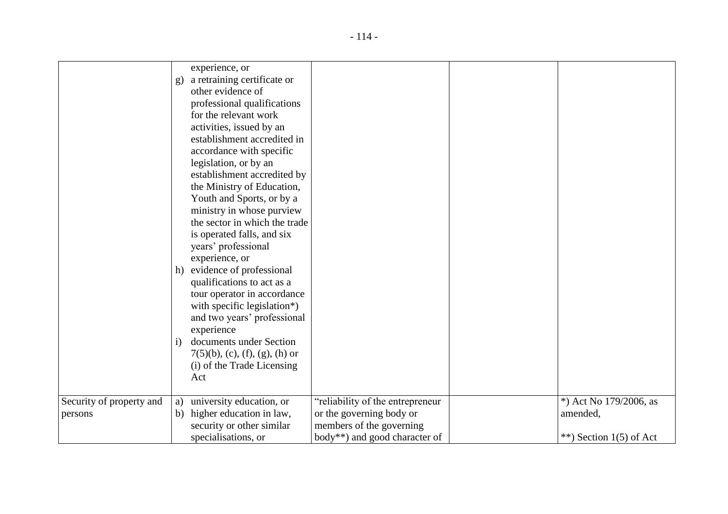| | | | | |
|---|---|---|---|---|
| | experience, or<br>g) a retraining certificate or other evidence of professional qualifications for the relevant work activities, issued by an establishment accredited in accordance with specific legislation, or by an establishment accredited by the Ministry of Education, Youth and Sports, or by a ministry in whose purview the sector in which the trade is operated falls, and six years' professional experience, or<br>h) evidence of professional qualifications to act as a tour operator in accordance with specific legislation*) and two years' professional experience<br>i) documents under Section 7(5)(b), (c), (f), (g), (h) or (i) of the Trade Licensing Act | | | |
| Security of property and persons | a) university education, or<br>b) higher education in law, security or other similar specialisations, or | "reliability of the entrepreneur or the governing body or members of the governing body**) and good character of | | *) Act No 179/2006, as amended,<br><br>**) Section 1(5) of Act |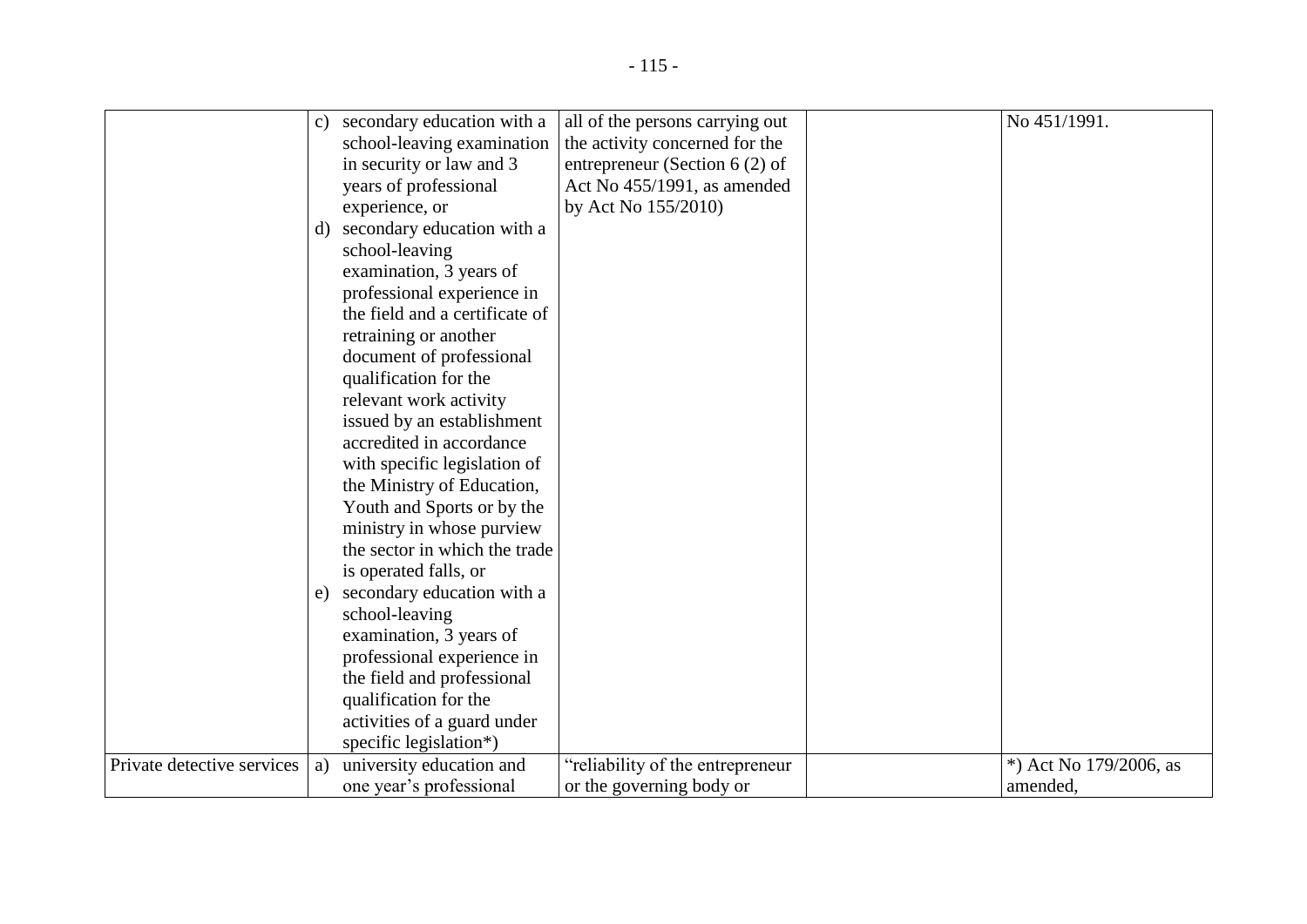|  |  |  |  |  |
| --- | --- | --- | --- | --- |
|  | c) secondary education with a school-leaving examination in security or law and 3 years of professional experience, or<br>d) secondary education with a school-leaving examination, 3 years of professional experience in the field and a certificate of retraining or another document of professional qualification for the relevant work activity issued by an establishment accredited in accordance with specific legislation of the Ministry of Education, Youth and Sports or by the ministry in whose purview the sector in which the trade is operated falls, or<br>e) secondary education with a school-leaving examination, 3 years of professional experience in the field and professional qualification for the activities of a guard under specific legislation*) | all of the persons carrying out the activity concerned for the entrepreneur (Section 6 (2) of Act No 455/1991, as amended by Act No 155/2010) |  | No 451/1991. |
| Private detective services | a) university education and one year's professional | "reliability of the entrepreneur or the governing body or |  | *) Act No 179/2006, as amended, |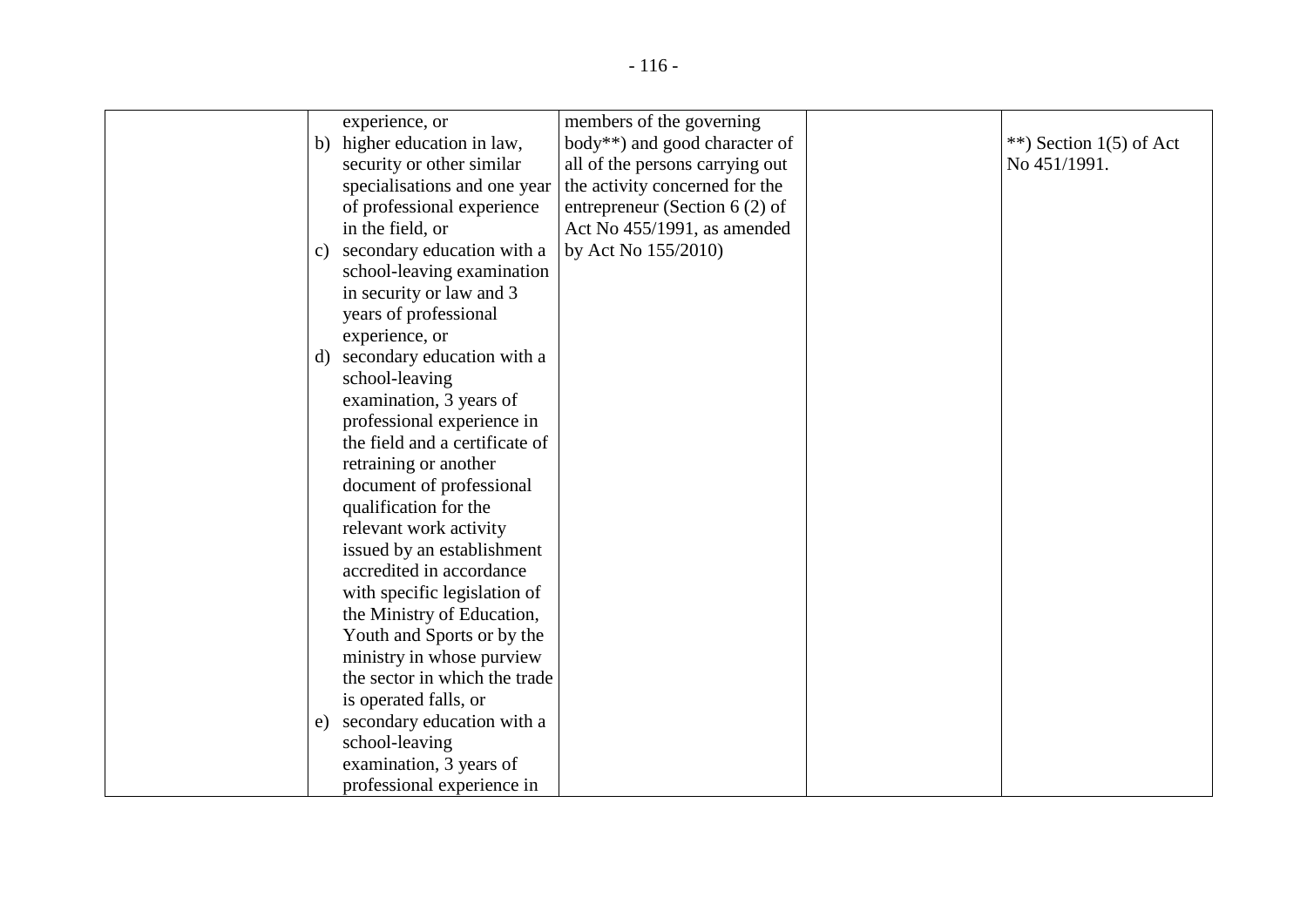|  |  |  |  |  |
|---|---|---|---|---|
|  | experience, or<br>b) higher education in law, security or other similar specialisations and one year of professional experience in the field, or<br>c) secondary education with a school-leaving examination in security or law and 3 years of professional experience, or<br>d) secondary education with a school-leaving examination, 3 years of professional experience in the field and a certificate of retraining or another document of professional qualification for the relevant work activity issued by an establishment accredited in accordance with specific legislation of the Ministry of Education, Youth and Sports or by the ministry in whose purview the sector in which the trade is operated falls, or<br>e) secondary education with a school-leaving examination, 3 years of professional experience in | members of the governing body**) and good character of all of the persons carrying out the activity concerned for the entrepreneur (Section 6 (2) of Act No 455/1991, as amended by Act No 155/2010) |  | **) Section 1(5) of Act No 451/1991. |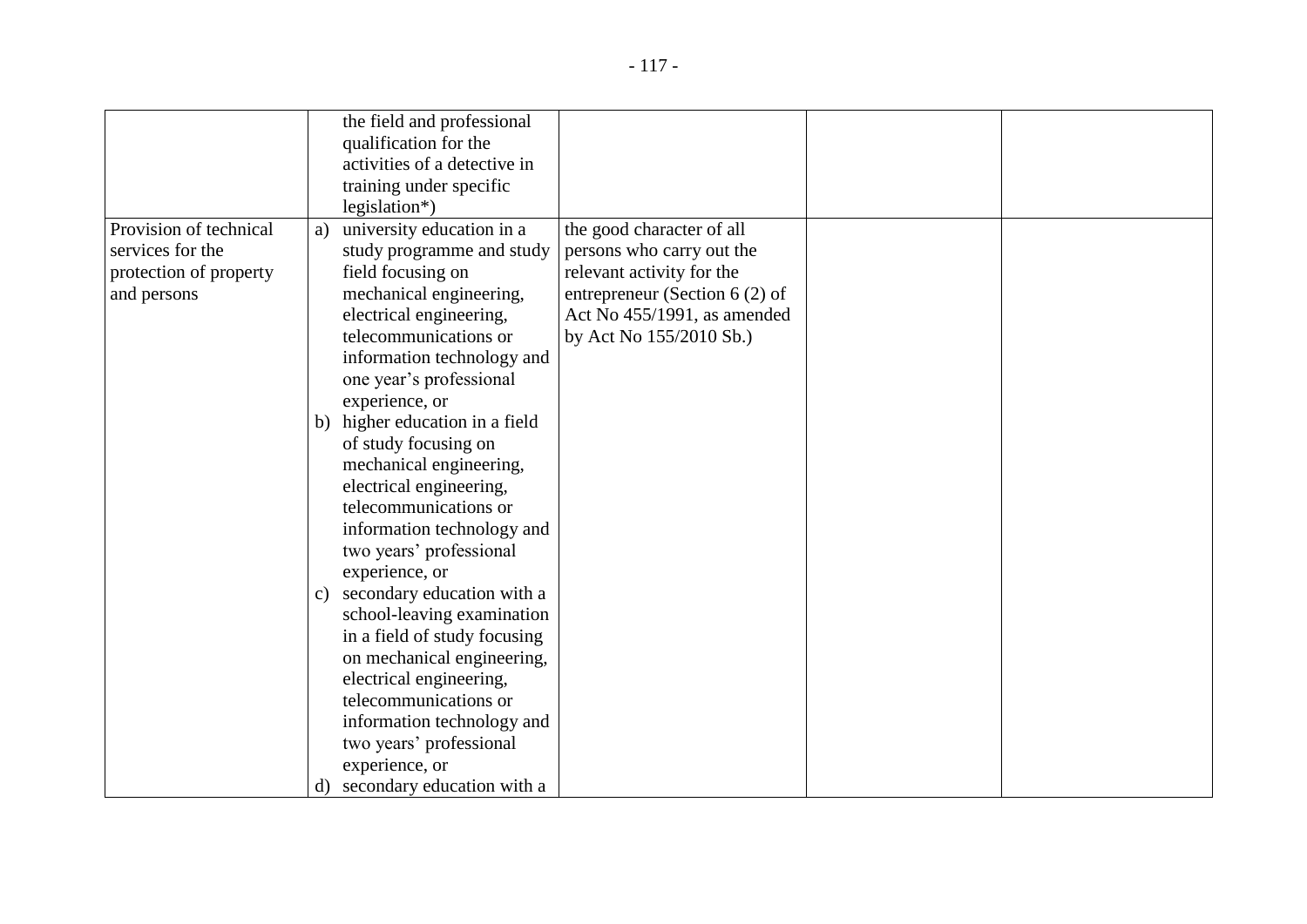| | | | | |
|---|---|---|---|---|
| | the field and professional qualification for the activities of a detective in training under specific legislation*) | | | |
| Provision of technical services for the protection of property and persons | a) university education in a study programme and study field focusing on mechanical engineering, electrical engineering, telecommunications or information technology and one year's professional experience, or<br>b) higher education in a field of study focusing on mechanical engineering, electrical engineering, telecommunications or information technology and two years' professional experience, or<br>c) secondary education with a school-leaving examination in a field of study focusing on mechanical engineering, electrical engineering, telecommunications or information technology and two years' professional experience, or<br>d) secondary education with a | the good character of all persons who carry out the relevant activity for the entrepreneur (Section 6 (2) of Act No 455/1991, as amended by Act No 155/2010 Sb.) | | |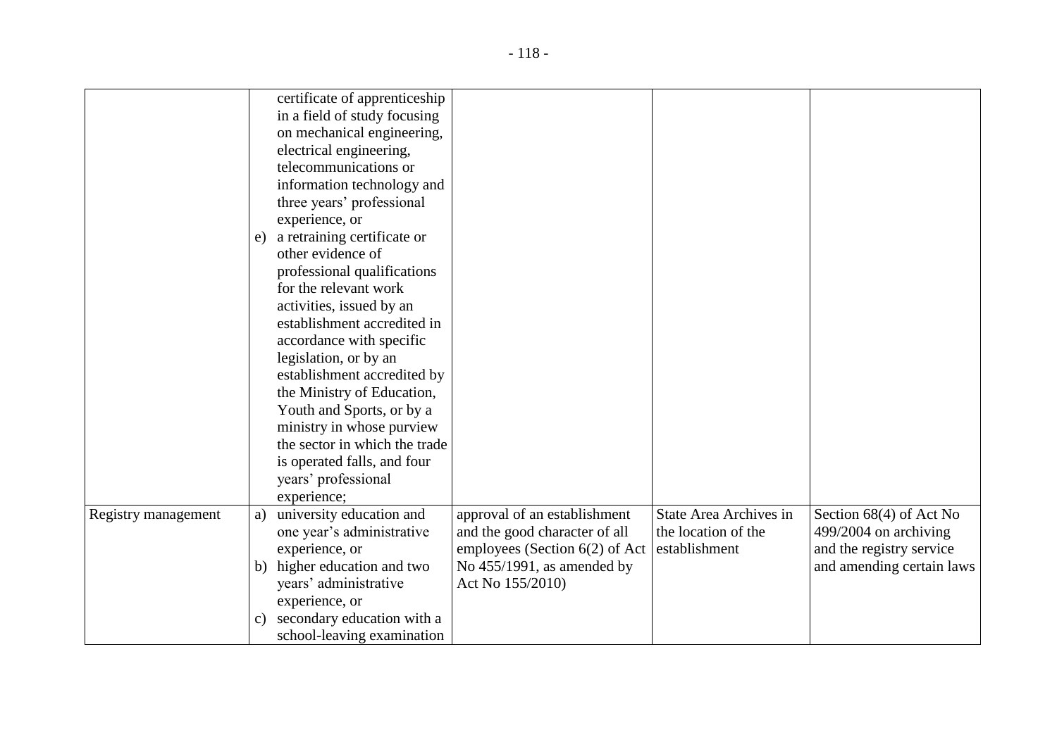| | | | | |
|---|---|---|---|---|
| | certificate of apprenticeship in a field of study focusing on mechanical engineering, electrical engineering, telecommunications or information technology and three years' professional experience, or<br>e) a retraining certificate or other evidence of professional qualifications for the relevant work activities, issued by an establishment accredited in accordance with specific legislation, or by an establishment accredited by the Ministry of Education, Youth and Sports, or by a ministry in whose purview the sector in which the trade is operated falls, and four years' professional experience; | | | |
| Registry management | a) university education and one year's administrative experience, or<br>b) higher education and two years' administrative experience, or<br>c) secondary education with a school-leaving examination | approval of an establishment and the good character of all employees (Section 6(2) of Act No 455/1991, as amended by Act No 155/2010) | State Area Archives in the location of the establishment | Section 68(4) of Act No 499/2004 on archiving and the registry service and amending certain laws |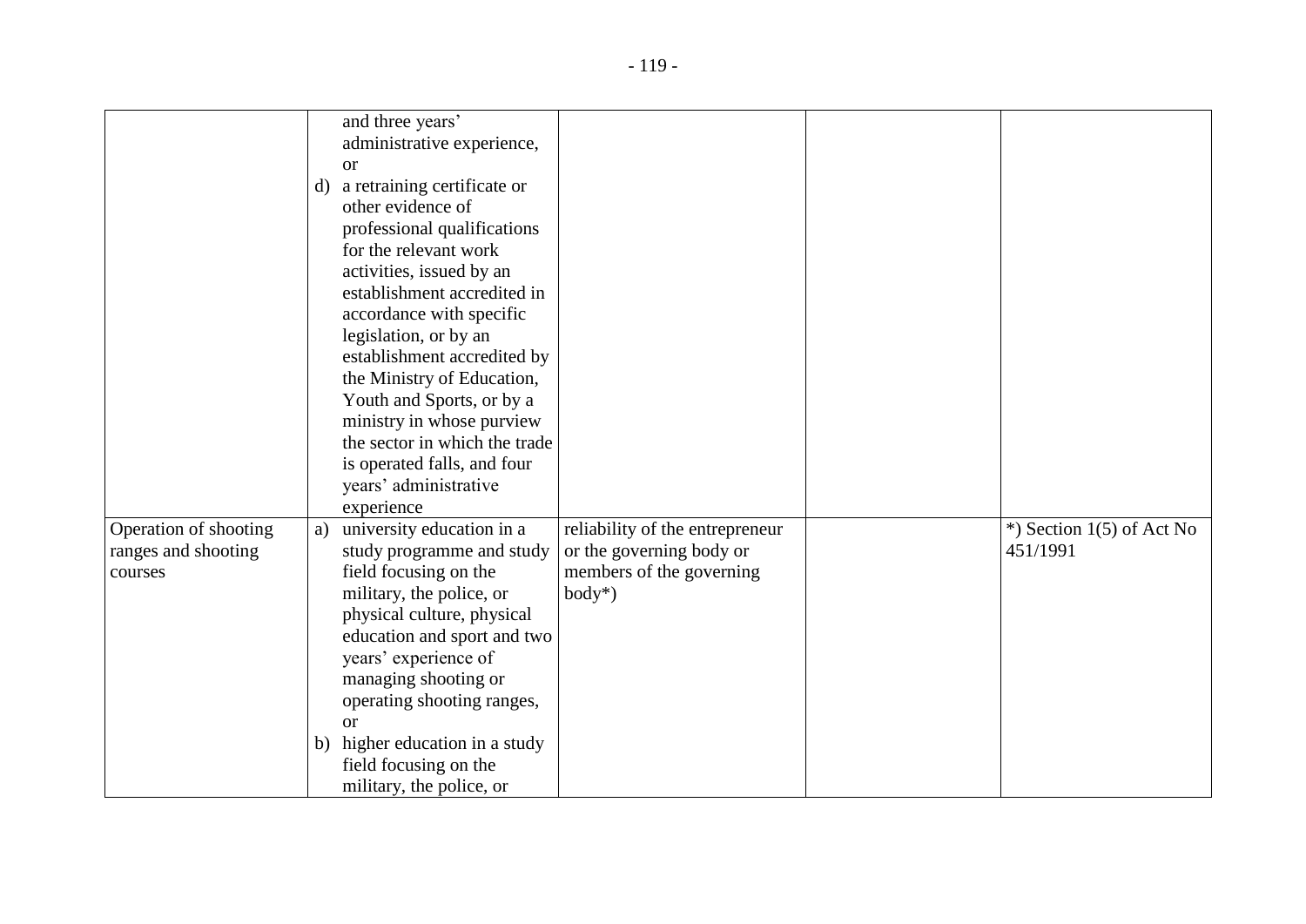| | | | | |
|---|---|---|---|---|
| | and three years' administrative experience, or<br>d) a retraining certificate or other evidence of professional qualifications for the relevant work activities, issued by an establishment accredited in accordance with specific legislation, or by an establishment accredited by the Ministry of Education, Youth and Sports, or by a ministry in whose purview the sector in which the trade is operated falls, and four years' administrative experience | | | |
| Operation of shooting ranges and shooting courses | a) university education in a study programme and study field focusing on the military, the police, or physical culture, physical education and sport and two years' experience of managing shooting or operating shooting ranges, or<br>b) higher education in a study field focusing on the military, the police, or | reliability of the entrepreneur or the governing body or members of the governing body*) | | *) Section 1(5) of Act No 451/1991 |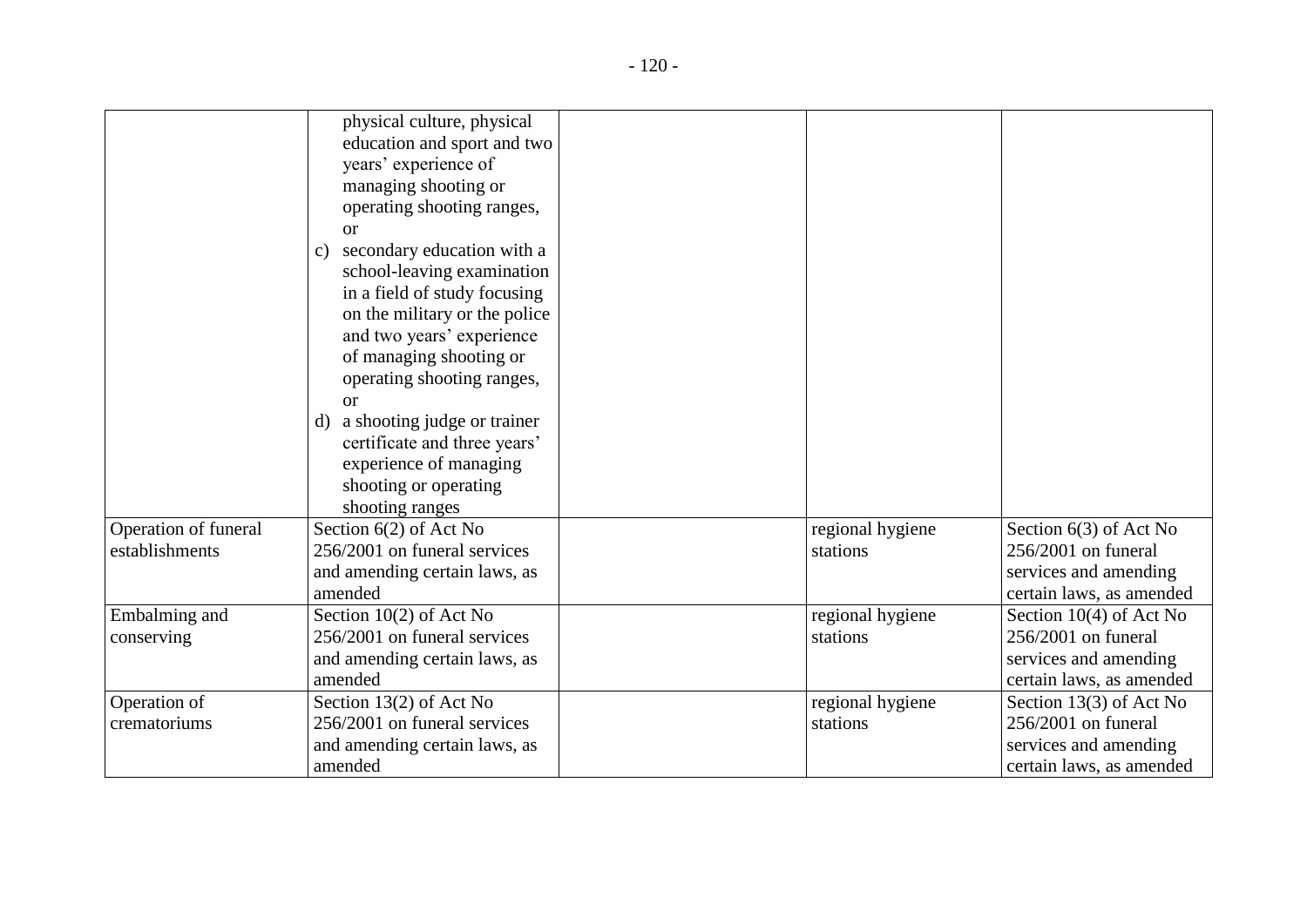| | | | | |
|---|---|---|---|---|
| | physical culture, physical education and sport and two years' experience of managing shooting or operating shooting ranges, or<br>c) secondary education with a school-leaving examination in a field of study focusing on the military or the police and two years' experience of managing shooting or operating shooting ranges, or<br>d) a shooting judge or trainer certificate and three years' experience of managing shooting or operating shooting ranges | | | |
| Operation of funeral establishments | Section 6(2) of Act No 256/2001 on funeral services and amending certain laws, as amended | | regional hygiene stations | Section 6(3) of Act No 256/2001 on funeral services and amending certain laws, as amended |
| Embalming and conserving | Section 10(2) of Act No 256/2001 on funeral services and amending certain laws, as amended | | regional hygiene stations | Section 10(4) of Act No 256/2001 on funeral services and amending certain laws, as amended |
| Operation of crematoriums | Section 13(2) of Act No 256/2001 on funeral services and amending certain laws, as amended | | regional hygiene stations | Section 13(3) of Act No 256/2001 on funeral services and amending certain laws, as amended |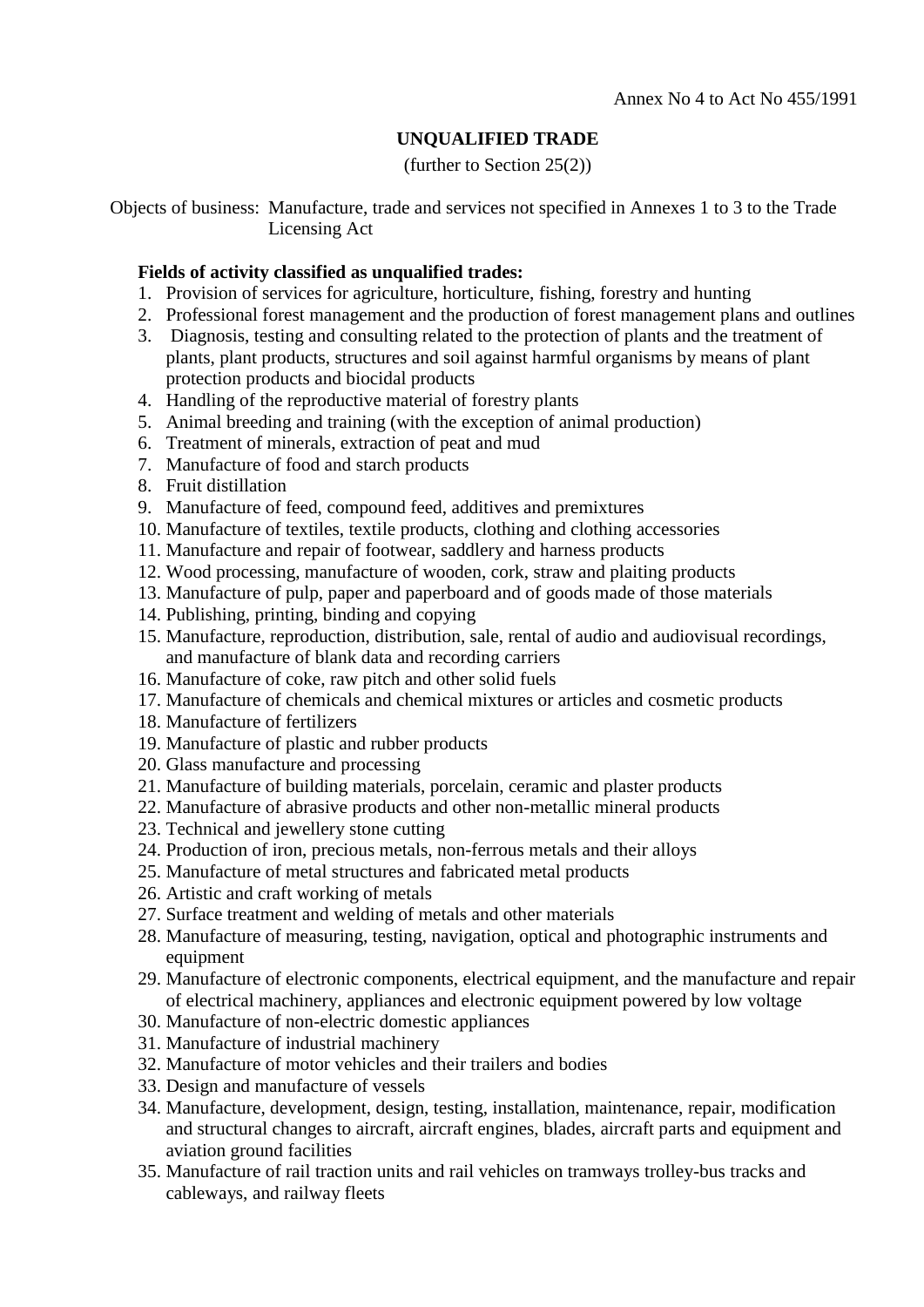Annex No 4 to Act No 455/1991

# UNQUALIFIED TRADE

(further to Section 25(2))

Objects of business: Manufacture, trade and services not specified in Annexes 1 to 3 to the Trade Licensing Act

**Fields of activity classified as unqualified trades:**

1. Provision of services for agriculture, horticulture, fishing, forestry and hunting
2. Professional forest management and the production of forest management plans and outlines
3. Diagnosis, testing and consulting related to the protection of plants and the treatment of plants, plant products, structures and soil against harmful organisms by means of plant protection products and biocidal products
4. Handling of the reproductive material of forestry plants
5. Animal breeding and training (with the exception of animal production)
6. Treatment of minerals, extraction of peat and mud
7. Manufacture of food and starch products
8. Fruit distillation
9. Manufacture of feed, compound feed, additives and premixtures
10. Manufacture of textiles, textile products, clothing and clothing accessories
11. Manufacture and repair of footwear, saddlery and harness products
12. Wood processing, manufacture of wooden, cork, straw and plaiting products
13. Manufacture of pulp, paper and paperboard and of goods made of those materials
14. Publishing, printing, binding and copying
15. Manufacture, reproduction, distribution, sale, rental of audio and audiovisual recordings, and manufacture of blank data and recording carriers
16. Manufacture of coke, raw pitch and other solid fuels
17. Manufacture of chemicals and chemical mixtures or articles and cosmetic products
18. Manufacture of fertilizers
19. Manufacture of plastic and rubber products
20. Glass manufacture and processing
21. Manufacture of building materials, porcelain, ceramic and plaster products
22. Manufacture of abrasive products and other non-metallic mineral products
23. Technical and jewellery stone cutting
24. Production of iron, precious metals, non-ferrous metals and their alloys
25. Manufacture of metal structures and fabricated metal products
26. Artistic and craft working of metals
27. Surface treatment and welding of metals and other materials
28. Manufacture of measuring, testing, navigation, optical and photographic instruments and equipment
29. Manufacture of electronic components, electrical equipment, and the manufacture and repair of electrical machinery, appliances and electronic equipment powered by low voltage
30. Manufacture of non-electric domestic appliances
31. Manufacture of industrial machinery
32. Manufacture of motor vehicles and their trailers and bodies
33. Design and manufacture of vessels
34. Manufacture, development, design, testing, installation, maintenance, repair, modification and structural changes to aircraft, aircraft engines, blades, aircraft parts and equipment and aviation ground facilities
35. Manufacture of rail traction units and rail vehicles on tramways trolley-bus tracks and cableways, and railway fleets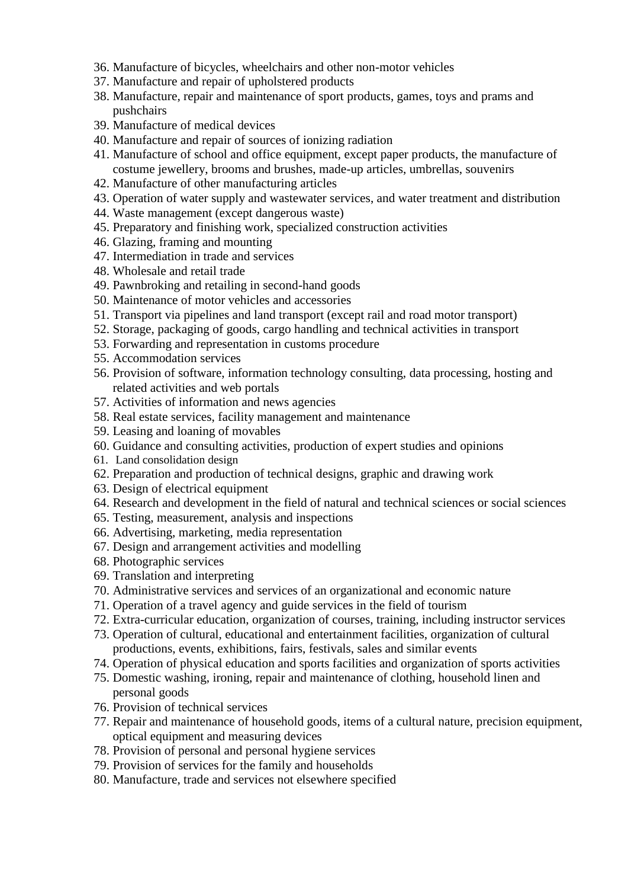36. Manufacture of bicycles, wheelchairs and other non-motor vehicles
37. Manufacture and repair of upholstered products
38. Manufacture, repair and maintenance of sport products, games, toys and prams and pushchairs
39. Manufacture of medical devices
40. Manufacture and repair of sources of ionizing radiation
41. Manufacture of school and office equipment, except paper products, the manufacture of costume jewellery, brooms and brushes, made-up articles, umbrellas, souvenirs
42. Manufacture of other manufacturing articles
43. Operation of water supply and wastewater services, and water treatment and distribution
44. Waste management (except dangerous waste)
45. Preparatory and finishing work, specialized construction activities
46. Glazing, framing and mounting
47. Intermediation in trade and services
48. Wholesale and retail trade
49. Pawnbroking and retailing in second-hand goods
50. Maintenance of motor vehicles and accessories
51. Transport via pipelines and land transport (except rail and road motor transport)
52. Storage, packaging of goods, cargo handling and technical activities in transport
53. Forwarding and representation in customs procedure
55. Accommodation services
56. Provision of software, information technology consulting, data processing, hosting and related activities and web portals
57. Activities of information and news agencies
58. Real estate services, facility management and maintenance
59. Leasing and loaning of movables
60. Guidance and consulting activities, production of expert studies and opinions
61. Land consolidation design
62. Preparation and production of technical designs, graphic and drawing work
63. Design of electrical equipment
64. Research and development in the field of natural and technical sciences or social sciences
65. Testing, measurement, analysis and inspections
66. Advertising, marketing, media representation
67. Design and arrangement activities and modelling
68. Photographic services
69. Translation and interpreting
70. Administrative services and services of an organizational and economic nature
71. Operation of a travel agency and guide services in the field of tourism
72. Extra-curricular education, organization of courses, training, including instructor services
73. Operation of cultural, educational and entertainment facilities, organization of cultural productions, events, exhibitions, fairs, festivals, sales and similar events
74. Operation of physical education and sports facilities and organization of sports activities
75. Domestic washing, ironing, repair and maintenance of clothing, household linen and personal goods
76. Provision of technical services
77. Repair and maintenance of household goods, items of a cultural nature, precision equipment, optical equipment and measuring devices
78. Provision of personal and personal hygiene services
79. Provision of services for the family and households
80. Manufacture, trade and services not elsewhere specified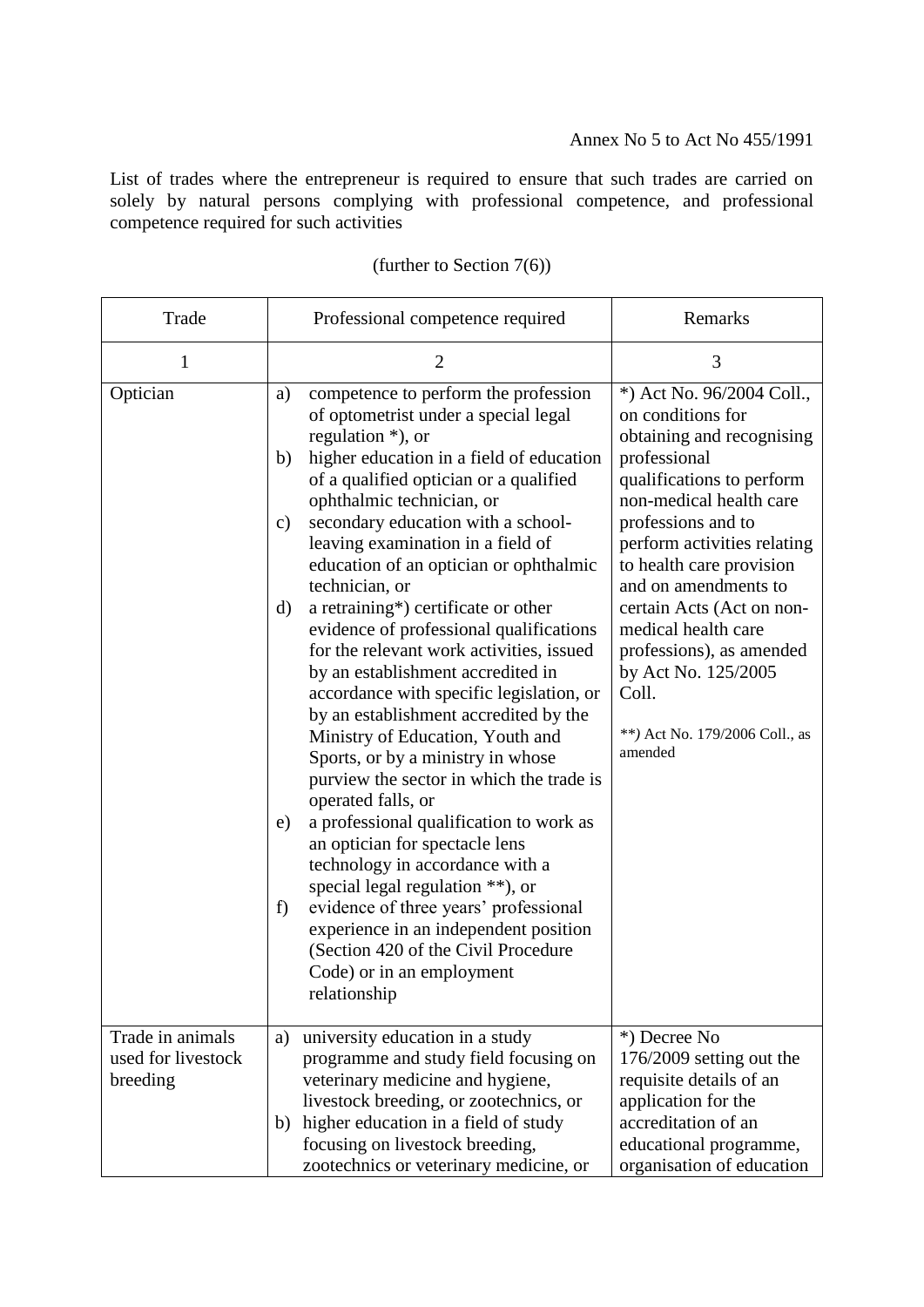Annex No 5 to Act No 455/1991

List of trades where the entrepreneur is required to ensure that such trades are carried on solely by natural persons complying with professional competence, and professional competence required for such activities

(further to Section 7(6))

| Trade | Professional competence required | Remarks |
|---|---|---|
| 1 | 2 | 3 |
| Optician | a) competence to perform the profession of optometrist under a special legal regulation *), or<br>b) higher education in a field of education of a qualified optician or a qualified ophthalmic technician, or<br>c) secondary education with a school-leaving examination in a field of education of an optician or ophthalmic technician, or<br>d) a retraining*) certificate or other evidence of professional qualifications for the relevant work activities, issued by an establishment accredited in accordance with specific legislation, or by an establishment accredited by the Ministry of Education, Youth and Sports, or by a ministry in whose purview the sector in which the trade is operated falls, or<br>e) a professional qualification to work as an optician for spectacle lens technology in accordance with a special legal regulation **), or<br>f) evidence of three years' professional experience in an independent position (Section 420 of the Civil Procedure Code) or in an employment relationship | *) Act No. 96/2004 Coll., on conditions for obtaining and recognising professional qualifications to perform non-medical health care professions and to perform activities relating to health care provision and on amendments to certain Acts (Act on non-medical health care professions), as amended by Act No. 125/2005 Coll.<br><br>**) Act No. 179/2006 Coll., as amended |
| Trade in animals used for livestock breeding | a) university education in a study programme and study field focusing on veterinary medicine and hygiene, livestock breeding, or zootechnics, or<br>b) higher education in a field of study focusing on livestock breeding, zootechnics or veterinary medicine, or | *) Decree No 176/2009 setting out the requisite details of an application for the accreditation of an educational programme, organisation of education |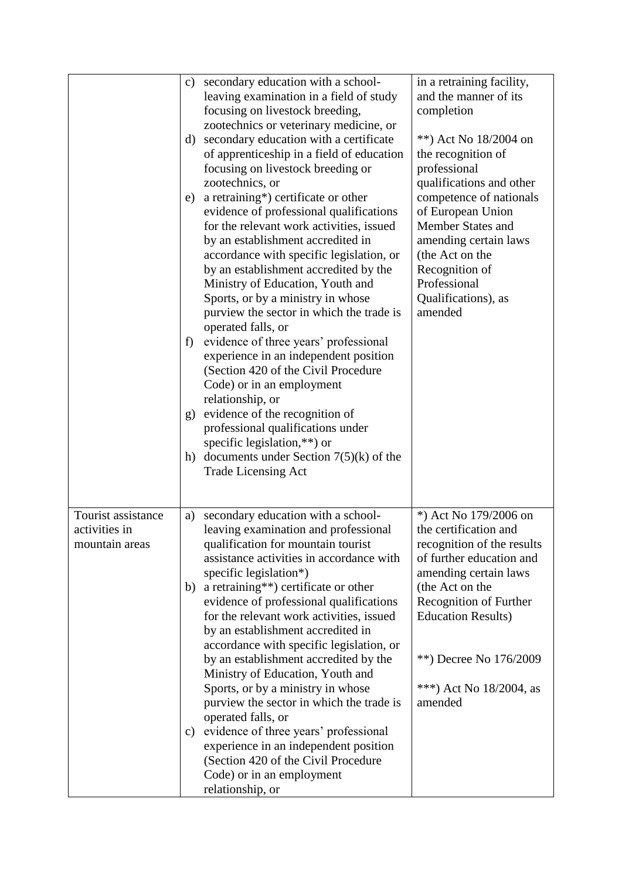| | | |
|---|---|---|
| | c) secondary education with a school-leaving examination in a field of study focusing on livestock breeding, zootechnics or veterinary medicine, or<br>d) secondary education with a certificate of apprenticeship in a field of education focusing on livestock breeding or zootechnics, or<br>e) a retraining*) certificate or other evidence of professional qualifications for the relevant work activities, issued by an establishment accredited in accordance with specific legislation, or by an establishment accredited by the Ministry of Education, Youth and Sports, or by a ministry in whose purview the sector in which the trade is operated falls, or<br>f) evidence of three years' professional experience in an independent position (Section 420 of the Civil Procedure Code) or in an employment relationship, or<br>g) evidence of the recognition of professional qualifications under specific legislation,**) or<br>h) documents under Section 7(5)(k) of the Trade Licensing Act | in a retraining facility, and the manner of its completion<br><br>**) Act No 18/2004 on the recognition of professional qualifications and other competence of nationals of European Union Member States and amending certain laws (the Act on the Recognition of Professional Qualifications), as amended |
| Tourist assistance activities in mountain areas | a) secondary education with a school-leaving examination and professional qualification for mountain tourist assistance activities in accordance with specific legislation*)<br>b) a retraining**) certificate or other evidence of professional qualifications for the relevant work activities, issued by an establishment accredited in accordance with specific legislation, or by an establishment accredited by the Ministry of Education, Youth and Sports, or by a ministry in whose purview the sector in which the trade is operated falls, or<br>c) evidence of three years' professional experience in an independent position (Section 420 of the Civil Procedure Code) or in an employment relationship, or | *) Act No 179/2006 on the certification and recognition of the results of further education and amending certain laws (the Act on the Recognition of Further Education Results)<br><br>**) Decree No 176/2009<br><br>***) Act No 18/2004, as amended |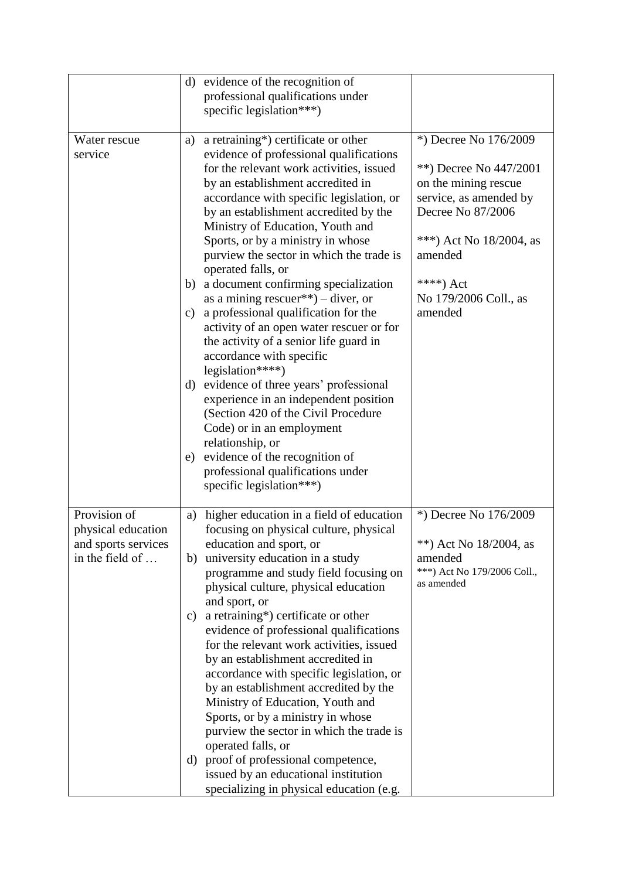| | | |
|---|---|---|
| | d) evidence of the recognition of professional qualifications under specific legislation***) | |
| Water rescue service | a) a retraining*) certificate or other evidence of professional qualifications for the relevant work activities, issued by an establishment accredited in accordance with specific legislation, or by an establishment accredited by the Ministry of Education, Youth and Sports, or by a ministry in whose purview the sector in which the trade is operated falls, or<br>b) a document confirming specialization as a mining rescuer**) – diver, or<br>c) a professional qualification for the activity of an open water rescuer or for the activity of a senior life guard in accordance with specific legislation****)<br>d) evidence of three years' professional experience in an independent position (Section 420 of the Civil Procedure Code) or in an employment relationship, or<br>e) evidence of the recognition of professional qualifications under specific legislation***) | *) Decree No 176/2009<br><br>**) Decree No 447/2001 on the mining rescue service, as amended by Decree No 87/2006<br><br>***) Act No 18/2004, as amended<br><br>****) Act No 179/2006 Coll., as amended |
| Provision of physical education and sports services in the field of … | a) higher education in a field of education focusing on physical culture, physical education and sport, or<br>b) university education in a study programme and study field focusing on physical culture, physical education and sport, or<br>c) a retraining*) certificate or other evidence of professional qualifications for the relevant work activities, issued by an establishment accredited in accordance with specific legislation, or by an establishment accredited by the Ministry of Education, Youth and Sports, or by a ministry in whose purview the sector in which the trade is operated falls, or<br>d) proof of professional competence, issued by an educational institution specializing in physical education (e.g. | *) Decree No 176/2009<br><br>**) Act No 18/2004, as amended<br>***) Act No 179/2006 Coll., as amended |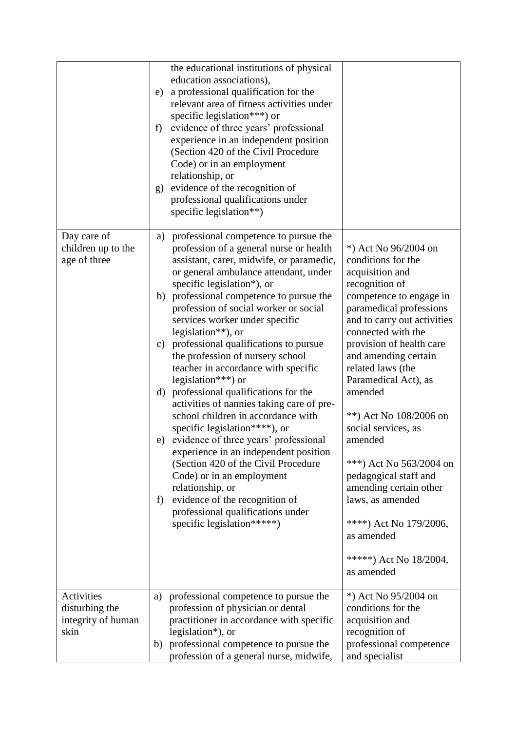| | | |
|---|---|---|
| | the educational institutions of physical education associations),<br>e) a professional qualification for the relevant area of fitness activities under specific legislation***) or<br>f) evidence of three years' professional experience in an independent position (Section 420 of the Civil Procedure Code) or in an employment relationship, or<br>g) evidence of the recognition of professional qualifications under specific legislation**) | |
| Day care of children up to the age of three | a) professional competence to pursue the profession of a general nurse or health assistant, carer, midwife, or paramedic, or general ambulance attendant, under specific legislation*), or<br>b) professional competence to pursue the profession of social worker or social services worker under specific legislation**), or<br>c) professional qualifications to pursue the profession of nursery school teacher in accordance with specific legislation***) or<br>d) professional qualifications for the activities of nannies taking care of pre-school children in accordance with specific legislation****), or<br>e) evidence of three years' professional experience in an independent position (Section 420 of the Civil Procedure Code) or in an employment relationship, or<br>f) evidence of the recognition of professional qualifications under specific legislation*****) | *) Act No 96/2004 on conditions for the acquisition and recognition of competence to engage in paramedical professions and to carry out activities connected with the provision of health care and amending certain related laws (the Paramedical Act), as amended<br><br>**) Act No 108/2006 on social services, as amended<br><br>***) Act No 563/2004 on pedagogical staff and amending certain other laws, as amended<br><br>****) Act No 179/2006, as amended<br><br>*****) Act No 18/2004, as amended |
| Activities disturbing the integrity of human skin | a) professional competence to pursue the profession of physician or dental practitioner in accordance with specific legislation*), or<br>b) professional competence to pursue the profession of a general nurse, midwife, | *) Act No 95/2004 on conditions for the acquisition and recognition of professional competence and specialist |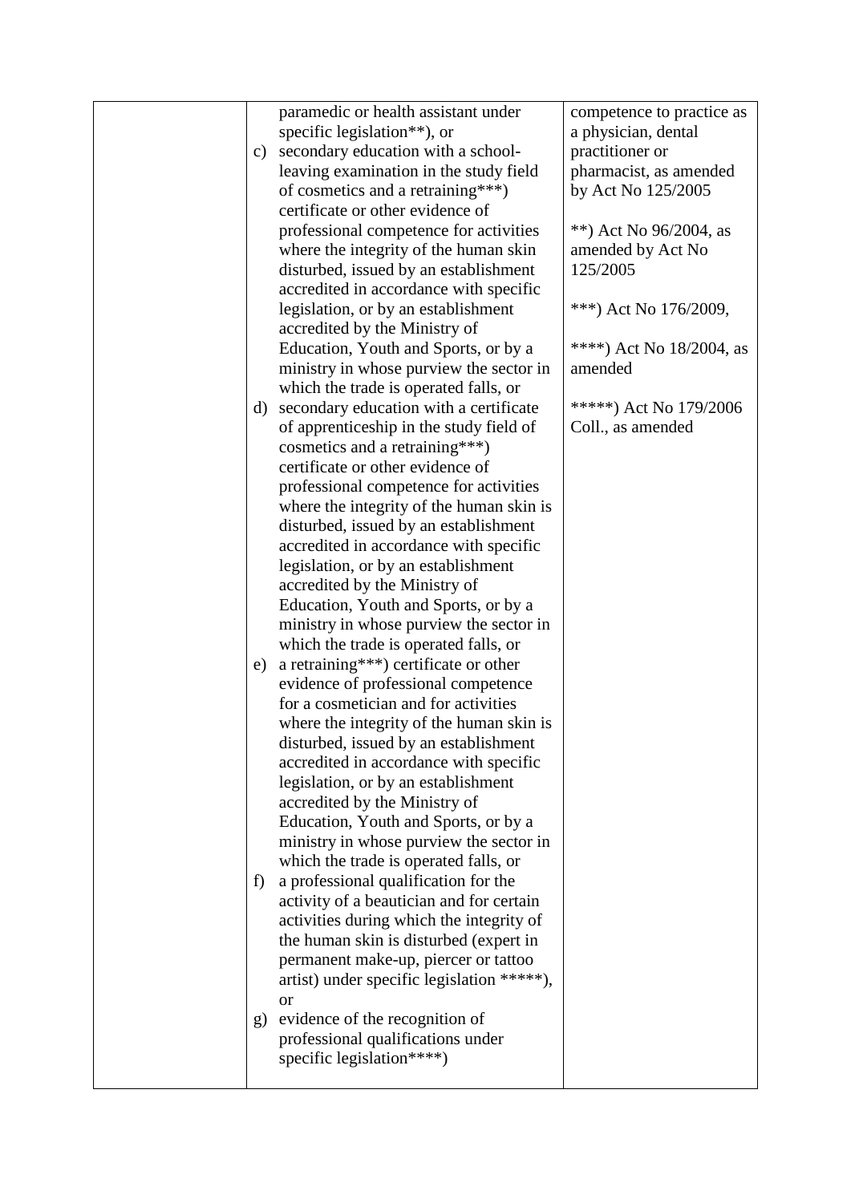|  |  |  |
|---|---|---|
|  | paramedic or health assistant under specific legislation**), or<br>c) secondary education with a school-leaving examination in the study field of cosmetics and a retraining***) certificate or other evidence of professional competence for activities where the integrity of the human skin disturbed, issued by an establishment accredited in accordance with specific legislation, or by an establishment accredited by the Ministry of Education, Youth and Sports, or by a ministry in whose purview the sector in which the trade is operated falls, or<br>d) secondary education with a certificate of apprenticeship in the study field of cosmetics and a retraining***) certificate or other evidence of professional competence for activities where the integrity of the human skin is disturbed, issued by an establishment accredited in accordance with specific legislation, or by an establishment accredited by the Ministry of Education, Youth and Sports, or by a ministry in whose purview the sector in which the trade is operated falls, or<br>e) a retraining***) certificate or other evidence of professional competence for a cosmetician and for activities where the integrity of the human skin is disturbed, issued by an establishment accredited in accordance with specific legislation, or by an establishment accredited by the Ministry of Education, Youth and Sports, or by a ministry in whose purview the sector in which the trade is operated falls, or<br>f) a professional qualification for the activity of a beautician and for certain activities during which the integrity of the human skin is disturbed (expert in permanent make-up, piercer or tattoo artist) under specific legislation *****), or<br>g) evidence of the recognition of professional qualifications under specific legislation****) | competence to practice as a physician, dental practitioner or pharmacist, as amended by Act No 125/2005<br><br>**) Act No 96/2004, as amended by Act No 125/2005<br><br>***) Act No 176/2009,<br><br>****) Act No 18/2004, as amended<br><br>*****) Act No 179/2006 Coll., as amended |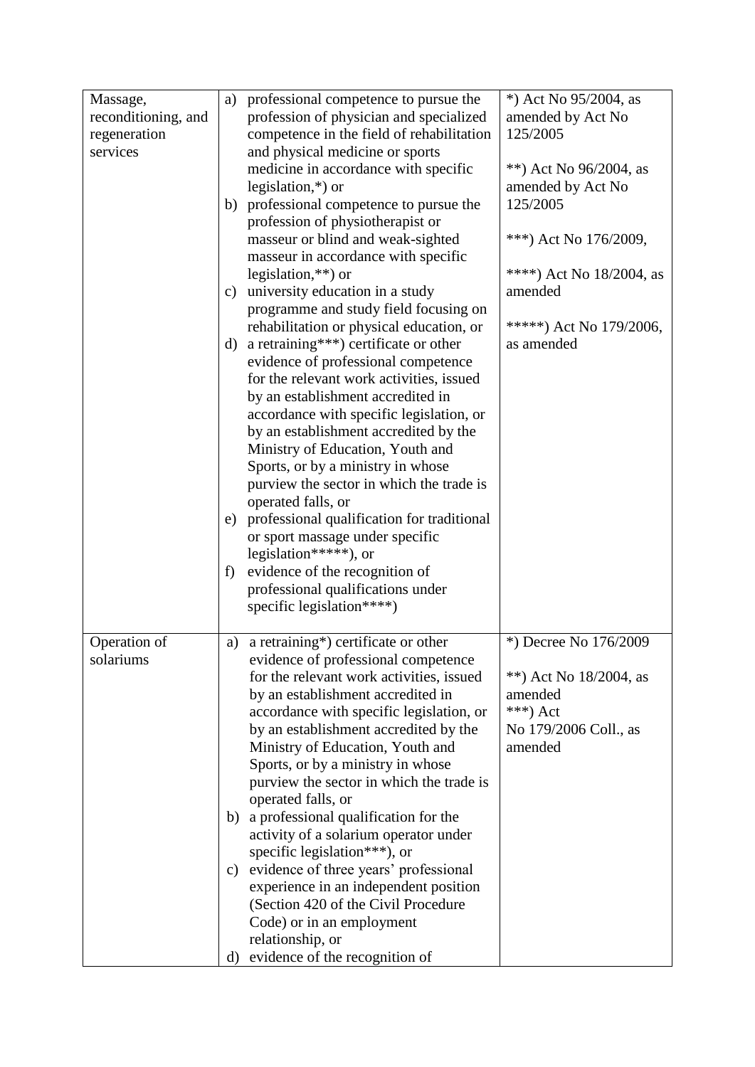| | | |
|---|---|---|
| Massage, reconditioning, and regeneration services | a) professional competence to pursue the profession of physician and specialized competence in the field of rehabilitation and physical medicine or sports medicine in accordance with specific legislation,*) or<br>b) professional competence to pursue the profession of physiotherapist or masseur or blind and weak-sighted masseur in accordance with specific legislation,**) or<br>c) university education in a study programme and study field focusing on rehabilitation or physical education, or<br>d) a retraining***) certificate or other evidence of professional competence for the relevant work activities, issued by an establishment accredited in accordance with specific legislation, or by an establishment accredited by the Ministry of Education, Youth and Sports, or by a ministry in whose purview the sector in which the trade is operated falls, or<br>e) professional qualification for traditional or sport massage under specific legislation*****), or<br>f) evidence of the recognition of professional qualifications under specific legislation****) | *) Act No 95/2004, as amended by Act No 125/2005<br><br>**) Act No 96/2004, as amended by Act No 125/2005<br><br>***) Act No 176/2009,<br><br>****) Act No 18/2004, as amended<br><br>*****) Act No 179/2006, as amended |
| Operation of solariums | a) a retraining*) certificate or other evidence of professional competence for the relevant work activities, issued by an establishment accredited in accordance with specific legislation, or by an establishment accredited by the Ministry of Education, Youth and Sports, or by a ministry in whose purview the sector in which the trade is operated falls, or<br>b) a professional qualification for the activity of a solarium operator under specific legislation***), or<br>c) evidence of three years' professional experience in an independent position (Section 420 of the Civil Procedure Code) or in an employment relationship, or<br>d) evidence of the recognition of | *) Decree No 176/2009<br><br>**) Act No 18/2004, as amended<br>***) Act No 179/2006 Coll., as amended |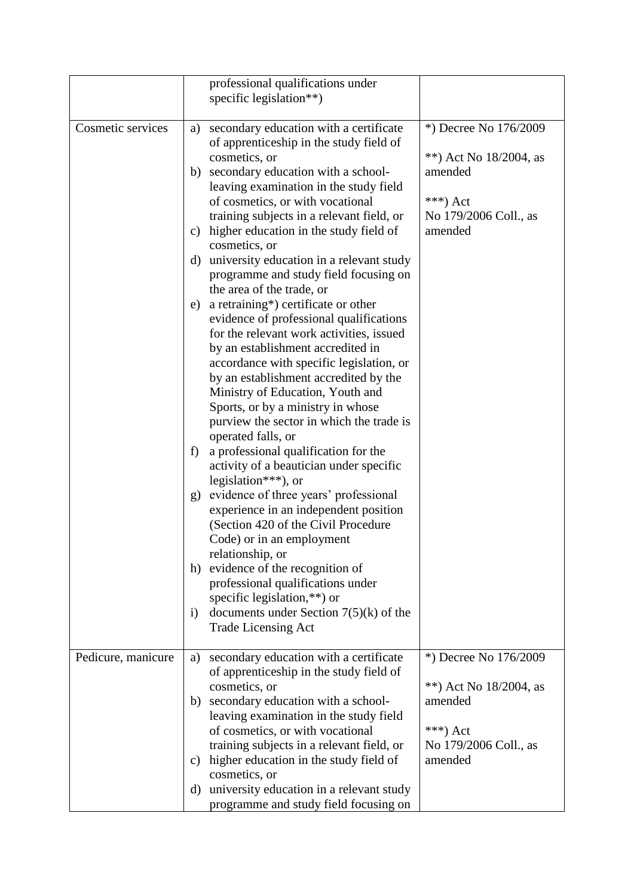| | | |
|---|---|---|
| | professional qualifications under specific legislation**) | |
| Cosmetic services | a) secondary education with a certificate of apprenticeship in the study field of cosmetics, or<br>b) secondary education with a school-leaving examination in the study field of cosmetics, or with vocational training subjects in a relevant field, or<br>c) higher education in the study field of cosmetics, or<br>d) university education in a relevant study programme and study field focusing on the area of the trade, or<br>e) a retraining*) certificate or other evidence of professional qualifications for the relevant work activities, issued by an establishment accredited in accordance with specific legislation, or by an establishment accredited by the Ministry of Education, Youth and Sports, or by a ministry in whose purview the sector in which the trade is operated falls, or<br>f) a professional qualification for the activity of a beautician under specific legislation***), or<br>g) evidence of three years' professional experience in an independent position (Section 420 of the Civil Procedure Code) or in an employment relationship, or<br>h) evidence of the recognition of professional qualifications under specific legislation,**) or<br>i) documents under Section 7(5)(k) of the Trade Licensing Act | *) Decree No 176/2009<br><br>**) Act No 18/2004, as amended<br><br>***) Act No 179/2006 Coll., as amended |
| Pedicure, manicure | a) secondary education with a certificate of apprenticeship in the study field of cosmetics, or<br>b) secondary education with a school-leaving examination in the study field of cosmetics, or with vocational training subjects in a relevant field, or<br>c) higher education in the study field of cosmetics, or<br>d) university education in a relevant study programme and study field focusing on | *) Decree No 176/2009<br><br>**) Act No 18/2004, as amended<br><br>***) Act No 179/2006 Coll., as amended |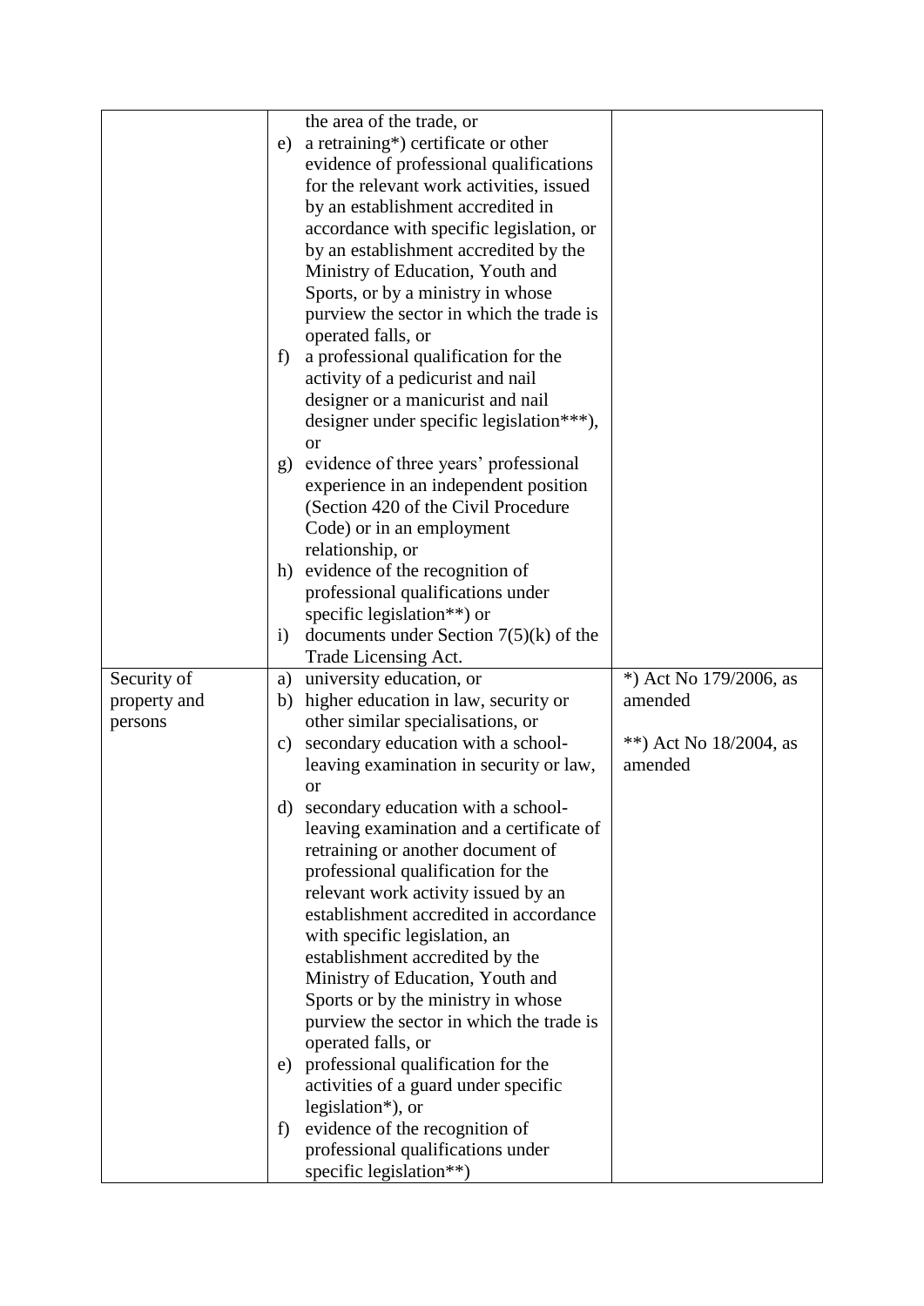| | | |
|---|---|---|
| | the area of the trade, or<br>e) a retraining*) certificate or other evidence of professional qualifications for the relevant work activities, issued by an establishment accredited in accordance with specific legislation, or by an establishment accredited by the Ministry of Education, Youth and Sports, or by a ministry in whose purview the sector in which the trade is operated falls, or<br>f) a professional qualification for the activity of a pedicurist and nail designer or a manicurist and nail designer under specific legislation***), or<br>g) evidence of three years' professional experience in an independent position (Section 420 of the Civil Procedure Code) or in an employment relationship, or<br>h) evidence of the recognition of professional qualifications under specific legislation**) or<br>i) documents under Section 7(5)(k) of the Trade Licensing Act. | |
| Security of property and persons | a) university education, or<br>b) higher education in law, security or other similar specialisations, or<br>c) secondary education with a school-leaving examination in security or law, or<br>d) secondary education with a school-leaving examination and a certificate of retraining or another document of professional qualification for the relevant work activity issued by an establishment accredited in accordance with specific legislation, an establishment accredited by the Ministry of Education, Youth and Sports or by the ministry in whose purview the sector in which the trade is operated falls, or<br>e) professional qualification for the activities of a guard under specific legislation*), or<br>f) evidence of the recognition of professional qualifications under specific legislation**) | *) Act No 179/2006, as amended<br><br>**) Act No 18/2004, as amended |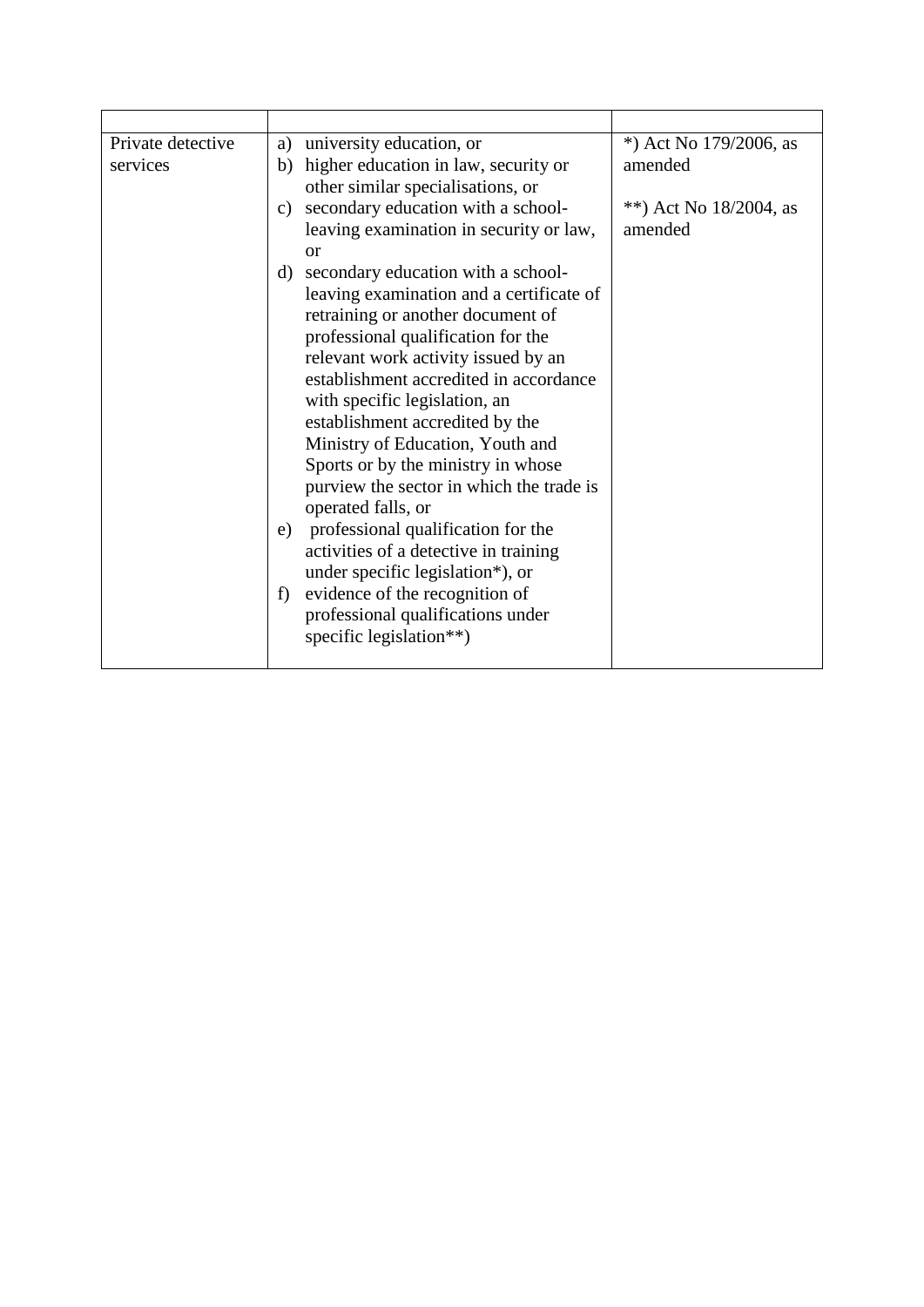| | | |
|---|---|---|
| Private detective services | a) university education, or<br>b) higher education in law, security or other similar specialisations, or<br>c) secondary education with a school-leaving examination in security or law, or<br>d) secondary education with a school-leaving examination and a certificate of retraining or another document of professional qualification for the relevant work activity issued by an establishment accredited in accordance with specific legislation, an establishment accredited by the Ministry of Education, Youth and Sports or by the ministry in whose purview the sector in which the trade is operated falls, or<br>e) professional qualification for the activities of a detective in training under specific legislation*), or<br>f) evidence of the recognition of professional qualifications under specific legislation**) | *) Act No 179/2006, as amended<br><br>**) Act No 18/2004, as amended |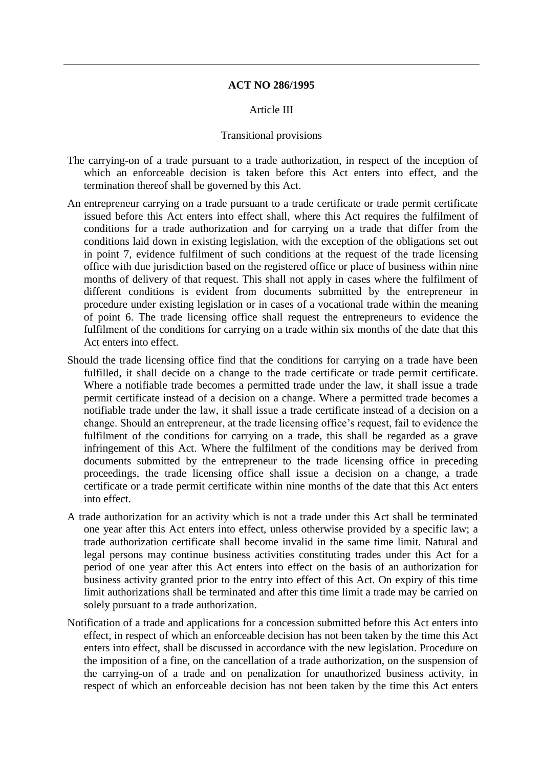**ACT NO 286/1995**

Article III

Transitional provisions

The carrying-on of a trade pursuant to a trade authorization, in respect of the inception of which an enforceable decision is taken before this Act enters into effect, and the termination thereof shall be governed by this Act.

An entrepreneur carrying on a trade pursuant to a trade certificate or trade permit certificate issued before this Act enters into effect shall, where this Act requires the fulfilment of conditions for a trade authorization and for carrying on a trade that differ from the conditions laid down in existing legislation, with the exception of the obligations set out in point 7, evidence fulfilment of such conditions at the request of the trade licensing office with due jurisdiction based on the registered office or place of business within nine months of delivery of that request. This shall not apply in cases where the fulfilment of different conditions is evident from documents submitted by the entrepreneur in procedure under existing legislation or in cases of a vocational trade within the meaning of point 6. The trade licensing office shall request the entrepreneurs to evidence the fulfilment of the conditions for carrying on a trade within six months of the date that this Act enters into effect.

Should the trade licensing office find that the conditions for carrying on a trade have been fulfilled, it shall decide on a change to the trade certificate or trade permit certificate. Where a notifiable trade becomes a permitted trade under the law, it shall issue a trade permit certificate instead of a decision on a change. Where a permitted trade becomes a notifiable trade under the law, it shall issue a trade certificate instead of a decision on a change. Should an entrepreneur, at the trade licensing office's request, fail to evidence the fulfilment of the conditions for carrying on a trade, this shall be regarded as a grave infringement of this Act. Where the fulfilment of the conditions may be derived from documents submitted by the entrepreneur to the trade licensing office in preceding proceedings, the trade licensing office shall issue a decision on a change, a trade certificate or a trade permit certificate within nine months of the date that this Act enters into effect.

A trade authorization for an activity which is not a trade under this Act shall be terminated one year after this Act enters into effect, unless otherwise provided by a specific law; a trade authorization certificate shall become invalid in the same time limit. Natural and legal persons may continue business activities constituting trades under this Act for a period of one year after this Act enters into effect on the basis of an authorization for business activity granted prior to the entry into effect of this Act. On expiry of this time limit authorizations shall be terminated and after this time limit a trade may be carried on solely pursuant to a trade authorization.

Notification of a trade and applications for a concession submitted before this Act enters into effect, in respect of which an enforceable decision has not been taken by the time this Act enters into effect, shall be discussed in accordance with the new legislation. Procedure on the imposition of a fine, on the cancellation of a trade authorization, on the suspension of the carrying-on of a trade and on penalization for unauthorized business activity, in respect of which an enforceable decision has not been taken by the time this Act enters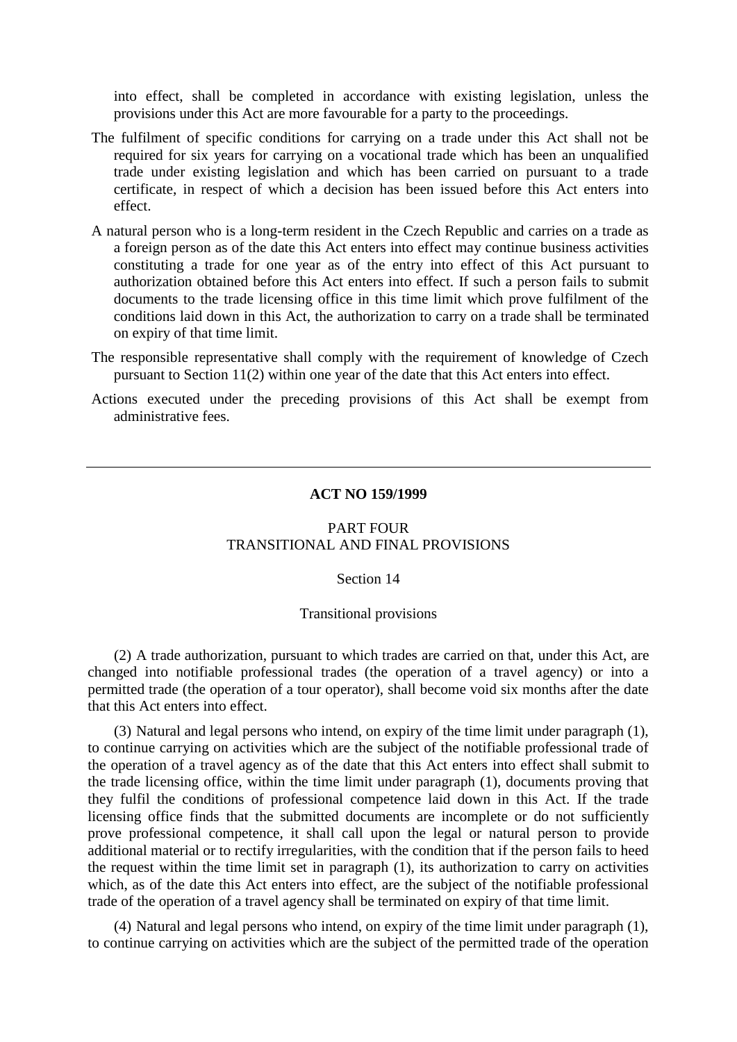into effect, shall be completed in accordance with existing legislation, unless the provisions under this Act are more favourable for a party to the proceedings.

The fulfilment of specific conditions for carrying on a trade under this Act shall not be required for six years for carrying on a vocational trade which has been an unqualified trade under existing legislation and which has been carried on pursuant to a trade certificate, in respect of which a decision has been issued before this Act enters into effect.

A natural person who is a long-term resident in the Czech Republic and carries on a trade as a foreign person as of the date this Act enters into effect may continue business activities constituting a trade for one year as of the entry into effect of this Act pursuant to authorization obtained before this Act enters into effect. If such a person fails to submit documents to the trade licensing office in this time limit which prove fulfilment of the conditions laid down in this Act, the authorization to carry on a trade shall be terminated on expiry of that time limit.

The responsible representative shall comply with the requirement of knowledge of Czech pursuant to Section 11(2) within one year of the date that this Act enters into effect.

Actions executed under the preceding provisions of this Act shall be exempt from administrative fees.

---

**ACT NO 159/1999**

PART FOUR
TRANSITIONAL AND FINAL PROVISIONS

Section 14

Transitional provisions

(2) A trade authorization, pursuant to which trades are carried on that, under this Act, are changed into notifiable professional trades (the operation of a travel agency) or into a permitted trade (the operation of a tour operator), shall become void six months after the date that this Act enters into effect.

(3) Natural and legal persons who intend, on expiry of the time limit under paragraph (1), to continue carrying on activities which are the subject of the notifiable professional trade of the operation of a travel agency as of the date that this Act enters into effect shall submit to the trade licensing office, within the time limit under paragraph (1), documents proving that they fulfil the conditions of professional competence laid down in this Act. If the trade licensing office finds that the submitted documents are incomplete or do not sufficiently prove professional competence, it shall call upon the legal or natural person to provide additional material or to rectify irregularities, with the condition that if the person fails to heed the request within the time limit set in paragraph (1), its authorization to carry on activities which, as of the date this Act enters into effect, are the subject of the notifiable professional trade of the operation of a travel agency shall be terminated on expiry of that time limit.

(4) Natural and legal persons who intend, on expiry of the time limit under paragraph (1), to continue carrying on activities which are the subject of the permitted trade of the operation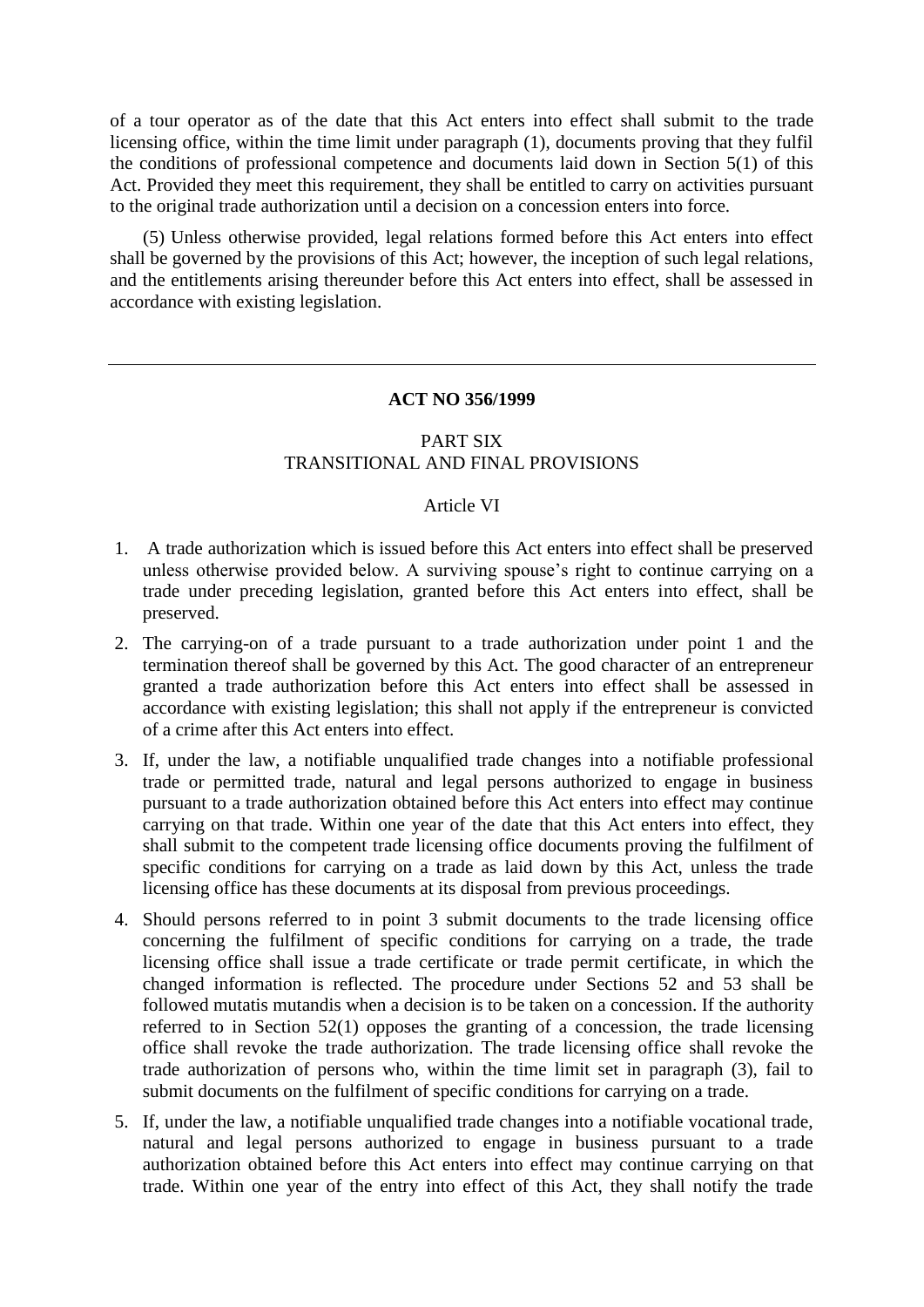of a tour operator as of the date that this Act enters into effect shall submit to the trade licensing office, within the time limit under paragraph (1), documents proving that they fulfil the conditions of professional competence and documents laid down in Section 5(1) of this Act. Provided they meet this requirement, they shall be entitled to carry on activities pursuant to the original trade authorization until a decision on a concession enters into force.

(5) Unless otherwise provided, legal relations formed before this Act enters into effect shall be governed by the provisions of this Act; however, the inception of such legal relations, and the entitlements arising thereunder before this Act enters into effect, shall be assessed in accordance with existing legislation.

---

**ACT NO 356/1999**

PART SIX
TRANSITIONAL AND FINAL PROVISIONS

Article VI

1. A trade authorization which is issued before this Act enters into effect shall be preserved unless otherwise provided below. A surviving spouse's right to continue carrying on a trade under preceding legislation, granted before this Act enters into effect, shall be preserved.
2. The carrying-on of a trade pursuant to a trade authorization under point 1 and the termination thereof shall be governed by this Act. The good character of an entrepreneur granted a trade authorization before this Act enters into effect shall be assessed in accordance with existing legislation; this shall not apply if the entrepreneur is convicted of a crime after this Act enters into effect.
3. If, under the law, a notifiable unqualified trade changes into a notifiable professional trade or permitted trade, natural and legal persons authorized to engage in business pursuant to a trade authorization obtained before this Act enters into effect may continue carrying on that trade. Within one year of the date that this Act enters into effect, they shall submit to the competent trade licensing office documents proving the fulfilment of specific conditions for carrying on a trade as laid down by this Act, unless the trade licensing office has these documents at its disposal from previous proceedings.
4. Should persons referred to in point 3 submit documents to the trade licensing office concerning the fulfilment of specific conditions for carrying on a trade, the trade licensing office shall issue a trade certificate or trade permit certificate, in which the changed information is reflected. The procedure under Sections 52 and 53 shall be followed mutatis mutandis when a decision is to be taken on a concession. If the authority referred to in Section 52(1) opposes the granting of a concession, the trade licensing office shall revoke the trade authorization. The trade licensing office shall revoke the trade authorization of persons who, within the time limit set in paragraph (3), fail to submit documents on the fulfilment of specific conditions for carrying on a trade.
5. If, under the law, a notifiable unqualified trade changes into a notifiable vocational trade, natural and legal persons authorized to engage in business pursuant to a trade authorization obtained before this Act enters into effect may continue carrying on that trade. Within one year of the entry into effect of this Act, they shall notify the trade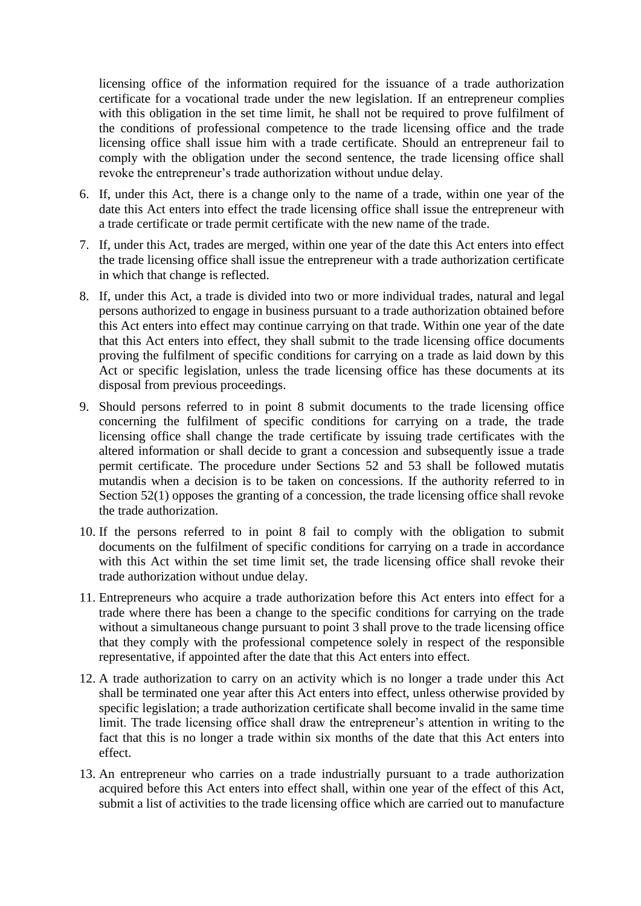licensing office of the information required for the issuance of a trade authorization certificate for a vocational trade under the new legislation. If an entrepreneur complies with this obligation in the set time limit, he shall not be required to prove fulfilment of the conditions of professional competence to the trade licensing office and the trade licensing office shall issue him with a trade certificate. Should an entrepreneur fail to comply with the obligation under the second sentence, the trade licensing office shall revoke the entrepreneur's trade authorization without undue delay.

6. If, under this Act, there is a change only to the name of a trade, within one year of the date this Act enters into effect the trade licensing office shall issue the entrepreneur with a trade certificate or trade permit certificate with the new name of the trade.
7. If, under this Act, trades are merged, within one year of the date this Act enters into effect the trade licensing office shall issue the entrepreneur with a trade authorization certificate in which that change is reflected.
8. If, under this Act, a trade is divided into two or more individual trades, natural and legal persons authorized to engage in business pursuant to a trade authorization obtained before this Act enters into effect may continue carrying on that trade. Within one year of the date that this Act enters into effect, they shall submit to the trade licensing office documents proving the fulfilment of specific conditions for carrying on a trade as laid down by this Act or specific legislation, unless the trade licensing office has these documents at its disposal from previous proceedings.
9. Should persons referred to in point 8 submit documents to the trade licensing office concerning the fulfilment of specific conditions for carrying on a trade, the trade licensing office shall change the trade certificate by issuing trade certificates with the altered information or shall decide to grant a concession and subsequently issue a trade permit certificate. The procedure under Sections 52 and 53 shall be followed mutatis mutandis when a decision is to be taken on concessions. If the authority referred to in Section 52(1) opposes the granting of a concession, the trade licensing office shall revoke the trade authorization.
10. If the persons referred to in point 8 fail to comply with the obligation to submit documents on the fulfilment of specific conditions for carrying on a trade in accordance with this Act within the set time limit set, the trade licensing office shall revoke their trade authorization without undue delay.
11. Entrepreneurs who acquire a trade authorization before this Act enters into effect for a trade where there has been a change to the specific conditions for carrying on the trade without a simultaneous change pursuant to point 3 shall prove to the trade licensing office that they comply with the professional competence solely in respect of the responsible representative, if appointed after the date that this Act enters into effect.
12. A trade authorization to carry on an activity which is no longer a trade under this Act shall be terminated one year after this Act enters into effect, unless otherwise provided by specific legislation; a trade authorization certificate shall become invalid in the same time limit. The trade licensing office shall draw the entrepreneur's attention in writing to the fact that this is no longer a trade within six months of the date that this Act enters into effect.
13. An entrepreneur who carries on a trade industrially pursuant to a trade authorization acquired before this Act enters into effect shall, within one year of the effect of this Act, submit a list of activities to the trade licensing office which are carried out to manufacture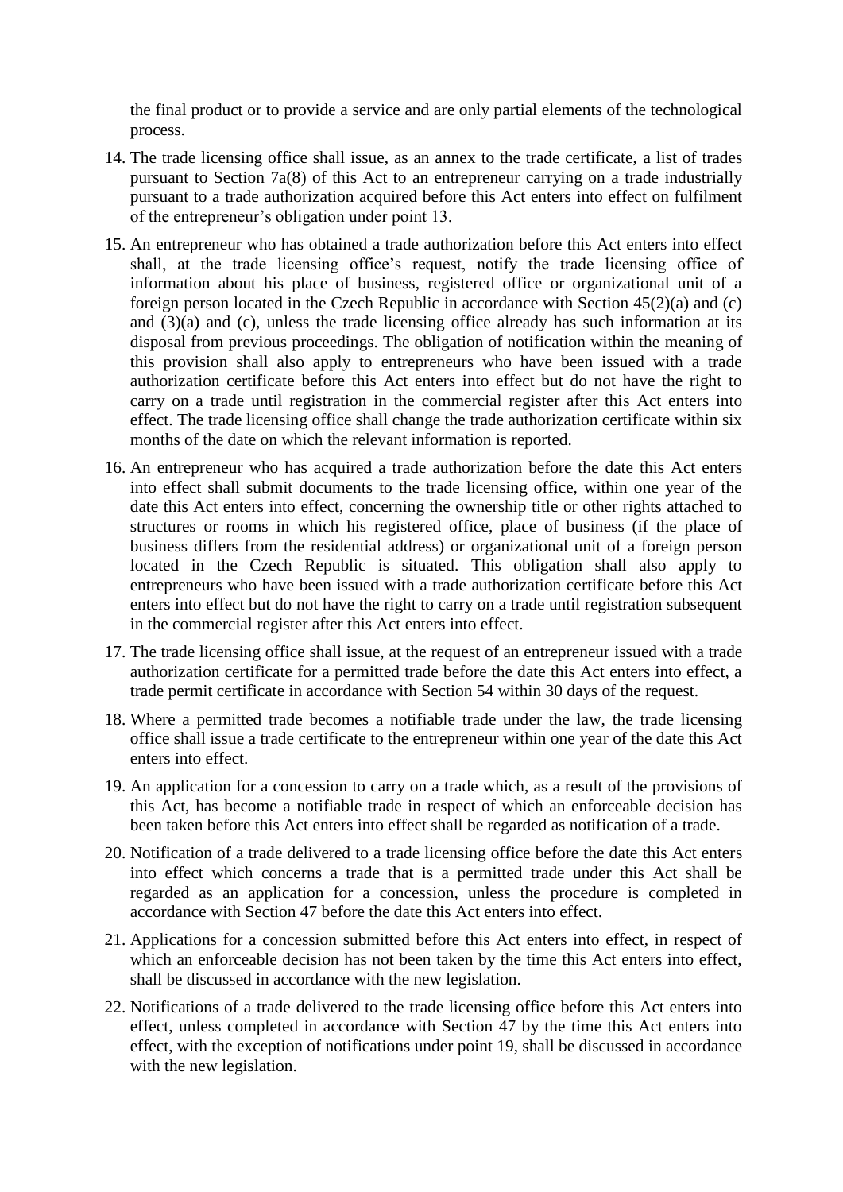the final product or to provide a service and are only partial elements of the technological process.

14. The trade licensing office shall issue, as an annex to the trade certificate, a list of trades pursuant to Section 7a(8) of this Act to an entrepreneur carrying on a trade industrially pursuant to a trade authorization acquired before this Act enters into effect on fulfilment of the entrepreneur's obligation under point 13.

15. An entrepreneur who has obtained a trade authorization before this Act enters into effect shall, at the trade licensing office's request, notify the trade licensing office of information about his place of business, registered office or organizational unit of a foreign person located in the Czech Republic in accordance with Section 45(2)(a) and (c) and (3)(a) and (c), unless the trade licensing office already has such information at its disposal from previous proceedings. The obligation of notification within the meaning of this provision shall also apply to entrepreneurs who have been issued with a trade authorization certificate before this Act enters into effect but do not have the right to carry on a trade until registration in the commercial register after this Act enters into effect. The trade licensing office shall change the trade authorization certificate within six months of the date on which the relevant information is reported.

16. An entrepreneur who has acquired a trade authorization before the date this Act enters into effect shall submit documents to the trade licensing office, within one year of the date this Act enters into effect, concerning the ownership title or other rights attached to structures or rooms in which his registered office, place of business (if the place of business differs from the residential address) or organizational unit of a foreign person located in the Czech Republic is situated. This obligation shall also apply to entrepreneurs who have been issued with a trade authorization certificate before this Act enters into effect but do not have the right to carry on a trade until registration subsequent in the commercial register after this Act enters into effect.

17. The trade licensing office shall issue, at the request of an entrepreneur issued with a trade authorization certificate for a permitted trade before the date this Act enters into effect, a trade permit certificate in accordance with Section 54 within 30 days of the request.

18. Where a permitted trade becomes a notifiable trade under the law, the trade licensing office shall issue a trade certificate to the entrepreneur within one year of the date this Act enters into effect.

19. An application for a concession to carry on a trade which, as a result of the provisions of this Act, has become a notifiable trade in respect of which an enforceable decision has been taken before this Act enters into effect shall be regarded as notification of a trade.

20. Notification of a trade delivered to a trade licensing office before the date this Act enters into effect which concerns a trade that is a permitted trade under this Act shall be regarded as an application for a concession, unless the procedure is completed in accordance with Section 47 before the date this Act enters into effect.

21. Applications for a concession submitted before this Act enters into effect, in respect of which an enforceable decision has not been taken by the time this Act enters into effect, shall be discussed in accordance with the new legislation.

22. Notifications of a trade delivered to the trade licensing office before this Act enters into effect, unless completed in accordance with Section 47 by the time this Act enters into effect, with the exception of notifications under point 19, shall be discussed in accordance with the new legislation.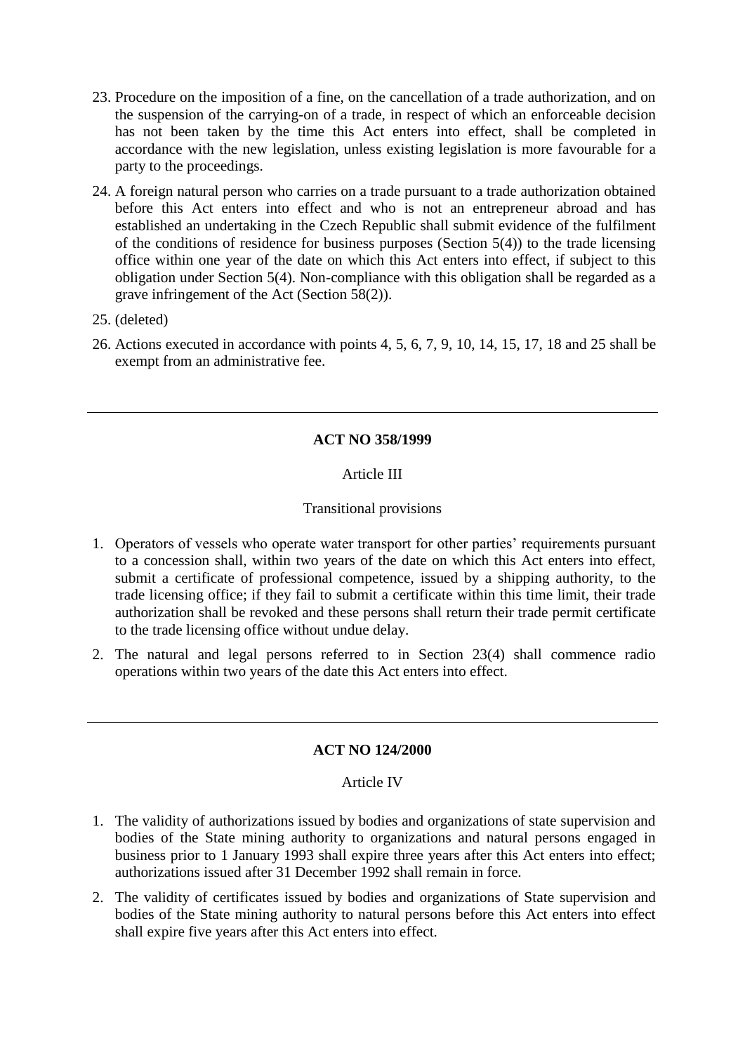23. Procedure on the imposition of a fine, on the cancellation of a trade authorization, and on the suspension of the carrying-on of a trade, in respect of which an enforceable decision has not been taken by the time this Act enters into effect, shall be completed in accordance with the new legislation, unless existing legislation is more favourable for a party to the proceedings.
24. A foreign natural person who carries on a trade pursuant to a trade authorization obtained before this Act enters into effect and who is not an entrepreneur abroad and has established an undertaking in the Czech Republic shall submit evidence of the fulfilment of the conditions of residence for business purposes (Section 5(4)) to the trade licensing office within one year of the date on which this Act enters into effect, if subject to this obligation under Section 5(4). Non-compliance with this obligation shall be regarded as a grave infringement of the Act (Section 58(2)).
25. (deleted)
26. Actions executed in accordance with points 4, 5, 6, 7, 9, 10, 14, 15, 17, 18 and 25 shall be exempt from an administrative fee.

---

**ACT NO 358/1999**

Article III

Transitional provisions

1. Operators of vessels who operate water transport for other parties' requirements pursuant to a concession shall, within two years of the date on which this Act enters into effect, submit a certificate of professional competence, issued by a shipping authority, to the trade licensing office; if they fail to submit a certificate within this time limit, their trade authorization shall be revoked and these persons shall return their trade permit certificate to the trade licensing office without undue delay.
2. The natural and legal persons referred to in Section 23(4) shall commence radio operations within two years of the date this Act enters into effect.

---

**ACT NO 124/2000**

Article IV

1. The validity of authorizations issued by bodies and organizations of state supervision and bodies of the State mining authority to organizations and natural persons engaged in business prior to 1 January 1993 shall expire three years after this Act enters into effect; authorizations issued after 31 December 1992 shall remain in force.
2. The validity of certificates issued by bodies and organizations of State supervision and bodies of the State mining authority to natural persons before this Act enters into effect shall expire five years after this Act enters into effect.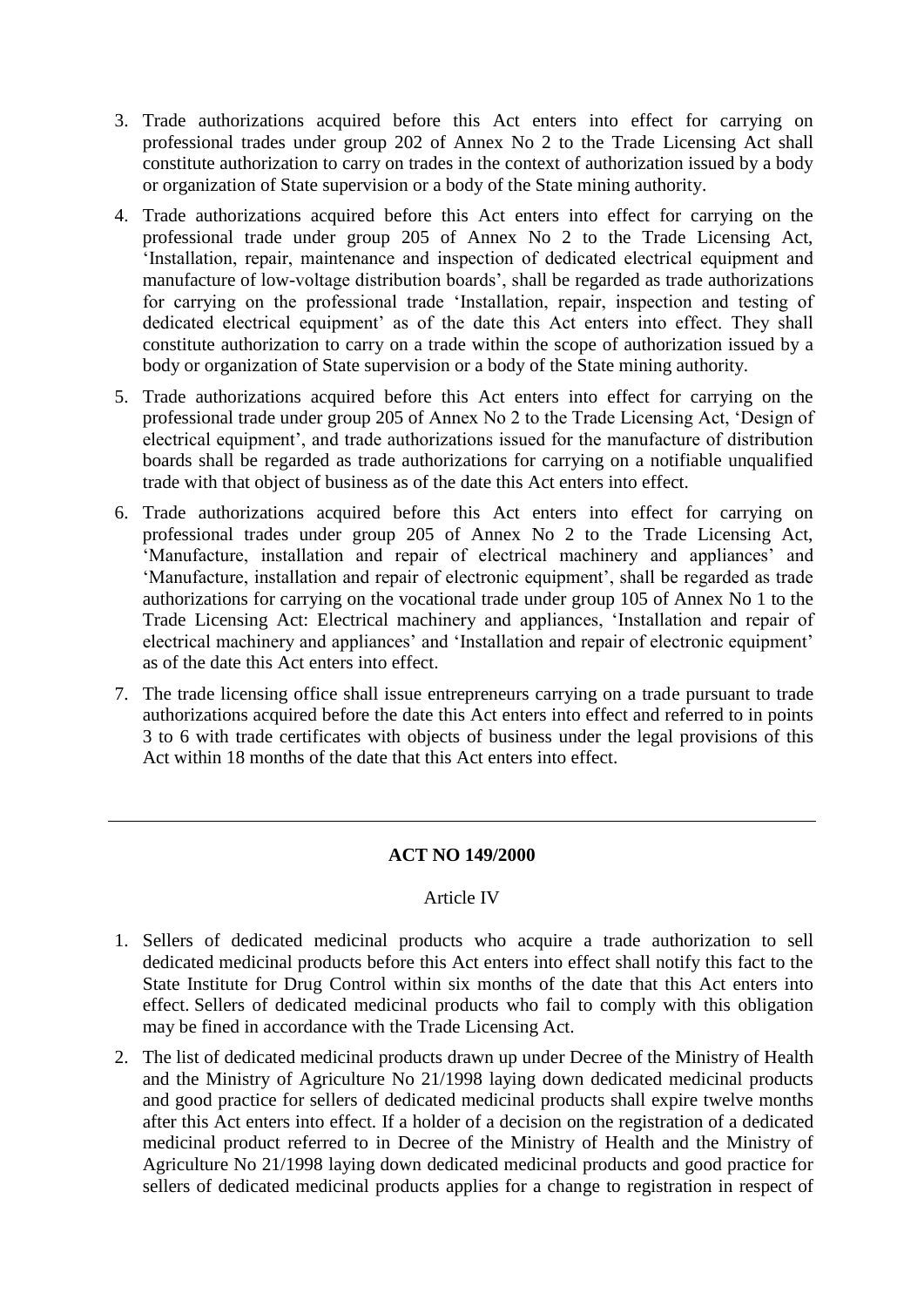3. Trade authorizations acquired before this Act enters into effect for carrying on professional trades under group 202 of Annex No 2 to the Trade Licensing Act shall constitute authorization to carry on trades in the context of authorization issued by a body or organization of State supervision or a body of the State mining authority.

4. Trade authorizations acquired before this Act enters into effect for carrying on the professional trade under group 205 of Annex No 2 to the Trade Licensing Act, 'Installation, repair, maintenance and inspection of dedicated electrical equipment and manufacture of low-voltage distribution boards', shall be regarded as trade authorizations for carrying on the professional trade 'Installation, repair, inspection and testing of dedicated electrical equipment' as of the date this Act enters into effect. They shall constitute authorization to carry on a trade within the scope of authorization issued by a body or organization of State supervision or a body of the State mining authority.

5. Trade authorizations acquired before this Act enters into effect for carrying on the professional trade under group 205 of Annex No 2 to the Trade Licensing Act, 'Design of electrical equipment', and trade authorizations issued for the manufacture of distribution boards shall be regarded as trade authorizations for carrying on a notifiable unqualified trade with that object of business as of the date this Act enters into effect.

6. Trade authorizations acquired before this Act enters into effect for carrying on professional trades under group 205 of Annex No 2 to the Trade Licensing Act, 'Manufacture, installation and repair of electrical machinery and appliances' and 'Manufacture, installation and repair of electronic equipment', shall be regarded as trade authorizations for carrying on the vocational trade under group 105 of Annex No 1 to the Trade Licensing Act: Electrical machinery and appliances, 'Installation and repair of electrical machinery and appliances' and 'Installation and repair of electronic equipment' as of the date this Act enters into effect.

7. The trade licensing office shall issue entrepreneurs carrying on a trade pursuant to trade authorizations acquired before the date this Act enters into effect and referred to in points 3 to 6 with trade certificates with objects of business under the legal provisions of this Act within 18 months of the date that this Act enters into effect.

---

**ACT NO 149/2000**

Article IV

1. Sellers of dedicated medicinal products who acquire a trade authorization to sell dedicated medicinal products before this Act enters into effect shall notify this fact to the State Institute for Drug Control within six months of the date that this Act enters into effect. Sellers of dedicated medicinal products who fail to comply with this obligation may be fined in accordance with the Trade Licensing Act.

2. The list of dedicated medicinal products drawn up under Decree of the Ministry of Health and the Ministry of Agriculture No 21/1998 laying down dedicated medicinal products and good practice for sellers of dedicated medicinal products shall expire twelve months after this Act enters into effect. If a holder of a decision on the registration of a dedicated medicinal product referred to in Decree of the Ministry of Health and the Ministry of Agriculture No 21/1998 laying down dedicated medicinal products and good practice for sellers of dedicated medicinal products applies for a change to registration in respect of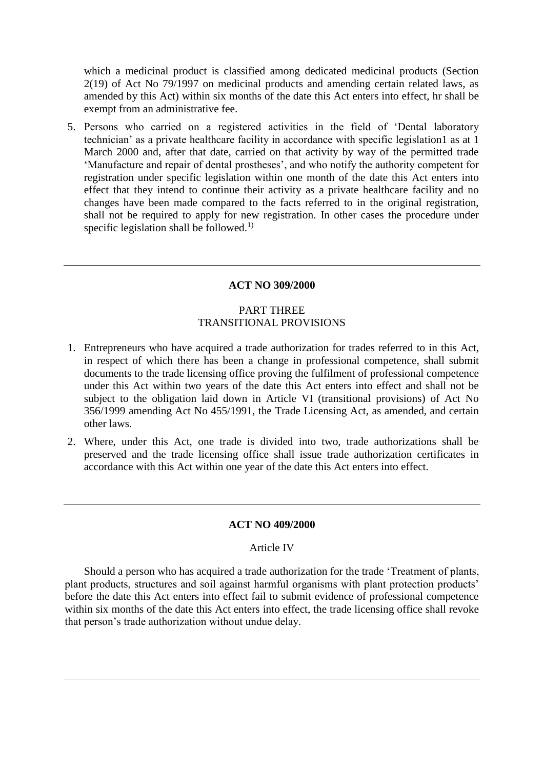which a medicinal product is classified among dedicated medicinal products (Section 2(19) of Act No 79/1997 on medicinal products and amending certain related laws, as amended by this Act) within six months of the date this Act enters into effect, hr shall be exempt from an administrative fee.

5. Persons who carried on a registered activities in the field of 'Dental laboratory technician' as a private healthcare facility in accordance with specific legislation1 as at 1 March 2000 and, after that date, carried on that activity by way of the permitted trade 'Manufacture and repair of dental prostheses', and who notify the authority competent for registration under specific legislation within one month of the date this Act enters into effect that they intend to continue their activity as a private healthcare facility and no changes have been made compared to the facts referred to in the original registration, shall not be required to apply for new registration. In other cases the procedure under specific legislation shall be followed.[1)]

---

**ACT NO 309/2000**

PART THREE
TRANSITIONAL PROVISIONS

1. Entrepreneurs who have acquired a trade authorization for trades referred to in this Act, in respect of which there has been a change in professional competence, shall submit documents to the trade licensing office proving the fulfilment of professional competence under this Act within two years of the date this Act enters into effect and shall not be subject to the obligation laid down in Article VI (transitional provisions) of Act No 356/1999 amending Act No 455/1991, the Trade Licensing Act, as amended, and certain other laws.
2. Where, under this Act, one trade is divided into two, trade authorizations shall be preserved and the trade licensing office shall issue trade authorization certificates in accordance with this Act within one year of the date this Act enters into effect.

---

**ACT NO 409/2000**

Article IV

Should a person who has acquired a trade authorization for the trade 'Treatment of plants, plant products, structures and soil against harmful organisms with plant protection products' before the date this Act enters into effect fail to submit evidence of professional competence within six months of the date this Act enters into effect, the trade licensing office shall revoke that person's trade authorization without undue delay.

---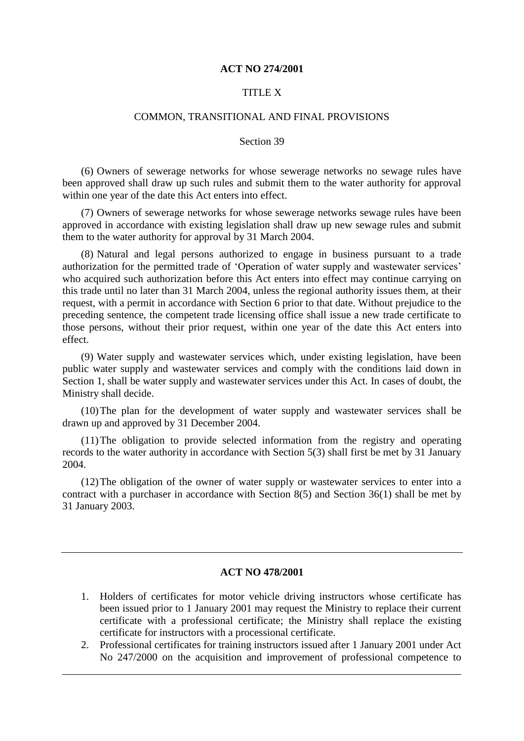**ACT NO 274/2001**

TITLE X

COMMON, TRANSITIONAL AND FINAL PROVISIONS

Section 39

(6) Owners of sewerage networks for whose sewerage networks no sewage rules have been approved shall draw up such rules and submit them to the water authority for approval within one year of the date this Act enters into effect.

(7) Owners of sewerage networks for whose sewerage networks sewage rules have been approved in accordance with existing legislation shall draw up new sewage rules and submit them to the water authority for approval by 31 March 2004.

(8) Natural and legal persons authorized to engage in business pursuant to a trade authorization for the permitted trade of 'Operation of water supply and wastewater services' who acquired such authorization before this Act enters into effect may continue carrying on this trade until no later than 31 March 2004, unless the regional authority issues them, at their request, with a permit in accordance with Section 6 prior to that date. Without prejudice to the preceding sentence, the competent trade licensing office shall issue a new trade certificate to those persons, without their prior request, within one year of the date this Act enters into effect.

(9) Water supply and wastewater services which, under existing legislation, have been public water supply and wastewater services and comply with the conditions laid down in Section 1, shall be water supply and wastewater services under this Act. In cases of doubt, the Ministry shall decide.

(10) The plan for the development of water supply and wastewater services shall be drawn up and approved by 31 December 2004.

(11) The obligation to provide selected information from the registry and operating records to the water authority in accordance with Section 5(3) shall first be met by 31 January 2004.

(12) The obligation of the owner of water supply or wastewater services to enter into a contract with a purchaser in accordance with Section 8(5) and Section 36(1) shall be met by 31 January 2003.

---

**ACT NO 478/2001**

1. Holders of certificates for motor vehicle driving instructors whose certificate has been issued prior to 1 January 2001 may request the Ministry to replace their current certificate with a professional certificate; the Ministry shall replace the existing certificate for instructors with a processional certificate.
2. Professional certificates for training instructors issued after 1 January 2001 under Act No 247/2000 on the acquisition and improvement of professional competence to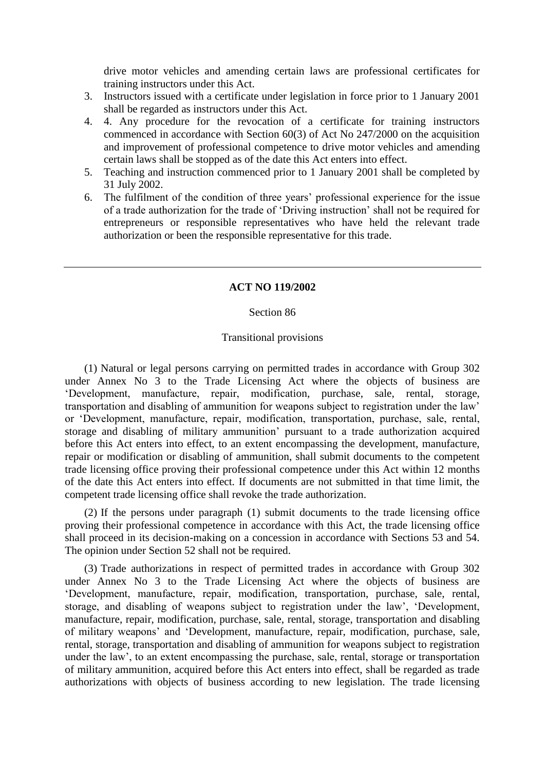drive motor vehicles and amending certain laws are professional certificates for training instructors under this Act.

3. Instructors issued with a certificate under legislation in force prior to 1 January 2001 shall be regarded as instructors under this Act.
4. 4. Any procedure for the revocation of a certificate for training instructors commenced in accordance with Section 60(3) of Act No 247/2000 on the acquisition and improvement of professional competence to drive motor vehicles and amending certain laws shall be stopped as of the date this Act enters into effect.
5. Teaching and instruction commenced prior to 1 January 2001 shall be completed by 31 July 2002.
6. The fulfilment of the condition of three years' professional experience for the issue of a trade authorization for the trade of 'Driving instruction' shall not be required for entrepreneurs or responsible representatives who have held the relevant trade authorization or been the responsible representative for this trade.

---

## ACT NO 119/2002

Section 86

Transitional provisions

(1) Natural or legal persons carrying on permitted trades in accordance with Group 302 under Annex No 3 to the Trade Licensing Act where the objects of business are 'Development, manufacture, repair, modification, purchase, sale, rental, storage, transportation and disabling of ammunition for weapons subject to registration under the law' or 'Development, manufacture, repair, modification, transportation, purchase, sale, rental, storage and disabling of military ammunition' pursuant to a trade authorization acquired before this Act enters into effect, to an extent encompassing the development, manufacture, repair or modification or disabling of ammunition, shall submit documents to the competent trade licensing office proving their professional competence under this Act within 12 months of the date this Act enters into effect. If documents are not submitted in that time limit, the competent trade licensing office shall revoke the trade authorization.

(2) If the persons under paragraph (1) submit documents to the trade licensing office proving their professional competence in accordance with this Act, the trade licensing office shall proceed in its decision-making on a concession in accordance with Sections 53 and 54. The opinion under Section 52 shall not be required.

(3) Trade authorizations in respect of permitted trades in accordance with Group 302 under Annex No 3 to the Trade Licensing Act where the objects of business are 'Development, manufacture, repair, modification, transportation, purchase, sale, rental, storage, and disabling of weapons subject to registration under the law', 'Development, manufacture, repair, modification, purchase, sale, rental, storage, transportation and disabling of military weapons' and 'Development, manufacture, repair, modification, purchase, sale, rental, storage, transportation and disabling of ammunition for weapons subject to registration under the law', to an extent encompassing the purchase, sale, rental, storage or transportation of military ammunition, acquired before this Act enters into effect, shall be regarded as trade authorizations with objects of business according to new legislation. The trade licensing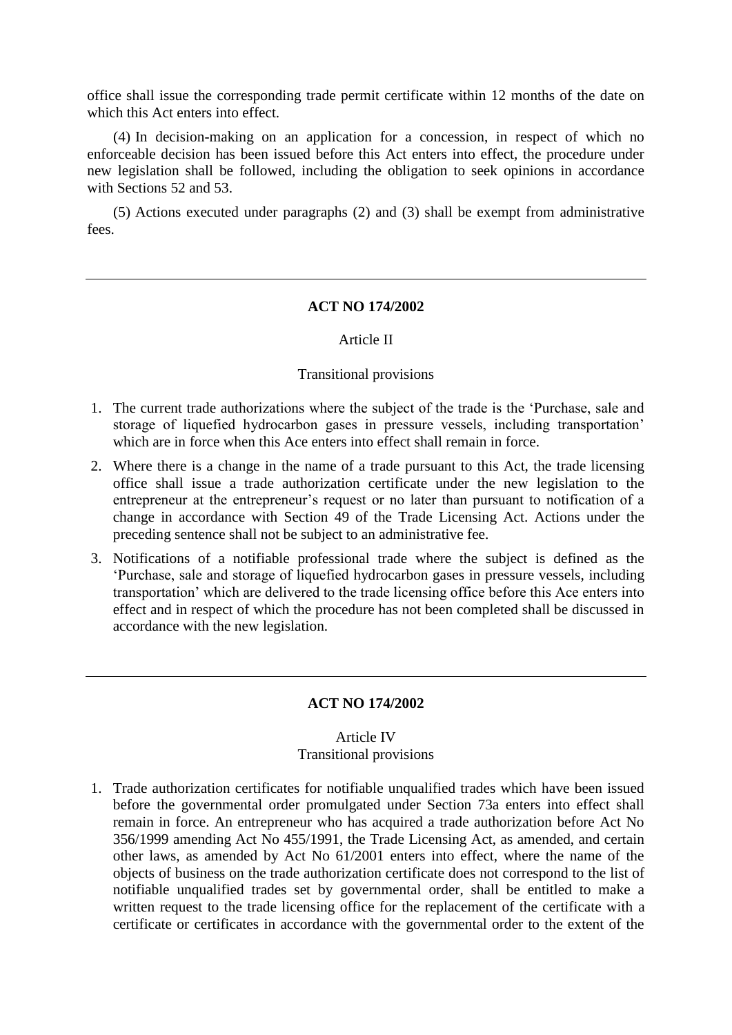office shall issue the corresponding trade permit certificate within 12 months of the date on which this Act enters into effect.

(4) In decision-making on an application for a concession, in respect of which no enforceable decision has been issued before this Act enters into effect, the procedure under new legislation shall be followed, including the obligation to seek opinions in accordance with Sections 52 and 53.

(5) Actions executed under paragraphs (2) and (3) shall be exempt from administrative fees.

---

**ACT NO 174/2002**

Article II

Transitional provisions

1. The current trade authorizations where the subject of the trade is the 'Purchase, sale and storage of liquefied hydrocarbon gases in pressure vessels, including transportation' which are in force when this Ace enters into effect shall remain in force.
2. Where there is a change in the name of a trade pursuant to this Act, the trade licensing office shall issue a trade authorization certificate under the new legislation to the entrepreneur at the entrepreneur's request or no later than pursuant to notification of a change in accordance with Section 49 of the Trade Licensing Act. Actions under the preceding sentence shall not be subject to an administrative fee.
3. Notifications of a notifiable professional trade where the subject is defined as the 'Purchase, sale and storage of liquefied hydrocarbon gases in pressure vessels, including transportation' which are delivered to the trade licensing office before this Ace enters into effect and in respect of which the procedure has not been completed shall be discussed in accordance with the new legislation.

---

**ACT NO 174/2002**

Article IV
Transitional provisions

1. Trade authorization certificates for notifiable unqualified trades which have been issued before the governmental order promulgated under Section 73a enters into effect shall remain in force. An entrepreneur who has acquired a trade authorization before Act No 356/1999 amending Act No 455/1991, the Trade Licensing Act, as amended, and certain other laws, as amended by Act No 61/2001 enters into effect, where the name of the objects of business on the trade authorization certificate does not correspond to the list of notifiable unqualified trades set by governmental order, shall be entitled to make a written request to the trade licensing office for the replacement of the certificate with a certificate or certificates in accordance with the governmental order to the extent of the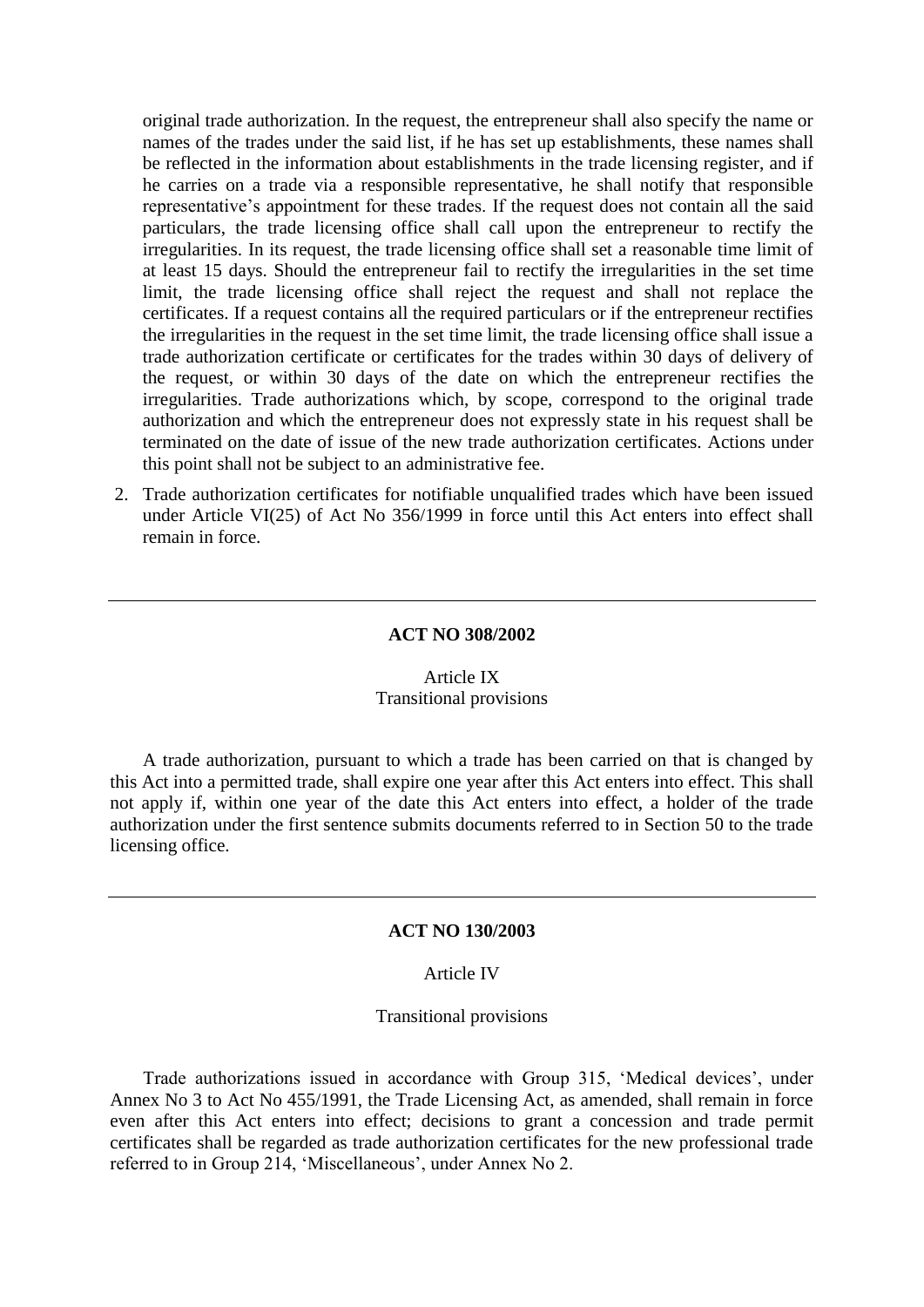original trade authorization. In the request, the entrepreneur shall also specify the name or names of the trades under the said list, if he has set up establishments, these names shall be reflected in the information about establishments in the trade licensing register, and if he carries on a trade via a responsible representative, he shall notify that responsible representative's appointment for these trades. If the request does not contain all the said particulars, the trade licensing office shall call upon the entrepreneur to rectify the irregularities. In its request, the trade licensing office shall set a reasonable time limit of at least 15 days. Should the entrepreneur fail to rectify the irregularities in the set time limit, the trade licensing office shall reject the request and shall not replace the certificates. If a request contains all the required particulars or if the entrepreneur rectifies the irregularities in the request in the set time limit, the trade licensing office shall issue a trade authorization certificate or certificates for the trades within 30 days of delivery of the request, or within 30 days of the date on which the entrepreneur rectifies the irregularities. Trade authorizations which, by scope, correspond to the original trade authorization and which the entrepreneur does not expressly state in his request shall be terminated on the date of issue of the new trade authorization certificates. Actions under this point shall not be subject to an administrative fee.

2. Trade authorization certificates for notifiable unqualified trades which have been issued under Article VI(25) of Act No 356/1999 in force until this Act enters into effect shall remain in force.

---

**ACT NO 308/2002**

Article IX
Transitional provisions

A trade authorization, pursuant to which a trade has been carried on that is changed by this Act into a permitted trade, shall expire one year after this Act enters into effect. This shall not apply if, within one year of the date this Act enters into effect, a holder of the trade authorization under the first sentence submits documents referred to in Section 50 to the trade licensing office.

---

**ACT NO 130/2003**

Article IV

Transitional provisions

Trade authorizations issued in accordance with Group 315, 'Medical devices', under Annex No 3 to Act No 455/1991, the Trade Licensing Act, as amended, shall remain in force even after this Act enters into effect; decisions to grant a concession and trade permit certificates shall be regarded as trade authorization certificates for the new professional trade referred to in Group 214, 'Miscellaneous', under Annex No 2.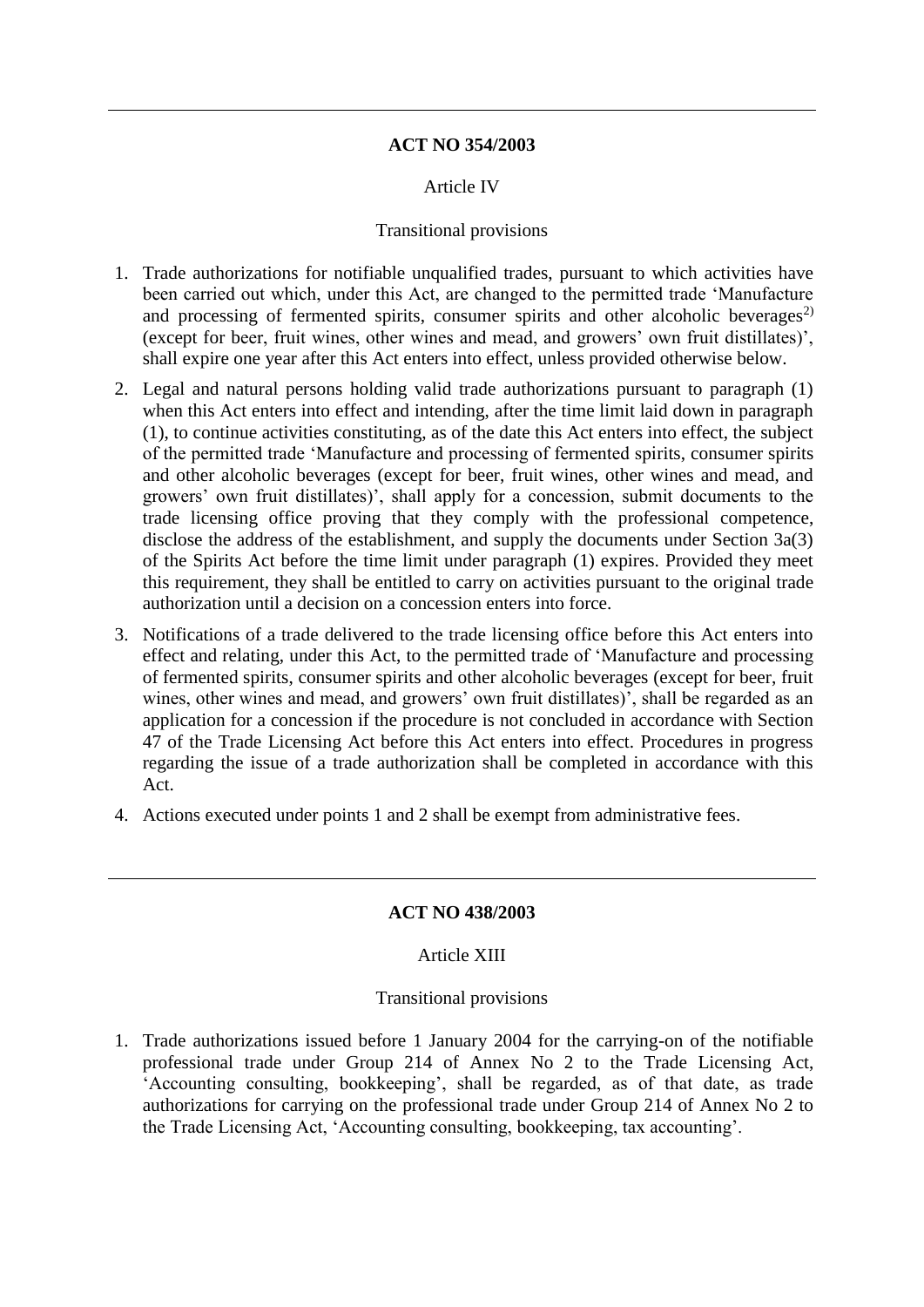---

**ACT NO 354/2003**

Article IV

Transitional provisions

1. Trade authorizations for notifiable unqualified trades, pursuant to which activities have been carried out which, under this Act, are changed to the permitted trade 'Manufacture and processing of fermented spirits, consumer spirits and other alcoholic beverages[2)] (except for beer, fruit wines, other wines and mead, and growers' own fruit distillates)', shall expire one year after this Act enters into effect, unless provided otherwise below.
2. Legal and natural persons holding valid trade authorizations pursuant to paragraph (1) when this Act enters into effect and intending, after the time limit laid down in paragraph (1), to continue activities constituting, as of the date this Act enters into effect, the subject of the permitted trade 'Manufacture and processing of fermented spirits, consumer spirits and other alcoholic beverages (except for beer, fruit wines, other wines and mead, and growers' own fruit distillates)', shall apply for a concession, submit documents to the trade licensing office proving that they comply with the professional competence, disclose the address of the establishment, and supply the documents under Section 3a(3) of the Spirits Act before the time limit under paragraph (1) expires. Provided they meet this requirement, they shall be entitled to carry on activities pursuant to the original trade authorization until a decision on a concession enters into force.
3. Notifications of a trade delivered to the trade licensing office before this Act enters into effect and relating, under this Act, to the permitted trade of 'Manufacture and processing of fermented spirits, consumer spirits and other alcoholic beverages (except for beer, fruit wines, other wines and mead, and growers' own fruit distillates)', shall be regarded as an application for a concession if the procedure is not concluded in accordance with Section 47 of the Trade Licensing Act before this Act enters into effect. Procedures in progress regarding the issue of a trade authorization shall be completed in accordance with this Act.
4. Actions executed under points 1 and 2 shall be exempt from administrative fees.

---

**ACT NO 438/2003**

Article XIII

Transitional provisions

1. Trade authorizations issued before 1 January 2004 for the carrying-on of the notifiable professional trade under Group 214 of Annex No 2 to the Trade Licensing Act, 'Accounting consulting, bookkeeping', shall be regarded, as of that date, as trade authorizations for carrying on the professional trade under Group 214 of Annex No 2 to the Trade Licensing Act, 'Accounting consulting, bookkeeping, tax accounting'.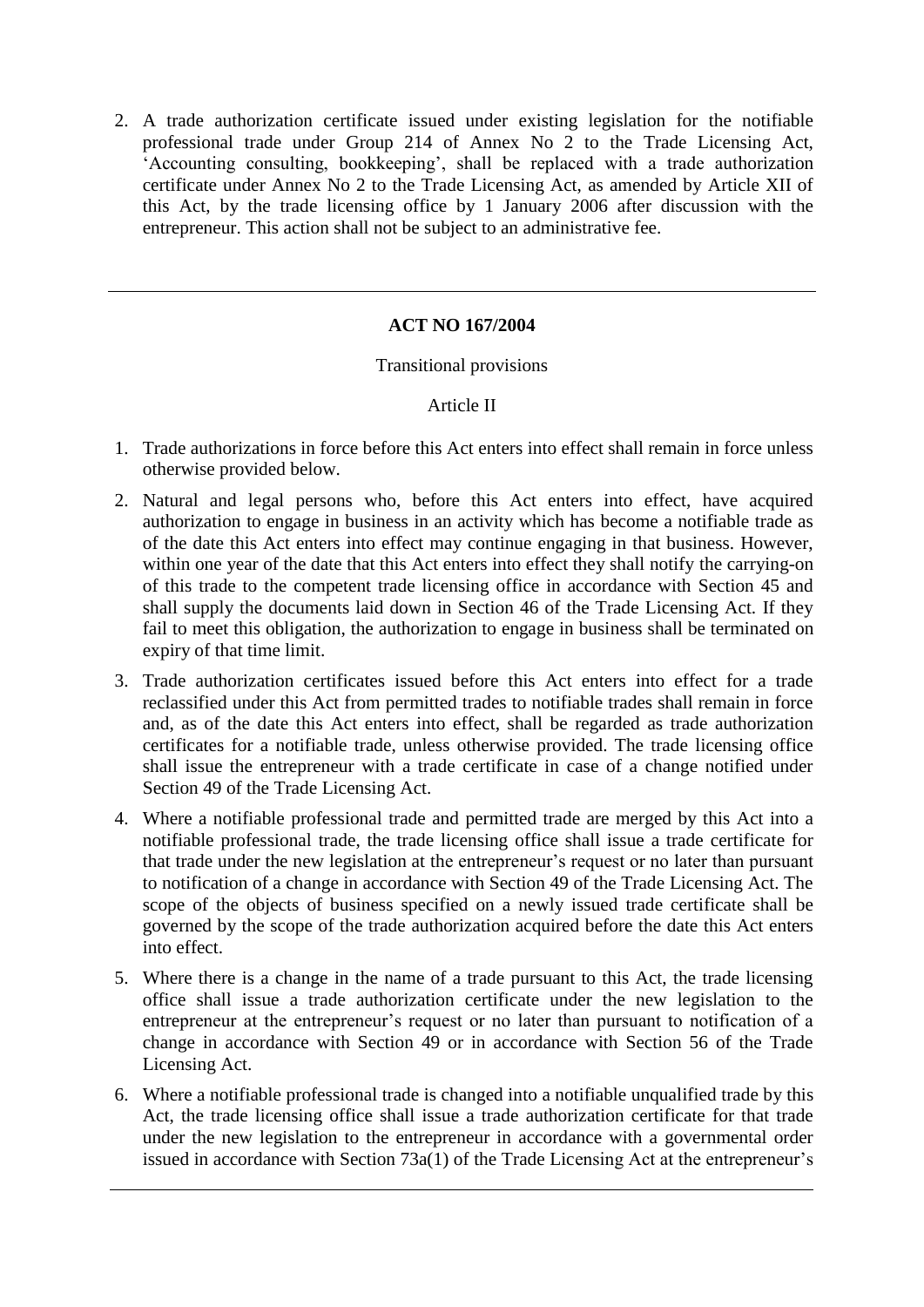2. A trade authorization certificate issued under existing legislation for the notifiable professional trade under Group 214 of Annex No 2 to the Trade Licensing Act, 'Accounting consulting, bookkeeping', shall be replaced with a trade authorization certificate under Annex No 2 to the Trade Licensing Act, as amended by Article XII of this Act, by the trade licensing office by 1 January 2006 after discussion with the entrepreneur. This action shall not be subject to an administrative fee.

---

## ACT NO 167/2004

Transitional provisions

Article II

1. Trade authorizations in force before this Act enters into effect shall remain in force unless otherwise provided below.
2. Natural and legal persons who, before this Act enters into effect, have acquired authorization to engage in business in an activity which has become a notifiable trade as of the date this Act enters into effect may continue engaging in that business. However, within one year of the date that this Act enters into effect they shall notify the carrying-on of this trade to the competent trade licensing office in accordance with Section 45 and shall supply the documents laid down in Section 46 of the Trade Licensing Act. If they fail to meet this obligation, the authorization to engage in business shall be terminated on expiry of that time limit.
3. Trade authorization certificates issued before this Act enters into effect for a trade reclassified under this Act from permitted trades to notifiable trades shall remain in force and, as of the date this Act enters into effect, shall be regarded as trade authorization certificates for a notifiable trade, unless otherwise provided. The trade licensing office shall issue the entrepreneur with a trade certificate in case of a change notified under Section 49 of the Trade Licensing Act.
4. Where a notifiable professional trade and permitted trade are merged by this Act into a notifiable professional trade, the trade licensing office shall issue a trade certificate for that trade under the new legislation at the entrepreneur's request or no later than pursuant to notification of a change in accordance with Section 49 of the Trade Licensing Act. The scope of the objects of business specified on a newly issued trade certificate shall be governed by the scope of the trade authorization acquired before the date this Act enters into effect.
5. Where there is a change in the name of a trade pursuant to this Act, the trade licensing office shall issue a trade authorization certificate under the new legislation to the entrepreneur at the entrepreneur's request or no later than pursuant to notification of a change in accordance with Section 49 or in accordance with Section 56 of the Trade Licensing Act.
6. Where a notifiable professional trade is changed into a notifiable unqualified trade by this Act, the trade licensing office shall issue a trade authorization certificate for that trade under the new legislation to the entrepreneur in accordance with a governmental order issued in accordance with Section 73a(1) of the Trade Licensing Act at the entrepreneur's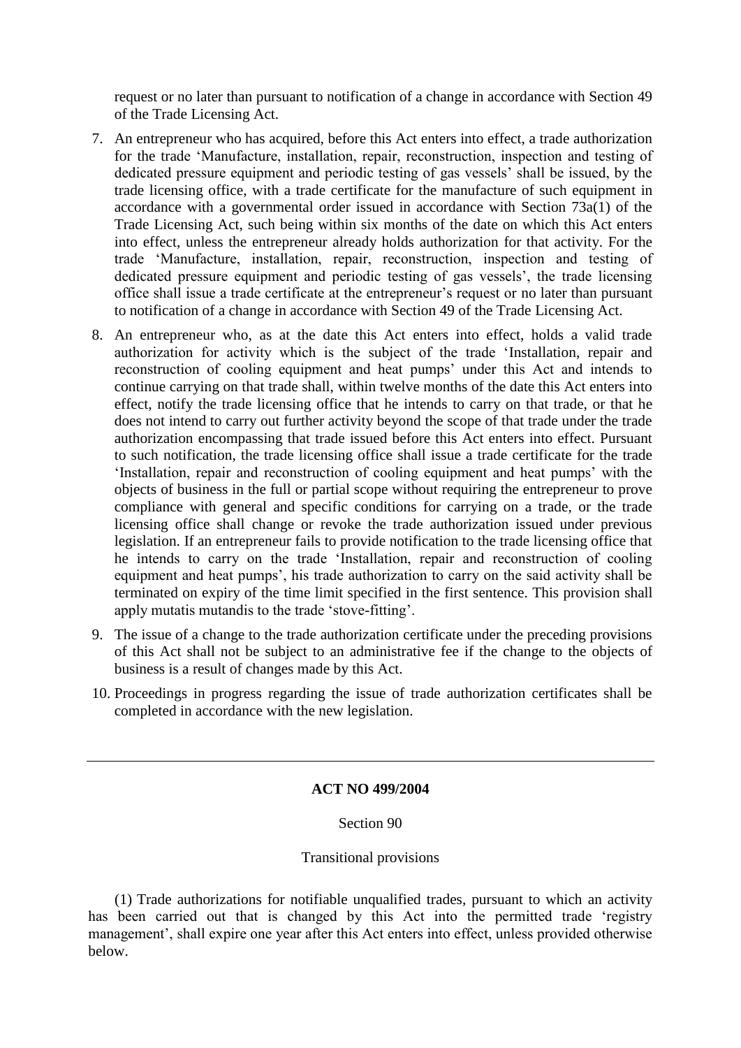request or no later than pursuant to notification of a change in accordance with Section 49 of the Trade Licensing Act.

7. An entrepreneur who has acquired, before this Act enters into effect, a trade authorization for the trade 'Manufacture, installation, repair, reconstruction, inspection and testing of dedicated pressure equipment and periodic testing of gas vessels' shall be issued, by the trade licensing office, with a trade certificate for the manufacture of such equipment in accordance with a governmental order issued in accordance with Section 73a(1) of the Trade Licensing Act, such being within six months of the date on which this Act enters into effect, unless the entrepreneur already holds authorization for that activity. For the trade 'Manufacture, installation, repair, reconstruction, inspection and testing of dedicated pressure equipment and periodic testing of gas vessels', the trade licensing office shall issue a trade certificate at the entrepreneur's request or no later than pursuant to notification of a change in accordance with Section 49 of the Trade Licensing Act.

8. An entrepreneur who, as at the date this Act enters into effect, holds a valid trade authorization for activity which is the subject of the trade 'Installation, repair and reconstruction of cooling equipment and heat pumps' under this Act and intends to continue carrying on that trade shall, within twelve months of the date this Act enters into effect, notify the trade licensing office that he intends to carry on that trade, or that he does not intend to carry out further activity beyond the scope of that trade under the trade authorization encompassing that trade issued before this Act enters into effect. Pursuant to such notification, the trade licensing office shall issue a trade certificate for the trade 'Installation, repair and reconstruction of cooling equipment and heat pumps' with the objects of business in the full or partial scope without requiring the entrepreneur to prove compliance with general and specific conditions for carrying on a trade, or the trade licensing office shall change or revoke the trade authorization issued under previous legislation. If an entrepreneur fails to provide notification to the trade licensing office that he intends to carry on the trade 'Installation, repair and reconstruction of cooling equipment and heat pumps', his trade authorization to carry on the said activity shall be terminated on expiry of the time limit specified in the first sentence. This provision shall apply mutatis mutandis to the trade 'stove-fitting'.

9. The issue of a change to the trade authorization certificate under the preceding provisions of this Act shall not be subject to an administrative fee if the change to the objects of business is a result of changes made by this Act.

10. Proceedings in progress regarding the issue of trade authorization certificates shall be completed in accordance with the new legislation.

---

## ACT NO 499/2004

Section 90

Transitional provisions

(1) Trade authorizations for notifiable unqualified trades, pursuant to which an activity has been carried out that is changed by this Act into the permitted trade 'registry management', shall expire one year after this Act enters into effect, unless provided otherwise below.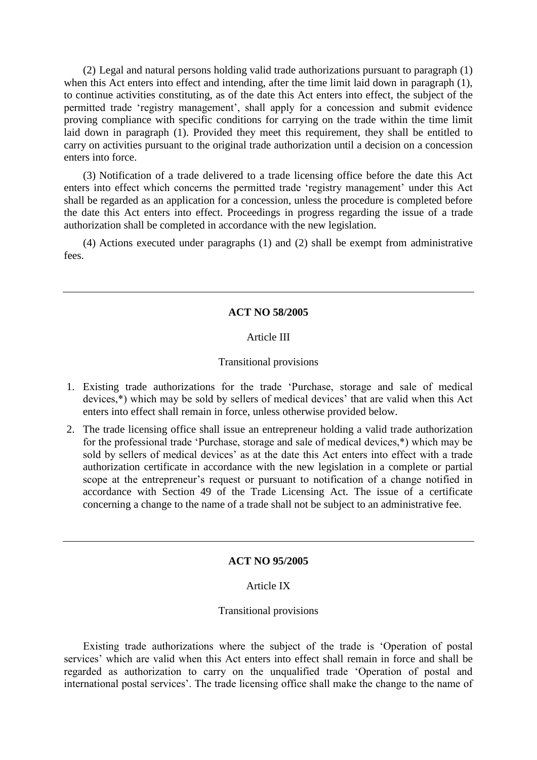(2) Legal and natural persons holding valid trade authorizations pursuant to paragraph (1) when this Act enters into effect and intending, after the time limit laid down in paragraph (1), to continue activities constituting, as of the date this Act enters into effect, the subject of the permitted trade 'registry management', shall apply for a concession and submit evidence proving compliance with specific conditions for carrying on the trade within the time limit laid down in paragraph (1). Provided they meet this requirement, they shall be entitled to carry on activities pursuant to the original trade authorization until a decision on a concession enters into force.

(3) Notification of a trade delivered to a trade licensing office before the date this Act enters into effect which concerns the permitted trade 'registry management' under this Act shall be regarded as an application for a concession, unless the procedure is completed before the date this Act enters into effect. Proceedings in progress regarding the issue of a trade authorization shall be completed in accordance with the new legislation.

(4) Actions executed under paragraphs (1) and (2) shall be exempt from administrative fees.

---

**ACT NO 58/2005**

Article III

Transitional provisions

1. Existing trade authorizations for the trade 'Purchase, storage and sale of medical devices,*) which may be sold by sellers of medical devices' that are valid when this Act enters into effect shall remain in force, unless otherwise provided below.
2. The trade licensing office shall issue an entrepreneur holding a valid trade authorization for the professional trade 'Purchase, storage and sale of medical devices,*) which may be sold by sellers of medical devices' as at the date this Act enters into effect with a trade authorization certificate in accordance with the new legislation in a complete or partial scope at the entrepreneur's request or pursuant to notification of a change notified in accordance with Section 49 of the Trade Licensing Act. The issue of a certificate concerning a change to the name of a trade shall not be subject to an administrative fee.

---

**ACT NO 95/2005**

Article IX

Transitional provisions

Existing trade authorizations where the subject of the trade is 'Operation of postal services' which are valid when this Act enters into effect shall remain in force and shall be regarded as authorization to carry on the unqualified trade 'Operation of postal and international postal services'. The trade licensing office shall make the change to the name of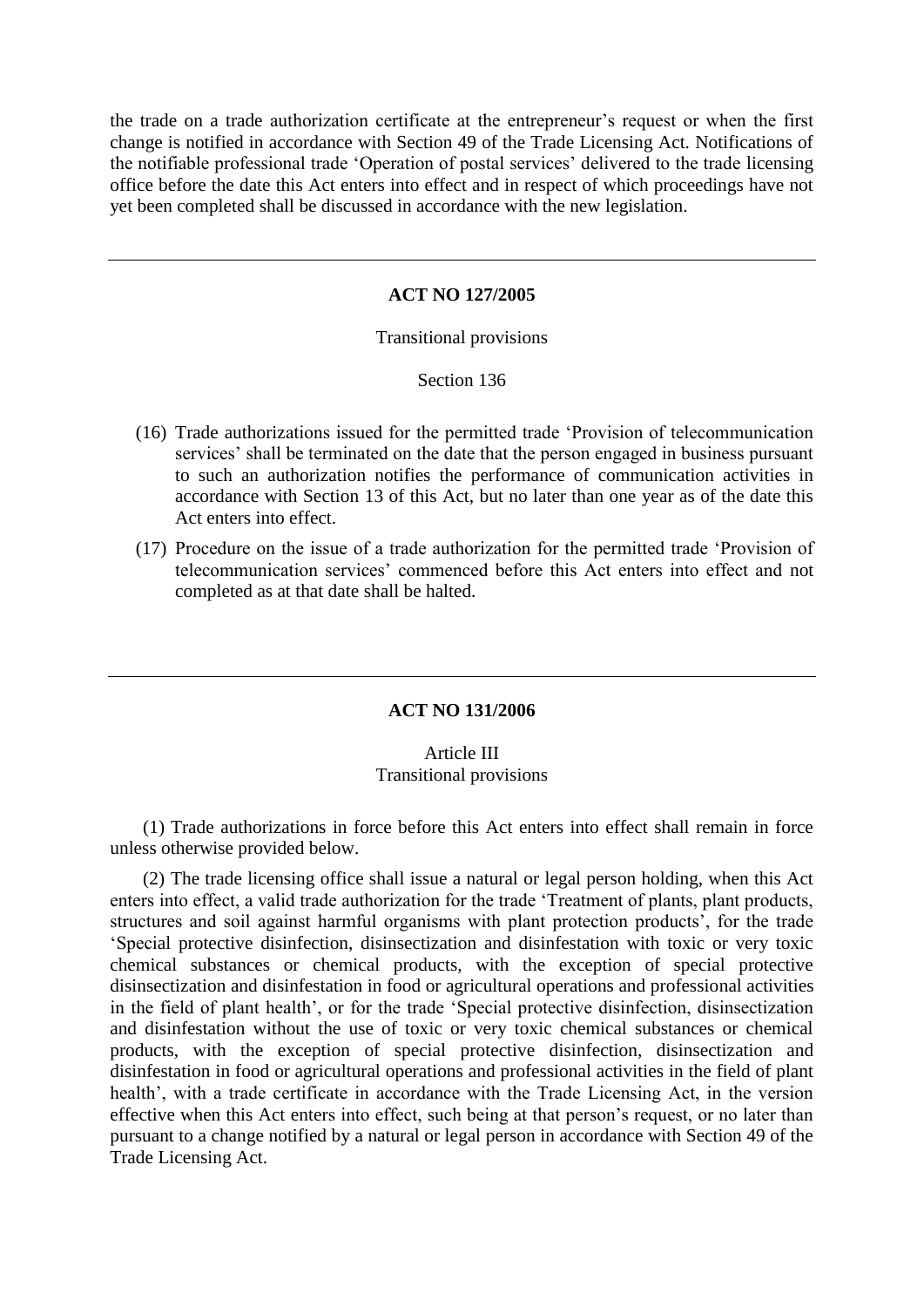the trade on a trade authorization certificate at the entrepreneur's request or when the first change is notified in accordance with Section 49 of the Trade Licensing Act. Notifications of the notifiable professional trade 'Operation of postal services' delivered to the trade licensing office before the date this Act enters into effect and in respect of which proceedings have not yet been completed shall be discussed in accordance with the new legislation.

---

## ACT NO 127/2005

Transitional provisions

Section 136

(16) Trade authorizations issued for the permitted trade 'Provision of telecommunication services' shall be terminated on the date that the person engaged in business pursuant to such an authorization notifies the performance of communication activities in accordance with Section 13 of this Act, but no later than one year as of the date this Act enters into effect.

(17) Procedure on the issue of a trade authorization for the permitted trade 'Provision of telecommunication services' commenced before this Act enters into effect and not completed as at that date shall be halted.

---

## ACT NO 131/2006

Article III
Transitional provisions

(1) Trade authorizations in force before this Act enters into effect shall remain in force unless otherwise provided below.

(2) The trade licensing office shall issue a natural or legal person holding, when this Act enters into effect, a valid trade authorization for the trade 'Treatment of plants, plant products, structures and soil against harmful organisms with plant protection products', for the trade 'Special protective disinfection, disinsectization and disinfestation with toxic or very toxic chemical substances or chemical products, with the exception of special protective disinsectization and disinfestation in food or agricultural operations and professional activities in the field of plant health', or for the trade 'Special protective disinfection, disinsectization and disinfestation without the use of toxic or very toxic chemical substances or chemical products, with the exception of special protective disinfection, disinsectization and disinfestation in food or agricultural operations and professional activities in the field of plant health', with a trade certificate in accordance with the Trade Licensing Act, in the version effective when this Act enters into effect, such being at that person's request, or no later than pursuant to a change notified by a natural or legal person in accordance with Section 49 of the Trade Licensing Act.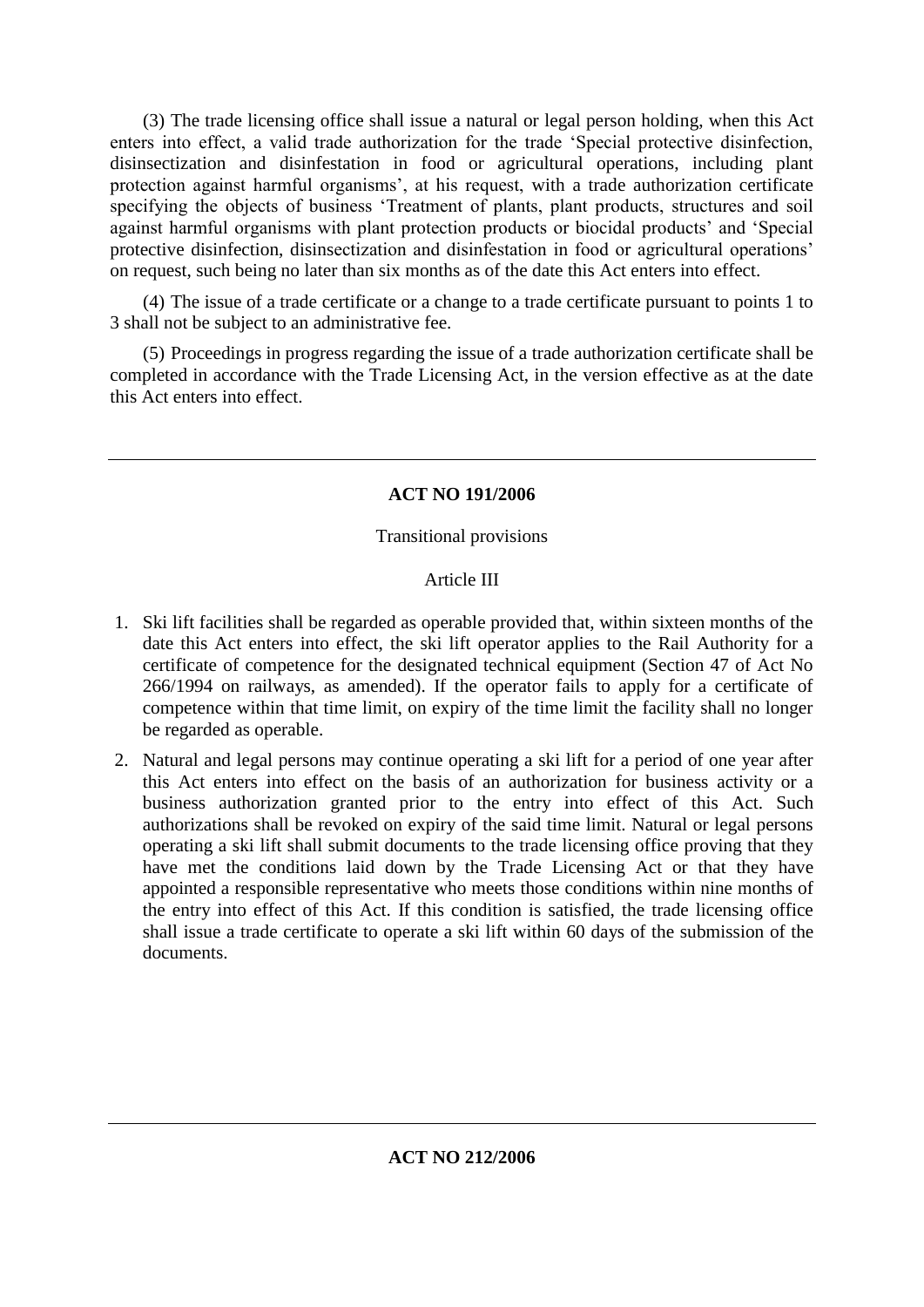(3) The trade licensing office shall issue a natural or legal person holding, when this Act enters into effect, a valid trade authorization for the trade 'Special protective disinfection, disinsectization and disinfestation in food or agricultural operations, including plant protection against harmful organisms', at his request, with a trade authorization certificate specifying the objects of business 'Treatment of plants, plant products, structures and soil against harmful organisms with plant protection products or biocidal products' and 'Special protective disinfection, disinsectization and disinfestation in food or agricultural operations' on request, such being no later than six months as of the date this Act enters into effect.

(4) The issue of a trade certificate or a change to a trade certificate pursuant to points 1 to 3 shall not be subject to an administrative fee.

(5) Proceedings in progress regarding the issue of a trade authorization certificate shall be completed in accordance with the Trade Licensing Act, in the version effective as at the date this Act enters into effect.

---

## ACT NO 191/2006

Transitional provisions

Article III

1. Ski lift facilities shall be regarded as operable provided that, within sixteen months of the date this Act enters into effect, the ski lift operator applies to the Rail Authority for a certificate of competence for the designated technical equipment (Section 47 of Act No 266/1994 on railways, as amended). If the operator fails to apply for a certificate of competence within that time limit, on expiry of the time limit the facility shall no longer be regarded as operable.
2. Natural and legal persons may continue operating a ski lift for a period of one year after this Act enters into effect on the basis of an authorization for business activity or a business authorization granted prior to the entry into effect of this Act. Such authorizations shall be revoked on expiry of the said time limit. Natural or legal persons operating a ski lift shall submit documents to the trade licensing office proving that they have met the conditions laid down by the Trade Licensing Act or that they have appointed a responsible representative who meets those conditions within nine months of the entry into effect of this Act. If this condition is satisfied, the trade licensing office shall issue a trade certificate to operate a ski lift within 60 days of the submission of the documents.

---

## ACT NO 212/2006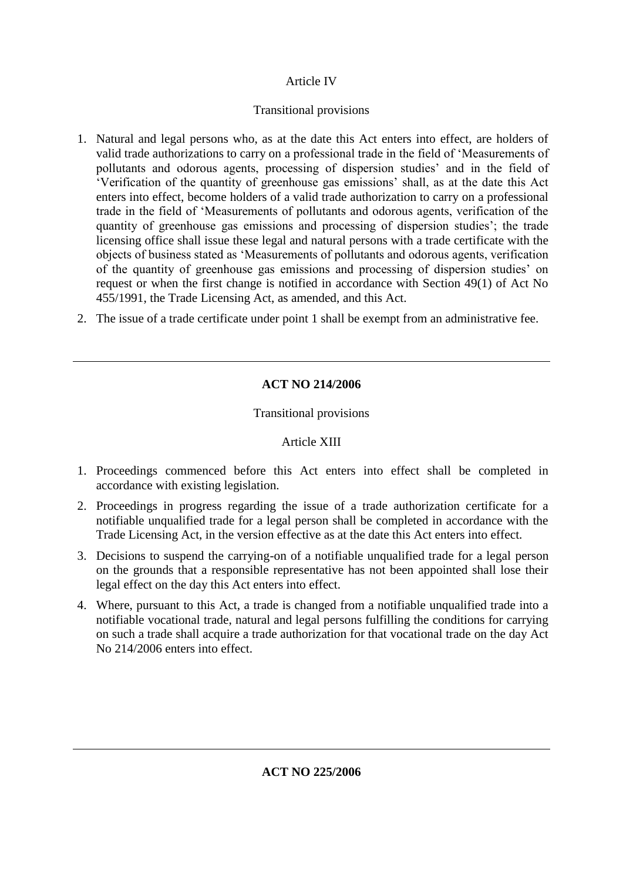Article IV

Transitional provisions

1. Natural and legal persons who, as at the date this Act enters into effect, are holders of valid trade authorizations to carry on a professional trade in the field of 'Measurements of pollutants and odorous agents, processing of dispersion studies' and in the field of 'Verification of the quantity of greenhouse gas emissions' shall, as at the date this Act enters into effect, become holders of a valid trade authorization to carry on a professional trade in the field of 'Measurements of pollutants and odorous agents, verification of the quantity of greenhouse gas emissions and processing of dispersion studies'; the trade licensing office shall issue these legal and natural persons with a trade certificate with the objects of business stated as 'Measurements of pollutants and odorous agents, verification of the quantity of greenhouse gas emissions and processing of dispersion studies' on request or when the first change is notified in accordance with Section 49(1) of Act No 455/1991, the Trade Licensing Act, as amended, and this Act.
2. The issue of a trade certificate under point 1 shall be exempt from an administrative fee.

---

**ACT NO 214/2006**

Transitional provisions

Article XIII

1. Proceedings commenced before this Act enters into effect shall be completed in accordance with existing legislation.
2. Proceedings in progress regarding the issue of a trade authorization certificate for a notifiable unqualified trade for a legal person shall be completed in accordance with the Trade Licensing Act, in the version effective as at the date this Act enters into effect.
3. Decisions to suspend the carrying-on of a notifiable unqualified trade for a legal person on the grounds that a responsible representative has not been appointed shall lose their legal effect on the day this Act enters into effect.
4. Where, pursuant to this Act, a trade is changed from a notifiable unqualified trade into a notifiable vocational trade, natural and legal persons fulfilling the conditions for carrying on such a trade shall acquire a trade authorization for that vocational trade on the day Act No 214/2006 enters into effect.

---

**ACT NO 225/2006**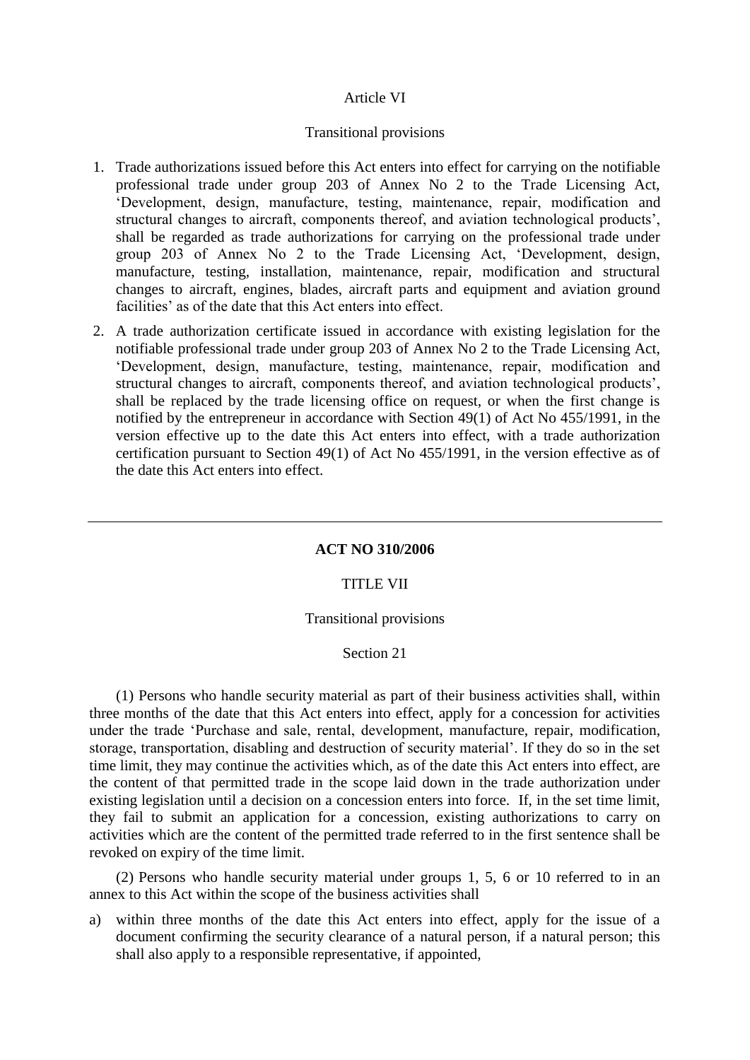Article VI

Transitional provisions

1. Trade authorizations issued before this Act enters into effect for carrying on the notifiable professional trade under group 203 of Annex No 2 to the Trade Licensing Act, 'Development, design, manufacture, testing, maintenance, repair, modification and structural changes to aircraft, components thereof, and aviation technological products', shall be regarded as trade authorizations for carrying on the professional trade under group 203 of Annex No 2 to the Trade Licensing Act, 'Development, design, manufacture, testing, installation, maintenance, repair, modification and structural changes to aircraft, engines, blades, aircraft parts and equipment and aviation ground facilities' as of the date that this Act enters into effect.
2. A trade authorization certificate issued in accordance with existing legislation for the notifiable professional trade under group 203 of Annex No 2 to the Trade Licensing Act, 'Development, design, manufacture, testing, maintenance, repair, modification and structural changes to aircraft, components thereof, and aviation technological products', shall be replaced by the trade licensing office on request, or when the first change is notified by the entrepreneur in accordance with Section 49(1) of Act No 455/1991, in the version effective up to the date this Act enters into effect, with a trade authorization certification pursuant to Section 49(1) of Act No 455/1991, in the version effective as of the date this Act enters into effect.

---

**ACT NO 310/2006**

TITLE VII

Transitional provisions

Section 21

(1) Persons who handle security material as part of their business activities shall, within three months of the date that this Act enters into effect, apply for a concession for activities under the trade 'Purchase and sale, rental, development, manufacture, repair, modification, storage, transportation, disabling and destruction of security material'. If they do so in the set time limit, they may continue the activities which, as of the date this Act enters into effect, are the content of that permitted trade in the scope laid down in the trade authorization under existing legislation until a decision on a concession enters into force. If, in the set time limit, they fail to submit an application for a concession, existing authorizations to carry on activities which are the content of the permitted trade referred to in the first sentence shall be revoked on expiry of the time limit.

(2) Persons who handle security material under groups 1, 5, 6 or 10 referred to in an annex to this Act within the scope of the business activities shall

a) within three months of the date this Act enters into effect, apply for the issue of a document confirming the security clearance of a natural person, if a natural person; this shall also apply to a responsible representative, if appointed,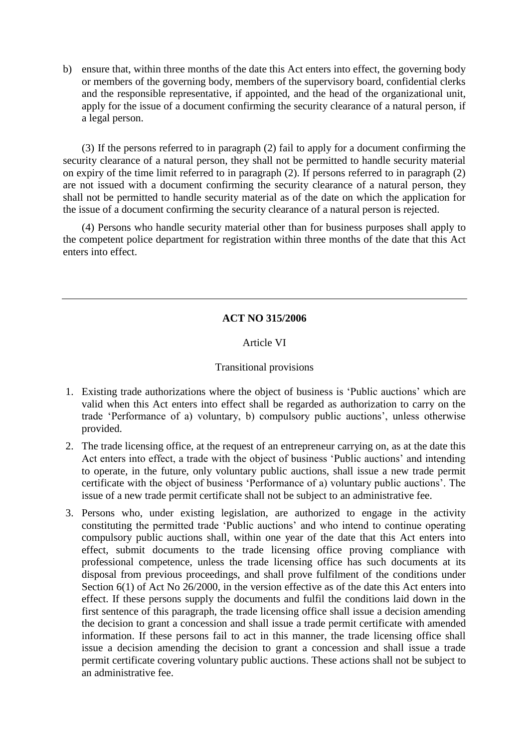b) ensure that, within three months of the date this Act enters into effect, the governing body or members of the governing body, members of the supervisory board, confidential clerks and the responsible representative, if appointed, and the head of the organizational unit, apply for the issue of a document confirming the security clearance of a natural person, if a legal person.

(3) If the persons referred to in paragraph (2) fail to apply for a document confirming the security clearance of a natural person, they shall not be permitted to handle security material on expiry of the time limit referred to in paragraph (2). If persons referred to in paragraph (2) are not issued with a document confirming the security clearance of a natural person, they shall not be permitted to handle security material as of the date on which the application for the issue of a document confirming the security clearance of a natural person is rejected.

(4) Persons who handle security material other than for business purposes shall apply to the competent police department for registration within three months of the date that this Act enters into effect.

---

**ACT NO 315/2006**

Article VI

Transitional provisions

1. Existing trade authorizations where the object of business is 'Public auctions' which are valid when this Act enters into effect shall be regarded as authorization to carry on the trade 'Performance of a) voluntary, b) compulsory public auctions', unless otherwise provided.
2. The trade licensing office, at the request of an entrepreneur carrying on, as at the date this Act enters into effect, a trade with the object of business 'Public auctions' and intending to operate, in the future, only voluntary public auctions, shall issue a new trade permit certificate with the object of business 'Performance of a) voluntary public auctions'. The issue of a new trade permit certificate shall not be subject to an administrative fee.
3. Persons who, under existing legislation, are authorized to engage in the activity constituting the permitted trade 'Public auctions' and who intend to continue operating compulsory public auctions shall, within one year of the date that this Act enters into effect, submit documents to the trade licensing office proving compliance with professional competence, unless the trade licensing office has such documents at its disposal from previous proceedings, and shall prove fulfilment of the conditions under Section 6(1) of Act No 26/2000, in the version effective as of the date this Act enters into effect. If these persons supply the documents and fulfil the conditions laid down in the first sentence of this paragraph, the trade licensing office shall issue a decision amending the decision to grant a concession and shall issue a trade permit certificate with amended information. If these persons fail to act in this manner, the trade licensing office shall issue a decision amending the decision to grant a concession and shall issue a trade permit certificate covering voluntary public auctions. These actions shall not be subject to an administrative fee.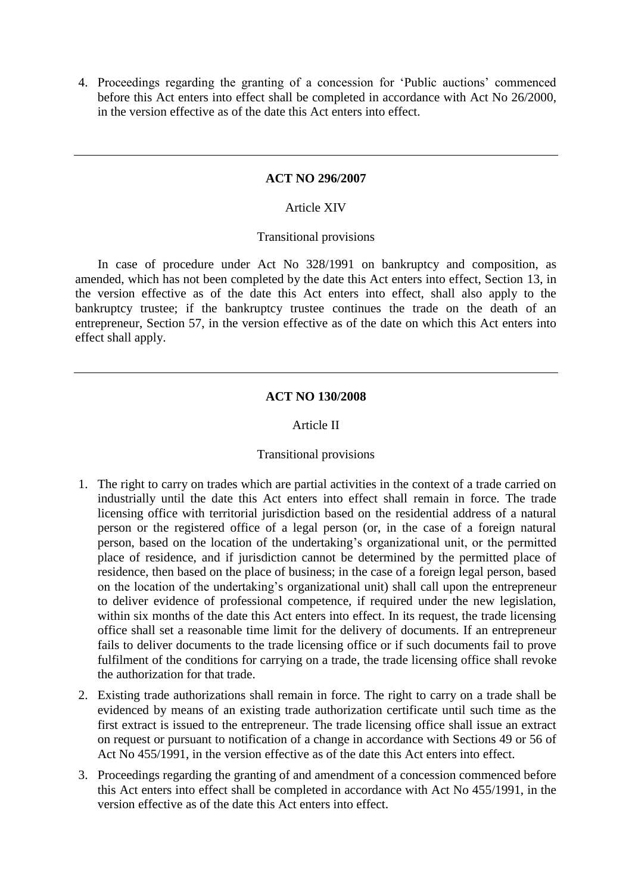4. Proceedings regarding the granting of a concession for 'Public auctions' commenced before this Act enters into effect shall be completed in accordance with Act No 26/2000, in the version effective as of the date this Act enters into effect.

---

**ACT NO 296/2007**

Article XIV

Transitional provisions

In case of procedure under Act No 328/1991 on bankruptcy and composition, as amended, which has not been completed by the date this Act enters into effect, Section 13, in the version effective as of the date this Act enters into effect, shall also apply to the bankruptcy trustee; if the bankruptcy trustee continues the trade on the death of an entrepreneur, Section 57, in the version effective as of the date on which this Act enters into effect shall apply.

---

**ACT NO 130/2008**

Article II

Transitional provisions

1. The right to carry on trades which are partial activities in the context of a trade carried on industrially until the date this Act enters into effect shall remain in force. The trade licensing office with territorial jurisdiction based on the residential address of a natural person or the registered office of a legal person (or, in the case of a foreign natural person, based on the location of the undertaking's organizational unit, or the permitted place of residence, and if jurisdiction cannot be determined by the permitted place of residence, then based on the place of business; in the case of a foreign legal person, based on the location of the undertaking's organizational unit) shall call upon the entrepreneur to deliver evidence of professional competence, if required under the new legislation, within six months of the date this Act enters into effect. In its request, the trade licensing office shall set a reasonable time limit for the delivery of documents. If an entrepreneur fails to deliver documents to the trade licensing office or if such documents fail to prove fulfilment of the conditions for carrying on a trade, the trade licensing office shall revoke the authorization for that trade.
2. Existing trade authorizations shall remain in force. The right to carry on a trade shall be evidenced by means of an existing trade authorization certificate until such time as the first extract is issued to the entrepreneur. The trade licensing office shall issue an extract on request or pursuant to notification of a change in accordance with Sections 49 or 56 of Act No 455/1991, in the version effective as of the date this Act enters into effect.
3. Proceedings regarding the granting of and amendment of a concession commenced before this Act enters into effect shall be completed in accordance with Act No 455/1991, in the version effective as of the date this Act enters into effect.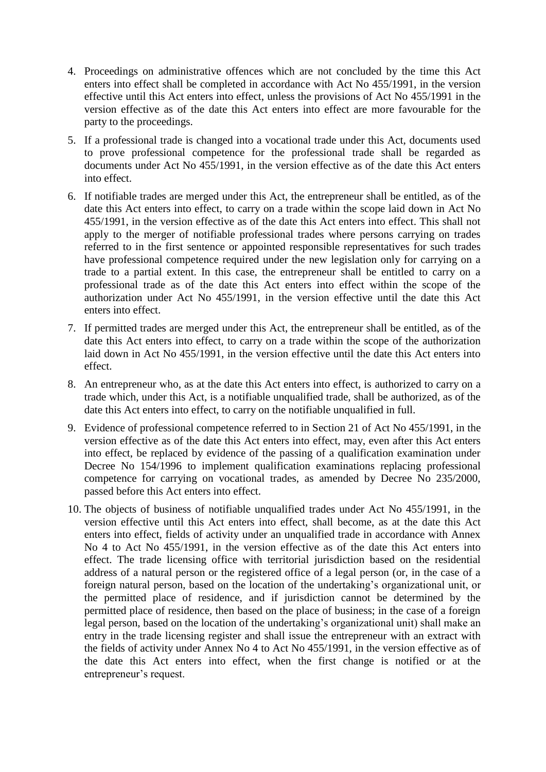4. Proceedings on administrative offences which are not concluded by the time this Act enters into effect shall be completed in accordance with Act No 455/1991, in the version effective until this Act enters into effect, unless the provisions of Act No 455/1991 in the version effective as of the date this Act enters into effect are more favourable for the party to the proceedings.

5. If a professional trade is changed into a vocational trade under this Act, documents used to prove professional competence for the professional trade shall be regarded as documents under Act No 455/1991, in the version effective as of the date this Act enters into effect.

6. If notifiable trades are merged under this Act, the entrepreneur shall be entitled, as of the date this Act enters into effect, to carry on a trade within the scope laid down in Act No 455/1991, in the version effective as of the date this Act enters into effect. This shall not apply to the merger of notifiable professional trades where persons carrying on trades referred to in the first sentence or appointed responsible representatives for such trades have professional competence required under the new legislation only for carrying on a trade to a partial extent. In this case, the entrepreneur shall be entitled to carry on a professional trade as of the date this Act enters into effect within the scope of the authorization under Act No 455/1991, in the version effective until the date this Act enters into effect.

7. If permitted trades are merged under this Act, the entrepreneur shall be entitled, as of the date this Act enters into effect, to carry on a trade within the scope of the authorization laid down in Act No 455/1991, in the version effective until the date this Act enters into effect.

8. An entrepreneur who, as at the date this Act enters into effect, is authorized to carry on a trade which, under this Act, is a notifiable unqualified trade, shall be authorized, as of the date this Act enters into effect, to carry on the notifiable unqualified in full.

9. Evidence of professional competence referred to in Section 21 of Act No 455/1991, in the version effective as of the date this Act enters into effect, may, even after this Act enters into effect, be replaced by evidence of the passing of a qualification examination under Decree No 154/1996 to implement qualification examinations replacing professional competence for carrying on vocational trades, as amended by Decree No 235/2000, passed before this Act enters into effect.

10. The objects of business of notifiable unqualified trades under Act No 455/1991, in the version effective until this Act enters into effect, shall become, as at the date this Act enters into effect, fields of activity under an unqualified trade in accordance with Annex No 4 to Act No 455/1991, in the version effective as of the date this Act enters into effect. The trade licensing office with territorial jurisdiction based on the residential address of a natural person or the registered office of a legal person (or, in the case of a foreign natural person, based on the location of the undertaking's organizational unit, or the permitted place of residence, and if jurisdiction cannot be determined by the permitted place of residence, then based on the place of business; in the case of a foreign legal person, based on the location of the undertaking's organizational unit) shall make an entry in the trade licensing register and shall issue the entrepreneur with an extract with the fields of activity under Annex No 4 to Act No 455/1991, in the version effective as of the date this Act enters into effect, when the first change is notified or at the entrepreneur's request.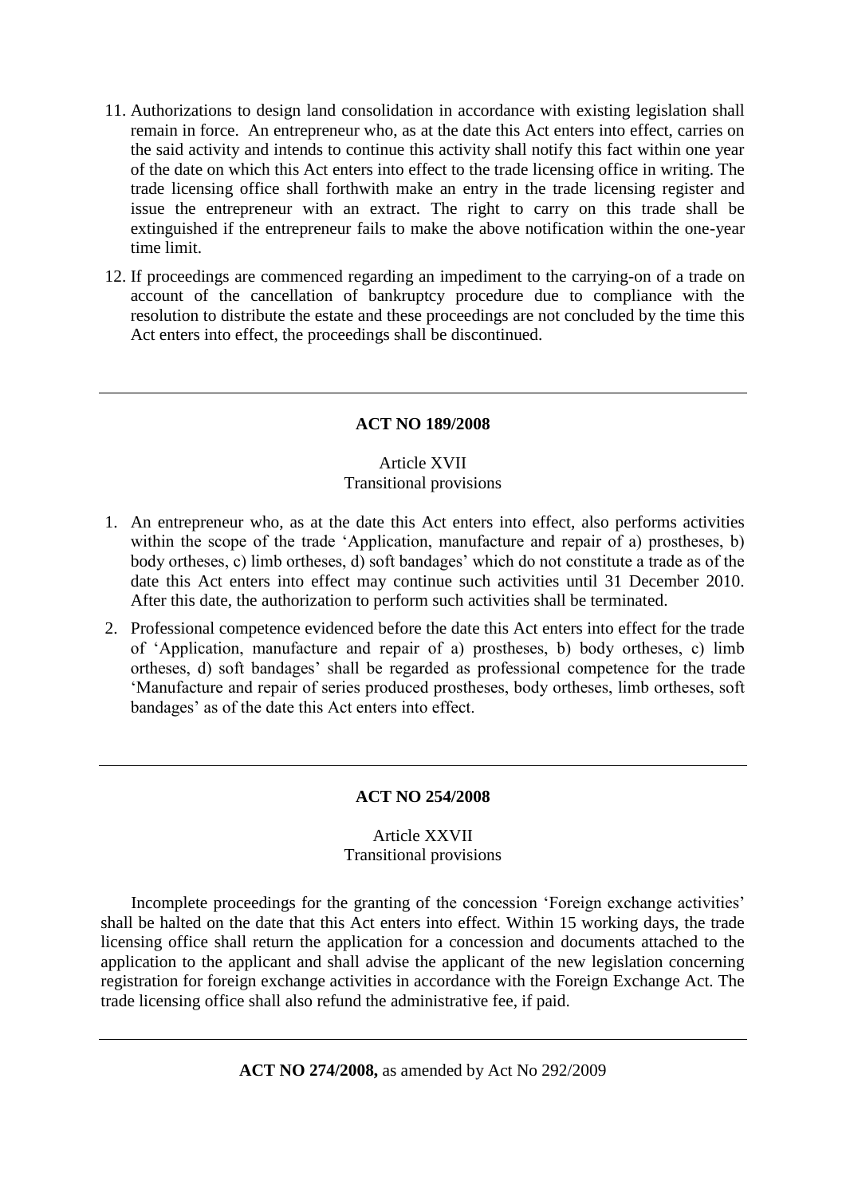11. Authorizations to design land consolidation in accordance with existing legislation shall remain in force. An entrepreneur who, as at the date this Act enters into effect, carries on the said activity and intends to continue this activity shall notify this fact within one year of the date on which this Act enters into effect to the trade licensing office in writing. The trade licensing office shall forthwith make an entry in the trade licensing register and issue the entrepreneur with an extract. The right to carry on this trade shall be extinguished if the entrepreneur fails to make the above notification within the one-year time limit.
12. If proceedings are commenced regarding an impediment to the carrying-on of a trade on account of the cancellation of bankruptcy procedure due to compliance with the resolution to distribute the estate and these proceedings are not concluded by the time this Act enters into effect, the proceedings shall be discontinued.

---

## ACT NO 189/2008

Article XVII
Transitional provisions

1. An entrepreneur who, as at the date this Act enters into effect, also performs activities within the scope of the trade 'Application, manufacture and repair of a) prostheses, b) body ortheses, c) limb ortheses, d) soft bandages' which do not constitute a trade as of the date this Act enters into effect may continue such activities until 31 December 2010. After this date, the authorization to perform such activities shall be terminated.
2. Professional competence evidenced before the date this Act enters into effect for the trade of 'Application, manufacture and repair of a) prostheses, b) body ortheses, c) limb ortheses, d) soft bandages' shall be regarded as professional competence for the trade 'Manufacture and repair of series produced prostheses, body ortheses, limb ortheses, soft bandages' as of the date this Act enters into effect.

---

## ACT NO 254/2008

Article XXVII
Transitional provisions

Incomplete proceedings for the granting of the concession 'Foreign exchange activities' shall be halted on the date that this Act enters into effect. Within 15 working days, the trade licensing office shall return the application for a concession and documents attached to the application to the applicant and shall advise the applicant of the new legislation concerning registration for foreign exchange activities in accordance with the Foreign Exchange Act. The trade licensing office shall also refund the administrative fee, if paid.

---

**ACT NO 274/2008,** as amended by Act No 292/2009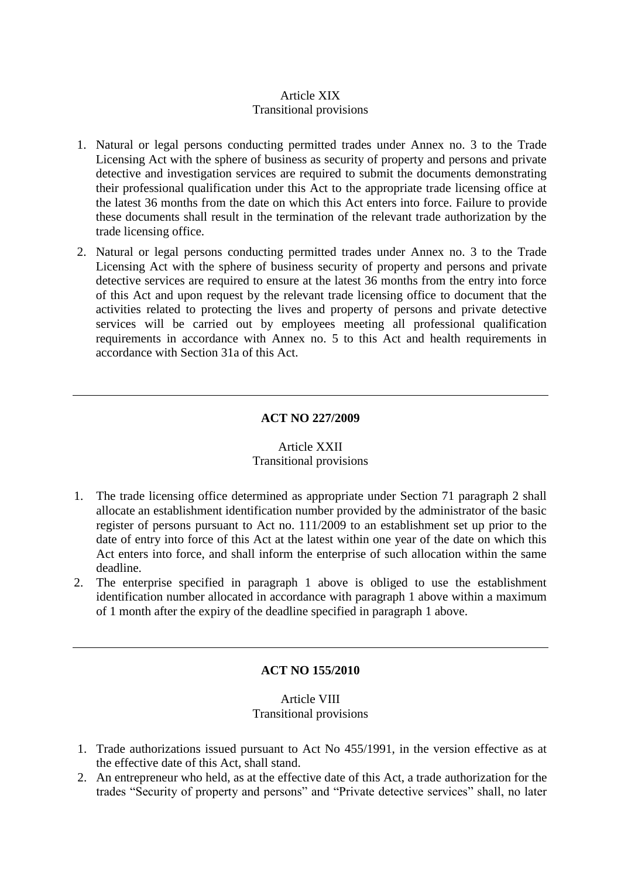Article XIX
Transitional provisions

1. Natural or legal persons conducting permitted trades under Annex no. 3 to the Trade Licensing Act with the sphere of business as security of property and persons and private detective and investigation services are required to submit the documents demonstrating their professional qualification under this Act to the appropriate trade licensing office at the latest 36 months from the date on which this Act enters into force. Failure to provide these documents shall result in the termination of the relevant trade authorization by the trade licensing office.
2. Natural or legal persons conducting permitted trades under Annex no. 3 to the Trade Licensing Act with the sphere of business security of property and persons and private detective services are required to ensure at the latest 36 months from the entry into force of this Act and upon request by the relevant trade licensing office to document that the activities related to protecting the lives and property of persons and private detective services will be carried out by employees meeting all professional qualification requirements in accordance with Annex no. 5 to this Act and health requirements in accordance with Section 31a of this Act.

---

**ACT NO 227/2009**

Article XXII
Transitional provisions

1. The trade licensing office determined as appropriate under Section 71 paragraph 2 shall allocate an establishment identification number provided by the administrator of the basic register of persons pursuant to Act no. 111/2009 to an establishment set up prior to the date of entry into force of this Act at the latest within one year of the date on which this Act enters into force, and shall inform the enterprise of such allocation within the same deadline.
2. The enterprise specified in paragraph 1 above is obliged to use the establishment identification number allocated in accordance with paragraph 1 above within a maximum of 1 month after the expiry of the deadline specified in paragraph 1 above.

---

**ACT NO 155/2010**

Article VIII
Transitional provisions

1. Trade authorizations issued pursuant to Act No 455/1991, in the version effective as at the effective date of this Act, shall stand.
2. An entrepreneur who held, as at the effective date of this Act, a trade authorization for the trades “Security of property and persons” and “Private detective services” shall, no later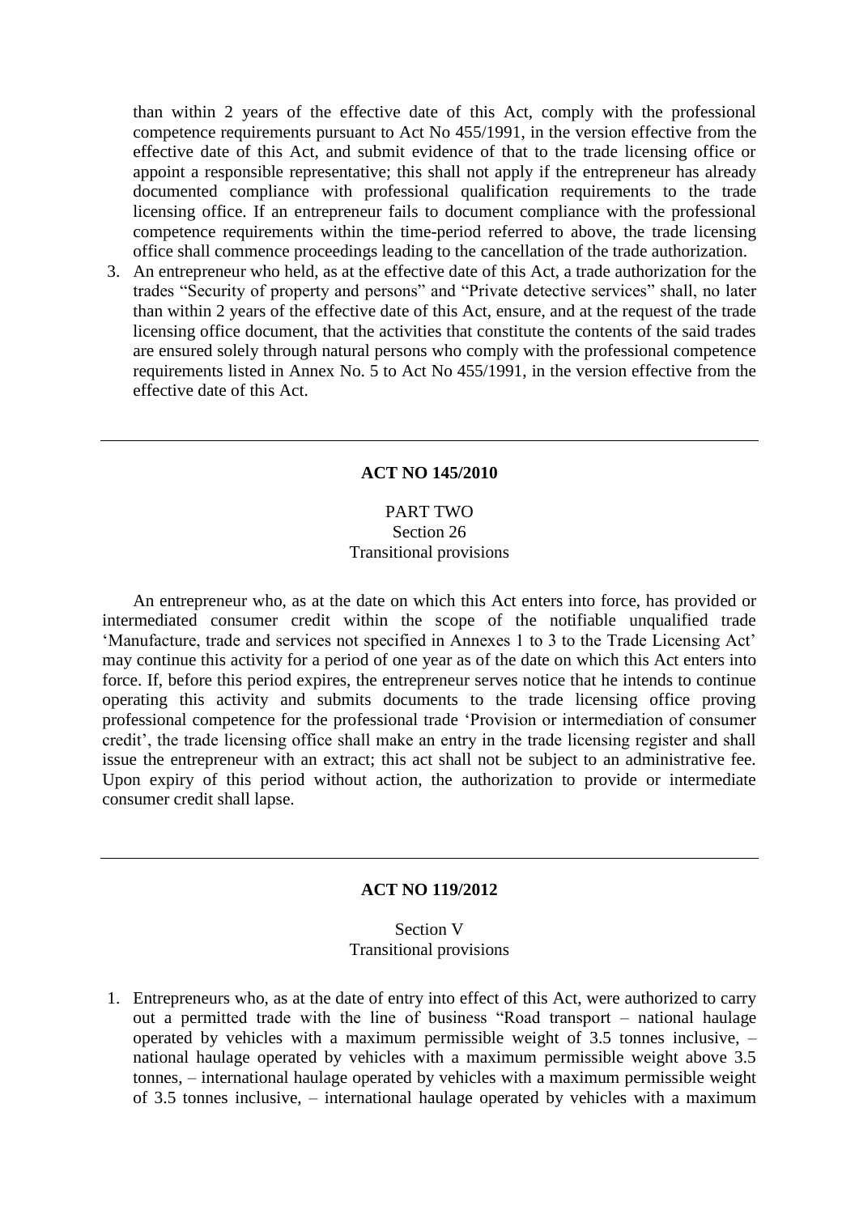than within 2 years of the effective date of this Act, comply with the professional competence requirements pursuant to Act No 455/1991, in the version effective from the effective date of this Act, and submit evidence of that to the trade licensing office or appoint a responsible representative; this shall not apply if the entrepreneur has already documented compliance with professional qualification requirements to the trade licensing office. If an entrepreneur fails to document compliance with the professional competence requirements within the time-period referred to above, the trade licensing office shall commence proceedings leading to the cancellation of the trade authorization.

3. An entrepreneur who held, as at the effective date of this Act, a trade authorization for the trades "Security of property and persons" and "Private detective services" shall, no later than within 2 years of the effective date of this Act, ensure, and at the request of the trade licensing office document, that the activities that constitute the contents of the said trades are ensured solely through natural persons who comply with the professional competence requirements listed in Annex No. 5 to Act No 455/1991, in the version effective from the effective date of this Act.

---

**ACT NO 145/2010**

PART TWO
Section 26
Transitional provisions

An entrepreneur who, as at the date on which this Act enters into force, has provided or intermediated consumer credit within the scope of the notifiable unqualified trade 'Manufacture, trade and services not specified in Annexes 1 to 3 to the Trade Licensing Act' may continue this activity for a period of one year as of the date on which this Act enters into force. If, before this period expires, the entrepreneur serves notice that he intends to continue operating this activity and submits documents to the trade licensing office proving professional competence for the professional trade 'Provision or intermediation of consumer credit', the trade licensing office shall make an entry in the trade licensing register and shall issue the entrepreneur with an extract; this act shall not be subject to an administrative fee. Upon expiry of this period without action, the authorization to provide or intermediate consumer credit shall lapse.

---

**ACT NO 119/2012**

Section V
Transitional provisions

1. Entrepreneurs who, as at the date of entry into effect of this Act, were authorized to carry out a permitted trade with the line of business "Road transport – national haulage operated by vehicles with a maximum permissible weight of 3.5 tonnes inclusive, – national haulage operated by vehicles with a maximum permissible weight above 3.5 tonnes, – international haulage operated by vehicles with a maximum permissible weight of 3.5 tonnes inclusive, – international haulage operated by vehicles with a maximum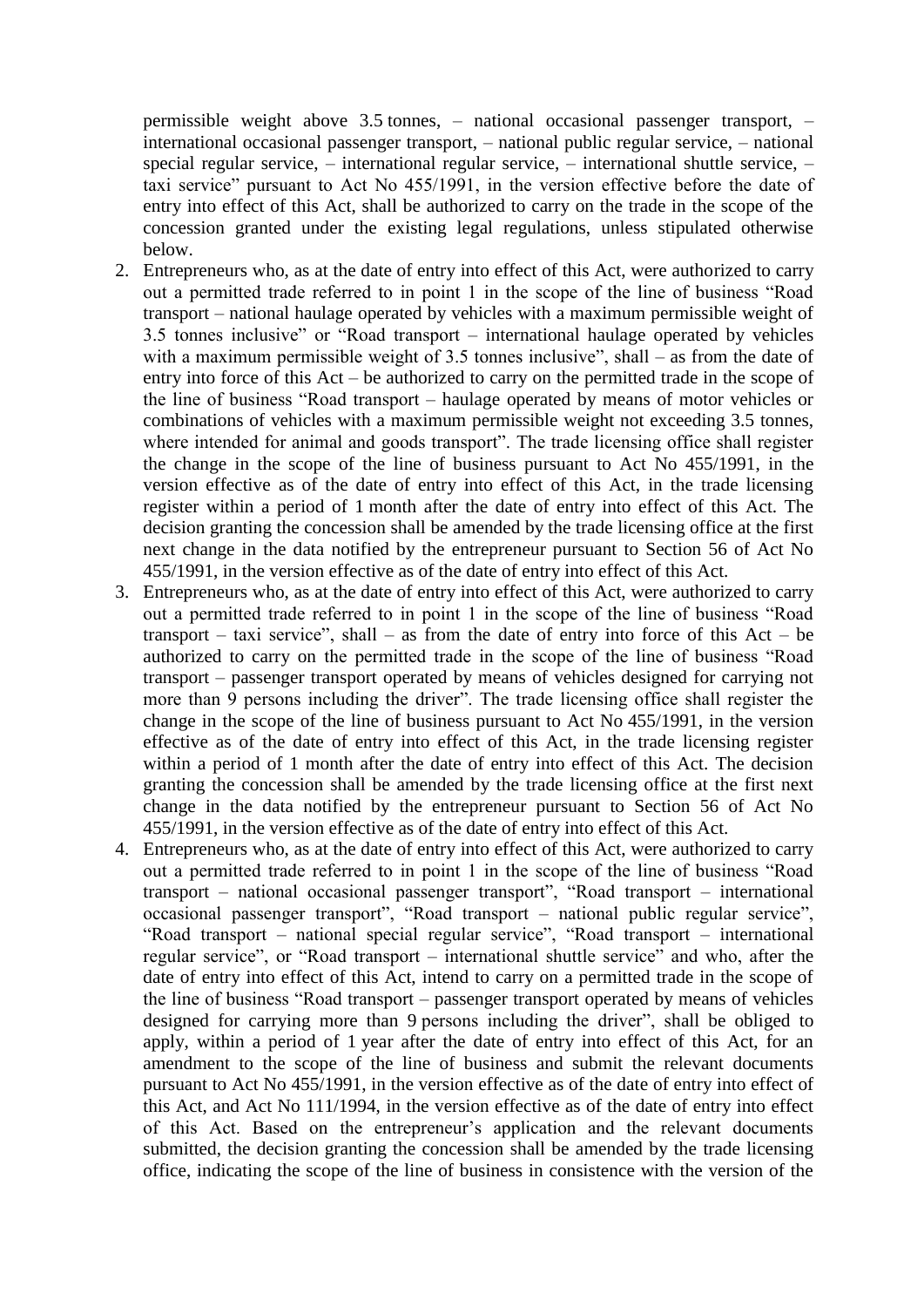permissible weight above 3.5 tonnes, – national occasional passenger transport, – international occasional passenger transport, – national public regular service, – national special regular service, – international regular service, – international shuttle service, – taxi service" pursuant to Act No 455/1991, in the version effective before the date of entry into effect of this Act, shall be authorized to carry on the trade in the scope of the concession granted under the existing legal regulations, unless stipulated otherwise below.

2. Entrepreneurs who, as at the date of entry into effect of this Act, were authorized to carry out a permitted trade referred to in point 1 in the scope of the line of business "Road transport – national haulage operated by vehicles with a maximum permissible weight of 3.5 tonnes inclusive" or "Road transport – international haulage operated by vehicles with a maximum permissible weight of 3.5 tonnes inclusive", shall – as from the date of entry into force of this Act – be authorized to carry on the permitted trade in the scope of the line of business "Road transport – haulage operated by means of motor vehicles or combinations of vehicles with a maximum permissible weight not exceeding 3.5 tonnes, where intended for animal and goods transport". The trade licensing office shall register the change in the scope of the line of business pursuant to Act No 455/1991, in the version effective as of the date of entry into effect of this Act, in the trade licensing register within a period of 1 month after the date of entry into effect of this Act. The decision granting the concession shall be amended by the trade licensing office at the first next change in the data notified by the entrepreneur pursuant to Section 56 of Act No 455/1991, in the version effective as of the date of entry into effect of this Act.
3. Entrepreneurs who, as at the date of entry into effect of this Act, were authorized to carry out a permitted trade referred to in point 1 in the scope of the line of business "Road transport – taxi service", shall – as from the date of entry into force of this Act – be authorized to carry on the permitted trade in the scope of the line of business "Road transport – passenger transport operated by means of vehicles designed for carrying not more than 9 persons including the driver". The trade licensing office shall register the change in the scope of the line of business pursuant to Act No 455/1991, in the version effective as of the date of entry into effect of this Act, in the trade licensing register within a period of 1 month after the date of entry into effect of this Act. The decision granting the concession shall be amended by the trade licensing office at the first next change in the data notified by the entrepreneur pursuant to Section 56 of Act No 455/1991, in the version effective as of the date of entry into effect of this Act.
4. Entrepreneurs who, as at the date of entry into effect of this Act, were authorized to carry out a permitted trade referred to in point 1 in the scope of the line of business "Road transport – national occasional passenger transport", "Road transport – international occasional passenger transport", "Road transport – national public regular service", "Road transport – national special regular service", "Road transport – international regular service", or "Road transport – international shuttle service" and who, after the date of entry into effect of this Act, intend to carry on a permitted trade in the scope of the line of business "Road transport – passenger transport operated by means of vehicles designed for carrying more than 9 persons including the driver", shall be obliged to apply, within a period of 1 year after the date of entry into effect of this Act, for an amendment to the scope of the line of business and submit the relevant documents pursuant to Act No 455/1991, in the version effective as of the date of entry into effect of this Act, and Act No 111/1994, in the version effective as of the date of entry into effect of this Act. Based on the entrepreneur's application and the relevant documents submitted, the decision granting the concession shall be amended by the trade licensing office, indicating the scope of the line of business in consistence with the version of the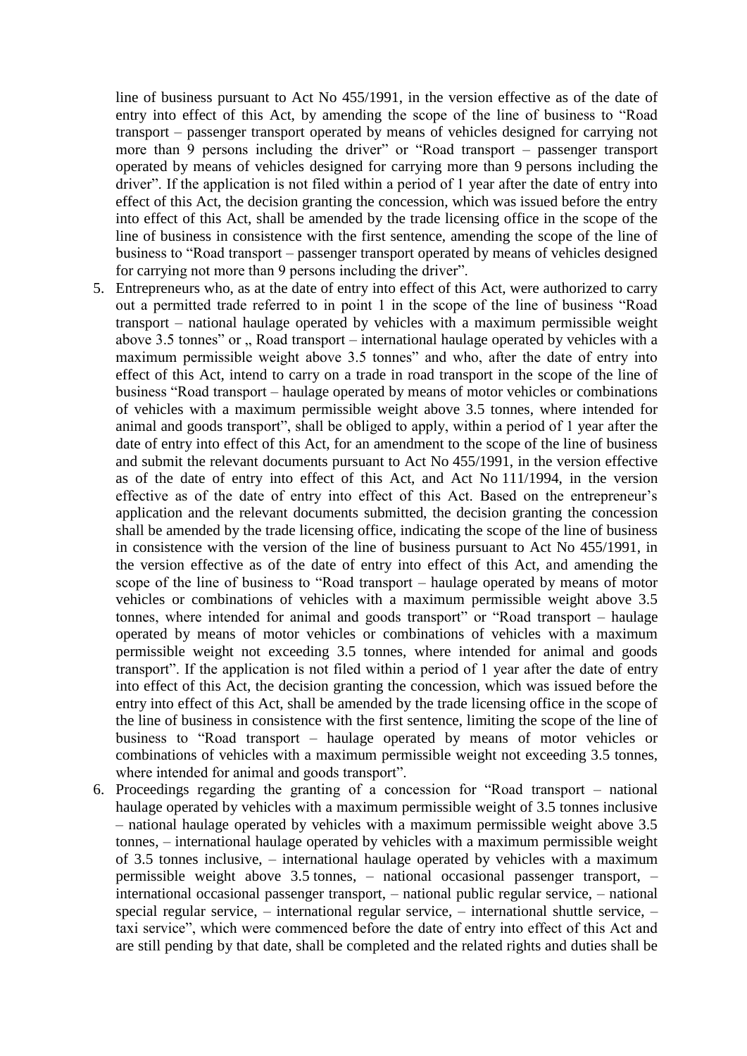line of business pursuant to Act No 455/1991, in the version effective as of the date of entry into effect of this Act, by amending the scope of the line of business to "Road transport – passenger transport operated by means of vehicles designed for carrying not more than 9 persons including the driver" or "Road transport – passenger transport operated by means of vehicles designed for carrying more than 9 persons including the driver". If the application is not filed within a period of 1 year after the date of entry into effect of this Act, the decision granting the concession, which was issued before the entry into effect of this Act, shall be amended by the trade licensing office in the scope of the line of business in consistence with the first sentence, amending the scope of the line of business to "Road transport – passenger transport operated by means of vehicles designed for carrying not more than 9 persons including the driver".

5. Entrepreneurs who, as at the date of entry into effect of this Act, were authorized to carry out a permitted trade referred to in point 1 in the scope of the line of business "Road transport – national haulage operated by vehicles with a maximum permissible weight above 3.5 tonnes" or „ Road transport – international haulage operated by vehicles with a maximum permissible weight above 3.5 tonnes" and who, after the date of entry into effect of this Act, intend to carry on a trade in road transport in the scope of the line of business "Road transport – haulage operated by means of motor vehicles or combinations of vehicles with a maximum permissible weight above 3.5 tonnes, where intended for animal and goods transport", shall be obliged to apply, within a period of 1 year after the date of entry into effect of this Act, for an amendment to the scope of the line of business and submit the relevant documents pursuant to Act No 455/1991, in the version effective as of the date of entry into effect of this Act, and Act No 111/1994, in the version effective as of the date of entry into effect of this Act. Based on the entrepreneur's application and the relevant documents submitted, the decision granting the concession shall be amended by the trade licensing office, indicating the scope of the line of business in consistence with the version of the line of business pursuant to Act No 455/1991, in the version effective as of the date of entry into effect of this Act, and amending the scope of the line of business to "Road transport – haulage operated by means of motor vehicles or combinations of vehicles with a maximum permissible weight above 3.5 tonnes, where intended for animal and goods transport" or "Road transport – haulage operated by means of motor vehicles or combinations of vehicles with a maximum permissible weight not exceeding 3.5 tonnes, where intended for animal and goods transport". If the application is not filed within a period of 1 year after the date of entry into effect of this Act, the decision granting the concession, which was issued before the entry into effect of this Act, shall be amended by the trade licensing office in the scope of the line of business in consistence with the first sentence, limiting the scope of the line of business to "Road transport – haulage operated by means of motor vehicles or combinations of vehicles with a maximum permissible weight not exceeding 3.5 tonnes, where intended for animal and goods transport".

6. Proceedings regarding the granting of a concession for "Road transport – national haulage operated by vehicles with a maximum permissible weight of 3.5 tonnes inclusive – national haulage operated by vehicles with a maximum permissible weight above 3.5 tonnes, – international haulage operated by vehicles with a maximum permissible weight of 3.5 tonnes inclusive, – international haulage operated by vehicles with a maximum permissible weight above 3.5 tonnes, – national occasional passenger transport, – international occasional passenger transport, – national public regular service, – national special regular service, – international regular service, – international shuttle service, – taxi service", which were commenced before the date of entry into effect of this Act and are still pending by that date, shall be completed and the related rights and duties shall be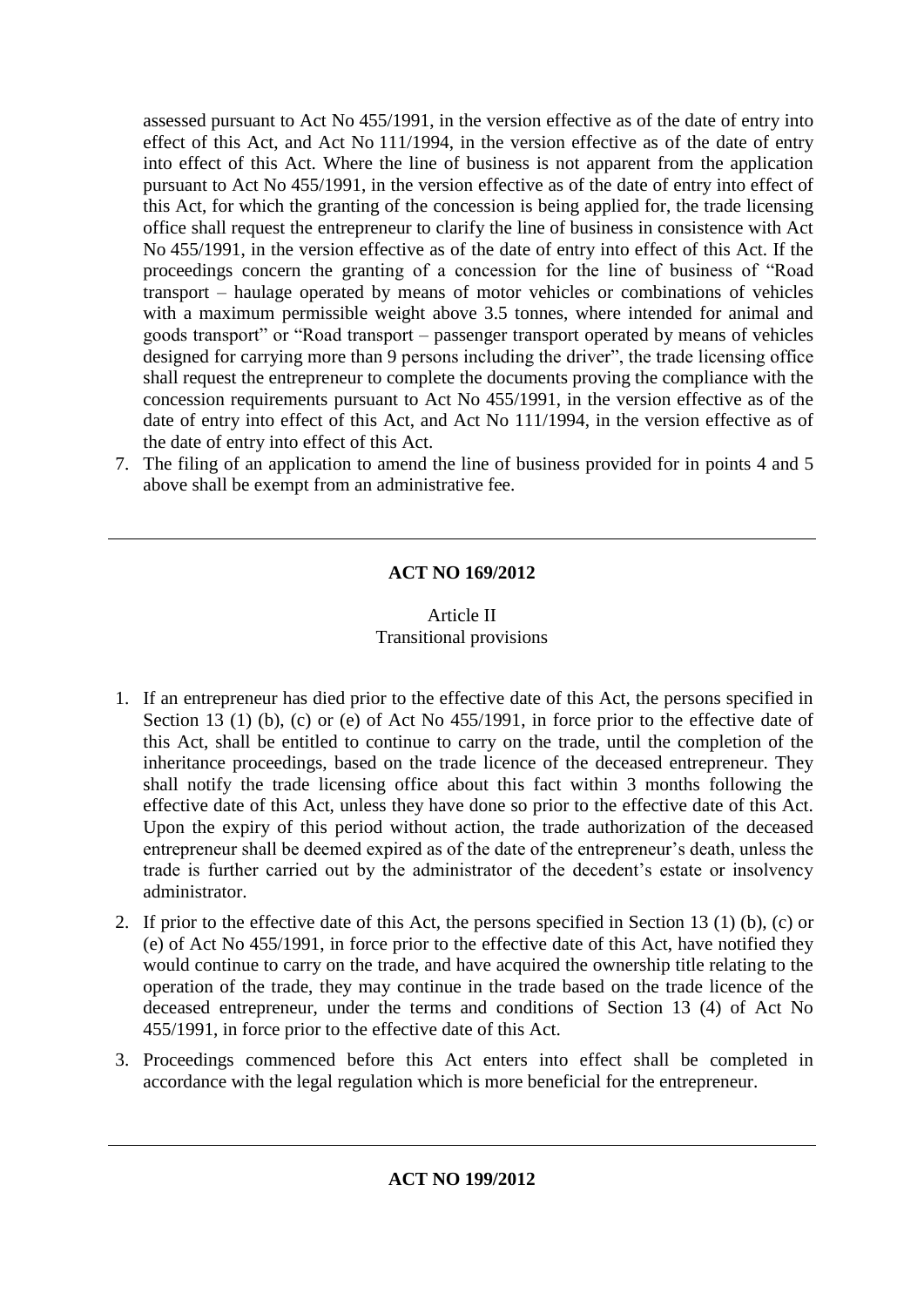assessed pursuant to Act No 455/1991, in the version effective as of the date of entry into effect of this Act, and Act No 111/1994, in the version effective as of the date of entry into effect of this Act. Where the line of business is not apparent from the application pursuant to Act No 455/1991, in the version effective as of the date of entry into effect of this Act, for which the granting of the concession is being applied for, the trade licensing office shall request the entrepreneur to clarify the line of business in consistence with Act No 455/1991, in the version effective as of the date of entry into effect of this Act. If the proceedings concern the granting of a concession for the line of business of "Road transport – haulage operated by means of motor vehicles or combinations of vehicles with a maximum permissible weight above 3.5 tonnes, where intended for animal and goods transport" or "Road transport – passenger transport operated by means of vehicles designed for carrying more than 9 persons including the driver", the trade licensing office shall request the entrepreneur to complete the documents proving the compliance with the concession requirements pursuant to Act No 455/1991, in the version effective as of the date of entry into effect of this Act, and Act No 111/1994, in the version effective as of the date of entry into effect of this Act.

7. The filing of an application to amend the line of business provided for in points 4 and 5 above shall be exempt from an administrative fee.

---

## ACT NO 169/2012

Article II
Transitional provisions

1. If an entrepreneur has died prior to the effective date of this Act, the persons specified in Section 13 (1) (b), (c) or (e) of Act No 455/1991, in force prior to the effective date of this Act, shall be entitled to continue to carry on the trade, until the completion of the inheritance proceedings, based on the trade licence of the deceased entrepreneur. They shall notify the trade licensing office about this fact within 3 months following the effective date of this Act, unless they have done so prior to the effective date of this Act. Upon the expiry of this period without action, the trade authorization of the deceased entrepreneur shall be deemed expired as of the date of the entrepreneur's death, unless the trade is further carried out by the administrator of the decedent's estate or insolvency administrator.
2. If prior to the effective date of this Act, the persons specified in Section 13 (1) (b), (c) or (e) of Act No 455/1991, in force prior to the effective date of this Act, have notified they would continue to carry on the trade, and have acquired the ownership title relating to the operation of the trade, they may continue in the trade based on the trade licence of the deceased entrepreneur, under the terms and conditions of Section 13 (4) of Act No 455/1991, in force prior to the effective date of this Act.
3. Proceedings commenced before this Act enters into effect shall be completed in accordance with the legal regulation which is more beneficial for the entrepreneur.

---

## ACT NO 199/2012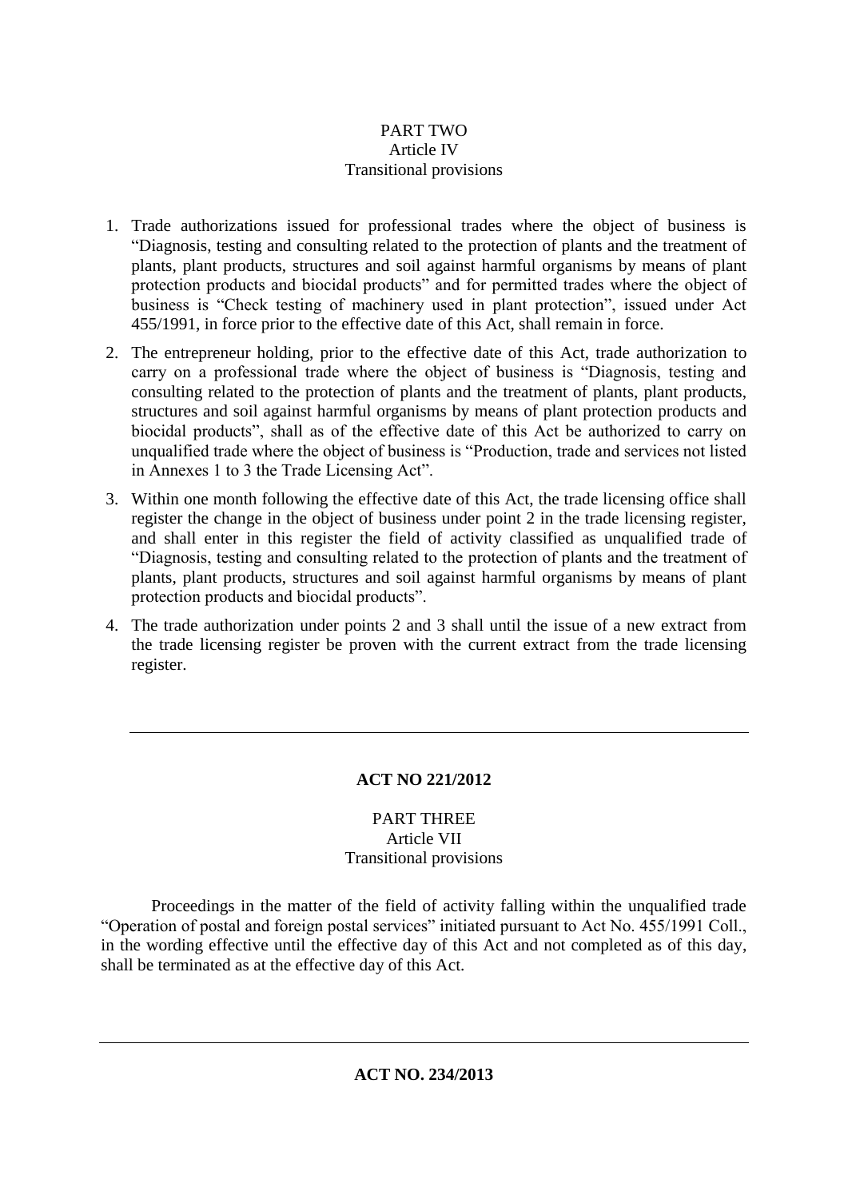PART TWO
Article IV
Transitional provisions

1. Trade authorizations issued for professional trades where the object of business is "Diagnosis, testing and consulting related to the protection of plants and the treatment of plants, plant products, structures and soil against harmful organisms by means of plant protection products and biocidal products" and for permitted trades where the object of business is "Check testing of machinery used in plant protection", issued under Act 455/1991, in force prior to the effective date of this Act, shall remain in force.
2. The entrepreneur holding, prior to the effective date of this Act, trade authorization to carry on a professional trade where the object of business is "Diagnosis, testing and consulting related to the protection of plants and the treatment of plants, plant products, structures and soil against harmful organisms by means of plant protection products and biocidal products", shall as of the effective date of this Act be authorized to carry on unqualified trade where the object of business is "Production, trade and services not listed in Annexes 1 to 3 the Trade Licensing Act".
3. Within one month following the effective date of this Act, the trade licensing office shall register the change in the object of business under point 2 in the trade licensing register, and shall enter in this register the field of activity classified as unqualified trade of "Diagnosis, testing and consulting related to the protection of plants and the treatment of plants, plant products, structures and soil against harmful organisms by means of plant protection products and biocidal products".
4. The trade authorization under points 2 and 3 shall until the issue of a new extract from the trade licensing register be proven with the current extract from the trade licensing register.

---

**ACT NO 221/2012**

PART THREE
Article VII
Transitional provisions

Proceedings in the matter of the field of activity falling within the unqualified trade "Operation of postal and foreign postal services" initiated pursuant to Act No. 455/1991 Coll., in the wording effective until the effective day of this Act and not completed as of this day, shall be terminated as at the effective day of this Act.

---

**ACT NO. 234/2013**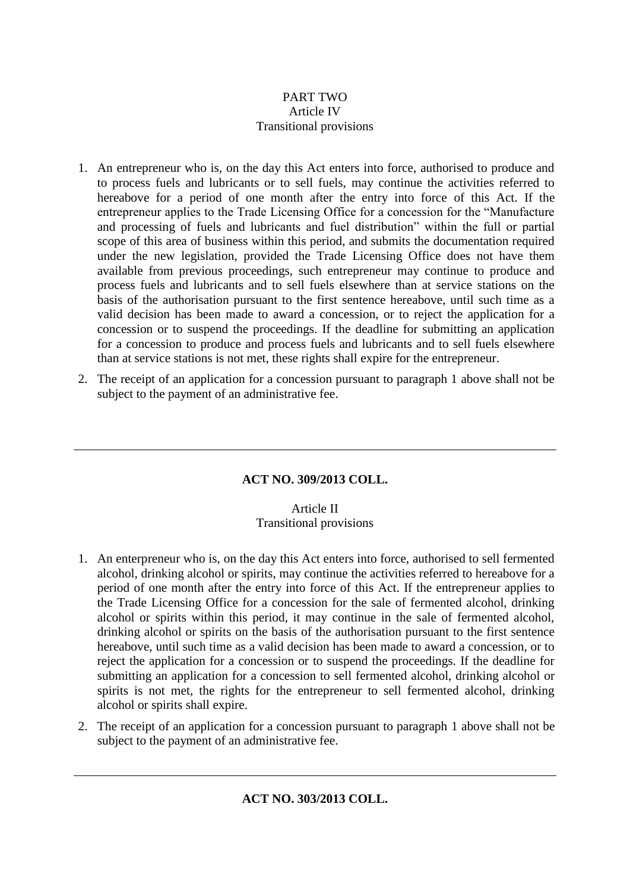PART TWO
Article IV
Transitional provisions

1. An entrepreneur who is, on the day this Act enters into force, authorised to produce and to process fuels and lubricants or to sell fuels, may continue the activities referred to hereabove for a period of one month after the entry into force of this Act. If the entrepreneur applies to the Trade Licensing Office for a concession for the "Manufacture and processing of fuels and lubricants and fuel distribution" within the full or partial scope of this area of business within this period, and submits the documentation required under the new legislation, provided the Trade Licensing Office does not have them available from previous proceedings, such entrepreneur may continue to produce and process fuels and lubricants and to sell fuels elsewhere than at service stations on the basis of the authorisation pursuant to the first sentence hereabove, until such time as a valid decision has been made to award a concession, or to reject the application for a concession or to suspend the proceedings. If the deadline for submitting an application for a concession to produce and process fuels and lubricants and to sell fuels elsewhere than at service stations is not met, these rights shall expire for the entrepreneur.
2. The receipt of an application for a concession pursuant to paragraph 1 above shall not be subject to the payment of an administrative fee.

---

**ACT NO. 309/2013 COLL.**

Article II
Transitional provisions

1. An enterpreneur who is, on the day this Act enters into force, authorised to sell fermented alcohol, drinking alcohol or spirits, may continue the activities referred to hereabove for a period of one month after the entry into force of this Act. If the entrepreneur applies to the Trade Licensing Office for a concession for the sale of fermented alcohol, drinking alcohol or spirits within this period, it may continue in the sale of fermented alcohol, drinking alcohol or spirits on the basis of the authorisation pursuant to the first sentence hereabove, until such time as a valid decision has been made to award a concession, or to reject the application for a concession or to suspend the proceedings. If the deadline for submitting an application for a concession to sell fermented alcohol, drinking alcohol or spirits is not met, the rights for the entrepreneur to sell fermented alcohol, drinking alcohol or spirits shall expire.
2. The receipt of an application for a concession pursuant to paragraph 1 above shall not be subject to the payment of an administrative fee.

---

**ACT NO. 303/2013 COLL.**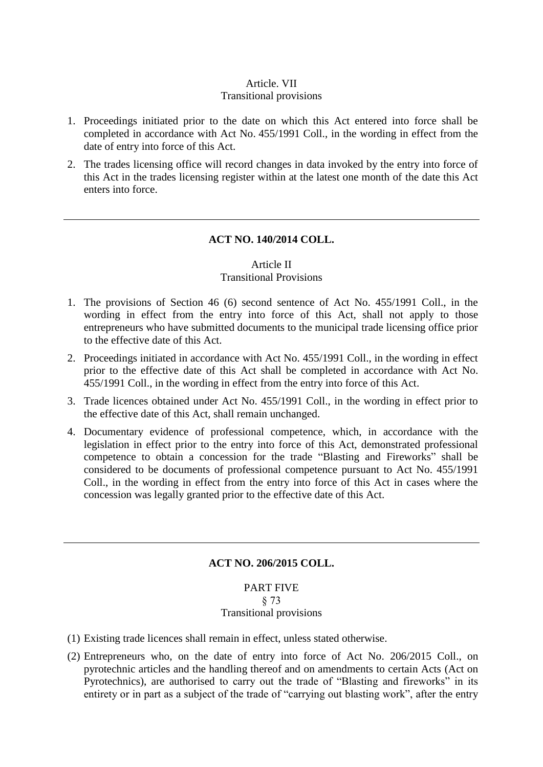Article. VII
Transitional provisions

1. Proceedings initiated prior to the date on which this Act entered into force shall be completed in accordance with Act No. 455/1991 Coll., in the wording in effect from the date of entry into force of this Act.
2. The trades licensing office will record changes in data invoked by the entry into force of this Act in the trades licensing register within at the latest one month of the date this Act enters into force.

---

**ACT NO. 140/2014 COLL.**

Article II
Transitional Provisions

1. The provisions of Section 46 (6) second sentence of Act No. 455/1991 Coll., in the wording in effect from the entry into force of this Act, shall not apply to those entrepreneurs who have submitted documents to the municipal trade licensing office prior to the effective date of this Act.
2. Proceedings initiated in accordance with Act No. 455/1991 Coll., in the wording in effect prior to the effective date of this Act shall be completed in accordance with Act No. 455/1991 Coll., in the wording in effect from the entry into force of this Act.
3. Trade licences obtained under Act No. 455/1991 Coll., in the wording in effect prior to the effective date of this Act, shall remain unchanged.
4. Documentary evidence of professional competence, which, in accordance with the legislation in effect prior to the entry into force of this Act, demonstrated professional competence to obtain a concession for the trade "Blasting and Fireworks" shall be considered to be documents of professional competence pursuant to Act No. 455/1991 Coll., in the wording in effect from the entry into force of this Act in cases where the concession was legally granted prior to the effective date of this Act.

---

**ACT NO. 206/2015 COLL.**

PART FIVE
§ 73
Transitional provisions

(1) Existing trade licences shall remain in effect, unless stated otherwise.

(2) Entrepreneurs who, on the date of entry into force of Act No. 206/2015 Coll., on pyrotechnic articles and the handling thereof and on amendments to certain Acts (Act on Pyrotechnics), are authorised to carry out the trade of "Blasting and fireworks" in its entirety or in part as a subject of the trade of "carrying out blasting work", after the entry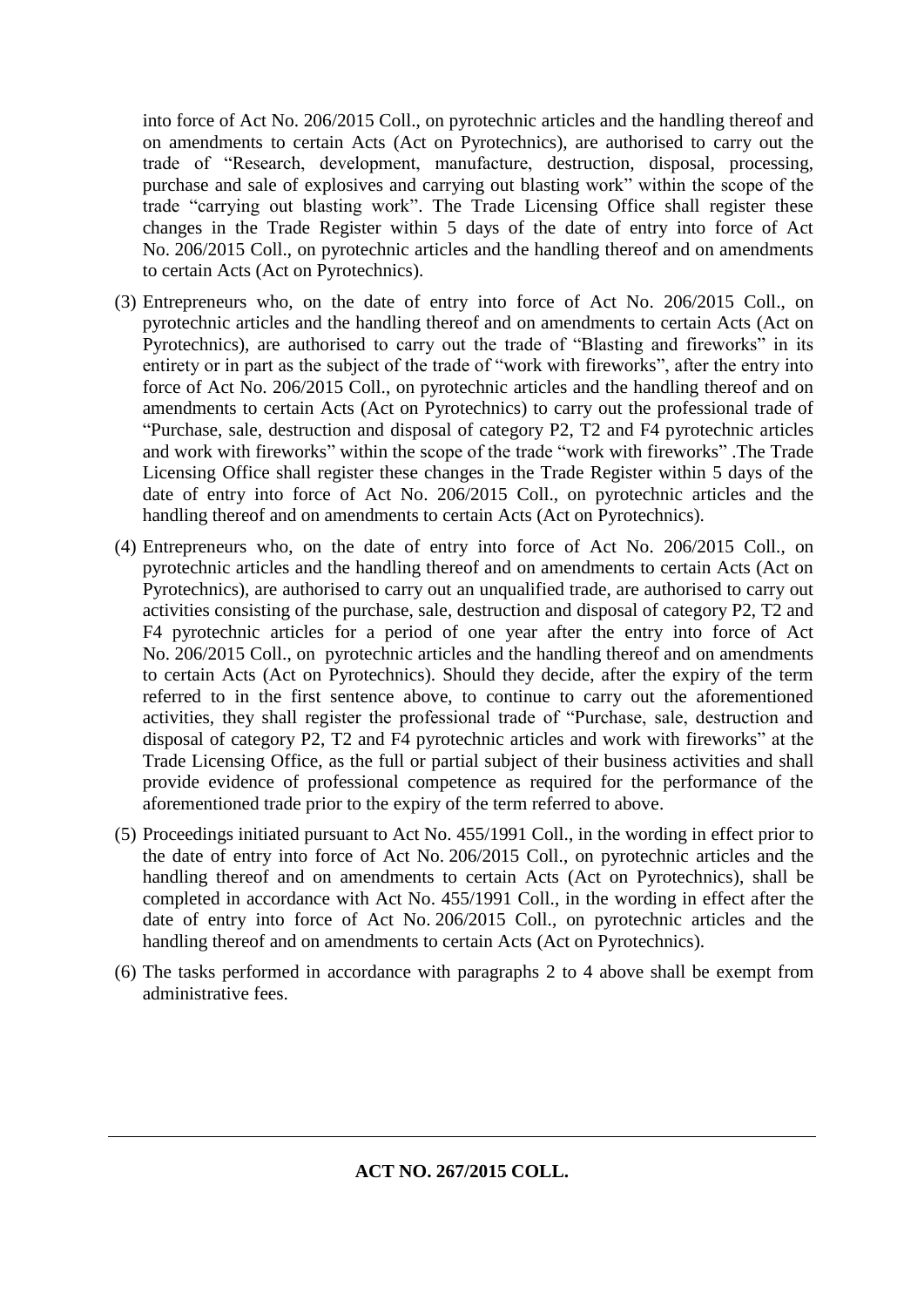into force of Act No. 206/2015 Coll., on pyrotechnic articles and the handling thereof and on amendments to certain Acts (Act on Pyrotechnics), are authorised to carry out the trade of "Research, development, manufacture, destruction, disposal, processing, purchase and sale of explosives and carrying out blasting work" within the scope of the trade "carrying out blasting work". The Trade Licensing Office shall register these changes in the Trade Register within 5 days of the date of entry into force of Act No. 206/2015 Coll., on pyrotechnic articles and the handling thereof and on amendments to certain Acts (Act on Pyrotechnics).

(3) Entrepreneurs who, on the date of entry into force of Act No. 206/2015 Coll., on pyrotechnic articles and the handling thereof and on amendments to certain Acts (Act on Pyrotechnics), are authorised to carry out the trade of "Blasting and fireworks" in its entirety or in part as the subject of the trade of "work with fireworks", after the entry into force of Act No. 206/2015 Coll., on pyrotechnic articles and the handling thereof and on amendments to certain Acts (Act on Pyrotechnics) to carry out the professional trade of "Purchase, sale, destruction and disposal of category P2, T2 and F4 pyrotechnic articles and work with fireworks" within the scope of the trade "work with fireworks" .The Trade Licensing Office shall register these changes in the Trade Register within 5 days of the date of entry into force of Act No. 206/2015 Coll., on pyrotechnic articles and the handling thereof and on amendments to certain Acts (Act on Pyrotechnics).

(4) Entrepreneurs who, on the date of entry into force of Act No. 206/2015 Coll., on pyrotechnic articles and the handling thereof and on amendments to certain Acts (Act on Pyrotechnics), are authorised to carry out an unqualified trade, are authorised to carry out activities consisting of the purchase, sale, destruction and disposal of category P2, T2 and F4 pyrotechnic articles for a period of one year after the entry into force of Act No. 206/2015 Coll., on pyrotechnic articles and the handling thereof and on amendments to certain Acts (Act on Pyrotechnics). Should they decide, after the expiry of the term referred to in the first sentence above, to continue to carry out the aforementioned activities, they shall register the professional trade of "Purchase, sale, destruction and disposal of category P2, T2 and F4 pyrotechnic articles and work with fireworks" at the Trade Licensing Office, as the full or partial subject of their business activities and shall provide evidence of professional competence as required for the performance of the aforementioned trade prior to the expiry of the term referred to above.

(5) Proceedings initiated pursuant to Act No. 455/1991 Coll., in the wording in effect prior to the date of entry into force of Act No. 206/2015 Coll., on pyrotechnic articles and the handling thereof and on amendments to certain Acts (Act on Pyrotechnics), shall be completed in accordance with Act No. 455/1991 Coll., in the wording in effect after the date of entry into force of Act No. 206/2015 Coll., on pyrotechnic articles and the handling thereof and on amendments to certain Acts (Act on Pyrotechnics).

(6) The tasks performed in accordance with paragraphs 2 to 4 above shall be exempt from administrative fees.

---

**ACT NO. 267/2015 COLL.**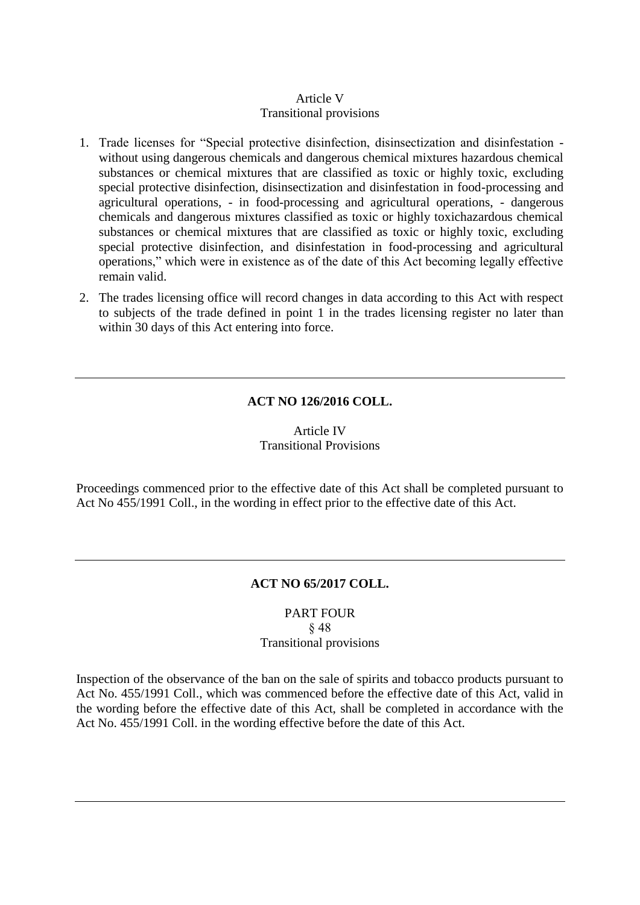Article V
Transitional provisions

1. Trade licenses for "Special protective disinfection, disinsectization and disinfestation - without using dangerous chemicals and dangerous chemical mixtures hazardous chemical substances or chemical mixtures that are classified as toxic or highly toxic, excluding special protective disinfection, disinsectization and disinfestation in food-processing and agricultural operations, - in food-processing and agricultural operations, - dangerous chemicals and dangerous mixtures classified as toxic or highly toxichazardous chemical substances or chemical mixtures that are classified as toxic or highly toxic, excluding special protective disinfection, and disinfestation in food-processing and agricultural operations," which were in existence as of the date of this Act becoming legally effective remain valid.
2. The trades licensing office will record changes in data according to this Act with respect to subjects of the trade defined in point 1 in the trades licensing register no later than within 30 days of this Act entering into force.

---

**ACT NO 126/2016 COLL.**

Article IV
Transitional Provisions

Proceedings commenced prior to the effective date of this Act shall be completed pursuant to Act No 455/1991 Coll., in the wording in effect prior to the effective date of this Act.

---

**ACT NO 65/2017 COLL.**

PART FOUR
§ 48
Transitional provisions

Inspection of the observance of the ban on the sale of spirits and tobacco products pursuant to Act No. 455/1991 Coll., which was commenced before the effective date of this Act, valid in the wording before the effective date of this Act, shall be completed in accordance with the Act No. 455/1991 Coll. in the wording effective before the date of this Act.

---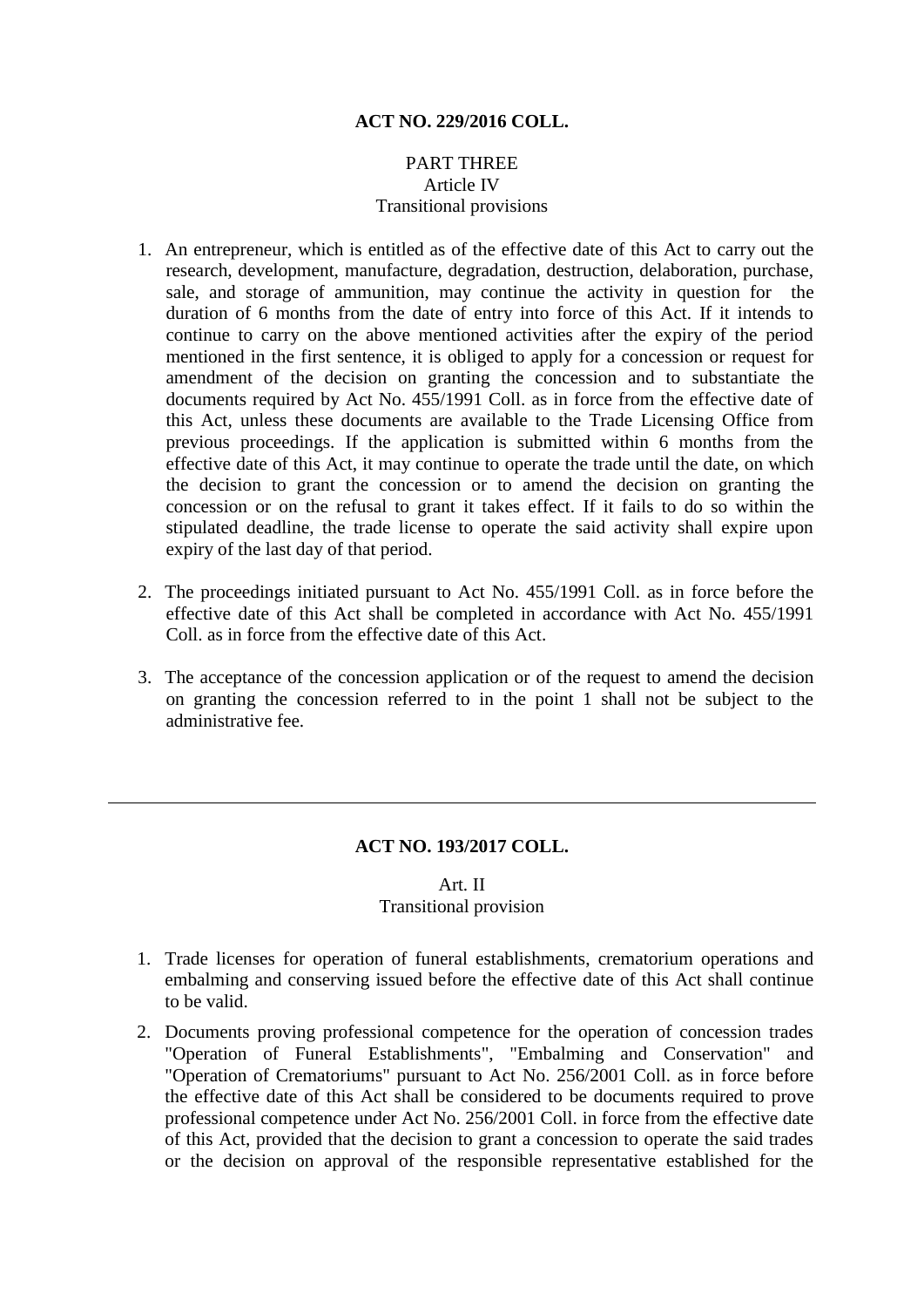## ACT NO. 229/2016 COLL.

PART THREE
Article IV
Transitional provisions

1. An entrepreneur, which is entitled as of the effective date of this Act to carry out the research, development, manufacture, degradation, destruction, delaboration, purchase, sale, and storage of ammunition, may continue the activity in question for the duration of 6 months from the date of entry into force of this Act. If it intends to continue to carry on the above mentioned activities after the expiry of the period mentioned in the first sentence, it is obliged to apply for a concession or request for amendment of the decision on granting the concession and to substantiate the documents required by Act No. 455/1991 Coll. as in force from the effective date of this Act, unless these documents are available to the Trade Licensing Office from previous proceedings. If the application is submitted within 6 months from the effective date of this Act, it may continue to operate the trade until the date, on which the decision to grant the concession or to amend the decision on granting the concession or on the refusal to grant it takes effect. If it fails to do so within the stipulated deadline, the trade license to operate the said activity shall expire upon expiry of the last day of that period.

2. The proceedings initiated pursuant to Act No. 455/1991 Coll. as in force before the effective date of this Act shall be completed in accordance with Act No. 455/1991 Coll. as in force from the effective date of this Act.

3. The acceptance of the concession application or of the request to amend the decision on granting the concession referred to in the point 1 shall not be subject to the administrative fee.

---

## ACT NO. 193/2017 COLL.

Art. II
Transitional provision

1. Trade licenses for operation of funeral establishments, crematorium operations and embalming and conserving issued before the effective date of this Act shall continue to be valid.

2. Documents proving professional competence for the operation of concession trades "Operation of Funeral Establishments", "Embalming and Conservation" and "Operation of Crematoriums" pursuant to Act No. 256/2001 Coll. as in force before the effective date of this Act shall be considered to be documents required to prove professional competence under Act No. 256/2001 Coll. in force from the effective date of this Act, provided that the decision to grant a concession to operate the said trades or the decision on approval of the responsible representative established for the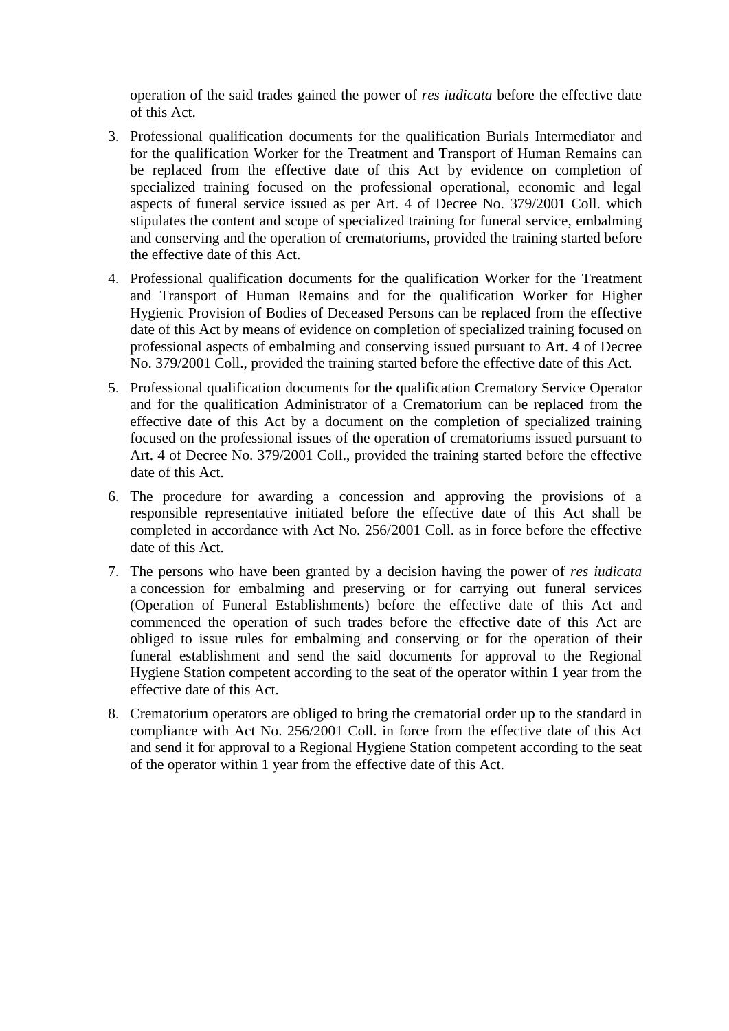operation of the said trades gained the power of *res iudicata* before the effective date of this Act.

3. Professional qualification documents for the qualification Burials Intermediator and for the qualification Worker for the Treatment and Transport of Human Remains can be replaced from the effective date of this Act by evidence on completion of specialized training focused on the professional operational, economic and legal aspects of funeral service issued as per Art. 4 of Decree No. 379/2001 Coll. which stipulates the content and scope of specialized training for funeral service, embalming and conserving and the operation of crematoriums, provided the training started before the effective date of this Act.
4. Professional qualification documents for the qualification Worker for the Treatment and Transport of Human Remains and for the qualification Worker for Higher Hygienic Provision of Bodies of Deceased Persons can be replaced from the effective date of this Act by means of evidence on completion of specialized training focused on professional aspects of embalming and conserving issued pursuant to Art. 4 of Decree No. 379/2001 Coll., provided the training started before the effective date of this Act.
5. Professional qualification documents for the qualification Crematory Service Operator and for the qualification Administrator of a Crematorium can be replaced from the effective date of this Act by a document on the completion of specialized training focused on the professional issues of the operation of crematoriums issued pursuant to Art. 4 of Decree No. 379/2001 Coll., provided the training started before the effective date of this Act.
6. The procedure for awarding a concession and approving the provisions of a responsible representative initiated before the effective date of this Act shall be completed in accordance with Act No. 256/2001 Coll. as in force before the effective date of this Act.
7. The persons who have been granted by a decision having the power of *res iudicata* a concession for embalming and preserving or for carrying out funeral services (Operation of Funeral Establishments) before the effective date of this Act and commenced the operation of such trades before the effective date of this Act are obliged to issue rules for embalming and conserving or for the operation of their funeral establishment and send the said documents for approval to the Regional Hygiene Station competent according to the seat of the operator within 1 year from the effective date of this Act.
8. Crematorium operators are obliged to bring the crematorial order up to the standard in compliance with Act No. 256/2001 Coll. in force from the effective date of this Act and send it for approval to a Regional Hygiene Station competent according to the seat of the operator within 1 year from the effective date of this Act.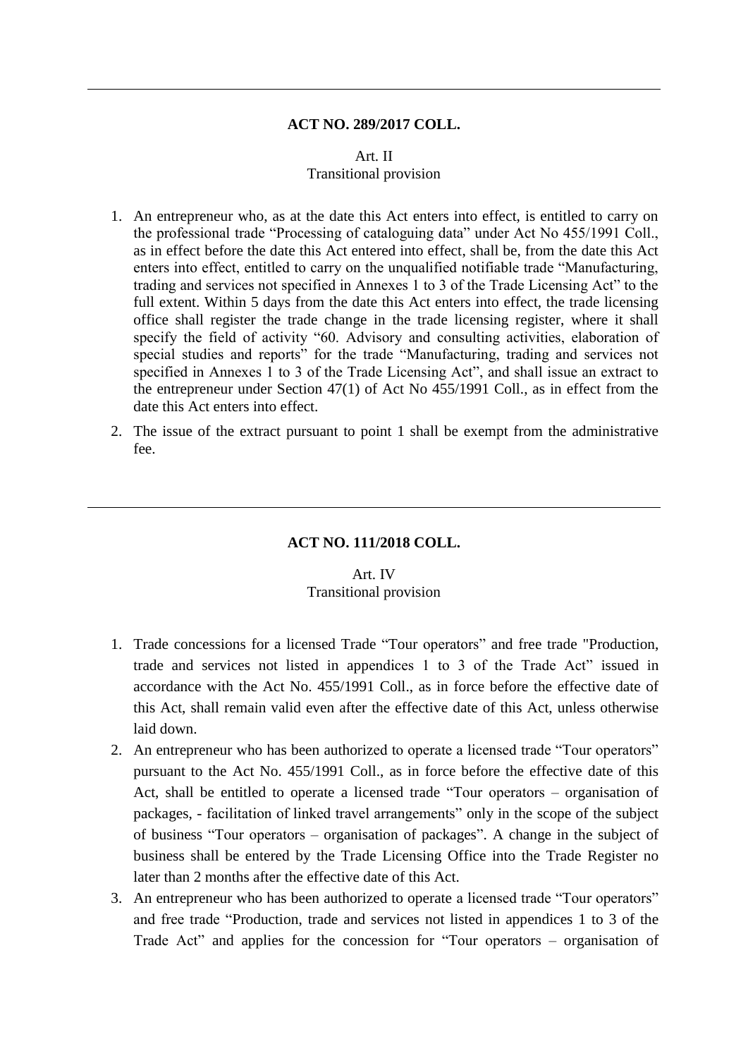---

**ACT NO. 289/2017 COLL.**

Art. II
Transitional provision

1. An entrepreneur who, as at the date this Act enters into effect, is entitled to carry on the professional trade "Processing of cataloguing data" under Act No 455/1991 Coll., as in effect before the date this Act entered into effect, shall be, from the date this Act enters into effect, entitled to carry on the unqualified notifiable trade "Manufacturing, trading and services not specified in Annexes 1 to 3 of the Trade Licensing Act" to the full extent. Within 5 days from the date this Act enters into effect, the trade licensing office shall register the trade change in the trade licensing register, where it shall specify the field of activity "60. Advisory and consulting activities, elaboration of special studies and reports" for the trade "Manufacturing, trading and services not specified in Annexes 1 to 3 of the Trade Licensing Act", and shall issue an extract to the entrepreneur under Section 47(1) of Act No 455/1991 Coll., as in effect from the date this Act enters into effect.
2. The issue of the extract pursuant to point 1 shall be exempt from the administrative fee.

---

**ACT NO. 111/2018 COLL.**

Art. IV
Transitional provision

1. Trade concessions for a licensed Trade "Tour operators" and free trade "Production, trade and services not listed in appendices 1 to 3 of the Trade Act" issued in accordance with the Act No. 455/1991 Coll., as in force before the effective date of this Act, shall remain valid even after the effective date of this Act, unless otherwise laid down.
2. An entrepreneur who has been authorized to operate a licensed trade "Tour operators" pursuant to the Act No. 455/1991 Coll., as in force before the effective date of this Act, shall be entitled to operate a licensed trade "Tour operators – organisation of packages, - facilitation of linked travel arrangements" only in the scope of the subject of business "Tour operators – organisation of packages". A change in the subject of business shall be entered by the Trade Licensing Office into the Trade Register no later than 2 months after the effective date of this Act.
3. An entrepreneur who has been authorized to operate a licensed trade "Tour operators" and free trade "Production, trade and services not listed in appendices 1 to 3 of the Trade Act" and applies for the concession for "Tour operators – organisation of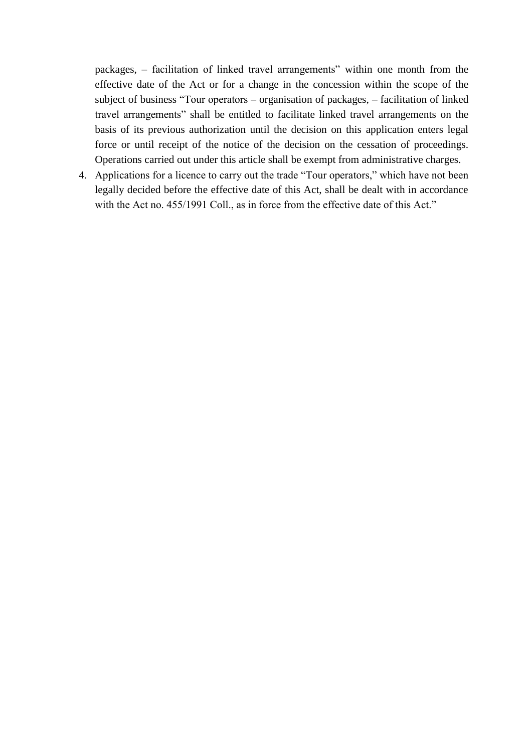packages, – facilitation of linked travel arrangements" within one month from the effective date of the Act or for a change in the concession within the scope of the subject of business "Tour operators – organisation of packages, – facilitation of linked travel arrangements" shall be entitled to facilitate linked travel arrangements on the basis of its previous authorization until the decision on this application enters legal force or until receipt of the notice of the decision on the cessation of proceedings. Operations carried out under this article shall be exempt from administrative charges.

4. Applications for a licence to carry out the trade "Tour operators," which have not been legally decided before the effective date of this Act, shall be dealt with in accordance with the Act no. 455/1991 Coll., as in force from the effective date of this Act."